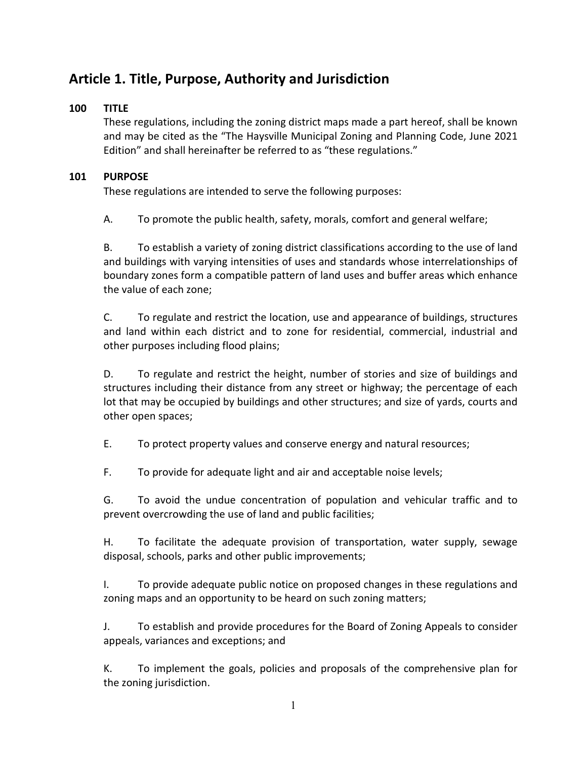# Article 1. Title, Purpose, Authority and Jurisdiction

**100 TITLE**

These regulations, including the zoning district maps made a part hereof, shall be known and may be cited as the "The Haysville Municipal Zoning and Planning Code, June 2021 Edition" and shall hereinafter be referred to as "these regulations."

**101 PURPOSE**

These regulations are intended to serve the following purposes:

A. To promote the public health, safety, morals, comfort and general welfare;

B. To establish a variety of zoning district classifications according to the use of land and buildings with varying intensities of uses and standards whose interrelationships of boundary zones form a compatible pattern of land uses and buffer areas which enhance the value of each zone;

C. To regulate and restrict the location, use and appearance of buildings, structures and land within each district and to zone for residential, commercial, industrial and other purposes including flood plains;

D. To regulate and restrict the height, number of stories and size of buildings and structures including their distance from any street or highway; the percentage of each lot that may be occupied by buildings and other structures; and size of yards, courts and other open spaces;

E. To protect property values and conserve energy and natural resources;

F. To provide for adequate light and air and acceptable noise levels;

G. To avoid the undue concentration of population and vehicular traffic and to prevent overcrowding the use of land and public facilities;

H. To facilitate the adequate provision of transportation, water supply, sewage disposal, schools, parks and other public improvements;

I. To provide adequate public notice on proposed changes in these regulations and zoning maps and an opportunity to be heard on such zoning matters;

J. To establish and provide procedures for the Board of Zoning Appeals to consider appeals, variances and exceptions; and

K. To implement the goals, policies and proposals of the comprehensive plan for the zoning jurisdiction.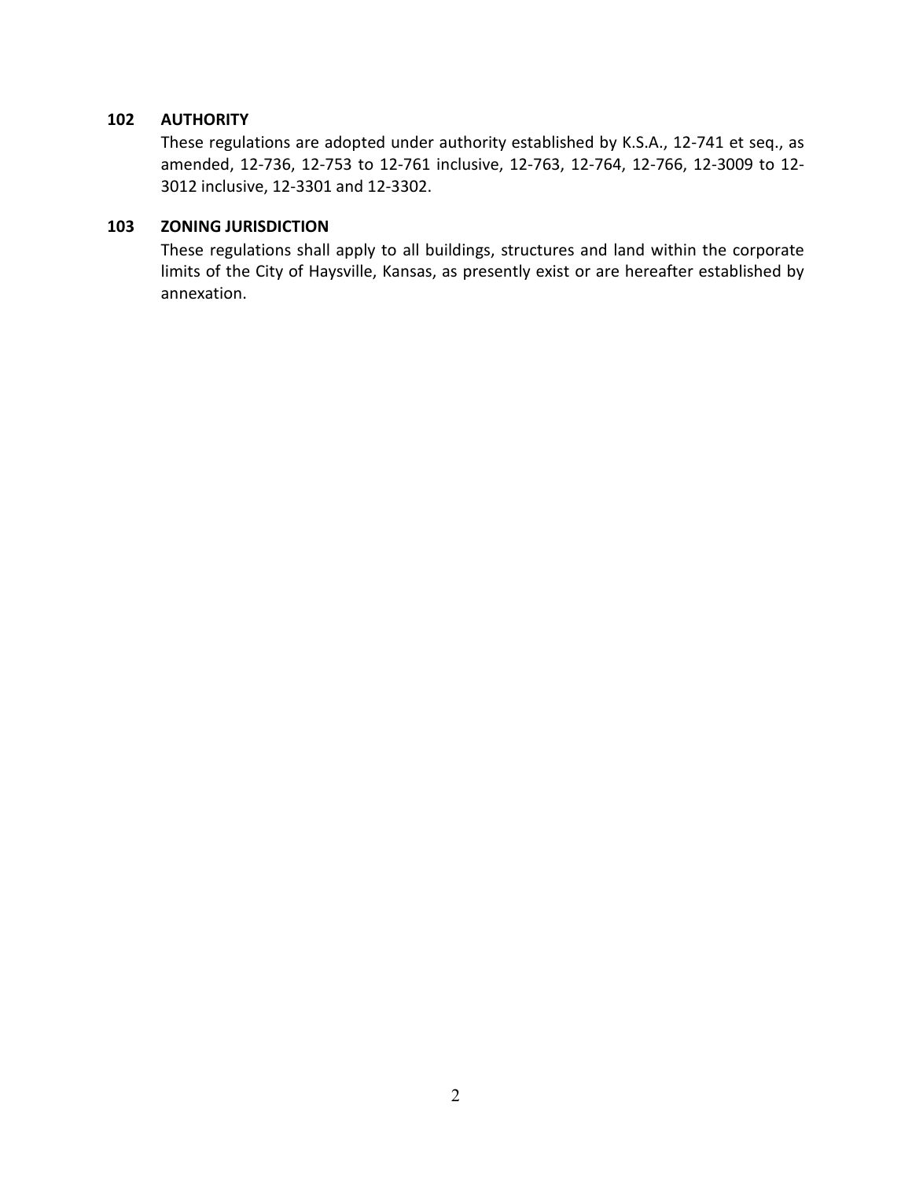### 102 AUTHORITY

These regulations are adopted under authority established by K.S.A., 12-741 et seq., as amended, 12-736, 12-753 to 12-761 inclusive, 12-763, 12-764, 12-766, 12-3009 to 12-3012 inclusive, 12-3301 and 12-3302.

### 103 ZONING JURISDICTION

These regulations shall apply to all buildings, structures and land within the corporate limits of the City of Haysville, Kansas, as presently exist or are hereafter established by annexation.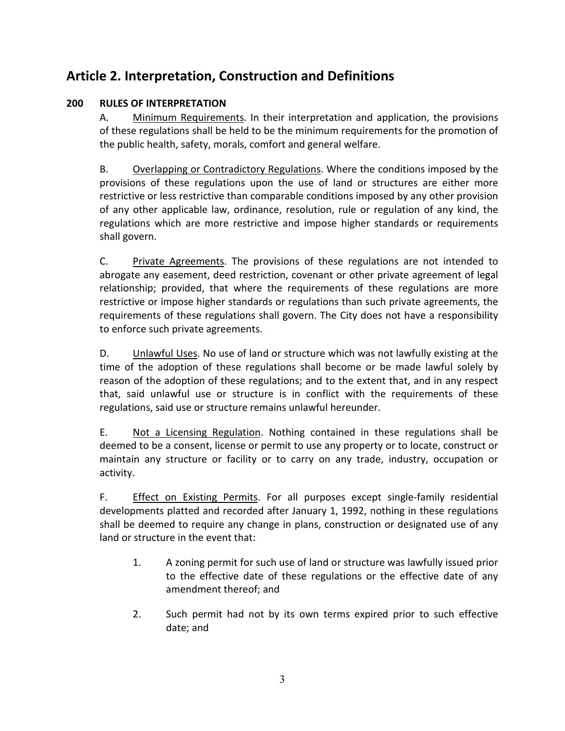# Article 2. Interpretation, Construction and Definitions

## 200 RULES OF INTERPRETATION

A. Minimum Requirements. In their interpretation and application, the provisions of these regulations shall be held to be the minimum requirements for the promotion of the public health, safety, morals, comfort and general welfare.

B. Overlapping or Contradictory Regulations. Where the conditions imposed by the provisions of these regulations upon the use of land or structures are either more restrictive or less restrictive than comparable conditions imposed by any other provision of any other applicable law, ordinance, resolution, rule or regulation of any kind, the regulations which are more restrictive and impose higher standards or requirements shall govern.

C. Private Agreements. The provisions of these regulations are not intended to abrogate any easement, deed restriction, covenant or other private agreement of legal relationship; provided, that where the requirements of these regulations are more restrictive or impose higher standards or regulations than such private agreements, the requirements of these regulations shall govern. The City does not have a responsibility to enforce such private agreements.

D. Unlawful Uses. No use of land or structure which was not lawfully existing at the time of the adoption of these regulations shall become or be made lawful solely by reason of the adoption of these regulations; and to the extent that, and in any respect that, said unlawful use or structure is in conflict with the requirements of these regulations, said use or structure remains unlawful hereunder.

E. Not a Licensing Regulation. Nothing contained in these regulations shall be deemed to be a consent, license or permit to use any property or to locate, construct or maintain any structure or facility or to carry on any trade, industry, occupation or activity.

F. Effect on Existing Permits. For all purposes except single-family residential developments platted and recorded after January 1, 1992, nothing in these regulations shall be deemed to require any change in plans, construction or designated use of any land or structure in the event that:

1. A zoning permit for such use of land or structure was lawfully issued prior to the effective date of these regulations or the effective date of any amendment thereof; and

2. Such permit had not by its own terms expired prior to such effective date; and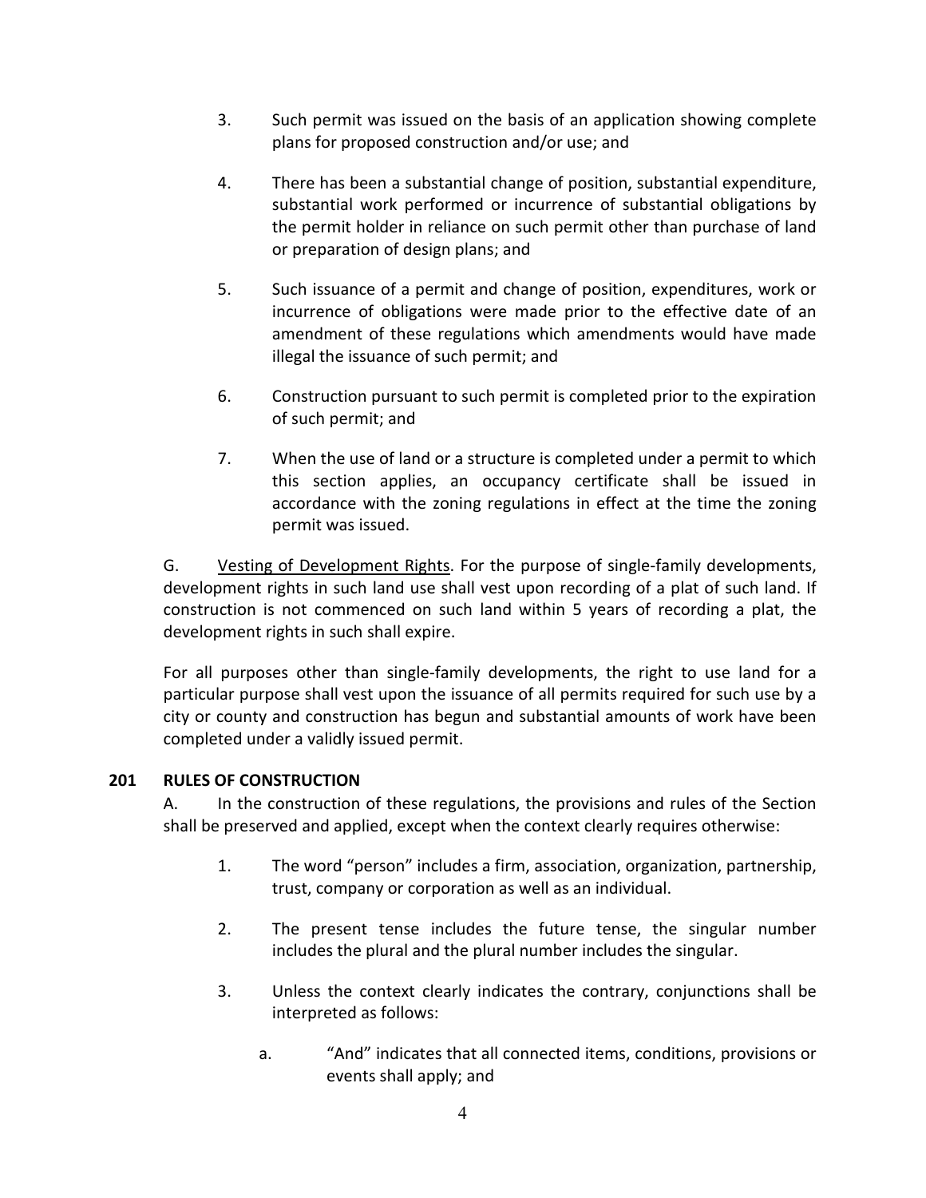3. Such permit was issued on the basis of an application showing complete plans for proposed construction and/or use; and

4. There has been a substantial change of position, substantial expenditure, substantial work performed or incurrence of substantial obligations by the permit holder in reliance on such permit other than purchase of land or preparation of design plans; and

5. Such issuance of a permit and change of position, expenditures, work or incurrence of obligations were made prior to the effective date of an amendment of these regulations which amendments would have made illegal the issuance of such permit; and

6. Construction pursuant to such permit is completed prior to the expiration of such permit; and

7. When the use of land or a structure is completed under a permit to which this section applies, an occupancy certificate shall be issued in accordance with the zoning regulations in effect at the time the zoning permit was issued.

G. <u>Vesting of Development Rights</u>. For the purpose of single-family developments, development rights in such land use shall vest upon recording of a plat of such land. If construction is not commenced on such land within 5 years of recording a plat, the development rights in such shall expire.

For all purposes other than single-family developments, the right to use land for a particular purpose shall vest upon the issuance of all permits required for such use by a city or county and construction has begun and substantial amounts of work have been completed under a validly issued permit.

**201 RULES OF CONSTRUCTION**

A. In the construction of these regulations, the provisions and rules of the Section shall be preserved and applied, except when the context clearly requires otherwise:

1. The word "person" includes a firm, association, organization, partnership, trust, company or corporation as well as an individual.

2. The present tense includes the future tense, the singular number includes the plural and the plural number includes the singular.

3. Unless the context clearly indicates the contrary, conjunctions shall be interpreted as follows:

   a. "And" indicates that all connected items, conditions, provisions or events shall apply; and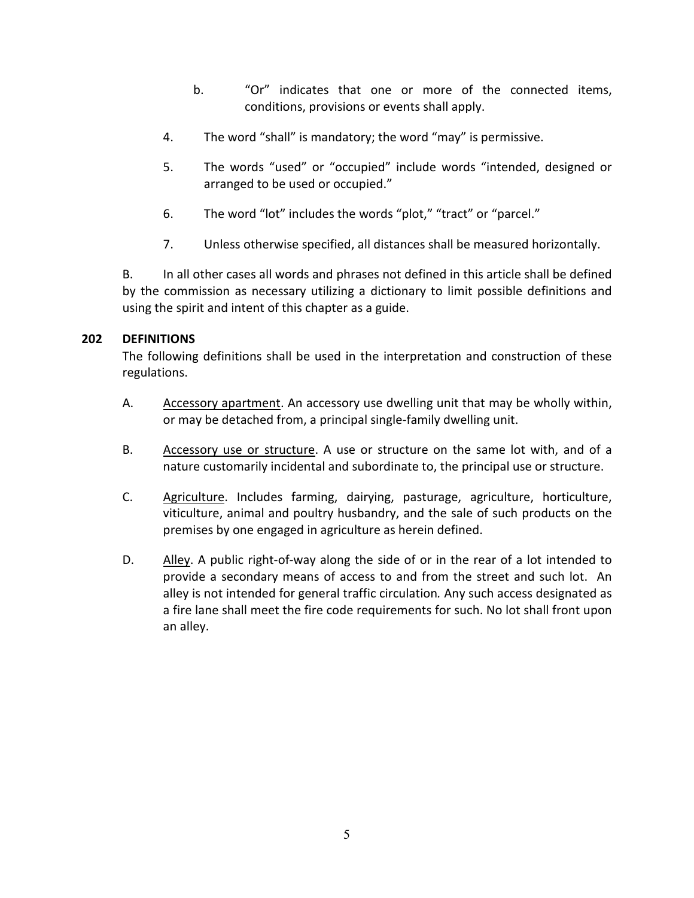b. "Or" indicates that one or more of the connected items, conditions, provisions or events shall apply.

4. The word "shall" is mandatory; the word "may" is permissive.

5. The words "used" or "occupied" include words "intended, designed or arranged to be used or occupied."

6. The word "lot" includes the words "plot," "tract" or "parcel."

7. Unless otherwise specified, all distances shall be measured horizontally.

B. In all other cases all words and phrases not defined in this article shall be defined by the commission as necessary utilizing a dictionary to limit possible definitions and using the spirit and intent of this chapter as a guide.

## 202 DEFINITIONS

The following definitions shall be used in the interpretation and construction of these regulations.

A. <u>Accessory apartment</u>. An accessory use dwelling unit that may be wholly within, or may be detached from, a principal single-family dwelling unit.

B. <u>Accessory use or structure</u>. A use or structure on the same lot with, and of a nature customarily incidental and subordinate to, the principal use or structure.

C. <u>Agriculture</u>. Includes farming, dairying, pasturage, agriculture, horticulture, viticulture, animal and poultry husbandry, and the sale of such products on the premises by one engaged in agriculture as herein defined.

D. <u>Alley</u>. A public right-of-way along the side of or in the rear of a lot intended to provide a secondary means of access to and from the street and such lot. An alley is not intended for general traffic circulation. Any such access designated as a fire lane shall meet the fire code requirements for such. No lot shall front upon an alley.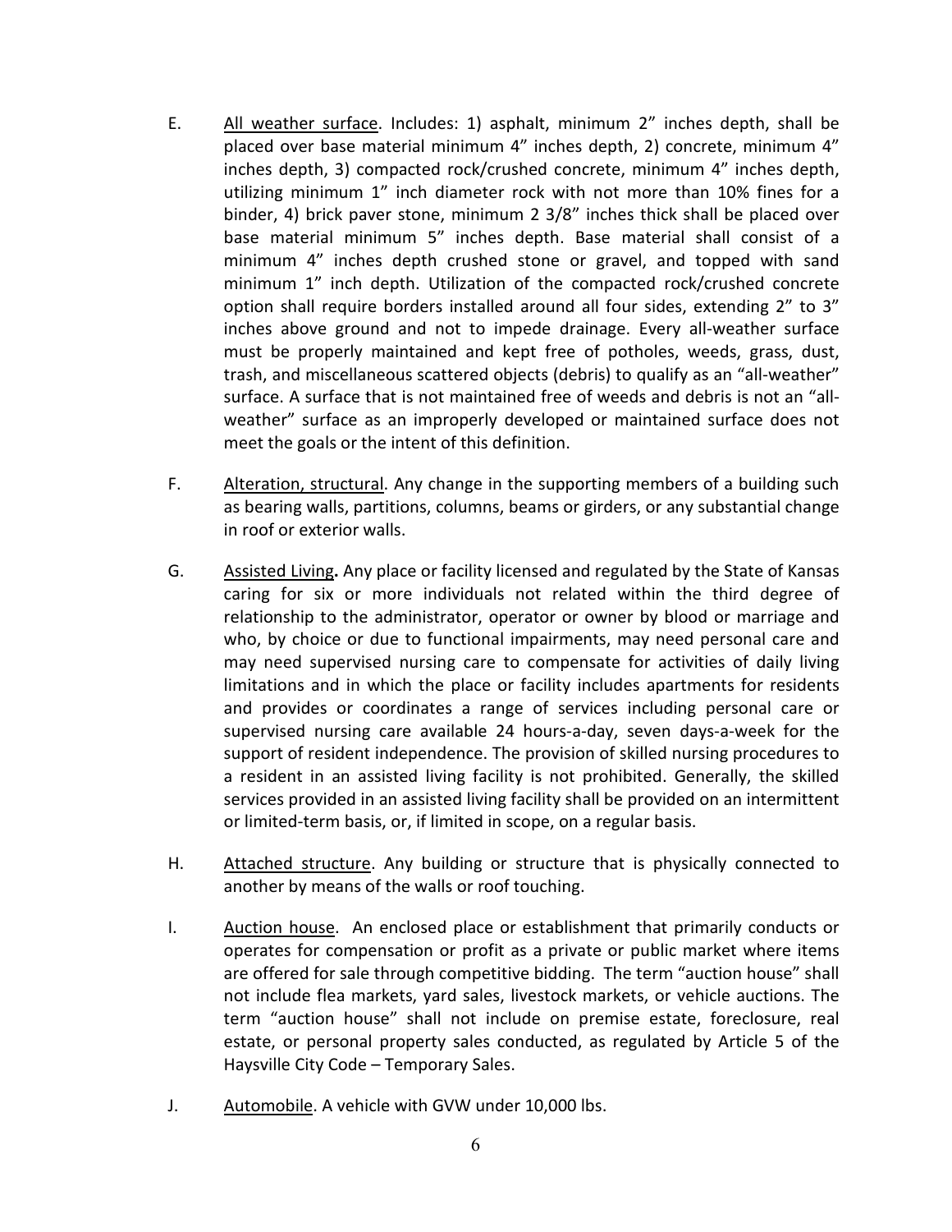E. <u>All weather surface</u>. Includes: 1) asphalt, minimum 2" inches depth, shall be placed over base material minimum 4" inches depth, 2) concrete, minimum 4" inches depth, 3) compacted rock/crushed concrete, minimum 4" inches depth, utilizing minimum 1" inch diameter rock with not more than 10% fines for a binder, 4) brick paver stone, minimum 2 3/8" inches thick shall be placed over base material minimum 5" inches depth. Base material shall consist of a minimum 4" inches depth crushed stone or gravel, and topped with sand minimum 1" inch depth. Utilization of the compacted rock/crushed concrete option shall require borders installed around all four sides, extending 2" to 3" inches above ground and not to impede drainage. Every all-weather surface must be properly maintained and kept free of potholes, weeds, grass, dust, trash, and miscellaneous scattered objects (debris) to qualify as an "all-weather" surface. A surface that is not maintained free of weeds and debris is not an "all-weather" surface as an improperly developed or maintained surface does not meet the goals or the intent of this definition.

F. <u>Alteration, structural</u>. Any change in the supporting members of a building such as bearing walls, partitions, columns, beams or girders, or any substantial change in roof or exterior walls.

G. <u>Assisted Living</u>**.** Any place or facility licensed and regulated by the State of Kansas caring for six or more individuals not related within the third degree of relationship to the administrator, operator or owner by blood or marriage and who, by choice or due to functional impairments, may need personal care and may need supervised nursing care to compensate for activities of daily living limitations and in which the place or facility includes apartments for residents and provides or coordinates a range of services including personal care or supervised nursing care available 24 hours-a-day, seven days-a-week for the support of resident independence. The provision of skilled nursing procedures to a resident in an assisted living facility is not prohibited. Generally, the skilled services provided in an assisted living facility shall be provided on an intermittent or limited-term basis, or, if limited in scope, on a regular basis.

H. <u>Attached structure</u>. Any building or structure that is physically connected to another by means of the walls or roof touching.

I. <u>Auction house</u>. An enclosed place or establishment that primarily conducts or operates for compensation or profit as a private or public market where items are offered for sale through competitive bidding. The term "auction house" shall not include flea markets, yard sales, livestock markets, or vehicle auctions. The term "auction house" shall not include on premise estate, foreclosure, real estate, or personal property sales conducted, as regulated by Article 5 of the Haysville City Code – Temporary Sales.

J. <u>Automobile</u>. A vehicle with GVW under 10,000 lbs.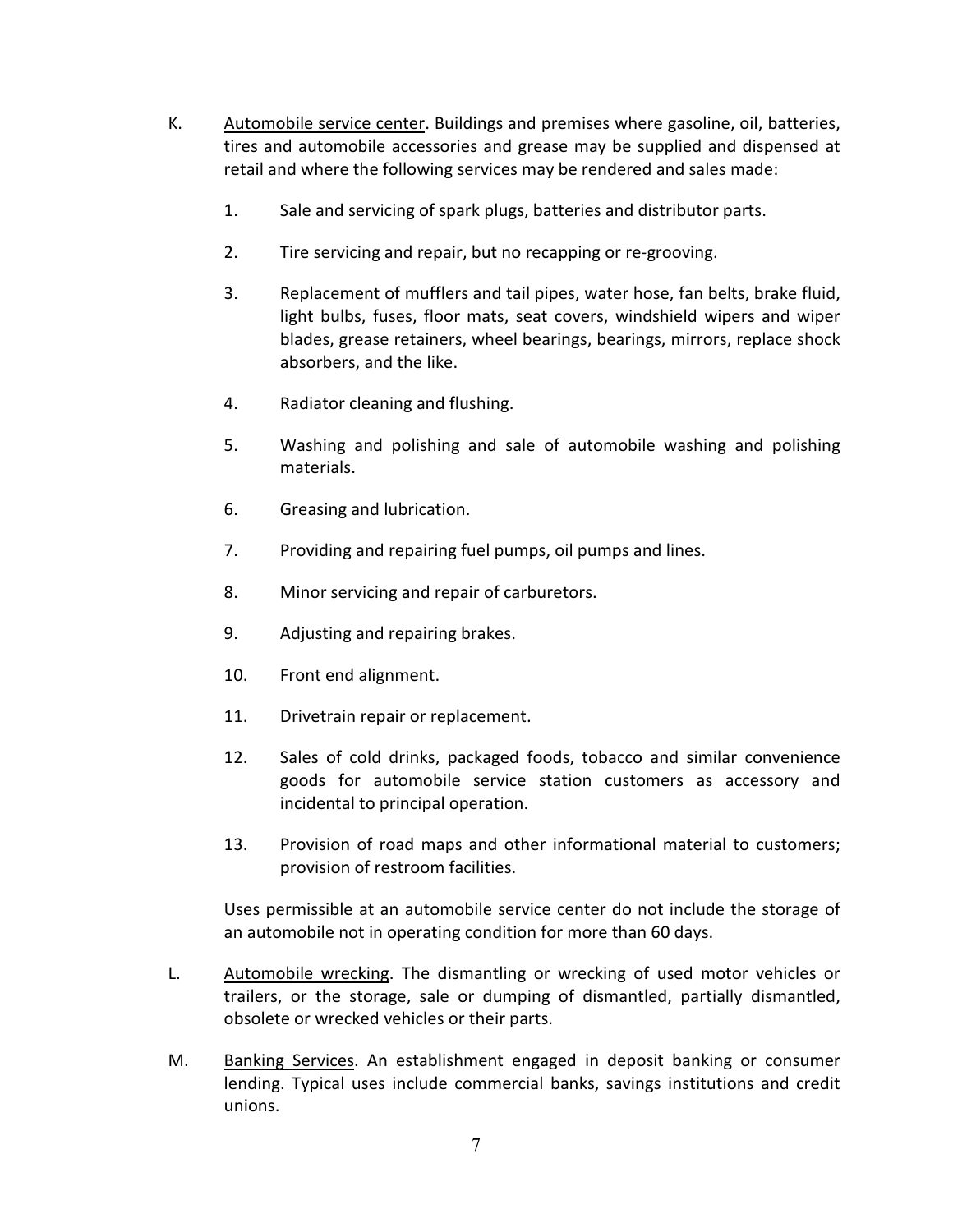K. Automobile service center. Buildings and premises where gasoline, oil, batteries, tires and automobile accessories and grease may be supplied and dispensed at retail and where the following services may be rendered and sales made:

1. Sale and servicing of spark plugs, batteries and distributor parts.

2. Tire servicing and repair, but no recapping or re-grooving.

3. Replacement of mufflers and tail pipes, water hose, fan belts, brake fluid, light bulbs, fuses, floor mats, seat covers, windshield wipers and wiper blades, grease retainers, wheel bearings, bearings, mirrors, replace shock absorbers, and the like.

4. Radiator cleaning and flushing.

5. Washing and polishing and sale of automobile washing and polishing materials.

6. Greasing and lubrication.

7. Providing and repairing fuel pumps, oil pumps and lines.

8. Minor servicing and repair of carburetors.

9. Adjusting and repairing brakes.

10. Front end alignment.

11. Drivetrain repair or replacement.

12. Sales of cold drinks, packaged foods, tobacco and similar convenience goods for automobile service station customers as accessory and incidental to principal operation.

13. Provision of road maps and other informational material to customers; provision of restroom facilities.

Uses permissible at an automobile service center do not include the storage of an automobile not in operating condition for more than 60 days.

L. Automobile wrecking. The dismantling or wrecking of used motor vehicles or trailers, or the storage, sale or dumping of dismantled, partially dismantled, obsolete or wrecked vehicles or their parts.

M. Banking Services. An establishment engaged in deposit banking or consumer lending. Typical uses include commercial banks, savings institutions and credit unions.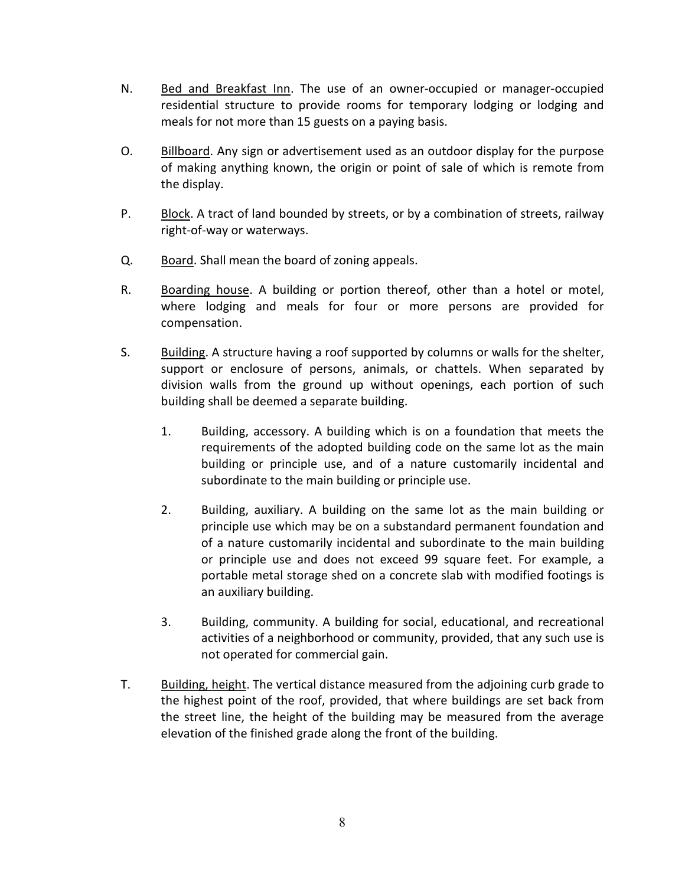N. <u>Bed and Breakfast Inn</u>. The use of an owner-occupied or manager-occupied residential structure to provide rooms for temporary lodging or lodging and meals for not more than 15 guests on a paying basis.

O. <u>Billboard</u>. Any sign or advertisement used as an outdoor display for the purpose of making anything known, the origin or point of sale of which is remote from the display.

P. <u>Block</u>. A tract of land bounded by streets, or by a combination of streets, railway right-of-way or waterways.

Q. <u>Board</u>. Shall mean the board of zoning appeals.

R. <u>Boarding house</u>. A building or portion thereof, other than a hotel or motel, where lodging and meals for four or more persons are provided for compensation.

S. <u>Building</u>. A structure having a roof supported by columns or walls for the shelter, support or enclosure of persons, animals, or chattels. When separated by division walls from the ground up without openings, each portion of such building shall be deemed a separate building.

   1. Building, accessory. A building which is on a foundation that meets the requirements of the adopted building code on the same lot as the main building or principle use, and of a nature customarily incidental and subordinate to the main building or principle use.

   2. Building, auxiliary. A building on the same lot as the main building or principle use which may be on a substandard permanent foundation and of a nature customarily incidental and subordinate to the main building or principle use and does not exceed 99 square feet. For example, a portable metal storage shed on a concrete slab with modified footings is an auxiliary building.

   3. Building, community. A building for social, educational, and recreational activities of a neighborhood or community, provided, that any such use is not operated for commercial gain.

T. <u>Building, height</u>. The vertical distance measured from the adjoining curb grade to the highest point of the roof, provided, that where buildings are set back from the street line, the height of the building may be measured from the average elevation of the finished grade along the front of the building.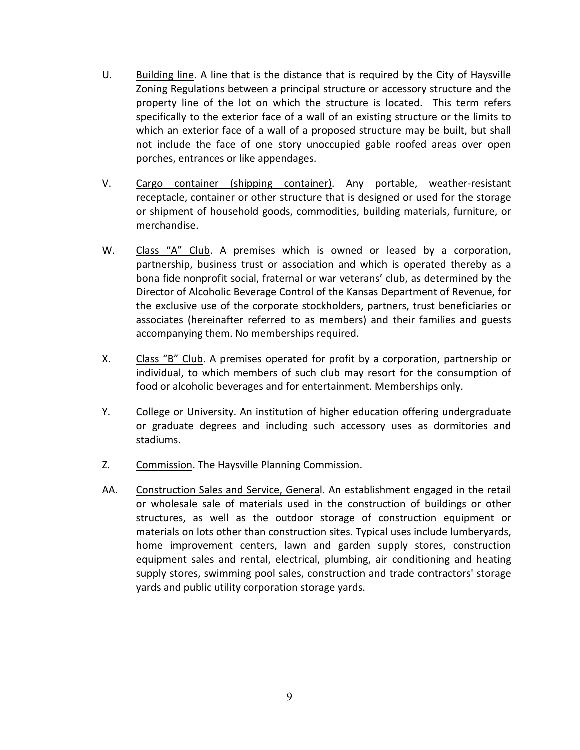U. Building line. A line that is the distance that is required by the City of Haysville Zoning Regulations between a principal structure or accessory structure and the property line of the lot on which the structure is located. This term refers specifically to the exterior face of a wall of an existing structure or the limits to which an exterior face of a wall of a proposed structure may be built, but shall not include the face of one story unoccupied gable roofed areas over open porches, entrances or like appendages.

V. Cargo container (shipping container). Any portable, weather-resistant receptacle, container or other structure that is designed or used for the storage or shipment of household goods, commodities, building materials, furniture, or merchandise.

W. Class "A" Club. A premises which is owned or leased by a corporation, partnership, business trust or association and which is operated thereby as a bona fide nonprofit social, fraternal or war veterans' club, as determined by the Director of Alcoholic Beverage Control of the Kansas Department of Revenue, for the exclusive use of the corporate stockholders, partners, trust beneficiaries or associates (hereinafter referred to as members) and their families and guests accompanying them. No memberships required.

X. Class "B" Club. A premises operated for profit by a corporation, partnership or individual, to which members of such club may resort for the consumption of food or alcoholic beverages and for entertainment. Memberships only.

Y. College or University. An institution of higher education offering undergraduate or graduate degrees and including such accessory uses as dormitories and stadiums.

Z. Commission. The Haysville Planning Commission.

AA. Construction Sales and Service, General. An establishment engaged in the retail or wholesale sale of materials used in the construction of buildings or other structures, as well as the outdoor storage of construction equipment or materials on lots other than construction sites. Typical uses include lumberyards, home improvement centers, lawn and garden supply stores, construction equipment sales and rental, electrical, plumbing, air conditioning and heating supply stores, swimming pool sales, construction and trade contractors' storage yards and public utility corporation storage yards.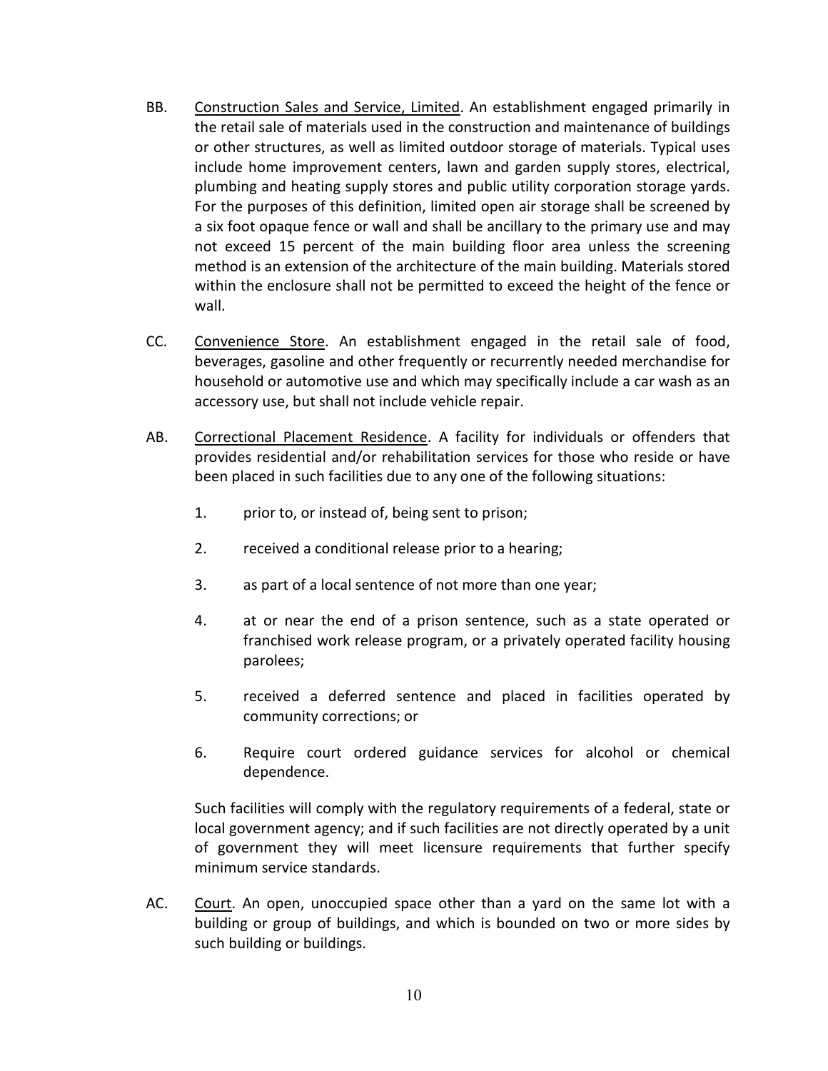BB. Construction Sales and Service, Limited. An establishment engaged primarily in the retail sale of materials used in the construction and maintenance of buildings or other structures, as well as limited outdoor storage of materials. Typical uses include home improvement centers, lawn and garden supply stores, electrical, plumbing and heating supply stores and public utility corporation storage yards. For the purposes of this definition, limited open air storage shall be screened by a six foot opaque fence or wall and shall be ancillary to the primary use and may not exceed 15 percent of the main building floor area unless the screening method is an extension of the architecture of the main building. Materials stored within the enclosure shall not be permitted to exceed the height of the fence or wall.

CC. Convenience Store. An establishment engaged in the retail sale of food, beverages, gasoline and other frequently or recurrently needed merchandise for household or automotive use and which may specifically include a car wash as an accessory use, but shall not include vehicle repair.

AB. Correctional Placement Residence. A facility for individuals or offenders that provides residential and/or rehabilitation services for those who reside or have been placed in such facilities due to any one of the following situations:

1. prior to, or instead of, being sent to prison;
2. received a conditional release prior to a hearing;
3. as part of a local sentence of not more than one year;
4. at or near the end of a prison sentence, such as a state operated or franchised work release program, or a privately operated facility housing parolees;
5. received a deferred sentence and placed in facilities operated by community corrections; or
6. Require court ordered guidance services for alcohol or chemical dependence.

Such facilities will comply with the regulatory requirements of a federal, state or local government agency; and if such facilities are not directly operated by a unit of government they will meet licensure requirements that further specify minimum service standards.

AC. Court. An open, unoccupied space other than a yard on the same lot with a building or group of buildings, and which is bounded on two or more sides by such building or buildings.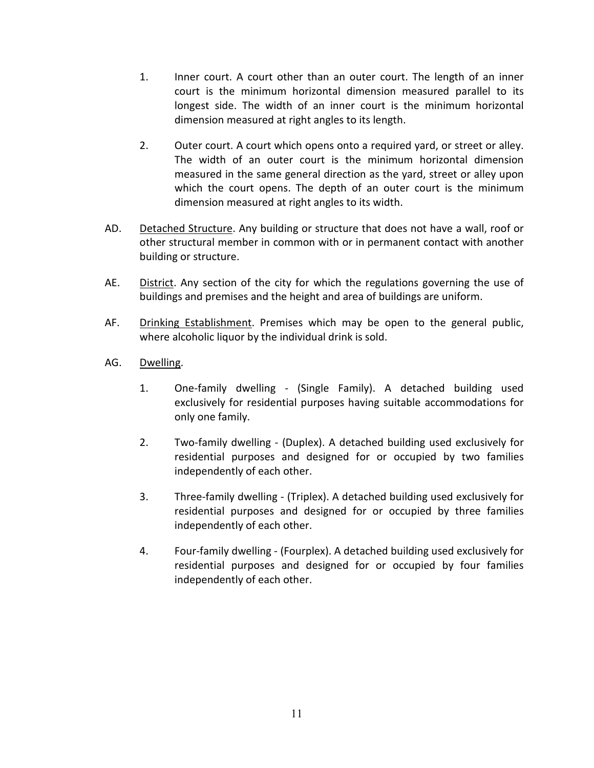1. Inner court. A court other than an outer court. The length of an inner court is the minimum horizontal dimension measured parallel to its longest side. The width of an inner court is the minimum horizontal dimension measured at right angles to its length.

2. Outer court. A court which opens onto a required yard, or street or alley. The width of an outer court is the minimum horizontal dimension measured in the same general direction as the yard, street or alley upon which the court opens. The depth of an outer court is the minimum dimension measured at right angles to its width.

AD. <u>Detached Structure</u>. Any building or structure that does not have a wall, roof or other structural member in common with or in permanent contact with another building or structure.

AE. <u>District</u>. Any section of the city for which the regulations governing the use of buildings and premises and the height and area of buildings are uniform.

AF. <u>Drinking Establishment</u>. Premises which may be open to the general public, where alcoholic liquor by the individual drink is sold.

AG. <u>Dwelling</u>.

1. One-family dwelling - (Single Family). A detached building used exclusively for residential purposes having suitable accommodations for only one family.

2. Two-family dwelling - (Duplex). A detached building used exclusively for residential purposes and designed for or occupied by two families independently of each other.

3. Three-family dwelling - (Triplex). A detached building used exclusively for residential purposes and designed for or occupied by three families independently of each other.

4. Four-family dwelling - (Fourplex). A detached building used exclusively for residential purposes and designed for or occupied by four families independently of each other.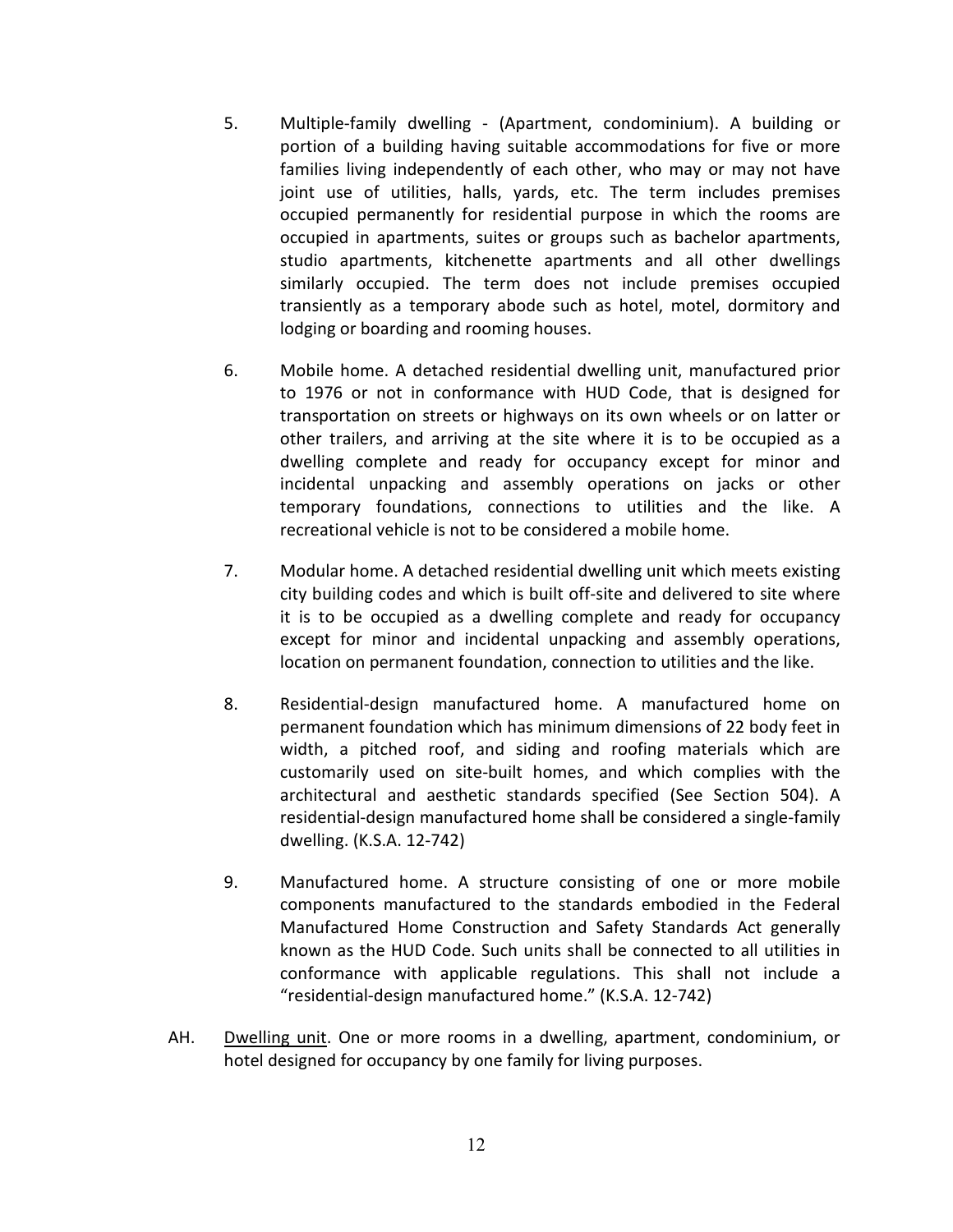5. Multiple-family dwelling - (Apartment, condominium). A building or portion of a building having suitable accommodations for five or more families living independently of each other, who may or may not have joint use of utilities, halls, yards, etc. The term includes premises occupied permanently for residential purpose in which the rooms are occupied in apartments, suites or groups such as bachelor apartments, studio apartments, kitchenette apartments and all other dwellings similarly occupied. The term does not include premises occupied transiently as a temporary abode such as hotel, motel, dormitory and lodging or boarding and rooming houses.

6. Mobile home. A detached residential dwelling unit, manufactured prior to 1976 or not in conformance with HUD Code, that is designed for transportation on streets or highways on its own wheels or on latter or other trailers, and arriving at the site where it is to be occupied as a dwelling complete and ready for occupancy except for minor and incidental unpacking and assembly operations on jacks or other temporary foundations, connections to utilities and the like. A recreational vehicle is not to be considered a mobile home.

7. Modular home. A detached residential dwelling unit which meets existing city building codes and which is built off-site and delivered to site where it is to be occupied as a dwelling complete and ready for occupancy except for minor and incidental unpacking and assembly operations, location on permanent foundation, connection to utilities and the like.

8. Residential-design manufactured home. A manufactured home on permanent foundation which has minimum dimensions of 22 body feet in width, a pitched roof, and siding and roofing materials which are customarily used on site-built homes, and which complies with the architectural and aesthetic standards specified (See Section 504). A residential-design manufactured home shall be considered a single-family dwelling. (K.S.A. 12-742)

9. Manufactured home. A structure consisting of one or more mobile components manufactured to the standards embodied in the Federal Manufactured Home Construction and Safety Standards Act generally known as the HUD Code. Such units shall be connected to all utilities in conformance with applicable regulations. This shall not include a "residential-design manufactured home." (K.S.A. 12-742)

AH. Dwelling unit. One or more rooms in a dwelling, apartment, condominium, or hotel designed for occupancy by one family for living purposes.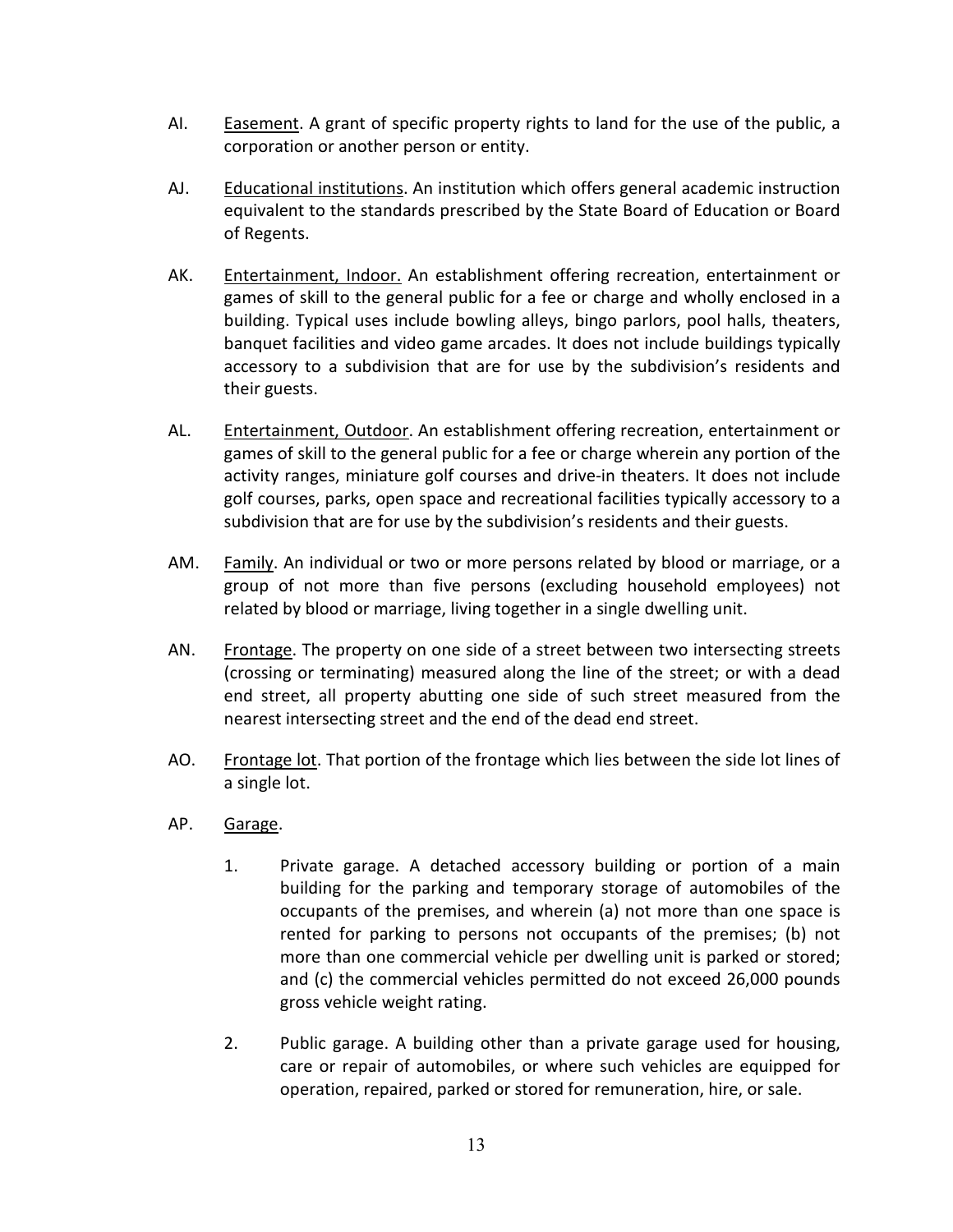AI. Easement. A grant of specific property rights to land for the use of the public, a corporation or another person or entity.

AJ. Educational institutions. An institution which offers general academic instruction equivalent to the standards prescribed by the State Board of Education or Board of Regents.

AK. Entertainment, Indoor. An establishment offering recreation, entertainment or games of skill to the general public for a fee or charge and wholly enclosed in a building. Typical uses include bowling alleys, bingo parlors, pool halls, theaters, banquet facilities and video game arcades. It does not include buildings typically accessory to a subdivision that are for use by the subdivision's residents and their guests.

AL. Entertainment, Outdoor. An establishment offering recreation, entertainment or games of skill to the general public for a fee or charge wherein any portion of the activity ranges, miniature golf courses and drive-in theaters. It does not include golf courses, parks, open space and recreational facilities typically accessory to a subdivision that are for use by the subdivision's residents and their guests.

AM. Family. An individual or two or more persons related by blood or marriage, or a group of not more than five persons (excluding household employees) not related by blood or marriage, living together in a single dwelling unit.

AN. Frontage. The property on one side of a street between two intersecting streets (crossing or terminating) measured along the line of the street; or with a dead end street, all property abutting one side of such street measured from the nearest intersecting street and the end of the dead end street.

AO. Frontage lot. That portion of the frontage which lies between the side lot lines of a single lot.

AP. Garage.

1. Private garage. A detached accessory building or portion of a main building for the parking and temporary storage of automobiles of the occupants of the premises, and wherein (a) not more than one space is rented for parking to persons not occupants of the premises; (b) not more than one commercial vehicle per dwelling unit is parked or stored; and (c) the commercial vehicles permitted do not exceed 26,000 pounds gross vehicle weight rating.

2. Public garage. A building other than a private garage used for housing, care or repair of automobiles, or where such vehicles are equipped for operation, repaired, parked or stored for remuneration, hire, or sale.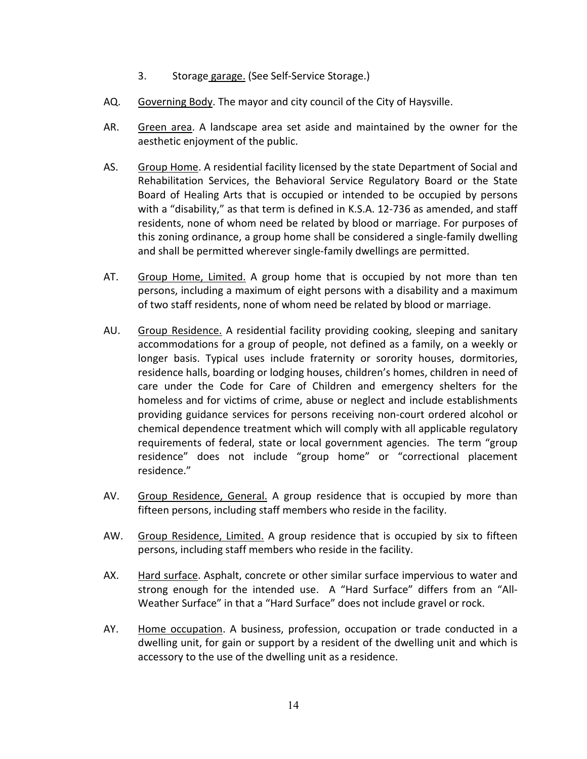3. Storage garage. (See Self-Service Storage.)

AQ. Governing Body. The mayor and city council of the City of Haysville.

AR. Green area. A landscape area set aside and maintained by the owner for the aesthetic enjoyment of the public.

AS. Group Home. A residential facility licensed by the state Department of Social and Rehabilitation Services, the Behavioral Service Regulatory Board or the State Board of Healing Arts that is occupied or intended to be occupied by persons with a "disability," as that term is defined in K.S.A. 12-736 as amended, and staff residents, none of whom need be related by blood or marriage. For purposes of this zoning ordinance, a group home shall be considered a single-family dwelling and shall be permitted wherever single-family dwellings are permitted.

AT. Group Home, Limited. A group home that is occupied by not more than ten persons, including a maximum of eight persons with a disability and a maximum of two staff residents, none of whom need be related by blood or marriage.

AU. Group Residence. A residential facility providing cooking, sleeping and sanitary accommodations for a group of people, not defined as a family, on a weekly or longer basis. Typical uses include fraternity or sorority houses, dormitories, residence halls, boarding or lodging houses, children's homes, children in need of care under the Code for Care of Children and emergency shelters for the homeless and for victims of crime, abuse or neglect and include establishments providing guidance services for persons receiving non-court ordered alcohol or chemical dependence treatment which will comply with all applicable regulatory requirements of federal, state or local government agencies. The term "group residence" does not include "group home" or "correctional placement residence."

AV. Group Residence, General. A group residence that is occupied by more than fifteen persons, including staff members who reside in the facility.

AW. Group Residence, Limited. A group residence that is occupied by six to fifteen persons, including staff members who reside in the facility.

AX. Hard surface. Asphalt, concrete or other similar surface impervious to water and strong enough for the intended use. A "Hard Surface" differs from an "All-Weather Surface" in that a "Hard Surface" does not include gravel or rock.

AY. Home occupation. A business, profession, occupation or trade conducted in a dwelling unit, for gain or support by a resident of the dwelling unit and which is accessory to the use of the dwelling unit as a residence.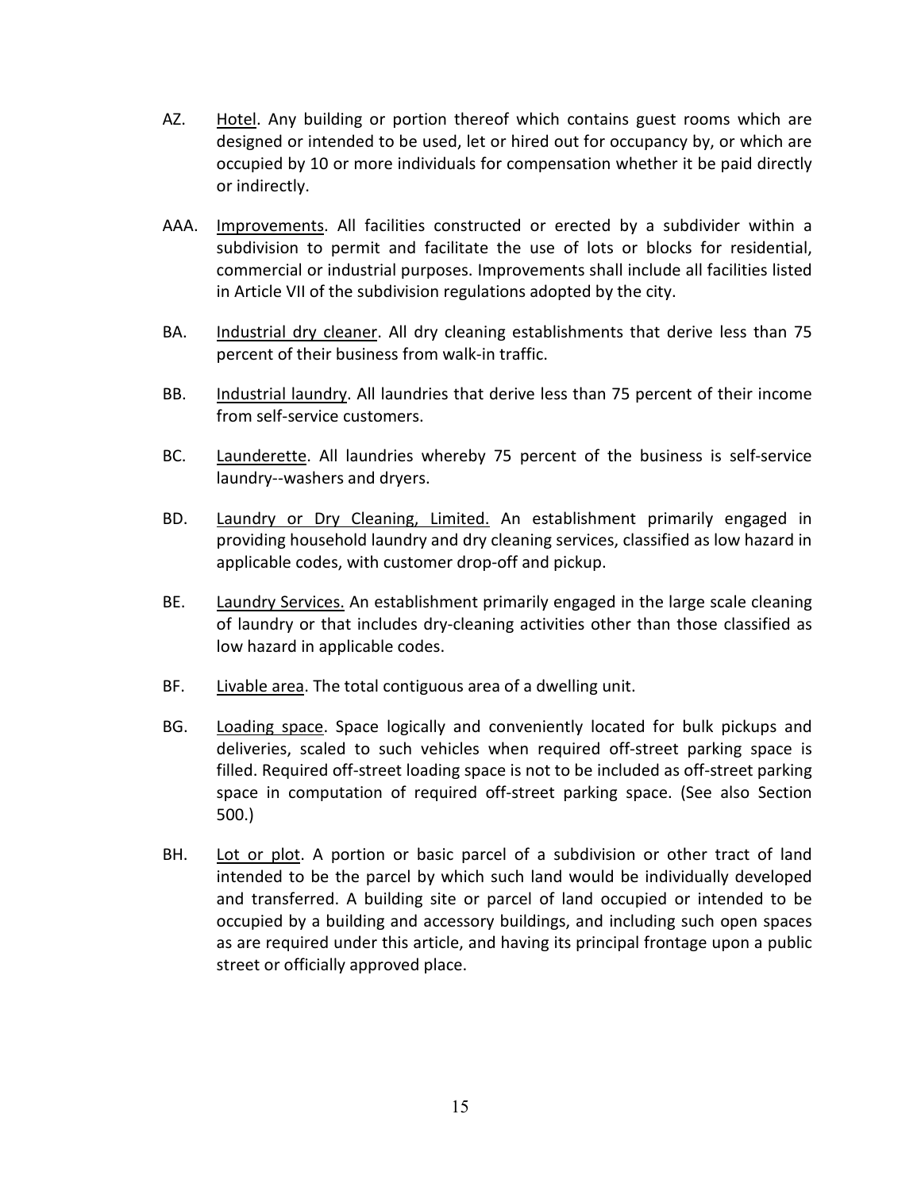AZ. Hotel. Any building or portion thereof which contains guest rooms which are designed or intended to be used, let or hired out for occupancy by, or which are occupied by 10 or more individuals for compensation whether it be paid directly or indirectly.

AAA. Improvements. All facilities constructed or erected by a subdivider within a subdivision to permit and facilitate the use of lots or blocks for residential, commercial or industrial purposes. Improvements shall include all facilities listed in Article VII of the subdivision regulations adopted by the city.

BA. Industrial dry cleaner. All dry cleaning establishments that derive less than 75 percent of their business from walk-in traffic.

BB. Industrial laundry. All laundries that derive less than 75 percent of their income from self-service customers.

BC. Launderette. All laundries whereby 75 percent of the business is self-service laundry--washers and dryers.

BD. Laundry or Dry Cleaning, Limited. An establishment primarily engaged in providing household laundry and dry cleaning services, classified as low hazard in applicable codes, with customer drop-off and pickup.

BE. Laundry Services. An establishment primarily engaged in the large scale cleaning of laundry or that includes dry-cleaning activities other than those classified as low hazard in applicable codes.

BF. Livable area. The total contiguous area of a dwelling unit.

BG. Loading space. Space logically and conveniently located for bulk pickups and deliveries, scaled to such vehicles when required off-street parking space is filled. Required off-street loading space is not to be included as off-street parking space in computation of required off-street parking space. (See also Section 500.)

BH. Lot or plot. A portion or basic parcel of a subdivision or other tract of land intended to be the parcel by which such land would be individually developed and transferred. A building site or parcel of land occupied or intended to be occupied by a building and accessory buildings, and including such open spaces as are required under this article, and having its principal frontage upon a public street or officially approved place.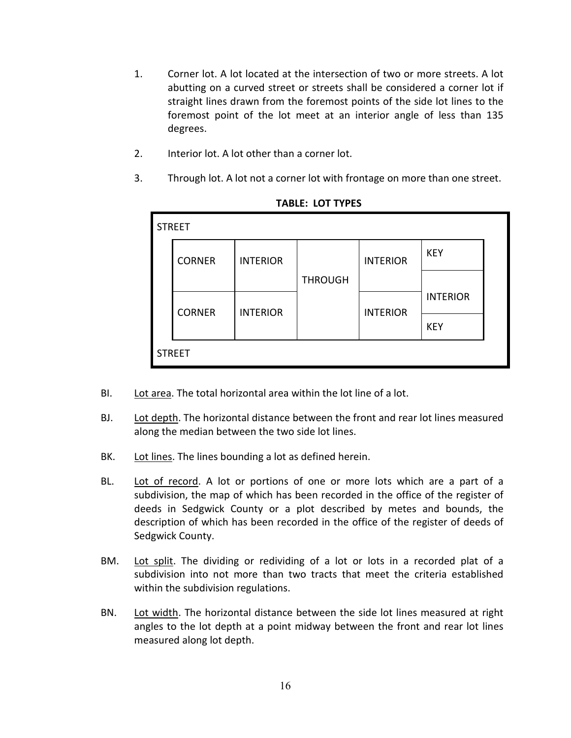1. Corner lot. A lot located at the intersection of two or more streets. A lot abutting on a curved street or streets shall be considered a corner lot if straight lines drawn from the foremost points of the side lot lines to the foremost point of the lot meet at an interior angle of less than 135 degrees.

2. Interior lot. A lot other than a corner lot.

3. Through lot. A lot not a corner lot with frontage on more than one street.

**TABLE: LOT TYPES**

| STREET | | | | |
|---|---|---|---|---|
| CORNER | INTERIOR | THROUGH | INTERIOR | KEY |
| | | | | INTERIOR |
| CORNER | INTERIOR | | INTERIOR | KEY |
| STREET | | | | |

BI. Lot area. The total horizontal area within the lot line of a lot.

BJ. Lot depth. The horizontal distance between the front and rear lot lines measured along the median between the two side lot lines.

BK. Lot lines. The lines bounding a lot as defined herein.

BL. Lot of record. A lot or portions of one or more lots which are a part of a subdivision, the map of which has been recorded in the office of the register of deeds in Sedgwick County or a plot described by metes and bounds, the description of which has been recorded in the office of the register of deeds of Sedgwick County.

BM. Lot split. The dividing or redividing of a lot or lots in a recorded plat of a subdivision into not more than two tracts that meet the criteria established within the subdivision regulations.

BN. Lot width. The horizontal distance between the side lot lines measured at right angles to the lot depth at a point midway between the front and rear lot lines measured along lot depth.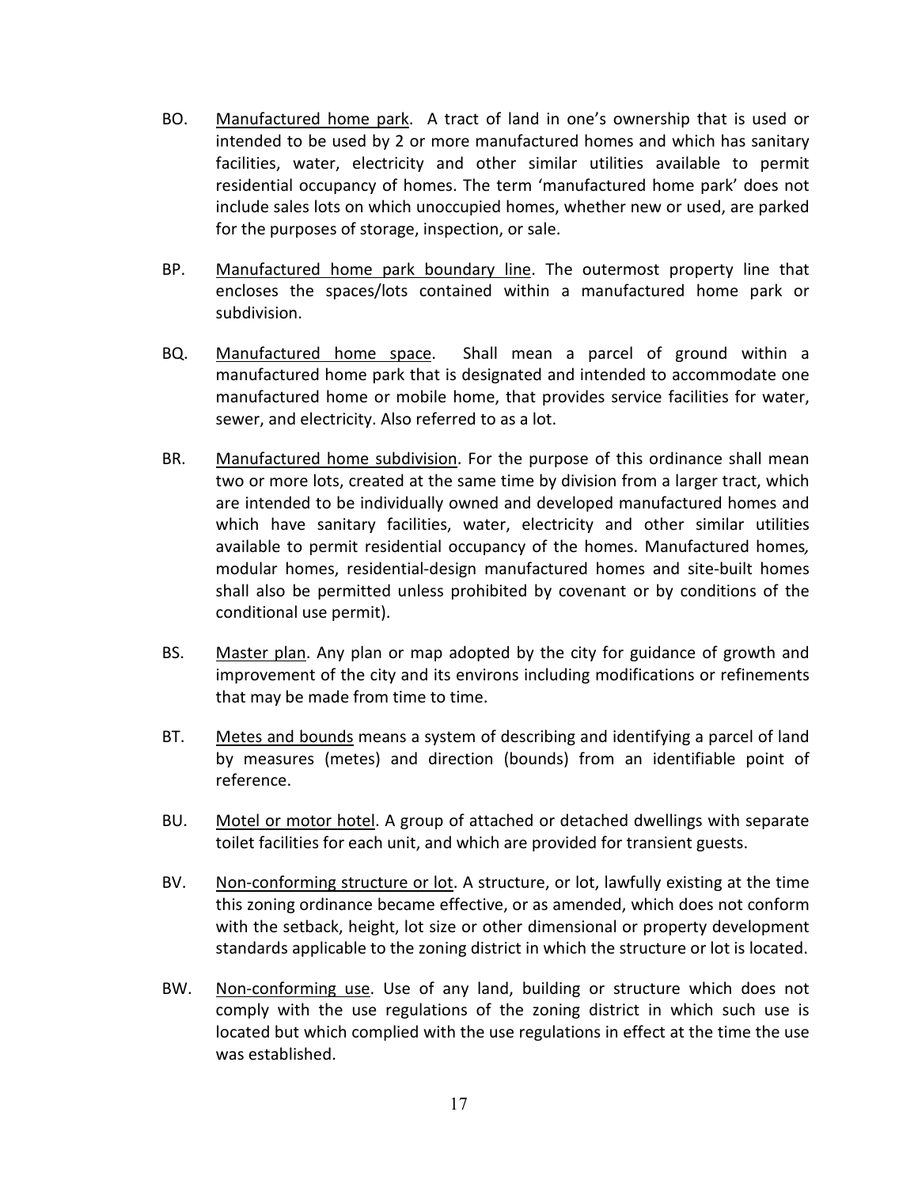BO. Manufactured home park. A tract of land in one's ownership that is used or intended to be used by 2 or more manufactured homes and which has sanitary facilities, water, electricity and other similar utilities available to permit residential occupancy of homes. The term 'manufactured home park' does not include sales lots on which unoccupied homes, whether new or used, are parked for the purposes of storage, inspection, or sale.

BP. Manufactured home park boundary line. The outermost property line that encloses the spaces/lots contained within a manufactured home park or subdivision.

BQ. Manufactured home space. Shall mean a parcel of ground within a manufactured home park that is designated and intended to accommodate one manufactured home or mobile home, that provides service facilities for water, sewer, and electricity. Also referred to as a lot.

BR. Manufactured home subdivision. For the purpose of this ordinance shall mean two or more lots, created at the same time by division from a larger tract, which are intended to be individually owned and developed manufactured homes and which have sanitary facilities, water, electricity and other similar utilities available to permit residential occupancy of the homes. Manufactured homes*,* modular homes, residential-design manufactured homes and site-built homes shall also be permitted unless prohibited by covenant or by conditions of the conditional use permit).

BS. Master plan. Any plan or map adopted by the city for guidance of growth and improvement of the city and its environs including modifications or refinements that may be made from time to time.

BT. Metes and bounds means a system of describing and identifying a parcel of land by measures (metes) and direction (bounds) from an identifiable point of reference.

BU. Motel or motor hotel. A group of attached or detached dwellings with separate toilet facilities for each unit, and which are provided for transient guests.

BV. Non-conforming structure or lot. A structure, or lot, lawfully existing at the time this zoning ordinance became effective, or as amended, which does not conform with the setback, height, lot size or other dimensional or property development standards applicable to the zoning district in which the structure or lot is located.

BW. Non-conforming use. Use of any land, building or structure which does not comply with the use regulations of the zoning district in which such use is located but which complied with the use regulations in effect at the time the use was established.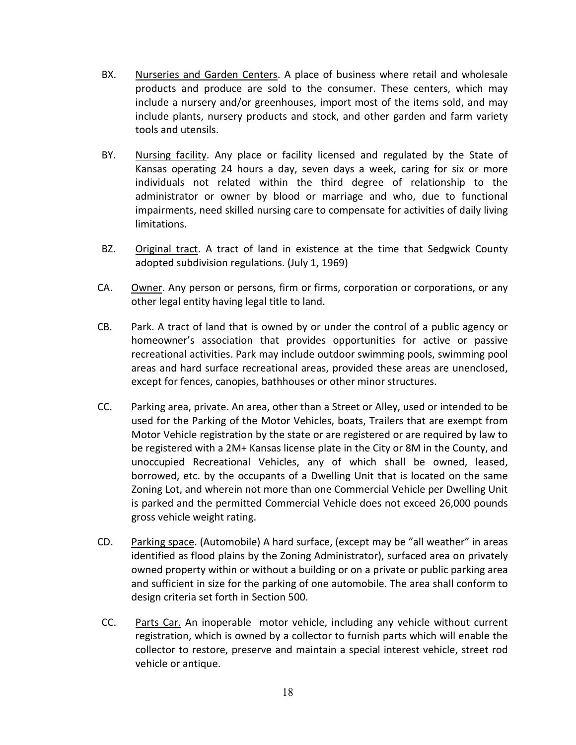BX. Nurseries and Garden Centers. A place of business where retail and wholesale products and produce are sold to the consumer. These centers, which may include a nursery and/or greenhouses, import most of the items sold, and may include plants, nursery products and stock, and other garden and farm variety tools and utensils.

BY. Nursing facility. Any place or facility licensed and regulated by the State of Kansas operating 24 hours a day, seven days a week, caring for six or more individuals not related within the third degree of relationship to the administrator or owner by blood or marriage and who, due to functional impairments, need skilled nursing care to compensate for activities of daily living limitations.

BZ. Original tract. A tract of land in existence at the time that Sedgwick County adopted subdivision regulations. (July 1, 1969)

CA. Owner. Any person or persons, firm or firms, corporation or corporations, or any other legal entity having legal title to land.

CB. Park. A tract of land that is owned by or under the control of a public agency or homeowner's association that provides opportunities for active or passive recreational activities. Park may include outdoor swimming pools, swimming pool areas and hard surface recreational areas, provided these areas are unenclosed, except for fences, canopies, bathhouses or other minor structures.

CC. Parking area, private. An area, other than a Street or Alley, used or intended to be used for the Parking of the Motor Vehicles, boats, Trailers that are exempt from Motor Vehicle registration by the state or are registered or are required by law to be registered with a 2M+ Kansas license plate in the City or 8M in the County, and unoccupied Recreational Vehicles, any of which shall be owned, leased, borrowed, etc. by the occupants of a Dwelling Unit that is located on the same Zoning Lot, and wherein not more than one Commercial Vehicle per Dwelling Unit is parked and the permitted Commercial Vehicle does not exceed 26,000 pounds gross vehicle weight rating.

CD. Parking space. (Automobile) A hard surface, (except may be "all weather" in areas identified as flood plains by the Zoning Administrator), surfaced area on privately owned property within or without a building or on a private or public parking area and sufficient in size for the parking of one automobile. The area shall conform to design criteria set forth in Section 500.

CC. Parts Car. An inoperable motor vehicle, including any vehicle without current registration, which is owned by a collector to furnish parts which will enable the collector to restore, preserve and maintain a special interest vehicle, street rod vehicle or antique.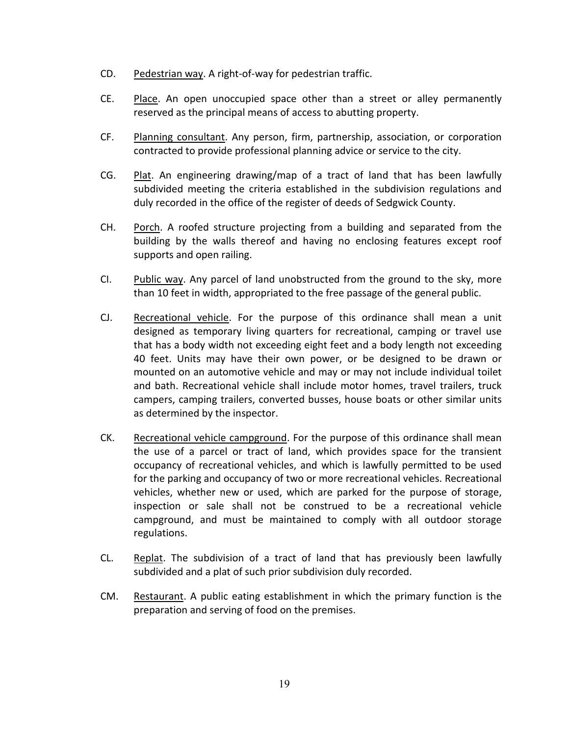CD. <u>Pedestrian way</u>. A right-of-way for pedestrian traffic.

CE. <u>Place</u>. An open unoccupied space other than a street or alley permanently reserved as the principal means of access to abutting property.

CF. <u>Planning consultant</u>. Any person, firm, partnership, association, or corporation contracted to provide professional planning advice or service to the city.

CG. <u>Plat</u>. An engineering drawing/map of a tract of land that has been lawfully subdivided meeting the criteria established in the subdivision regulations and duly recorded in the office of the register of deeds of Sedgwick County.

CH. <u>Porch</u>. A roofed structure projecting from a building and separated from the building by the walls thereof and having no enclosing features except roof supports and open railing.

CI. <u>Public way</u>. Any parcel of land unobstructed from the ground to the sky, more than 10 feet in width, appropriated to the free passage of the general public.

CJ. <u>Recreational vehicle</u>. For the purpose of this ordinance shall mean a unit designed as temporary living quarters for recreational, camping or travel use that has a body width not exceeding eight feet and a body length not exceeding 40 feet. Units may have their own power, or be designed to be drawn or mounted on an automotive vehicle and may or may not include individual toilet and bath. Recreational vehicle shall include motor homes, travel trailers, truck campers, camping trailers, converted busses, house boats or other similar units as determined by the inspector.

CK. <u>Recreational vehicle campground</u>. For the purpose of this ordinance shall mean the use of a parcel or tract of land, which provides space for the transient occupancy of recreational vehicles, and which is lawfully permitted to be used for the parking and occupancy of two or more recreational vehicles. Recreational vehicles, whether new or used, which are parked for the purpose of storage, inspection or sale shall not be construed to be a recreational vehicle campground, and must be maintained to comply with all outdoor storage regulations.

CL. <u>Replat</u>. The subdivision of a tract of land that has previously been lawfully subdivided and a plat of such prior subdivision duly recorded.

CM. <u>Restaurant</u>. A public eating establishment in which the primary function is the preparation and serving of food on the premises.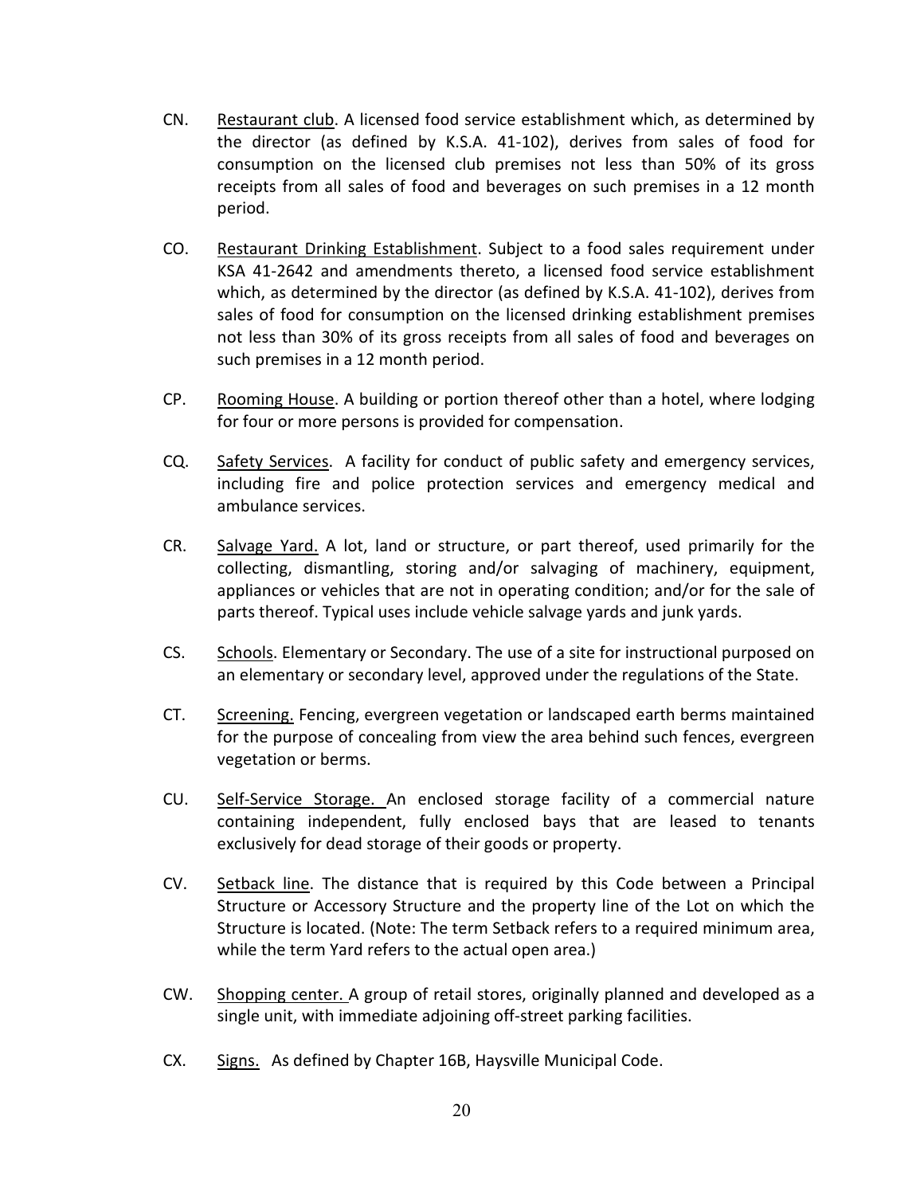CN. Restaurant club. A licensed food service establishment which, as determined by the director (as defined by K.S.A. 41-102), derives from sales of food for consumption on the licensed club premises not less than 50% of its gross receipts from all sales of food and beverages on such premises in a 12 month period.

CO. Restaurant Drinking Establishment. Subject to a food sales requirement under KSA 41-2642 and amendments thereto, a licensed food service establishment which, as determined by the director (as defined by K.S.A. 41-102), derives from sales of food for consumption on the licensed drinking establishment premises not less than 30% of its gross receipts from all sales of food and beverages on such premises in a 12 month period.

CP. Rooming House. A building or portion thereof other than a hotel, where lodging for four or more persons is provided for compensation.

CQ. Safety Services. A facility for conduct of public safety and emergency services, including fire and police protection services and emergency medical and ambulance services.

CR. Salvage Yard. A lot, land or structure, or part thereof, used primarily for the collecting, dismantling, storing and/or salvaging of machinery, equipment, appliances or vehicles that are not in operating condition; and/or for the sale of parts thereof. Typical uses include vehicle salvage yards and junk yards.

CS. Schools. Elementary or Secondary. The use of a site for instructional purposed on an elementary or secondary level, approved under the regulations of the State.

CT. Screening. Fencing, evergreen vegetation or landscaped earth berms maintained for the purpose of concealing from view the area behind such fences, evergreen vegetation or berms.

CU. Self-Service Storage. An enclosed storage facility of a commercial nature containing independent, fully enclosed bays that are leased to tenants exclusively for dead storage of their goods or property.

CV. Setback line. The distance that is required by this Code between a Principal Structure or Accessory Structure and the property line of the Lot on which the Structure is located. (Note: The term Setback refers to a required minimum area, while the term Yard refers to the actual open area.)

CW. Shopping center. A group of retail stores, originally planned and developed as a single unit, with immediate adjoining off-street parking facilities.

CX. Signs. As defined by Chapter 16B, Haysville Municipal Code.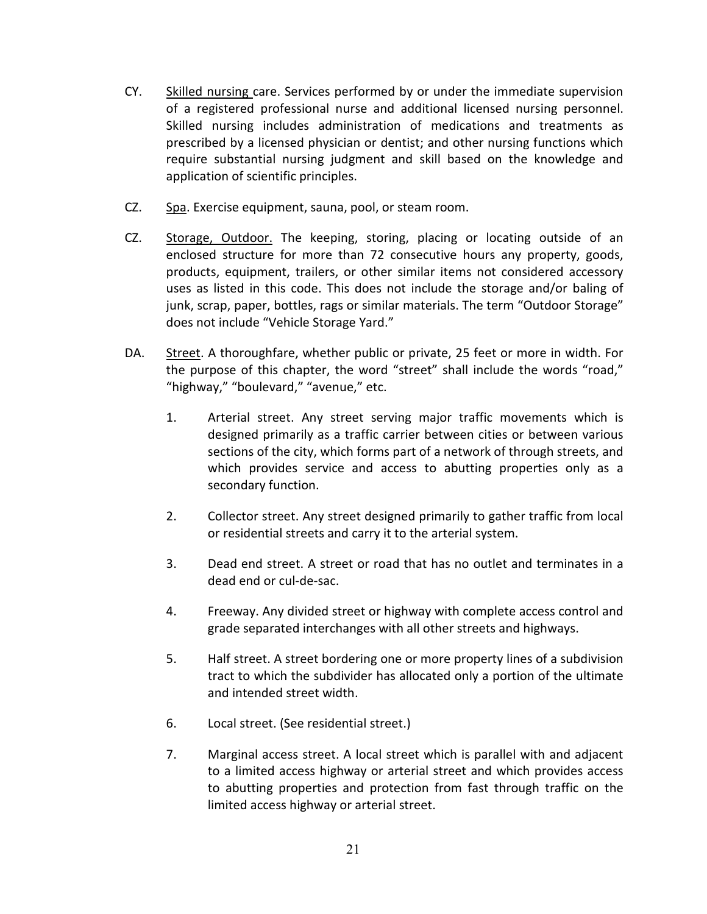CY. Skilled nursing care. Services performed by or under the immediate supervision of a registered professional nurse and additional licensed nursing personnel. Skilled nursing includes administration of medications and treatments as prescribed by a licensed physician or dentist; and other nursing functions which require substantial nursing judgment and skill based on the knowledge and application of scientific principles.

CZ. Spa. Exercise equipment, sauna, pool, or steam room.

CZ. Storage, Outdoor. The keeping, storing, placing or locating outside of an enclosed structure for more than 72 consecutive hours any property, goods, products, equipment, trailers, or other similar items not considered accessory uses as listed in this code. This does not include the storage and/or baling of junk, scrap, paper, bottles, rags or similar materials. The term "Outdoor Storage" does not include "Vehicle Storage Yard."

DA. Street. A thoroughfare, whether public or private, 25 feet or more in width. For the purpose of this chapter, the word "street" shall include the words "road," "highway," "boulevard," "avenue," etc.

1. Arterial street. Any street serving major traffic movements which is designed primarily as a traffic carrier between cities or between various sections of the city, which forms part of a network of through streets, and which provides service and access to abutting properties only as a secondary function.

2. Collector street. Any street designed primarily to gather traffic from local or residential streets and carry it to the arterial system.

3. Dead end street. A street or road that has no outlet and terminates in a dead end or cul-de-sac.

4. Freeway. Any divided street or highway with complete access control and grade separated interchanges with all other streets and highways.

5. Half street. A street bordering one or more property lines of a subdivision tract to which the subdivider has allocated only a portion of the ultimate and intended street width.

6. Local street. (See residential street.)

7. Marginal access street. A local street which is parallel with and adjacent to a limited access highway or arterial street and which provides access to abutting properties and protection from fast through traffic on the limited access highway or arterial street.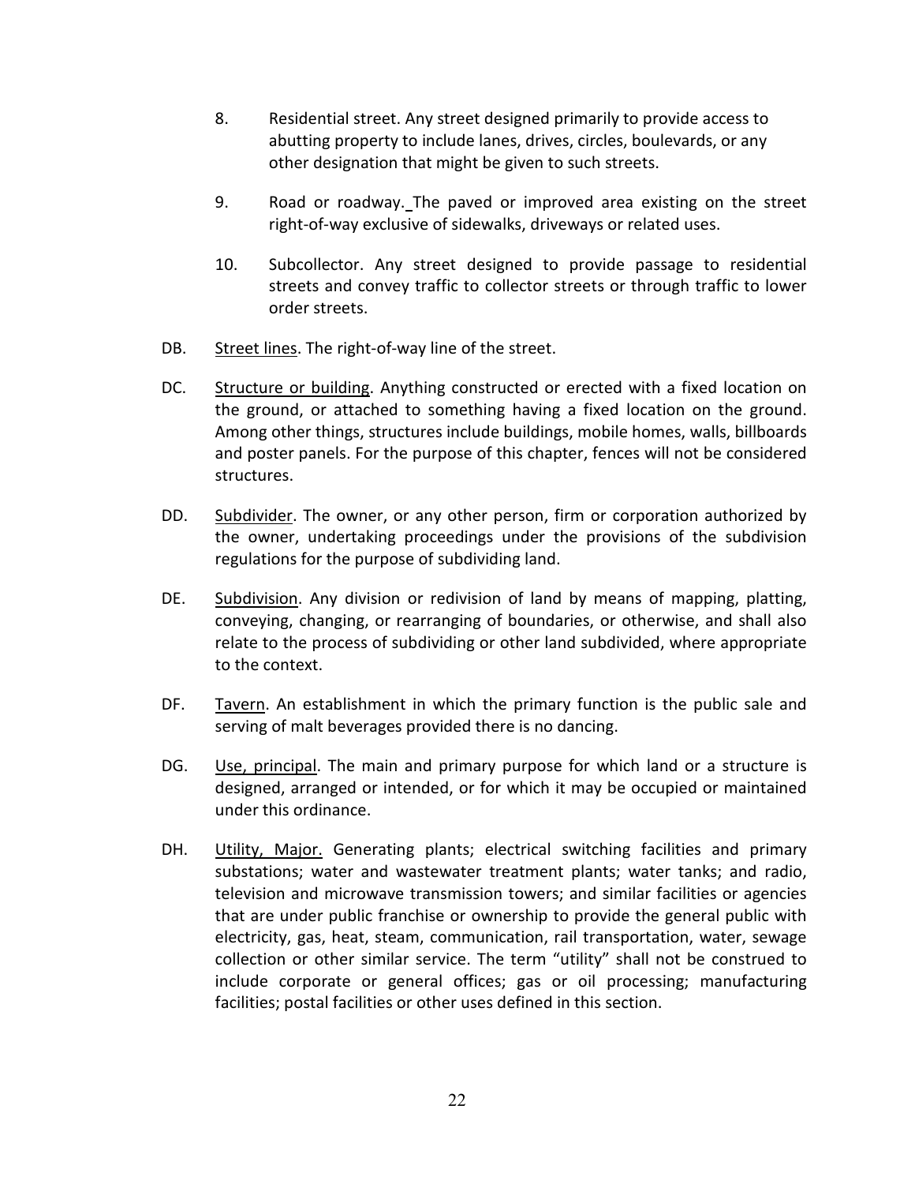8. Residential street. Any street designed primarily to provide access to abutting property to include lanes, drives, circles, boulevards, or any other designation that might be given to such streets.

9. Road or roadway. The paved or improved area existing on the street right-of-way exclusive of sidewalks, driveways or related uses.

10. Subcollector. Any street designed to provide passage to residential streets and convey traffic to collector streets or through traffic to lower order streets.

DB. Street lines. The right-of-way line of the street.

DC. Structure or building. Anything constructed or erected with a fixed location on the ground, or attached to something having a fixed location on the ground. Among other things, structures include buildings, mobile homes, walls, billboards and poster panels. For the purpose of this chapter, fences will not be considered structures.

DD. Subdivider. The owner, or any other person, firm or corporation authorized by the owner, undertaking proceedings under the provisions of the subdivision regulations for the purpose of subdividing land.

DE. Subdivision. Any division or redivision of land by means of mapping, platting, conveying, changing, or rearranging of boundaries, or otherwise, and shall also relate to the process of subdividing or other land subdivided, where appropriate to the context.

DF. Tavern. An establishment in which the primary function is the public sale and serving of malt beverages provided there is no dancing.

DG. Use, principal. The main and primary purpose for which land or a structure is designed, arranged or intended, or for which it may be occupied or maintained under this ordinance.

DH. Utility, Major. Generating plants; electrical switching facilities and primary substations; water and wastewater treatment plants; water tanks; and radio, television and microwave transmission towers; and similar facilities or agencies that are under public franchise or ownership to provide the general public with electricity, gas, heat, steam, communication, rail transportation, water, sewage collection or other similar service. The term “utility” shall not be construed to include corporate or general offices; gas or oil processing; manufacturing facilities; postal facilities or other uses defined in this section.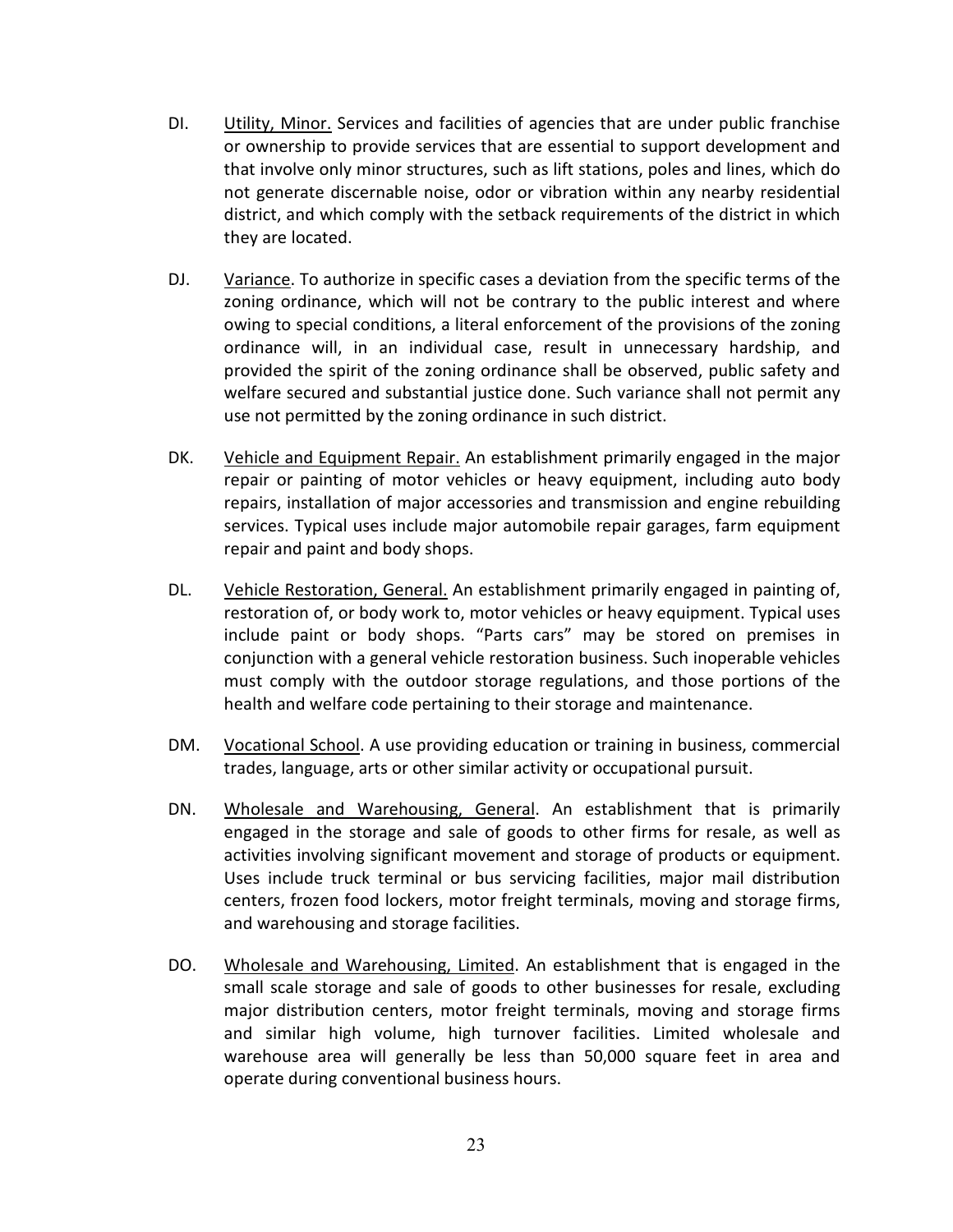DI. Utility, Minor. Services and facilities of agencies that are under public franchise or ownership to provide services that are essential to support development and that involve only minor structures, such as lift stations, poles and lines, which do not generate discernable noise, odor or vibration within any nearby residential district, and which comply with the setback requirements of the district in which they are located.

DJ. Variance. To authorize in specific cases a deviation from the specific terms of the zoning ordinance, which will not be contrary to the public interest and where owing to special conditions, a literal enforcement of the provisions of the zoning ordinance will, in an individual case, result in unnecessary hardship, and provided the spirit of the zoning ordinance shall be observed, public safety and welfare secured and substantial justice done. Such variance shall not permit any use not permitted by the zoning ordinance in such district.

DK. Vehicle and Equipment Repair. An establishment primarily engaged in the major repair or painting of motor vehicles or heavy equipment, including auto body repairs, installation of major accessories and transmission and engine rebuilding services. Typical uses include major automobile repair garages, farm equipment repair and paint and body shops.

DL. Vehicle Restoration, General. An establishment primarily engaged in painting of, restoration of, or body work to, motor vehicles or heavy equipment. Typical uses include paint or body shops. "Parts cars" may be stored on premises in conjunction with a general vehicle restoration business. Such inoperable vehicles must comply with the outdoor storage regulations, and those portions of the health and welfare code pertaining to their storage and maintenance.

DM. Vocational School. A use providing education or training in business, commercial trades, language, arts or other similar activity or occupational pursuit.

DN. Wholesale and Warehousing, General. An establishment that is primarily engaged in the storage and sale of goods to other firms for resale, as well as activities involving significant movement and storage of products or equipment. Uses include truck terminal or bus servicing facilities, major mail distribution centers, frozen food lockers, motor freight terminals, moving and storage firms, and warehousing and storage facilities.

DO. Wholesale and Warehousing, Limited. An establishment that is engaged in the small scale storage and sale of goods to other businesses for resale, excluding major distribution centers, motor freight terminals, moving and storage firms and similar high volume, high turnover facilities. Limited wholesale and warehouse area will generally be less than 50,000 square feet in area and operate during conventional business hours.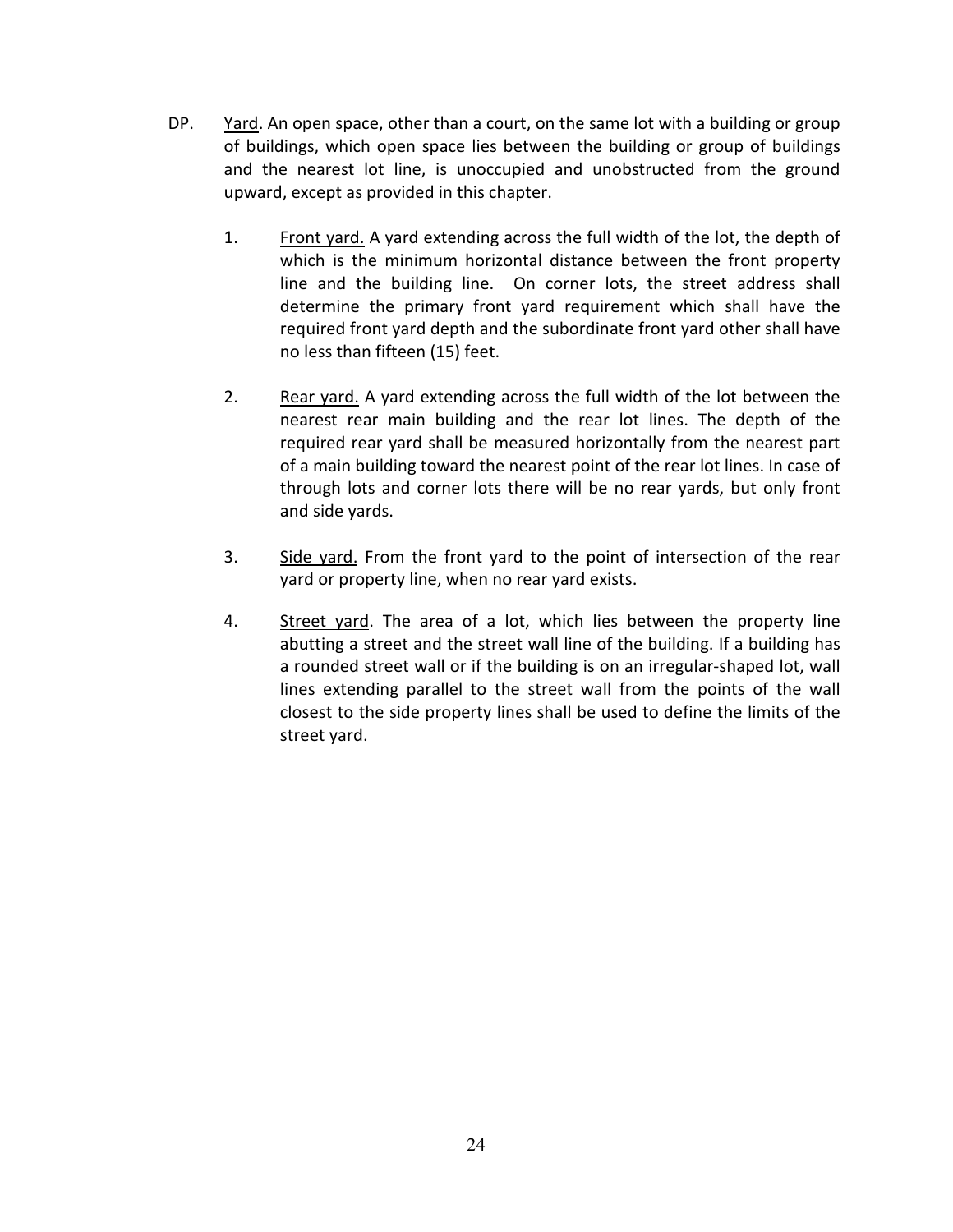DP. Yard. An open space, other than a court, on the same lot with a building or group of buildings, which open space lies between the building or group of buildings and the nearest lot line, is unoccupied and unobstructed from the ground upward, except as provided in this chapter.

1. Front yard. A yard extending across the full width of the lot, the depth of which is the minimum horizontal distance between the front property line and the building line. On corner lots, the street address shall determine the primary front yard requirement which shall have the required front yard depth and the subordinate front yard other shall have no less than fifteen (15) feet.

2. Rear yard. A yard extending across the full width of the lot between the nearest rear main building and the rear lot lines. The depth of the required rear yard shall be measured horizontally from the nearest part of a main building toward the nearest point of the rear lot lines. In case of through lots and corner lots there will be no rear yards, but only front and side yards.

3. Side yard. From the front yard to the point of intersection of the rear yard or property line, when no rear yard exists.

4. Street yard. The area of a lot, which lies between the property line abutting a street and the street wall line of the building. If a building has a rounded street wall or if the building is on an irregular-shaped lot, wall lines extending parallel to the street wall from the points of the wall closest to the side property lines shall be used to define the limits of the street yard.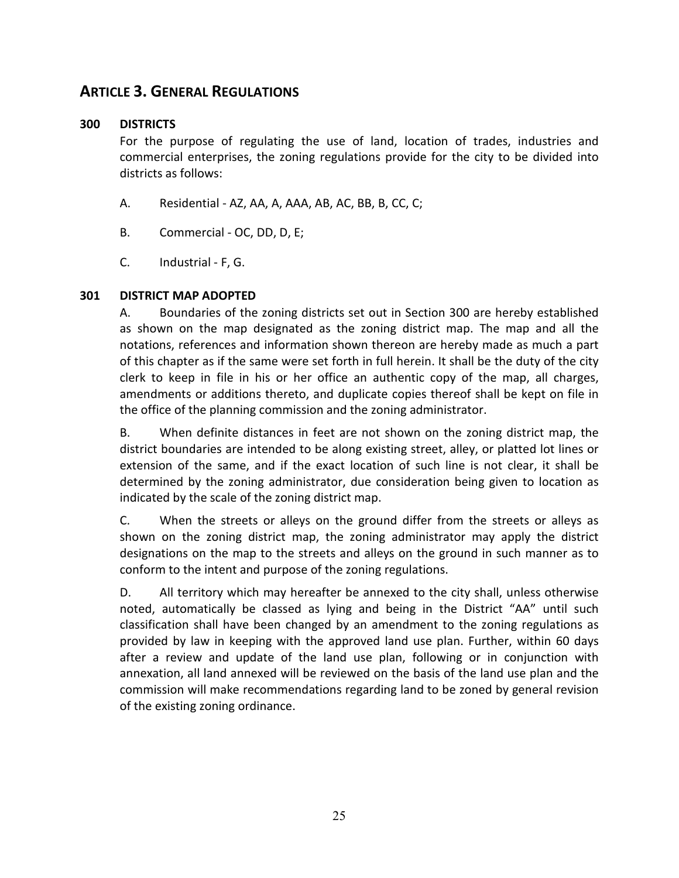# ARTICLE 3. GENERAL REGULATIONS

## 300 DISTRICTS

For the purpose of regulating the use of land, location of trades, industries and commercial enterprises, the zoning regulations provide for the city to be divided into districts as follows:

A. Residential - AZ, AA, A, AAA, AB, AC, BB, B, CC, C;

B. Commercial - OC, DD, D, E;

C. Industrial - F, G.

## 301 DISTRICT MAP ADOPTED

A. Boundaries of the zoning districts set out in Section 300 are hereby established as shown on the map designated as the zoning district map. The map and all the notations, references and information shown thereon are hereby made as much a part of this chapter as if the same were set forth in full herein. It shall be the duty of the city clerk to keep in file in his or her office an authentic copy of the map, all charges, amendments or additions thereto, and duplicate copies thereof shall be kept on file in the office of the planning commission and the zoning administrator.

B. When definite distances in feet are not shown on the zoning district map, the district boundaries are intended to be along existing street, alley, or platted lot lines or extension of the same, and if the exact location of such line is not clear, it shall be determined by the zoning administrator, due consideration being given to location as indicated by the scale of the zoning district map.

C. When the streets or alleys on the ground differ from the streets or alleys as shown on the zoning district map, the zoning administrator may apply the district designations on the map to the streets and alleys on the ground in such manner as to conform to the intent and purpose of the zoning regulations.

D. All territory which may hereafter be annexed to the city shall, unless otherwise noted, automatically be classed as lying and being in the District "AA" until such classification shall have been changed by an amendment to the zoning regulations as provided by law in keeping with the approved land use plan. Further, within 60 days after a review and update of the land use plan, following or in conjunction with annexation, all land annexed will be reviewed on the basis of the land use plan and the commission will make recommendations regarding land to be zoned by general revision of the existing zoning ordinance.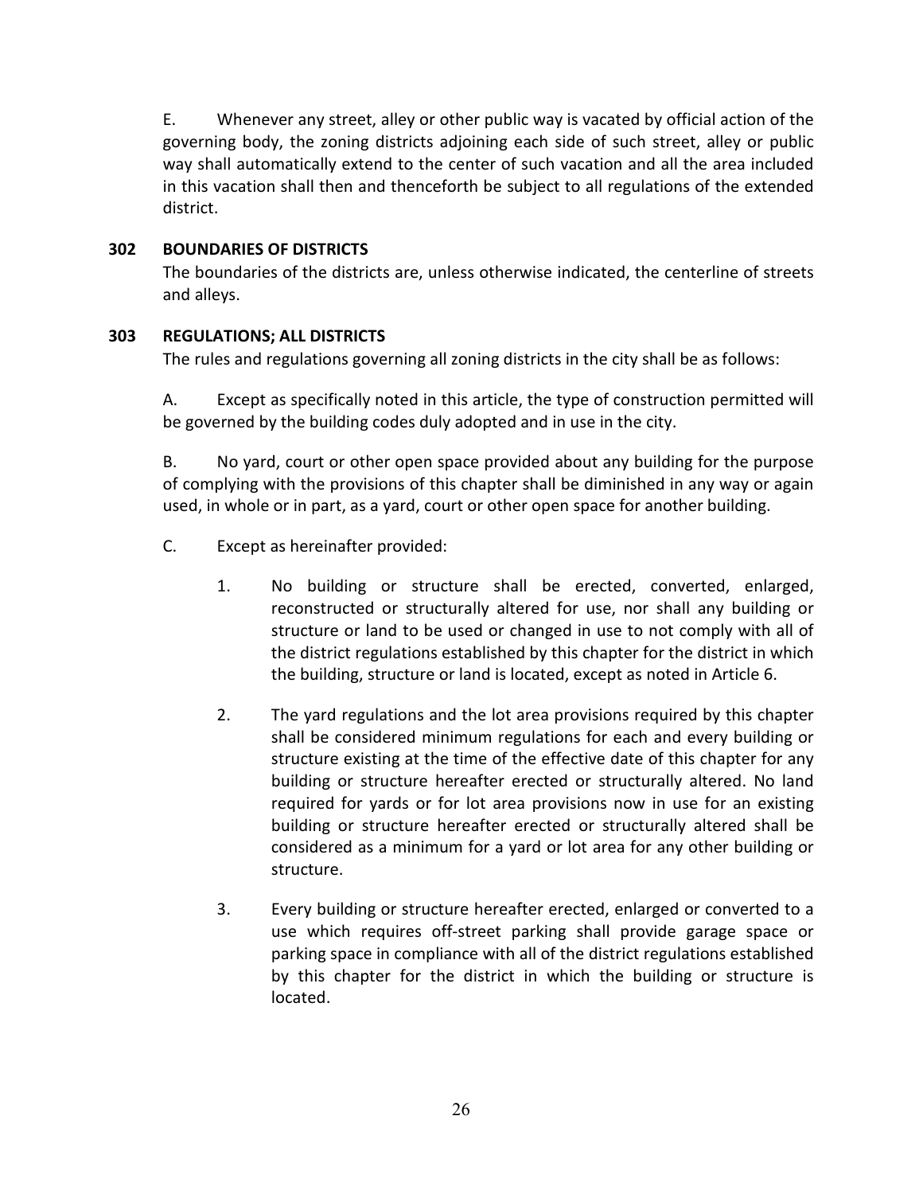E. Whenever any street, alley or other public way is vacated by official action of the governing body, the zoning districts adjoining each side of such street, alley or public way shall automatically extend to the center of such vacation and all the area included in this vacation shall then and thenceforth be subject to all regulations of the extended district.

### 302 BOUNDARIES OF DISTRICTS

The boundaries of the districts are, unless otherwise indicated, the centerline of streets and alleys.

### 303 REGULATIONS; ALL DISTRICTS

The rules and regulations governing all zoning districts in the city shall be as follows:

A. Except as specifically noted in this article, the type of construction permitted will be governed by the building codes duly adopted and in use in the city.

B. No yard, court or other open space provided about any building for the purpose of complying with the provisions of this chapter shall be diminished in any way or again used, in whole or in part, as a yard, court or other open space for another building.

C. Except as hereinafter provided:

1. No building or structure shall be erected, converted, enlarged, reconstructed or structurally altered for use, nor shall any building or structure or land to be used or changed in use to not comply with all of the district regulations established by this chapter for the district in which the building, structure or land is located, except as noted in Article 6.

2. The yard regulations and the lot area provisions required by this chapter shall be considered minimum regulations for each and every building or structure existing at the time of the effective date of this chapter for any building or structure hereafter erected or structurally altered. No land required for yards or for lot area provisions now in use for an existing building or structure hereafter erected or structurally altered shall be considered as a minimum for a yard or lot area for any other building or structure.

3. Every building or structure hereafter erected, enlarged or converted to a use which requires off-street parking shall provide garage space or parking space in compliance with all of the district regulations established by this chapter for the district in which the building or structure is located.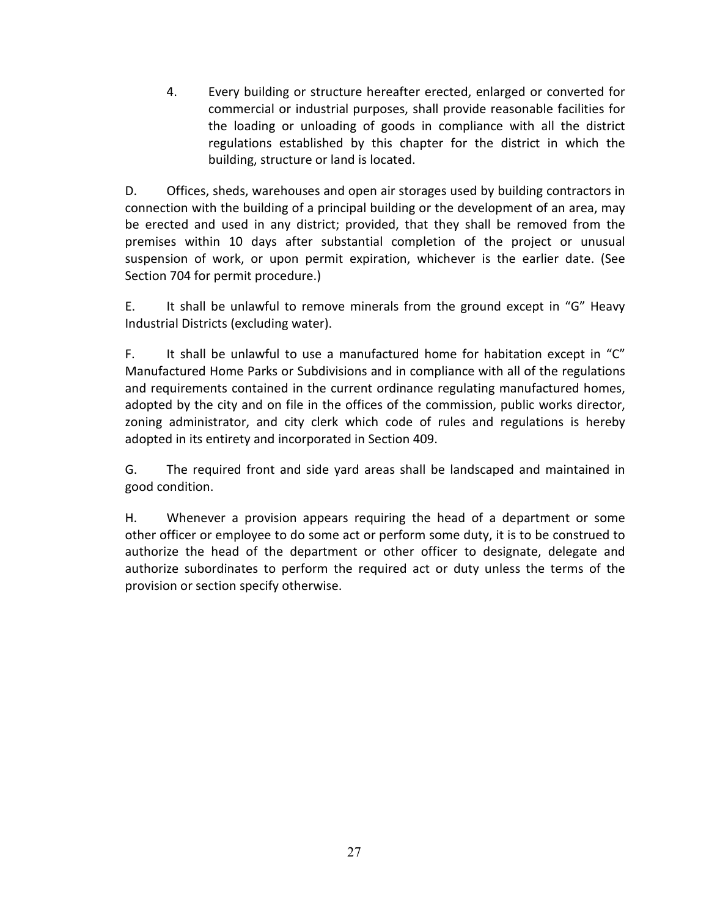4. Every building or structure hereafter erected, enlarged or converted for commercial or industrial purposes, shall provide reasonable facilities for the loading or unloading of goods in compliance with all the district regulations established by this chapter for the district in which the building, structure or land is located.

D. Offices, sheds, warehouses and open air storages used by building contractors in connection with the building of a principal building or the development of an area, may be erected and used in any district; provided, that they shall be removed from the premises within 10 days after substantial completion of the project or unusual suspension of work, or upon permit expiration, whichever is the earlier date. (See Section 704 for permit procedure.)

E. It shall be unlawful to remove minerals from the ground except in "G" Heavy Industrial Districts (excluding water).

F. It shall be unlawful to use a manufactured home for habitation except in "C" Manufactured Home Parks or Subdivisions and in compliance with all of the regulations and requirements contained in the current ordinance regulating manufactured homes, adopted by the city and on file in the offices of the commission, public works director, zoning administrator, and city clerk which code of rules and regulations is hereby adopted in its entirety and incorporated in Section 409.

G. The required front and side yard areas shall be landscaped and maintained in good condition.

H. Whenever a provision appears requiring the head of a department or some other officer or employee to do some act or perform some duty, it is to be construed to authorize the head of the department or other officer to designate, delegate and authorize subordinates to perform the required act or duty unless the terms of the provision or section specify otherwise.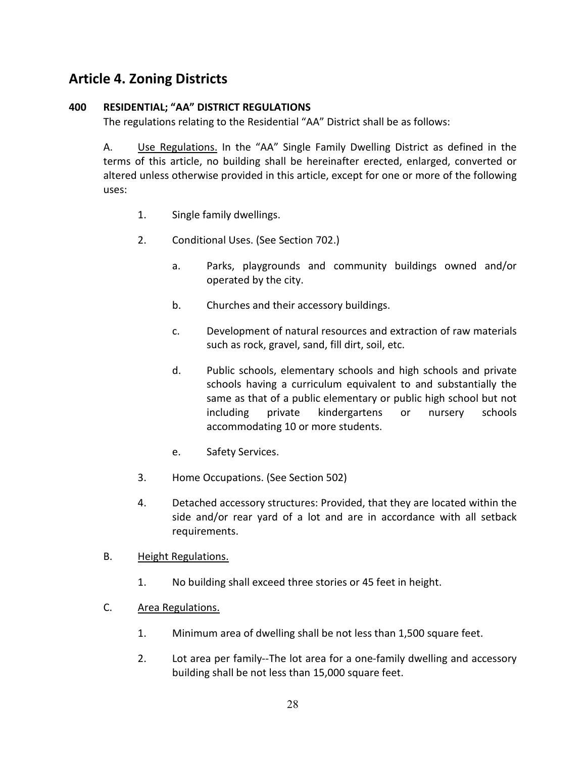# Article 4. Zoning Districts

**400 RESIDENTIAL; "AA" DISTRICT REGULATIONS**

The regulations relating to the Residential "AA" District shall be as follows:

A. Use Regulations. In the "AA" Single Family Dwelling District as defined in the terms of this article, no building shall be hereinafter erected, enlarged, converted or altered unless otherwise provided in this article, except for one or more of the following uses:

1. Single family dwellings.

2. Conditional Uses. (See Section 702.)

   a. Parks, playgrounds and community buildings owned and/or operated by the city.

   b. Churches and their accessory buildings.

   c. Development of natural resources and extraction of raw materials such as rock, gravel, sand, fill dirt, soil, etc.

   d. Public schools, elementary schools and high schools and private schools having a curriculum equivalent to and substantially the same as that of a public elementary or public high school but not including private kindergartens or nursery schools accommodating 10 or more students.

   e. Safety Services.

3. Home Occupations. (See Section 502)

4. Detached accessory structures: Provided, that they are located within the side and/or rear yard of a lot and are in accordance with all setback requirements.

B. Height Regulations.

1. No building shall exceed three stories or 45 feet in height.

C. Area Regulations.

1. Minimum area of dwelling shall be not less than 1,500 square feet.

2. Lot area per family--The lot area for a one-family dwelling and accessory building shall be not less than 15,000 square feet.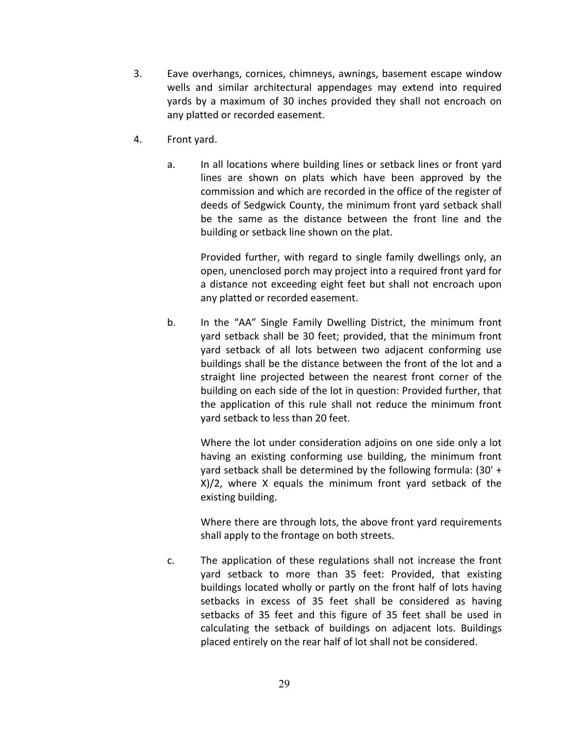3. Eave overhangs, cornices, chimneys, awnings, basement escape window wells and similar architectural appendages may extend into required yards by a maximum of 30 inches provided they shall not encroach on any platted or recorded easement.

4. Front yard.

   a. In all locations where building lines or setback lines or front yard lines are shown on plats which have been approved by the commission and which are recorded in the office of the register of deeds of Sedgwick County, the minimum front yard setback shall be the same as the distance between the front line and the building or setback line shown on the plat.

      Provided further, with regard to single family dwellings only, an open, unenclosed porch may project into a required front yard for a distance not exceeding eight feet but shall not encroach upon any platted or recorded easement.

   b. In the "AA" Single Family Dwelling District, the minimum front yard setback shall be 30 feet; provided, that the minimum front yard setback of all lots between two adjacent conforming use buildings shall be the distance between the front of the lot and a straight line projected between the nearest front corner of the building on each side of the lot in question: Provided further, that the application of this rule shall not reduce the minimum front yard setback to less than 20 feet.

      Where the lot under consideration adjoins on one side only a lot having an existing conforming use building, the minimum front yard setback shall be determined by the following formula: (30' + X)/2, where X equals the minimum front yard setback of the existing building.

      Where there are through lots, the above front yard requirements shall apply to the frontage on both streets.

   c. The application of these regulations shall not increase the front yard setback to more than 35 feet: Provided, that existing buildings located wholly or partly on the front half of lots having setbacks in excess of 35 feet shall be considered as having setbacks of 35 feet and this figure of 35 feet shall be used in calculating the setback of buildings on adjacent lots. Buildings placed entirely on the rear half of lot shall not be considered.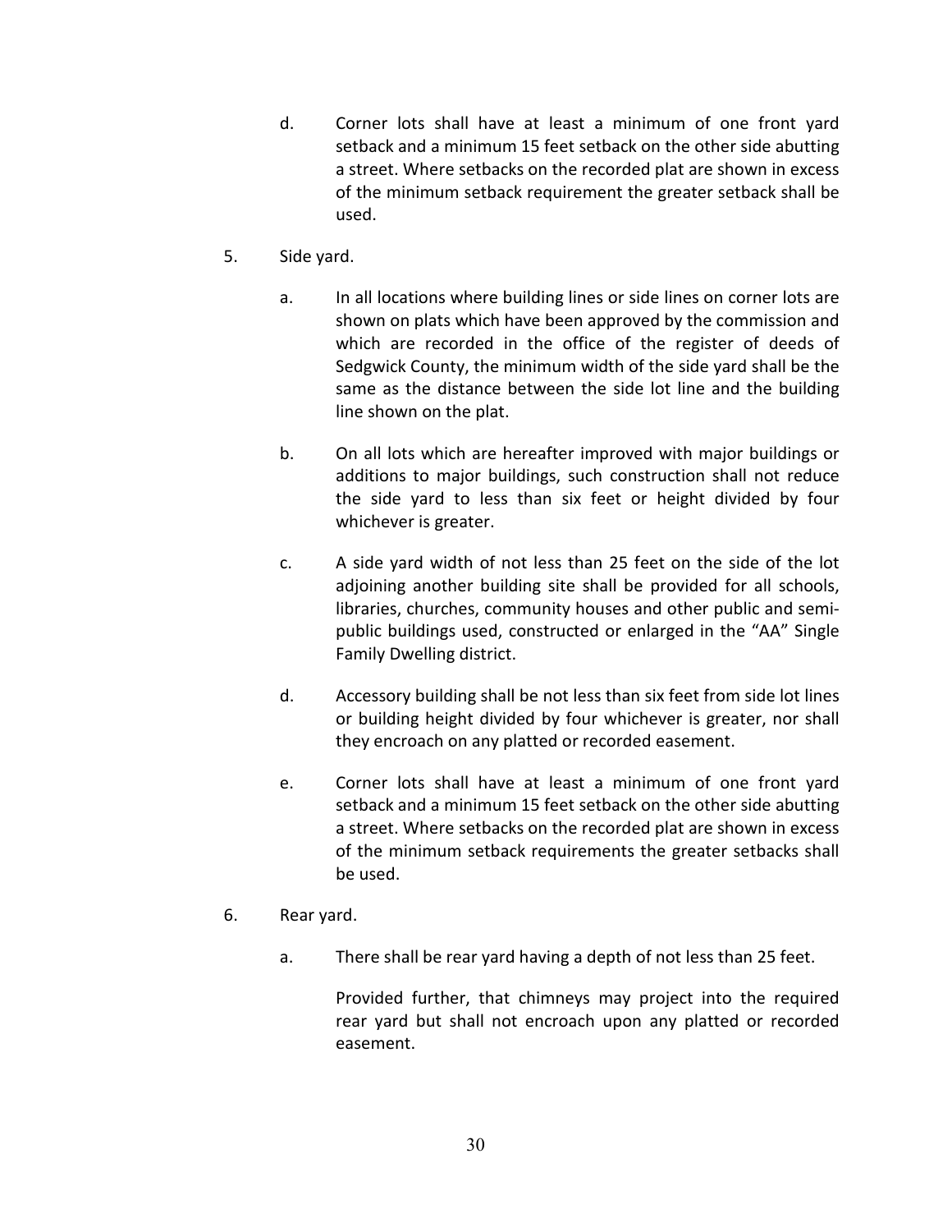d. Corner lots shall have at least a minimum of one front yard setback and a minimum 15 feet setback on the other side abutting a street. Where setbacks on the recorded plat are shown in excess of the minimum setback requirement the greater setback shall be used.

5. Side yard.

   a. In all locations where building lines or side lines on corner lots are shown on plats which have been approved by the commission and which are recorded in the office of the register of deeds of Sedgwick County, the minimum width of the side yard shall be the same as the distance between the side lot line and the building line shown on the plat.

   b. On all lots which are hereafter improved with major buildings or additions to major buildings, such construction shall not reduce the side yard to less than six feet or height divided by four whichever is greater.

   c. A side yard width of not less than 25 feet on the side of the lot adjoining another building site shall be provided for all schools, libraries, churches, community houses and other public and semi-public buildings used, constructed or enlarged in the "AA" Single Family Dwelling district.

   d. Accessory building shall be not less than six feet from side lot lines or building height divided by four whichever is greater, nor shall they encroach on any platted or recorded easement.

   e. Corner lots shall have at least a minimum of one front yard setback and a minimum 15 feet setback on the other side abutting a street. Where setbacks on the recorded plat are shown in excess of the minimum setback requirements the greater setbacks shall be used.

6. Rear yard.

   a. There shall be rear yard having a depth of not less than 25 feet.

      Provided further, that chimneys may project into the required rear yard but shall not encroach upon any platted or recorded easement.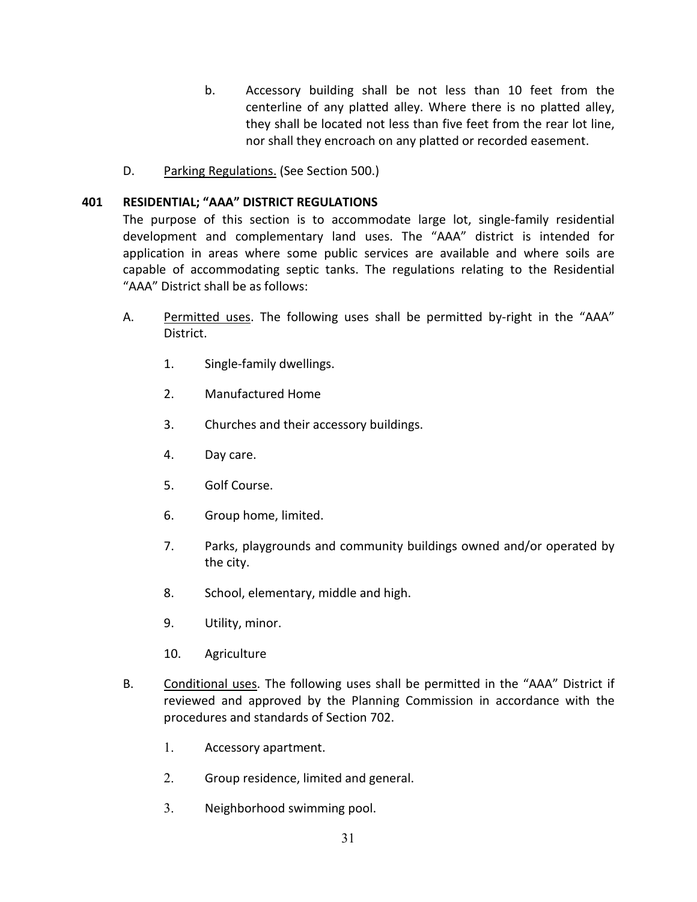b. Accessory building shall be not less than 10 feet from the centerline of any platted alley. Where there is no platted alley, they shall be located not less than five feet from the rear lot line, nor shall they encroach on any platted or recorded easement.

D. Parking Regulations. (See Section 500.)

## 401 RESIDENTIAL; "AAA" DISTRICT REGULATIONS

The purpose of this section is to accommodate large lot, single-family residential development and complementary land uses. The "AAA" district is intended for application in areas where some public services are available and where soils are capable of accommodating septic tanks. The regulations relating to the Residential "AAA" District shall be as follows:

A. Permitted uses. The following uses shall be permitted by-right in the "AAA" District.

1. Single-family dwellings.
2. Manufactured Home
3. Churches and their accessory buildings.
4. Day care.
5. Golf Course.
6. Group home, limited.
7. Parks, playgrounds and community buildings owned and/or operated by the city.
8. School, elementary, middle and high.
9. Utility, minor.
10. Agriculture

B. Conditional uses. The following uses shall be permitted in the "AAA" District if reviewed and approved by the Planning Commission in accordance with the procedures and standards of Section 702.

1. Accessory apartment.
2. Group residence, limited and general.
3. Neighborhood swimming pool.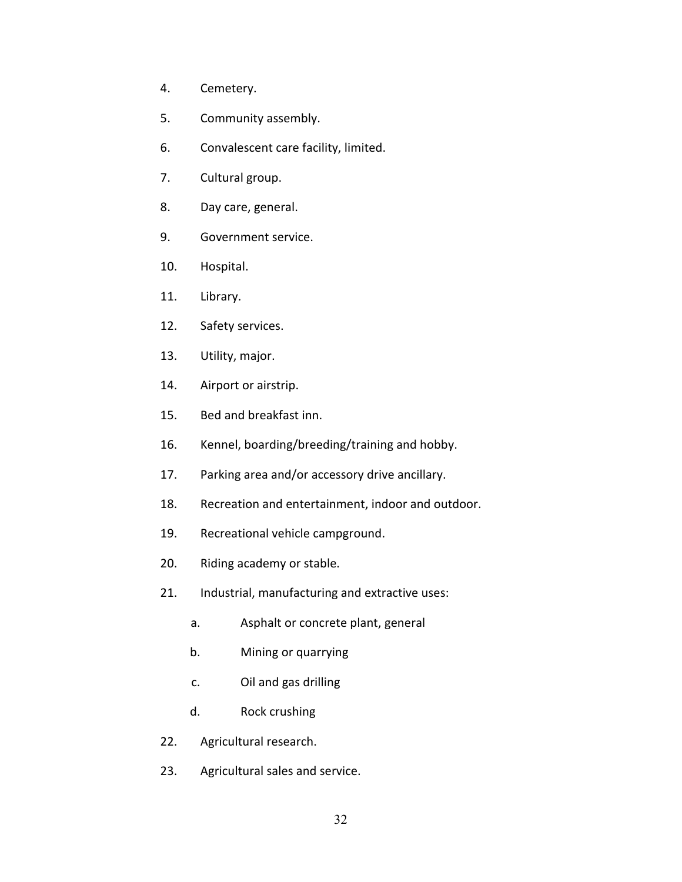4. Cemetery.
5. Community assembly.
6. Convalescent care facility, limited.
7. Cultural group.
8. Day care, general.
9. Government service.
10. Hospital.
11. Library.
12. Safety services.
13. Utility, major.
14. Airport or airstrip.
15. Bed and breakfast inn.
16. Kennel, boarding/breeding/training and hobby.
17. Parking area and/or accessory drive ancillary.
18. Recreation and entertainment, indoor and outdoor.
19. Recreational vehicle campground.
20. Riding academy or stable.
21. Industrial, manufacturing and extractive uses:
    a. Asphalt or concrete plant, general
    b. Mining or quarrying
    c. Oil and gas drilling
    d. Rock crushing
22. Agricultural research.
23. Agricultural sales and service.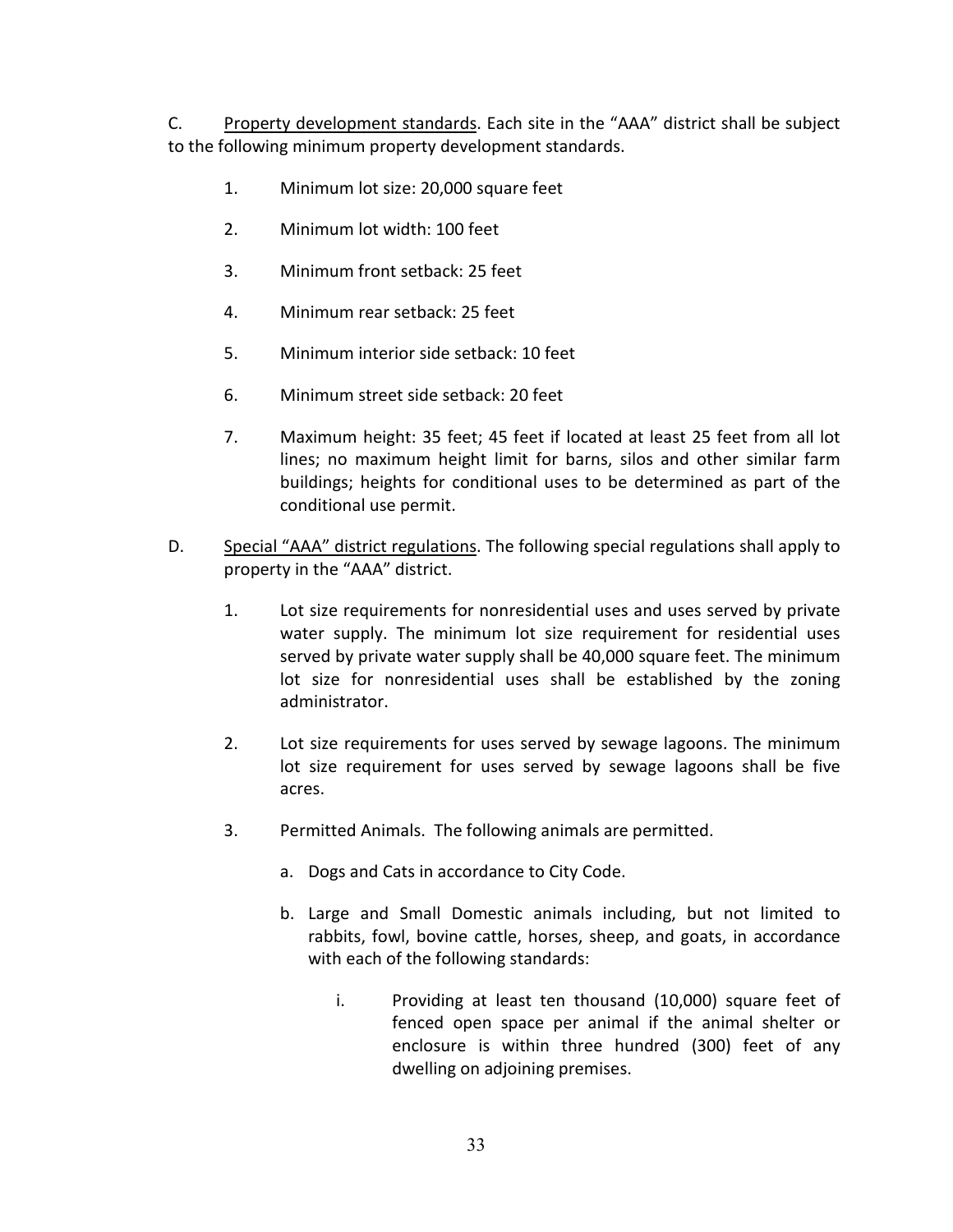C. <u>Property development standards</u>. Each site in the "AAA" district shall be subject to the following minimum property development standards.

1. Minimum lot size: 20,000 square feet
2. Minimum lot width: 100 feet
3. Minimum front setback: 25 feet
4. Minimum rear setback: 25 feet
5. Minimum interior side setback: 10 feet
6. Minimum street side setback: 20 feet
7. Maximum height: 35 feet; 45 feet if located at least 25 feet from all lot lines; no maximum height limit for barns, silos and other similar farm buildings; heights for conditional uses to be determined as part of the conditional use permit.

D. <u>Special "AAA" district regulations</u>. The following special regulations shall apply to property in the "AAA" district.

1. Lot size requirements for nonresidential uses and uses served by private water supply. The minimum lot size requirement for residential uses served by private water supply shall be 40,000 square feet. The minimum lot size for nonresidential uses shall be established by the zoning administrator.
2. Lot size requirements for uses served by sewage lagoons. The minimum lot size requirement for uses served by sewage lagoons shall be five acres.
3. Permitted Animals. The following animals are permitted.
   a. Dogs and Cats in accordance to City Code.
   b. Large and Small Domestic animals including, but not limited to rabbits, fowl, bovine cattle, horses, sheep, and goats, in accordance with each of the following standards:
      i. Providing at least ten thousand (10,000) square feet of fenced open space per animal if the animal shelter or enclosure is within three hundred (300) feet of any dwelling on adjoining premises.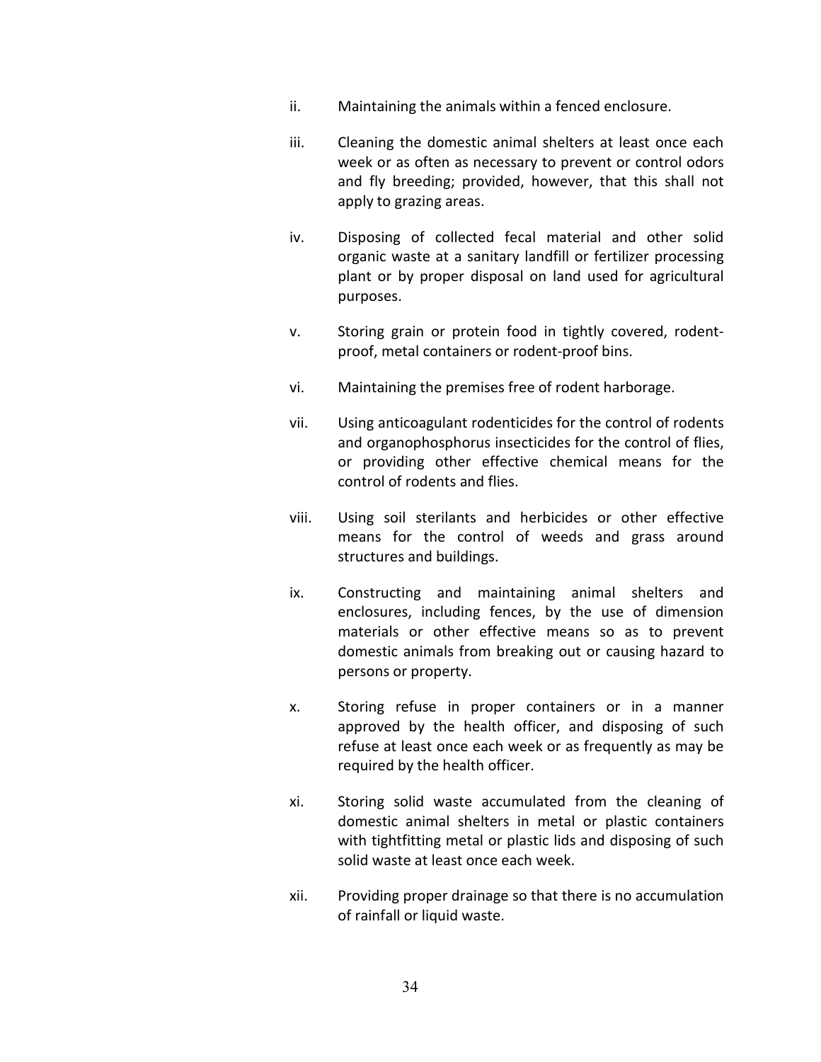ii. Maintaining the animals within a fenced enclosure.

iii. Cleaning the domestic animal shelters at least once each week or as often as necessary to prevent or control odors and fly breeding; provided, however, that this shall not apply to grazing areas.

iv. Disposing of collected fecal material and other solid organic waste at a sanitary landfill or fertilizer processing plant or by proper disposal on land used for agricultural purposes.

v. Storing grain or protein food in tightly covered, rodent-proof, metal containers or rodent-proof bins.

vi. Maintaining the premises free of rodent harborage.

vii. Using anticoagulant rodenticides for the control of rodents and organophosphorus insecticides for the control of flies, or providing other effective chemical means for the control of rodents and flies.

viii. Using soil sterilants and herbicides or other effective means for the control of weeds and grass around structures and buildings.

ix. Constructing and maintaining animal shelters and enclosures, including fences, by the use of dimension materials or other effective means so as to prevent domestic animals from breaking out or causing hazard to persons or property.

x. Storing refuse in proper containers or in a manner approved by the health officer, and disposing of such refuse at least once each week or as frequently as may be required by the health officer.

xi. Storing solid waste accumulated from the cleaning of domestic animal shelters in metal or plastic containers with tightfitting metal or plastic lids and disposing of such solid waste at least once each week.

xii. Providing proper drainage so that there is no accumulation of rainfall or liquid waste.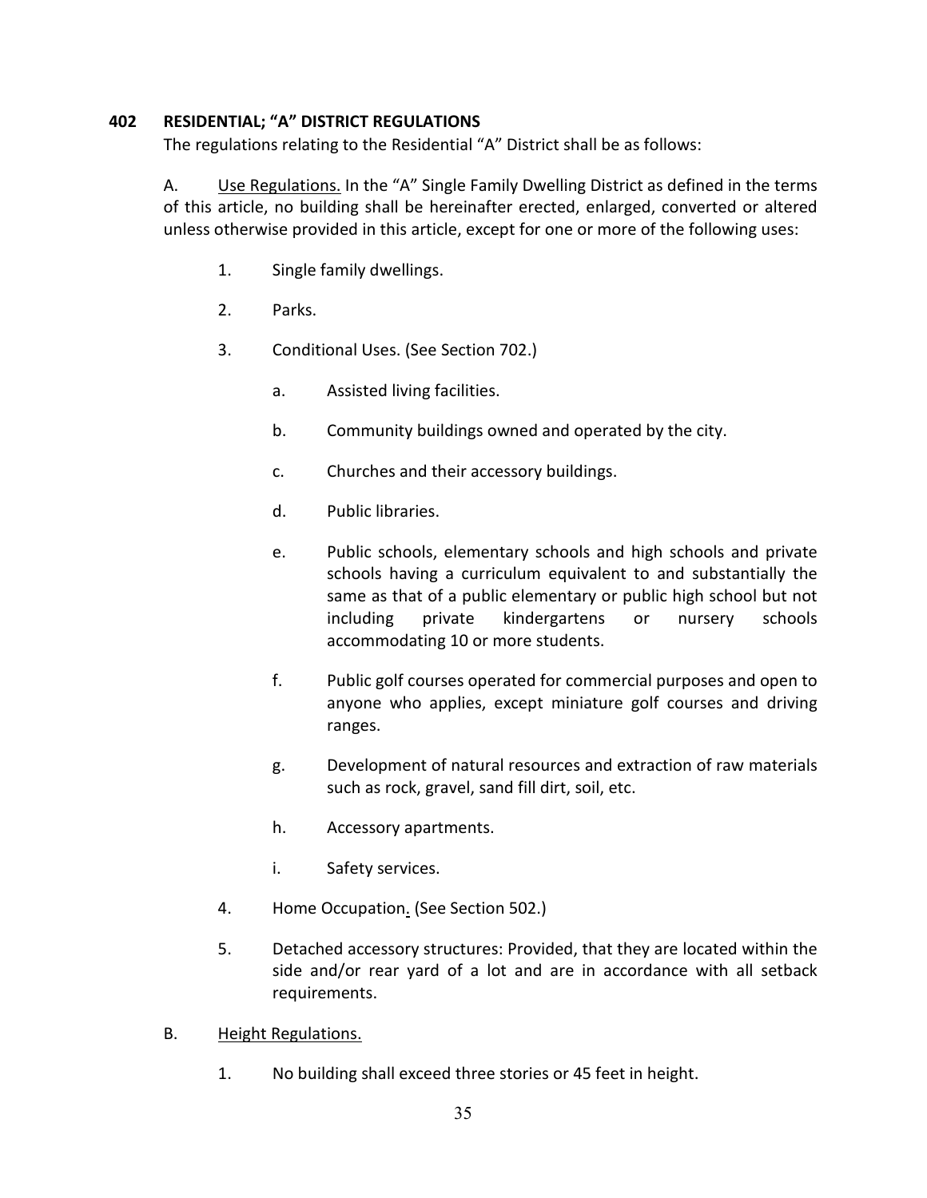## 402 RESIDENTIAL; "A" DISTRICT REGULATIONS

The regulations relating to the Residential "A" District shall be as follows:

A. Use Regulations. In the "A" Single Family Dwelling District as defined in the terms of this article, no building shall be hereinafter erected, enlarged, converted or altered unless otherwise provided in this article, except for one or more of the following uses:

1. Single family dwellings.

2. Parks.

3. Conditional Uses. (See Section 702.)

   a. Assisted living facilities.

   b. Community buildings owned and operated by the city.

   c. Churches and their accessory buildings.

   d. Public libraries.

   e. Public schools, elementary schools and high schools and private schools having a curriculum equivalent to and substantially the same as that of a public elementary or public high school but not including private kindergartens or nursery schools accommodating 10 or more students.

   f. Public golf courses operated for commercial purposes and open to anyone who applies, except miniature golf courses and driving ranges.

   g. Development of natural resources and extraction of raw materials such as rock, gravel, sand fill dirt, soil, etc.

   h. Accessory apartments.

   i. Safety services.

4. Home Occupation. (See Section 502.)

5. Detached accessory structures: Provided, that they are located within the side and/or rear yard of a lot and are in accordance with all setback requirements.

B. Height Regulations.

1. No building shall exceed three stories or 45 feet in height.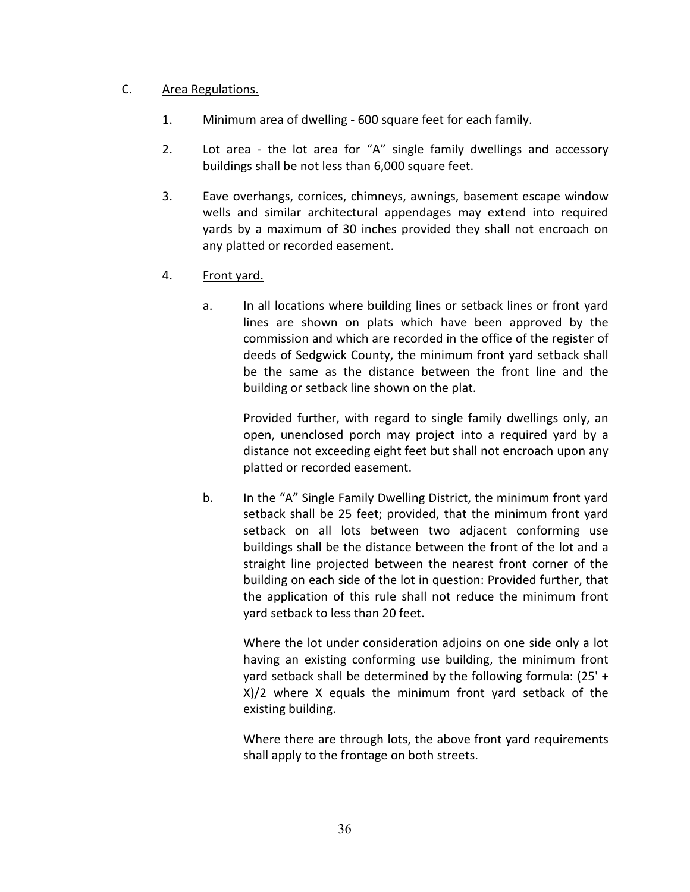C. <u>Area Regulations.</u>

1. Minimum area of dwelling - 600 square feet for each family.

2. Lot area - the lot area for "A" single family dwellings and accessory buildings shall be not less than 6,000 square feet.

3. Eave overhangs, cornices, chimneys, awnings, basement escape window wells and similar architectural appendages may extend into required yards by a maximum of 30 inches provided they shall not encroach on any platted or recorded easement.

4. <u>Front yard.</u>

   a. In all locations where building lines or setback lines or front yard lines are shown on plats which have been approved by the commission and which are recorded in the office of the register of deeds of Sedgwick County, the minimum front yard setback shall be the same as the distance between the front line and the building or setback line shown on the plat.

      Provided further, with regard to single family dwellings only, an open, unenclosed porch may project into a required yard by a distance not exceeding eight feet but shall not encroach upon any platted or recorded easement.

   b. In the "A" Single Family Dwelling District, the minimum front yard setback shall be 25 feet; provided, that the minimum front yard setback on all lots between two adjacent conforming use buildings shall be the distance between the front of the lot and a straight line projected between the nearest front corner of the building on each side of the lot in question: Provided further, that the application of this rule shall not reduce the minimum front yard setback to less than 20 feet.

      Where the lot under consideration adjoins on one side only a lot having an existing conforming use building, the minimum front yard setback shall be determined by the following formula: (25' + X)/2 where X equals the minimum front yard setback of the existing building.

      Where there are through lots, the above front yard requirements shall apply to the frontage on both streets.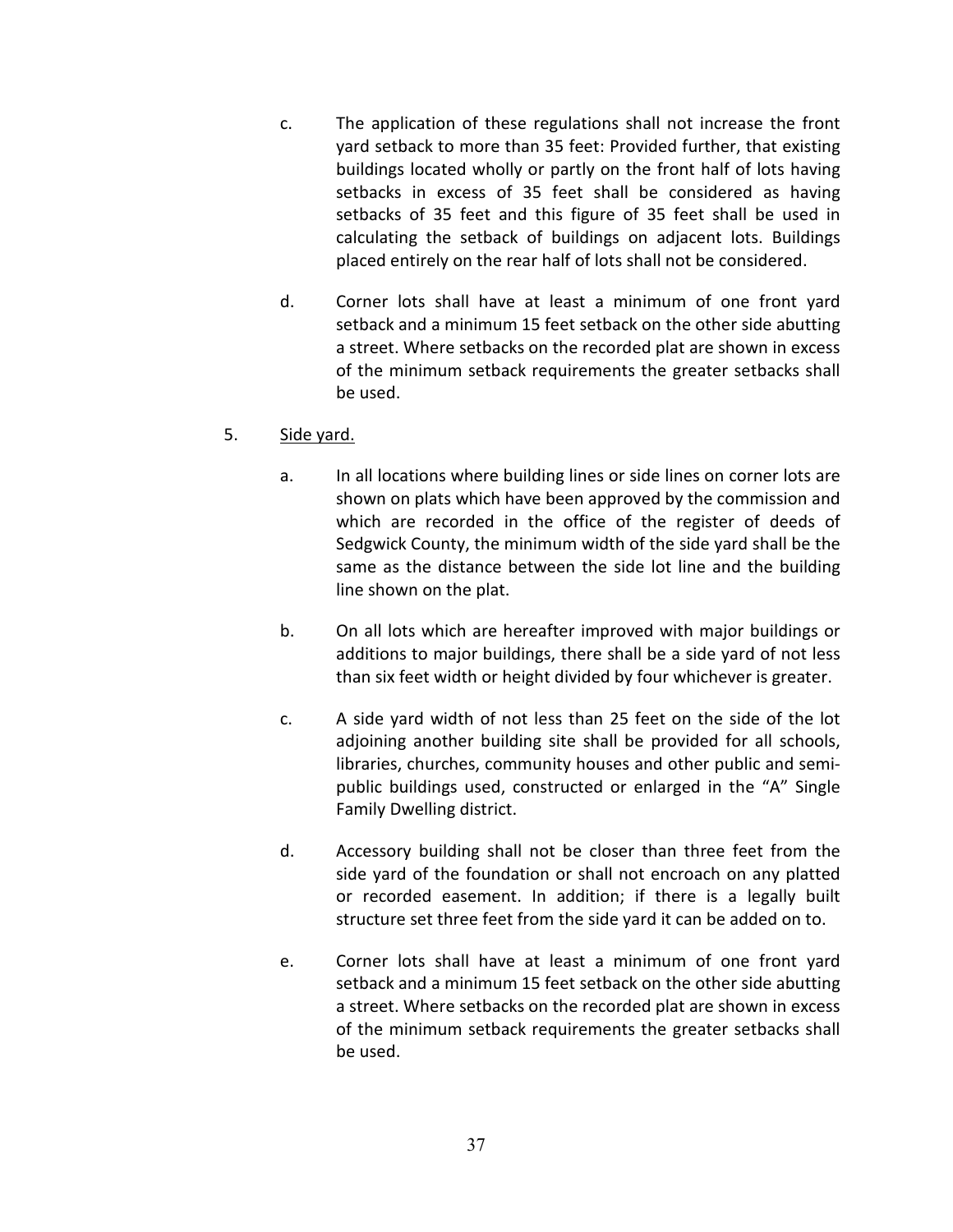c. The application of these regulations shall not increase the front yard setback to more than 35 feet: Provided further, that existing buildings located wholly or partly on the front half of lots having setbacks in excess of 35 feet shall be considered as having setbacks of 35 feet and this figure of 35 feet shall be used in calculating the setback of buildings on adjacent lots. Buildings placed entirely on the rear half of lots shall not be considered.

d. Corner lots shall have at least a minimum of one front yard setback and a minimum 15 feet setback on the other side abutting a street. Where setbacks on the recorded plat are shown in excess of the minimum setback requirements the greater setbacks shall be used.

5. <u>Side yard.</u>

   a. In all locations where building lines or side lines on corner lots are shown on plats which have been approved by the commission and which are recorded in the office of the register of deeds of Sedgwick County, the minimum width of the side yard shall be the same as the distance between the side lot line and the building line shown on the plat.

   b. On all lots which are hereafter improved with major buildings or additions to major buildings, there shall be a side yard of not less than six feet width or height divided by four whichever is greater.

   c. A side yard width of not less than 25 feet on the side of the lot adjoining another building site shall be provided for all schools, libraries, churches, community houses and other public and semi-public buildings used, constructed or enlarged in the "A" Single Family Dwelling district.

   d. Accessory building shall not be closer than three feet from the side yard of the foundation or shall not encroach on any platted or recorded easement. In addition; if there is a legally built structure set three feet from the side yard it can be added on to.

   e. Corner lots shall have at least a minimum of one front yard setback and a minimum 15 feet setback on the other side abutting a street. Where setbacks on the recorded plat are shown in excess of the minimum setback requirements the greater setbacks shall be used.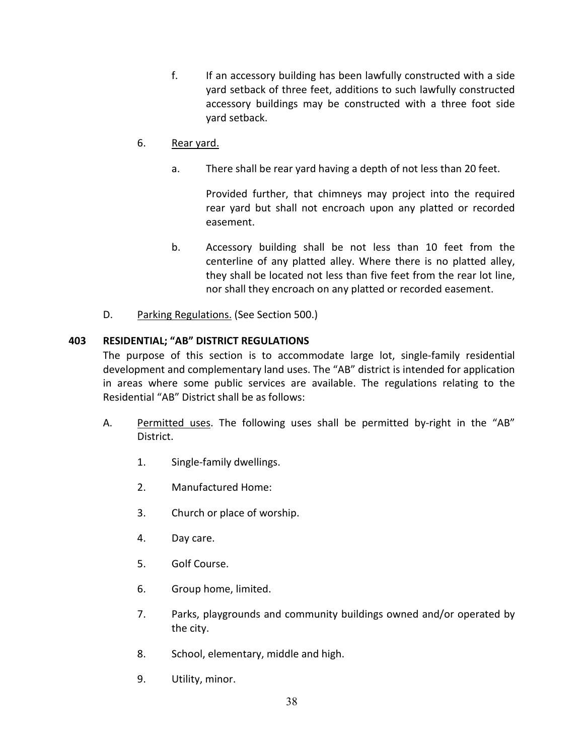f. If an accessory building has been lawfully constructed with a side yard setback of three feet, additions to such lawfully constructed accessory buildings may be constructed with a three foot side yard setback.

6. <u>Rear yard.</u>

   a. There shall be rear yard having a depth of not less than 20 feet.

      Provided further, that chimneys may project into the required rear yard but shall not encroach upon any platted or recorded easement.

   b. Accessory building shall be not less than 10 feet from the centerline of any platted alley. Where there is no platted alley, they shall be located not less than five feet from the rear lot line, nor shall they encroach on any platted or recorded easement.

D. <u>Parking Regulations.</u> (See Section 500.)

**403 RESIDENTIAL; "AB" DISTRICT REGULATIONS**

The purpose of this section is to accommodate large lot, single-family residential development and complementary land uses. The "AB" district is intended for application in areas where some public services are available. The regulations relating to the Residential "AB" District shall be as follows:

A. <u>Permitted uses</u>. The following uses shall be permitted by-right in the "AB" District.

   1. Single-family dwellings.

   2. Manufactured Home:

   3. Church or place of worship.

   4. Day care.

   5. Golf Course.

   6. Group home, limited.

   7. Parks, playgrounds and community buildings owned and/or operated by the city.

   8. School, elementary, middle and high.

   9. Utility, minor.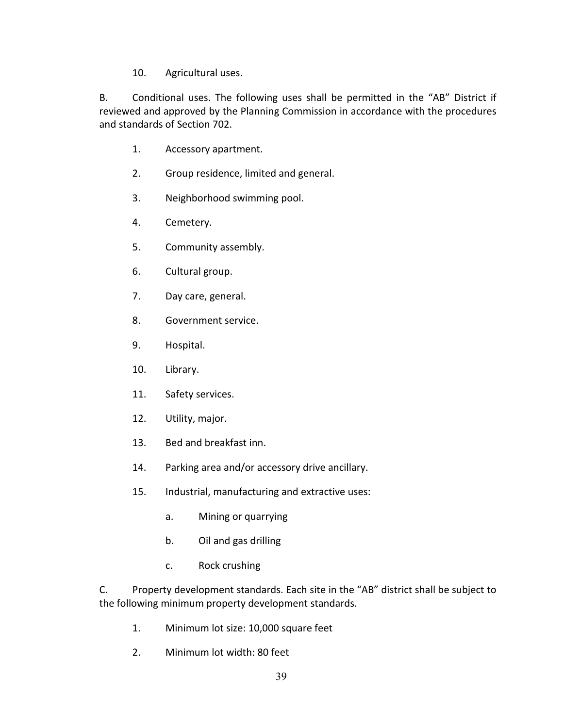10. Agricultural uses.

B. Conditional uses. The following uses shall be permitted in the "AB" District if reviewed and approved by the Planning Commission in accordance with the procedures and standards of Section 702.

1. Accessory apartment.
2. Group residence, limited and general.
3. Neighborhood swimming pool.
4. Cemetery.
5. Community assembly.
6. Cultural group.
7. Day care, general.
8. Government service.
9. Hospital.
10. Library.
11. Safety services.
12. Utility, major.
13. Bed and breakfast inn.
14. Parking area and/or accessory drive ancillary.
15. Industrial, manufacturing and extractive uses:
    a. Mining or quarrying
    b. Oil and gas drilling
    c. Rock crushing

C. Property development standards. Each site in the "AB" district shall be subject to the following minimum property development standards.

1. Minimum lot size: 10,000 square feet
2. Minimum lot width: 80 feet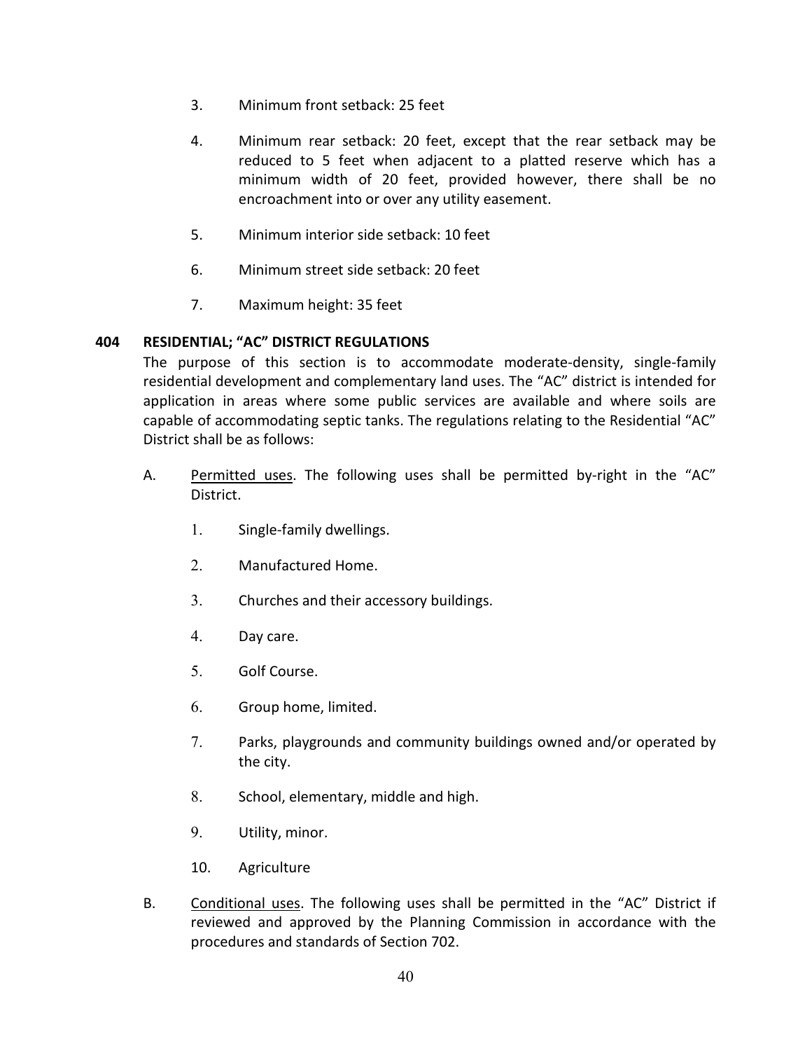3. Minimum front setback: 25 feet

4. Minimum rear setback: 20 feet, except that the rear setback may be reduced to 5 feet when adjacent to a platted reserve which has a minimum width of 20 feet, provided however, there shall be no encroachment into or over any utility easement.

5. Minimum interior side setback: 10 feet

6. Minimum street side setback: 20 feet

7. Maximum height: 35 feet

## 404 RESIDENTIAL; "AC" DISTRICT REGULATIONS

The purpose of this section is to accommodate moderate-density, single-family residential development and complementary land uses. The "AC" district is intended for application in areas where some public services are available and where soils are capable of accommodating septic tanks. The regulations relating to the Residential "AC" District shall be as follows:

A. Permitted uses. The following uses shall be permitted by-right in the "AC" District.

  1. Single-family dwellings.
  2. Manufactured Home.
  3. Churches and their accessory buildings.
  4. Day care.
  5. Golf Course.
  6. Group home, limited.
  7. Parks, playgrounds and community buildings owned and/or operated by the city.
  8. School, elementary, middle and high.
  9. Utility, minor.
  10. Agriculture

B. Conditional uses. The following uses shall be permitted in the "AC" District if reviewed and approved by the Planning Commission in accordance with the procedures and standards of Section 702.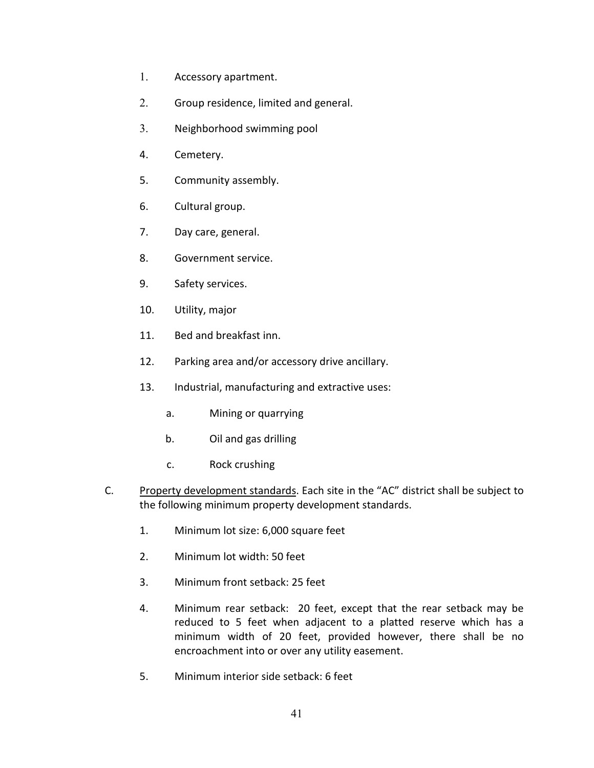1. Accessory apartment.

2. Group residence, limited and general.

3. Neighborhood swimming pool

4. Cemetery.

5. Community assembly.

6. Cultural group.

7. Day care, general.

8. Government service.

9. Safety services.

10. Utility, major

11. Bed and breakfast inn.

12. Parking area and/or accessory drive ancillary.

13. Industrial, manufacturing and extractive uses:

    a. Mining or quarrying

    b. Oil and gas drilling

    c. Rock crushing

C. <u>Property development standards</u>. Each site in the "AC" district shall be subject to the following minimum property development standards.

1. Minimum lot size: 6,000 square feet

2. Minimum lot width: 50 feet

3. Minimum front setback: 25 feet

4. Minimum rear setback: 20 feet, except that the rear setback may be reduced to 5 feet when adjacent to a platted reserve which has a minimum width of 20 feet, provided however, there shall be no encroachment into or over any utility easement.

5. Minimum interior side setback: 6 feet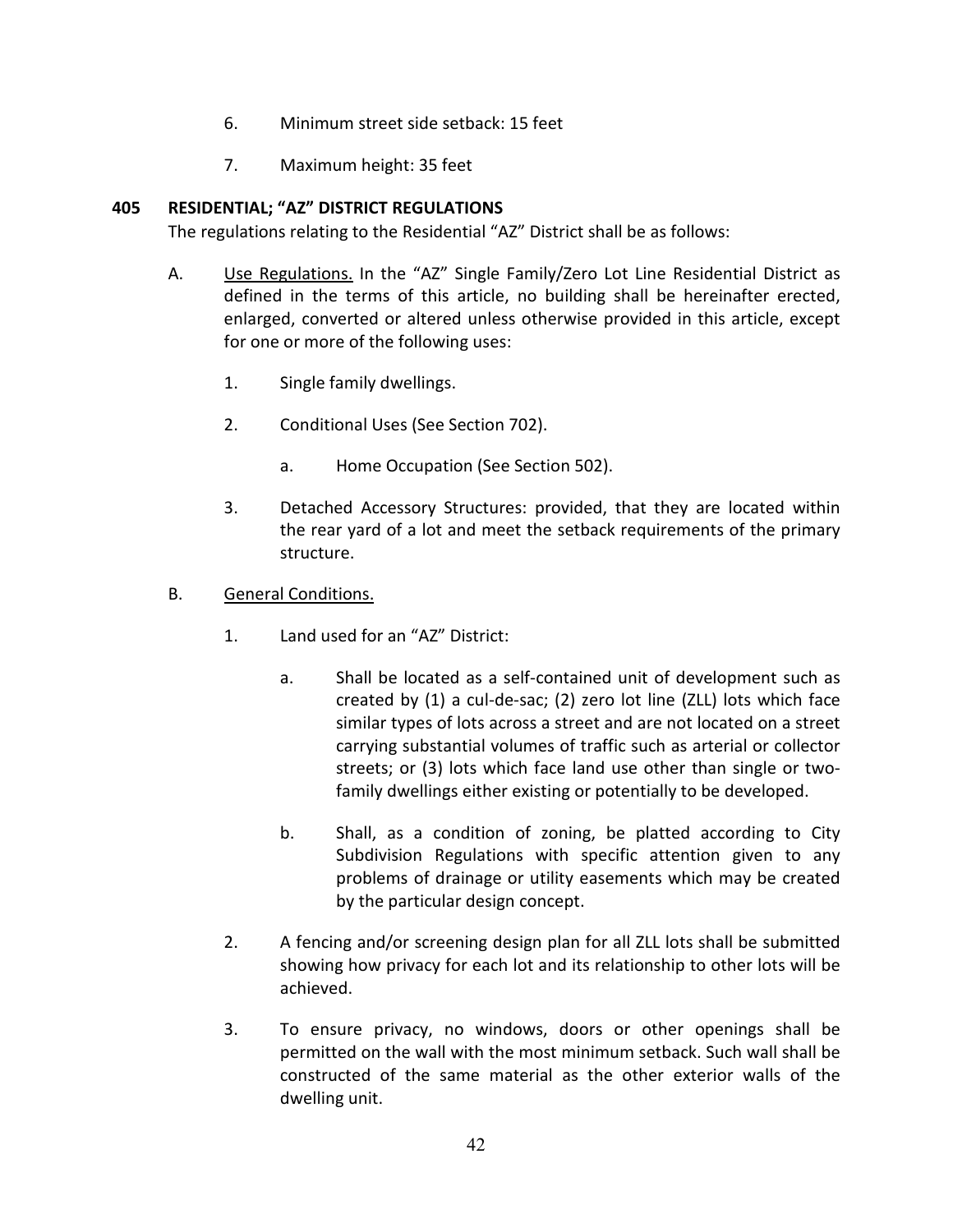6. Minimum street side setback: 15 feet

7. Maximum height: 35 feet

## 405 RESIDENTIAL; "AZ" DISTRICT REGULATIONS

The regulations relating to the Residential "AZ" District shall be as follows:

A. Use Regulations. In the "AZ" Single Family/Zero Lot Line Residential District as defined in the terms of this article, no building shall be hereinafter erected, enlarged, converted or altered unless otherwise provided in this article, except for one or more of the following uses:

   1. Single family dwellings.

   2. Conditional Uses (See Section 702).

      a. Home Occupation (See Section 502).

   3. Detached Accessory Structures: provided, that they are located within the rear yard of a lot and meet the setback requirements of the primary structure.

B. General Conditions.

   1. Land used for an "AZ" District:

      a. Shall be located as a self-contained unit of development such as created by (1) a cul-de-sac; (2) zero lot line (ZLL) lots which face similar types of lots across a street and are not located on a street carrying substantial volumes of traffic such as arterial or collector streets; or (3) lots which face land use other than single or two-family dwellings either existing or potentially to be developed.

      b. Shall, as a condition of zoning, be platted according to City Subdivision Regulations with specific attention given to any problems of drainage or utility easements which may be created by the particular design concept.

   2. A fencing and/or screening design plan for all ZLL lots shall be submitted showing how privacy for each lot and its relationship to other lots will be achieved.

   3. To ensure privacy, no windows, doors or other openings shall be permitted on the wall with the most minimum setback. Such wall shall be constructed of the same material as the other exterior walls of the dwelling unit.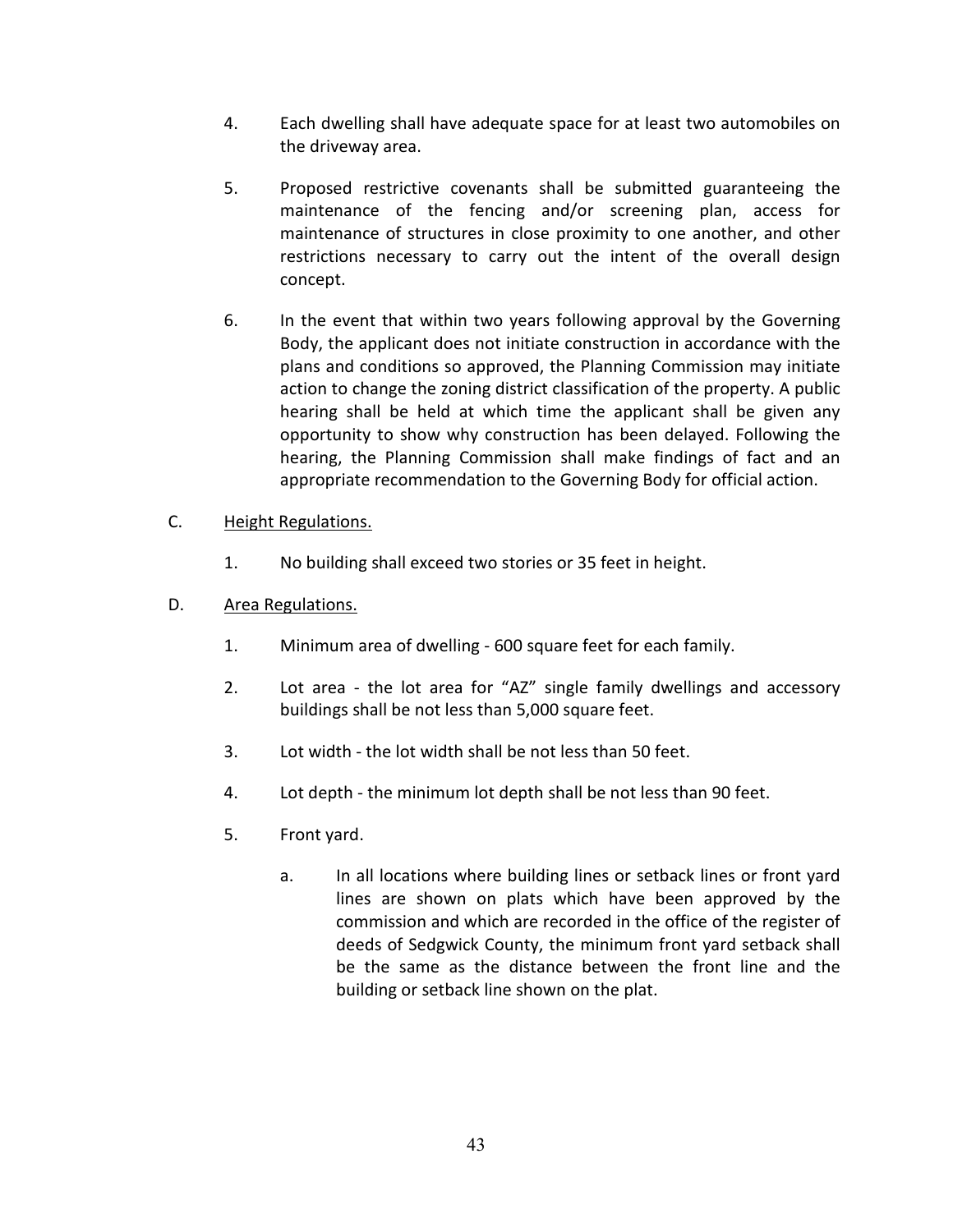4. Each dwelling shall have adequate space for at least two automobiles on the driveway area.

5. Proposed restrictive covenants shall be submitted guaranteeing the maintenance of the fencing and/or screening plan, access for maintenance of structures in close proximity to one another, and other restrictions necessary to carry out the intent of the overall design concept.

6. In the event that within two years following approval by the Governing Body, the applicant does not initiate construction in accordance with the plans and conditions so approved, the Planning Commission may initiate action to change the zoning district classification of the property. A public hearing shall be held at which time the applicant shall be given any opportunity to show why construction has been delayed. Following the hearing, the Planning Commission shall make findings of fact and an appropriate recommendation to the Governing Body for official action.

C. <u>Height Regulations.</u>

1. No building shall exceed two stories or 35 feet in height.

D. <u>Area Regulations.</u>

1. Minimum area of dwelling - 600 square feet for each family.

2. Lot area - the lot area for “AZ” single family dwellings and accessory buildings shall be not less than 5,000 square feet.

3. Lot width - the lot width shall be not less than 50 feet.

4. Lot depth - the minimum lot depth shall be not less than 90 feet.

5. Front yard.

   a. In all locations where building lines or setback lines or front yard lines are shown on plats which have been approved by the commission and which are recorded in the office of the register of deeds of Sedgwick County, the minimum front yard setback shall be the same as the distance between the front line and the building or setback line shown on the plat.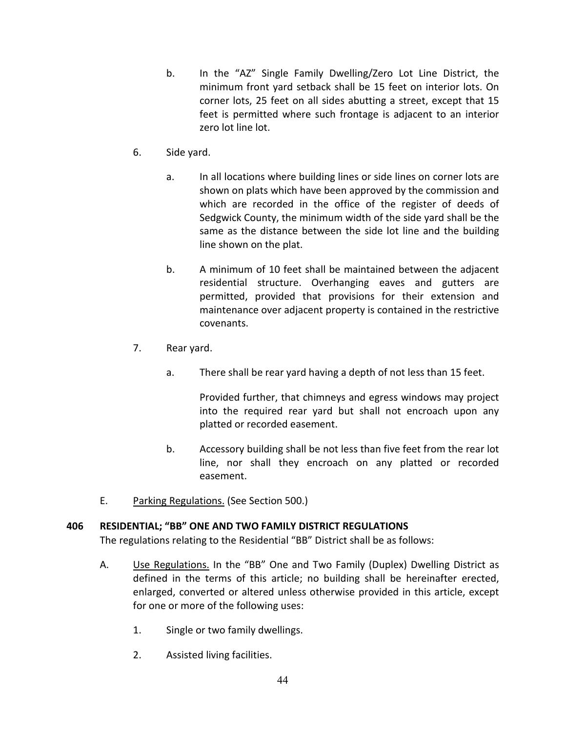b. In the "AZ" Single Family Dwelling/Zero Lot Line District, the minimum front yard setback shall be 15 feet on interior lots. On corner lots, 25 feet on all sides abutting a street, except that 15 feet is permitted where such frontage is adjacent to an interior zero lot line lot.

6. Side yard.

   a. In all locations where building lines or side lines on corner lots are shown on plats which have been approved by the commission and which are recorded in the office of the register of deeds of Sedgwick County, the minimum width of the side yard shall be the same as the distance between the side lot line and the building line shown on the plat.

   b. A minimum of 10 feet shall be maintained between the adjacent residential structure. Overhanging eaves and gutters are permitted, provided that provisions for their extension and maintenance over adjacent property is contained in the restrictive covenants.

7. Rear yard.

   a. There shall be rear yard having a depth of not less than 15 feet.

      Provided further, that chimneys and egress windows may project into the required rear yard but shall not encroach upon any platted or recorded easement.

   b. Accessory building shall be not less than five feet from the rear lot line, nor shall they encroach on any platted or recorded easement.

E. Parking Regulations. (See Section 500.)

**406 RESIDENTIAL; "BB" ONE AND TWO FAMILY DISTRICT REGULATIONS**

The regulations relating to the Residential "BB" District shall be as follows:

A. Use Regulations. In the "BB" One and Two Family (Duplex) Dwelling District as defined in the terms of this article; no building shall be hereinafter erected, enlarged, converted or altered unless otherwise provided in this article, except for one or more of the following uses:

   1. Single or two family dwellings.

   2. Assisted living facilities.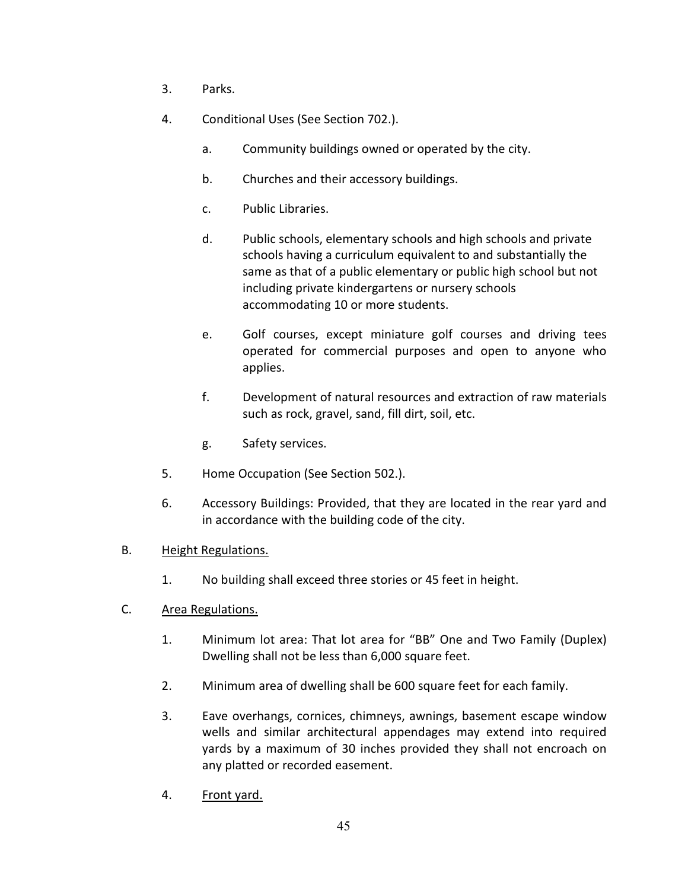3. Parks.

4. Conditional Uses (See Section 702.).

   a. Community buildings owned or operated by the city.

   b. Churches and their accessory buildings.

   c. Public Libraries.

   d. Public schools, elementary schools and high schools and private schools having a curriculum equivalent to and substantially the same as that of a public elementary or public high school but not including private kindergartens or nursery schools accommodating 10 or more students.

   e. Golf courses, except miniature golf courses and driving tees operated for commercial purposes and open to anyone who applies.

   f. Development of natural resources and extraction of raw materials such as rock, gravel, sand, fill dirt, soil, etc.

   g. Safety services.

5. Home Occupation (See Section 502.).

6. Accessory Buildings: Provided, that they are located in the rear yard and in accordance with the building code of the city.

B. <u>Height Regulations.</u>

1. No building shall exceed three stories or 45 feet in height.

C. <u>Area Regulations.</u>

1. Minimum lot area: That lot area for "BB" One and Two Family (Duplex) Dwelling shall not be less than 6,000 square feet.

2. Minimum area of dwelling shall be 600 square feet for each family.

3. Eave overhangs, cornices, chimneys, awnings, basement escape window wells and similar architectural appendages may extend into required yards by a maximum of 30 inches provided they shall not encroach on any platted or recorded easement.

4. <u>Front yard.</u>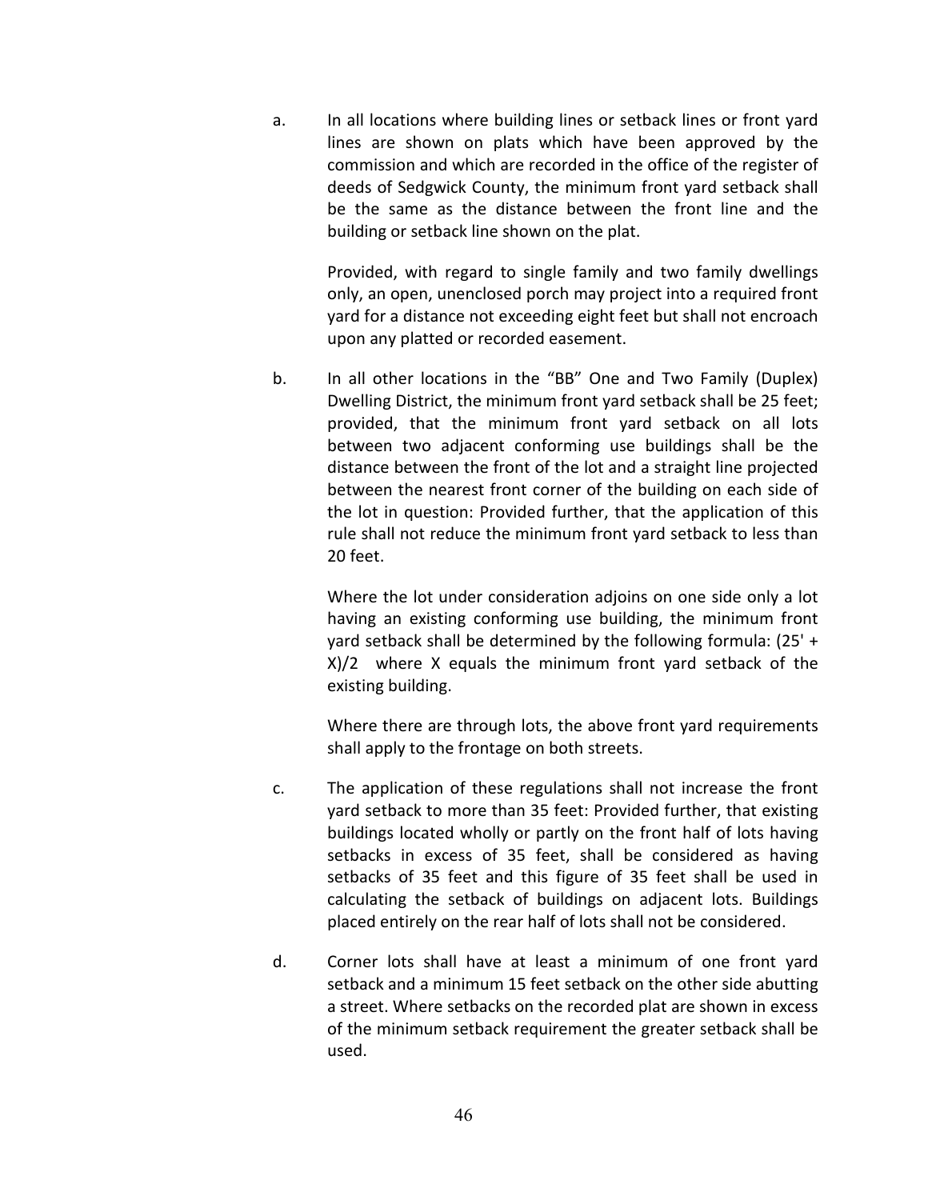a. In all locations where building lines or setback lines or front yard lines are shown on plats which have been approved by the commission and which are recorded in the office of the register of deeds of Sedgwick County, the minimum front yard setback shall be the same as the distance between the front line and the building or setback line shown on the plat.

   Provided, with regard to single family and two family dwellings only, an open, unenclosed porch may project into a required front yard for a distance not exceeding eight feet but shall not encroach upon any platted or recorded easement.

b. In all other locations in the "BB" One and Two Family (Duplex) Dwelling District, the minimum front yard setback shall be 25 feet; provided, that the minimum front yard setback on all lots between two adjacent conforming use buildings shall be the distance between the front of the lot and a straight line projected between the nearest front corner of the building on each side of the lot in question: Provided further, that the application of this rule shall not reduce the minimum front yard setback to less than 20 feet.

   Where the lot under consideration adjoins on one side only a lot having an existing conforming use building, the minimum front yard setback shall be determined by the following formula: (25' + X)/2 where X equals the minimum front yard setback of the existing building.

   Where there are through lots, the above front yard requirements shall apply to the frontage on both streets.

c. The application of these regulations shall not increase the front yard setback to more than 35 feet: Provided further, that existing buildings located wholly or partly on the front half of lots having setbacks in excess of 35 feet, shall be considered as having setbacks of 35 feet and this figure of 35 feet shall be used in calculating the setback of buildings on adjacent lots. Buildings placed entirely on the rear half of lots shall not be considered.

d. Corner lots shall have at least a minimum of one front yard setback and a minimum 15 feet setback on the other side abutting a street. Where setbacks on the recorded plat are shown in excess of the minimum setback requirement the greater setback shall be used.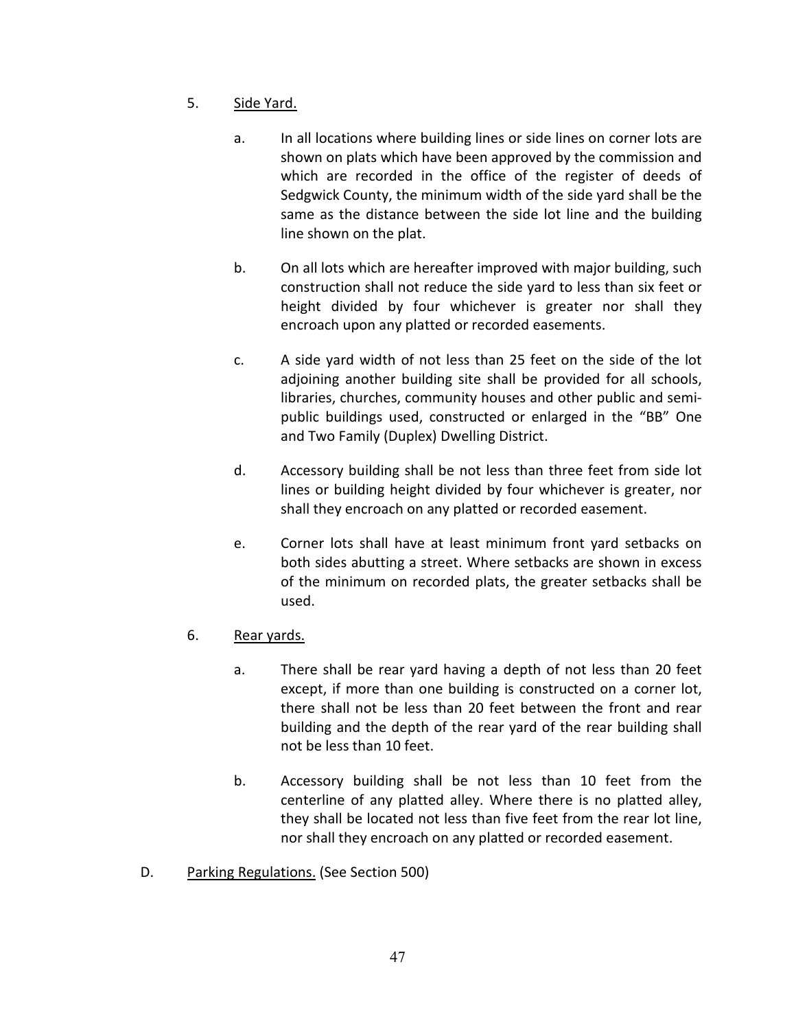5. Side Yard.

   a. In all locations where building lines or side lines on corner lots are shown on plats which have been approved by the commission and which are recorded in the office of the register of deeds of Sedgwick County, the minimum width of the side yard shall be the same as the distance between the side lot line and the building line shown on the plat.

   b. On all lots which are hereafter improved with major building, such construction shall not reduce the side yard to less than six feet or height divided by four whichever is greater nor shall they encroach upon any platted or recorded easements.

   c. A side yard width of not less than 25 feet on the side of the lot adjoining another building site shall be provided for all schools, libraries, churches, community houses and other public and semi-public buildings used, constructed or enlarged in the "BB" One and Two Family (Duplex) Dwelling District.

   d. Accessory building shall be not less than three feet from side lot lines or building height divided by four whichever is greater, nor shall they encroach on any platted or recorded easement.

   e. Corner lots shall have at least minimum front yard setbacks on both sides abutting a street. Where setbacks are shown in excess of the minimum on recorded plats, the greater setbacks shall be used.

6. Rear yards.

   a. There shall be rear yard having a depth of not less than 20 feet except, if more than one building is constructed on a corner lot, there shall not be less than 20 feet between the front and rear building and the depth of the rear yard of the rear building shall not be less than 10 feet.

   b. Accessory building shall be not less than 10 feet from the centerline of any platted alley. Where there is no platted alley, they shall be located not less than five feet from the rear lot line, nor shall they encroach on any platted or recorded easement.

D. Parking Regulations. (See Section 500)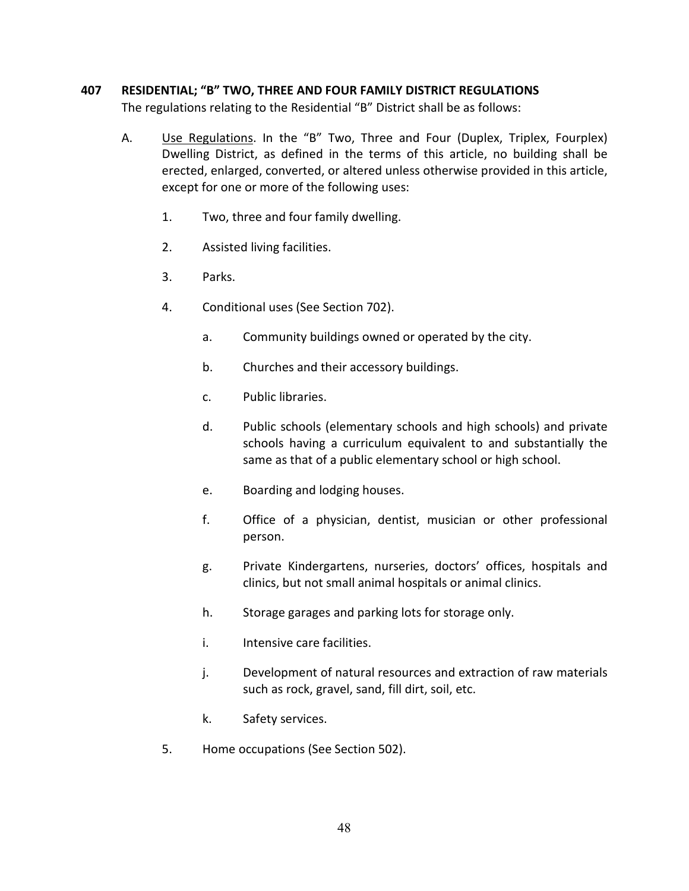## 407 RESIDENTIAL; "B" TWO, THREE AND FOUR FAMILY DISTRICT REGULATIONS

The regulations relating to the Residential "B" District shall be as follows:

A. Use Regulations. In the "B" Two, Three and Four (Duplex, Triplex, Fourplex) Dwelling District, as defined in the terms of this article, no building shall be erected, enlarged, converted, or altered unless otherwise provided in this article, except for one or more of the following uses:

1. Two, three and four family dwelling.

2. Assisted living facilities.

3. Parks.

4. Conditional uses (See Section 702).

    a. Community buildings owned or operated by the city.

    b. Churches and their accessory buildings.

    c. Public libraries.

    d. Public schools (elementary schools and high schools) and private schools having a curriculum equivalent to and substantially the same as that of a public elementary school or high school.

    e. Boarding and lodging houses.

    f. Office of a physician, dentist, musician or other professional person.

    g. Private Kindergartens, nurseries, doctors' offices, hospitals and clinics, but not small animal hospitals or animal clinics.

    h. Storage garages and parking lots for storage only.

    i. Intensive care facilities.

    j. Development of natural resources and extraction of raw materials such as rock, gravel, sand, fill dirt, soil, etc.

    k. Safety services.

5. Home occupations (See Section 502).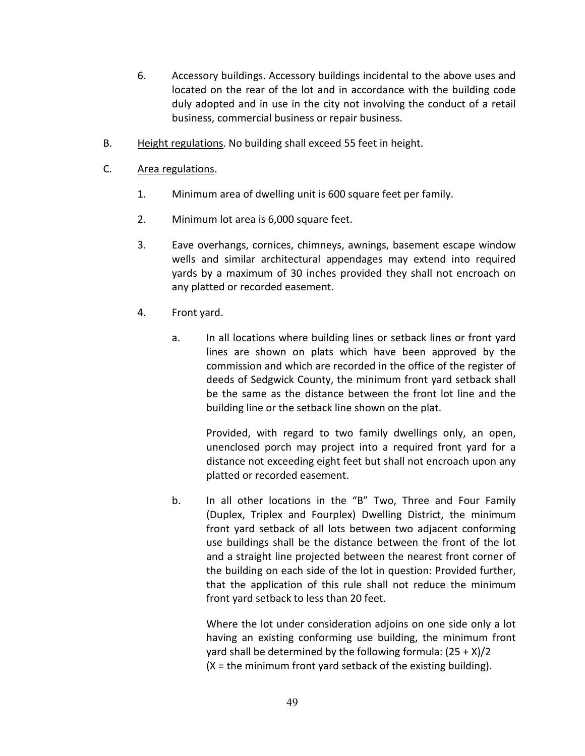6. Accessory buildings. Accessory buildings incidental to the above uses and located on the rear of the lot and in accordance with the building code duly adopted and in use in the city not involving the conduct of a retail business, commercial business or repair business.

B. Height regulations. No building shall exceed 55 feet in height.

C. Area regulations.

1. Minimum area of dwelling unit is 600 square feet per family.

2. Minimum lot area is 6,000 square feet.

3. Eave overhangs, cornices, chimneys, awnings, basement escape window wells and similar architectural appendages may extend into required yards by a maximum of 30 inches provided they shall not encroach on any platted or recorded easement.

4. Front yard.

a. In all locations where building lines or setback lines or front yard lines are shown on plats which have been approved by the commission and which are recorded in the office of the register of deeds of Sedgwick County, the minimum front yard setback shall be the same as the distance between the front lot line and the building line or the setback line shown on the plat.

Provided, with regard to two family dwellings only, an open, unenclosed porch may project into a required front yard for a distance not exceeding eight feet but shall not encroach upon any platted or recorded easement.

b. In all other locations in the "B" Two, Three and Four Family (Duplex, Triplex and Fourplex) Dwelling District, the minimum front yard setback of all lots between two adjacent conforming use buildings shall be the distance between the front of the lot and a straight line projected between the nearest front corner of the building on each side of the lot in question: Provided further, that the application of this rule shall not reduce the minimum front yard setback to less than 20 feet.

Where the lot under consideration adjoins on one side only a lot having an existing conforming use building, the minimum front yard shall be determined by the following formula: $(25 + X)/2$
($X$ = the minimum front yard setback of the existing building).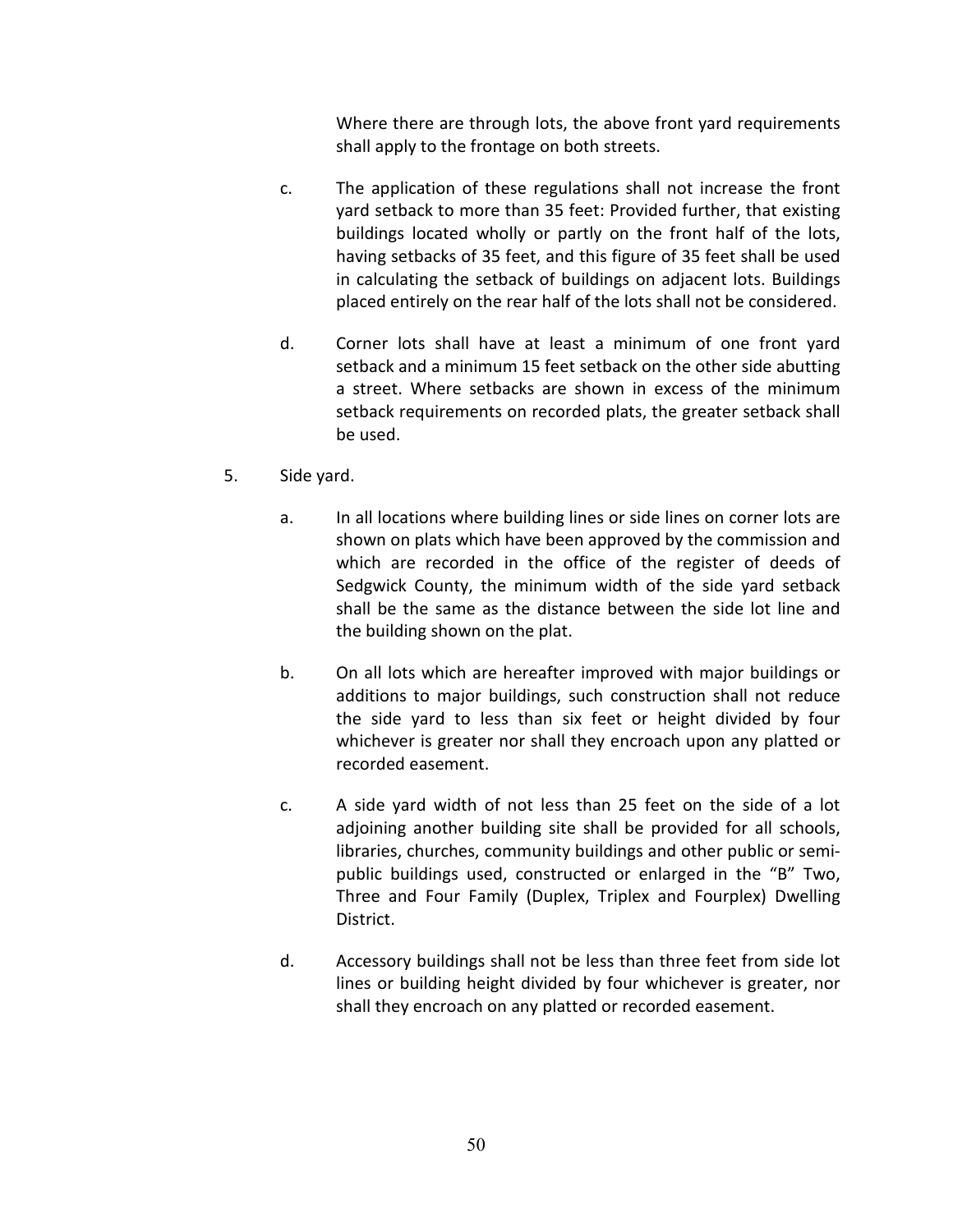Where there are through lots, the above front yard requirements shall apply to the frontage on both streets.

c. The application of these regulations shall not increase the front yard setback to more than 35 feet: Provided further, that existing buildings located wholly or partly on the front half of the lots, having setbacks of 35 feet, and this figure of 35 feet shall be used in calculating the setback of buildings on adjacent lots. Buildings placed entirely on the rear half of the lots shall not be considered.

d. Corner lots shall have at least a minimum of one front yard setback and a minimum 15 feet setback on the other side abutting a street. Where setbacks are shown in excess of the minimum setback requirements on recorded plats, the greater setback shall be used.

5. Side yard.

   a. In all locations where building lines or side lines on corner lots are shown on plats which have been approved by the commission and which are recorded in the office of the register of deeds of Sedgwick County, the minimum width of the side yard setback shall be the same as the distance between the side lot line and the building shown on the plat.

   b. On all lots which are hereafter improved with major buildings or additions to major buildings, such construction shall not reduce the side yard to less than six feet or height divided by four whichever is greater nor shall they encroach upon any platted or recorded easement.

   c. A side yard width of not less than 25 feet on the side of a lot adjoining another building site shall be provided for all schools, libraries, churches, community buildings and other public or semi-public buildings used, constructed or enlarged in the "B" Two, Three and Four Family (Duplex, Triplex and Fourplex) Dwelling District.

   d. Accessory buildings shall not be less than three feet from side lot lines or building height divided by four whichever is greater, nor shall they encroach on any platted or recorded easement.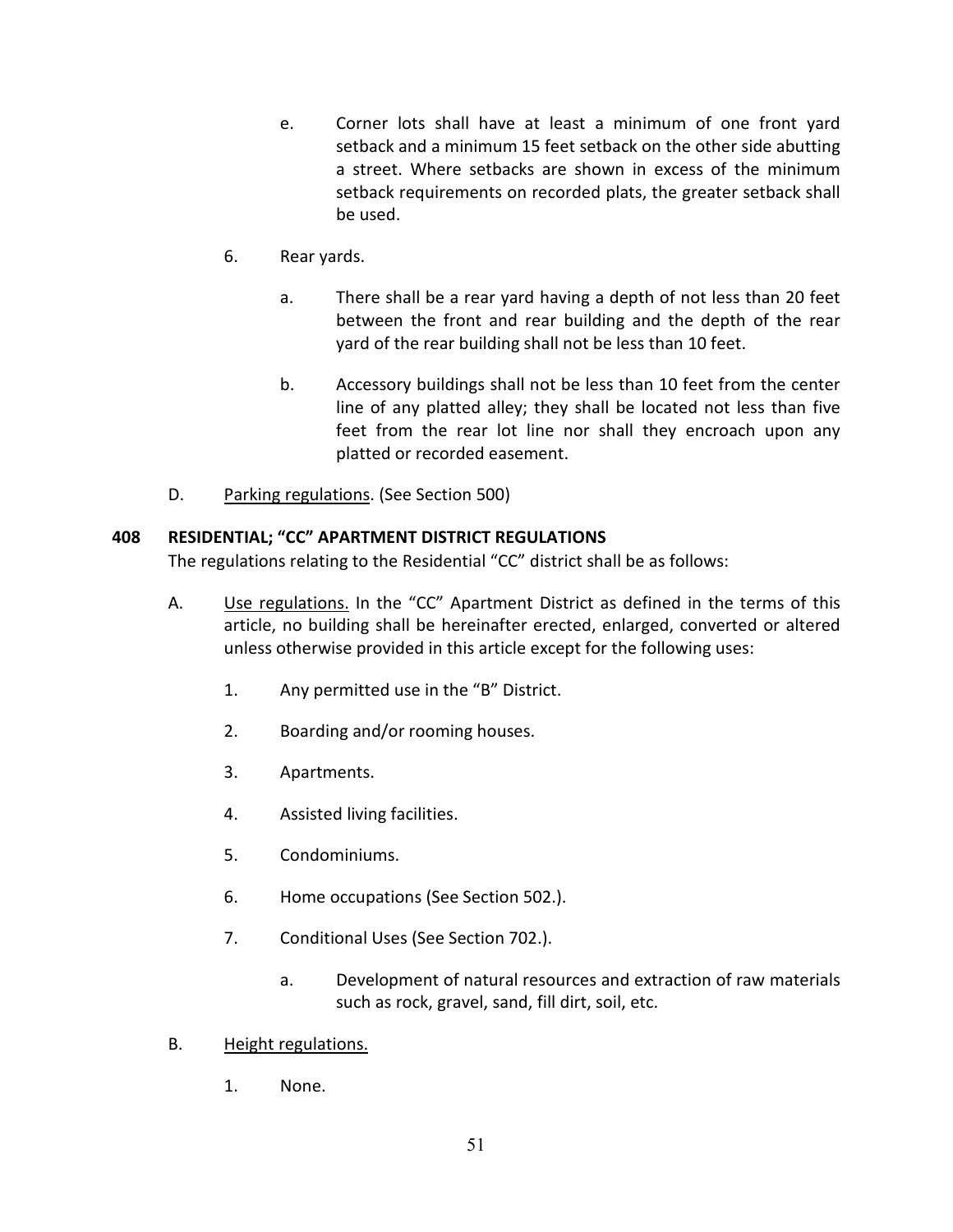e. Corner lots shall have at least a minimum of one front yard setback and a minimum 15 feet setback on the other side abutting a street. Where setbacks are shown in excess of the minimum setback requirements on recorded plats, the greater setback shall be used.

6. Rear yards.

   a. There shall be a rear yard having a depth of not less than 20 feet between the front and rear building and the depth of the rear yard of the rear building shall not be less than 10 feet.

   b. Accessory buildings shall not be less than 10 feet from the center line of any platted alley; they shall be located not less than five feet from the rear lot line nor shall they encroach upon any platted or recorded easement.

D. Parking regulations. (See Section 500)

### 408 RESIDENTIAL; "CC" APARTMENT DISTRICT REGULATIONS

The regulations relating to the Residential "CC" district shall be as follows:

A. Use regulations. In the "CC" Apartment District as defined in the terms of this article, no building shall be hereinafter erected, enlarged, converted or altered unless otherwise provided in this article except for the following uses:

   1. Any permitted use in the "B" District.

   2. Boarding and/or rooming houses.

   3. Apartments.

   4. Assisted living facilities.

   5. Condominiums.

   6. Home occupations (See Section 502.).

   7. Conditional Uses (See Section 702.).

      a. Development of natural resources and extraction of raw materials such as rock, gravel, sand, fill dirt, soil, etc.

B. Height regulations.

   1. None.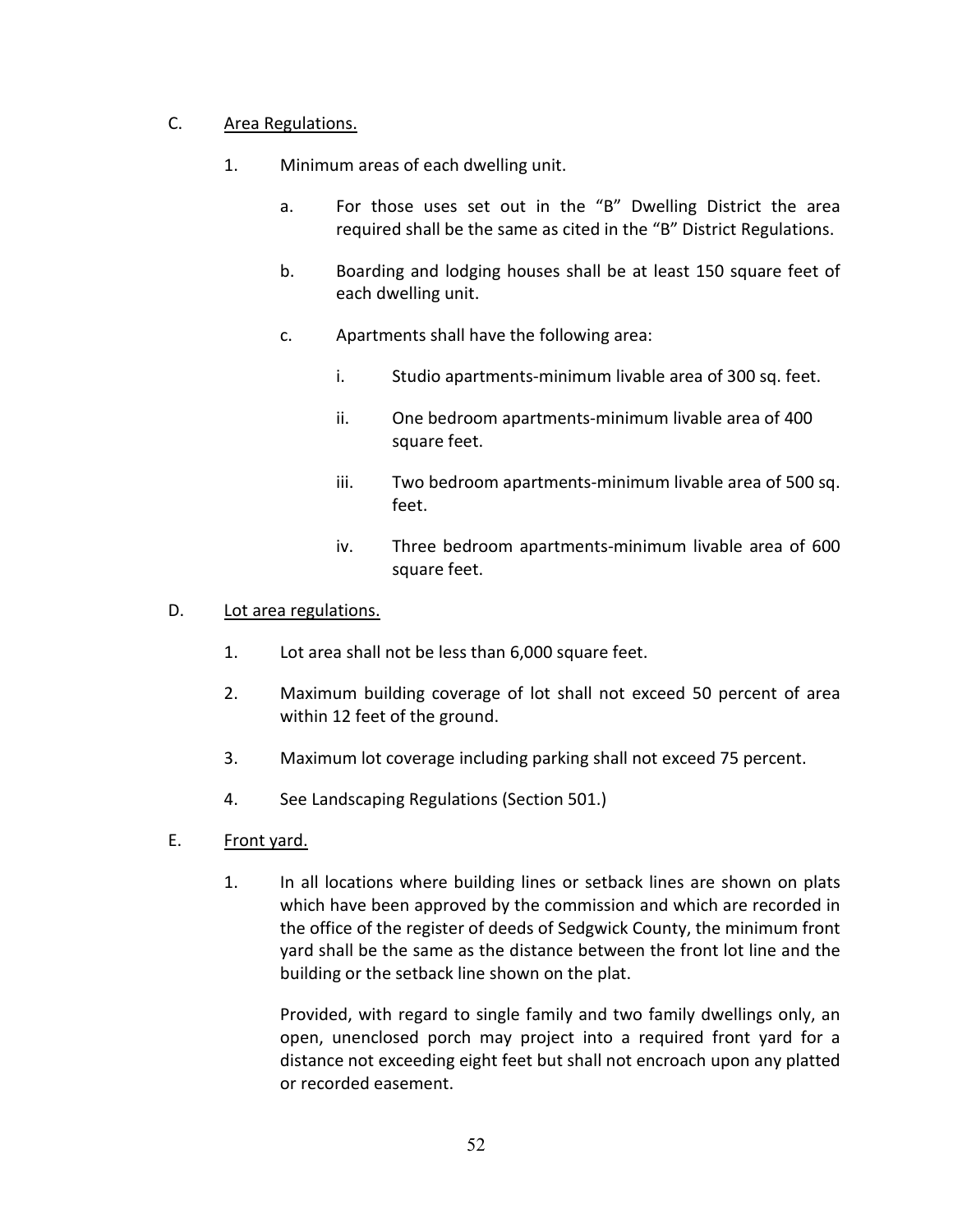C. Area Regulations.

1. Minimum areas of each dwelling unit.

   a. For those uses set out in the "B" Dwelling District the area required shall be the same as cited in the "B" District Regulations.

   b. Boarding and lodging houses shall be at least 150 square feet of each dwelling unit.

   c. Apartments shall have the following area:

      i. Studio apartments-minimum livable area of 300 sq. feet.

      ii. One bedroom apartments-minimum livable area of 400 square feet.

      iii. Two bedroom apartments-minimum livable area of 500 sq. feet.

      iv. Three bedroom apartments-minimum livable area of 600 square feet.

D. Lot area regulations.

1. Lot area shall not be less than 6,000 square feet.

2. Maximum building coverage of lot shall not exceed 50 percent of area within 12 feet of the ground.

3. Maximum lot coverage including parking shall not exceed 75 percent.

4. See Landscaping Regulations (Section 501.)

E. Front yard.

1. In all locations where building lines or setback lines are shown on plats which have been approved by the commission and which are recorded in the office of the register of deeds of Sedgwick County, the minimum front yard shall be the same as the distance between the front lot line and the building or the setback line shown on the plat.

   Provided, with regard to single family and two family dwellings only, an open, unenclosed porch may project into a required front yard for a distance not exceeding eight feet but shall not encroach upon any platted or recorded easement.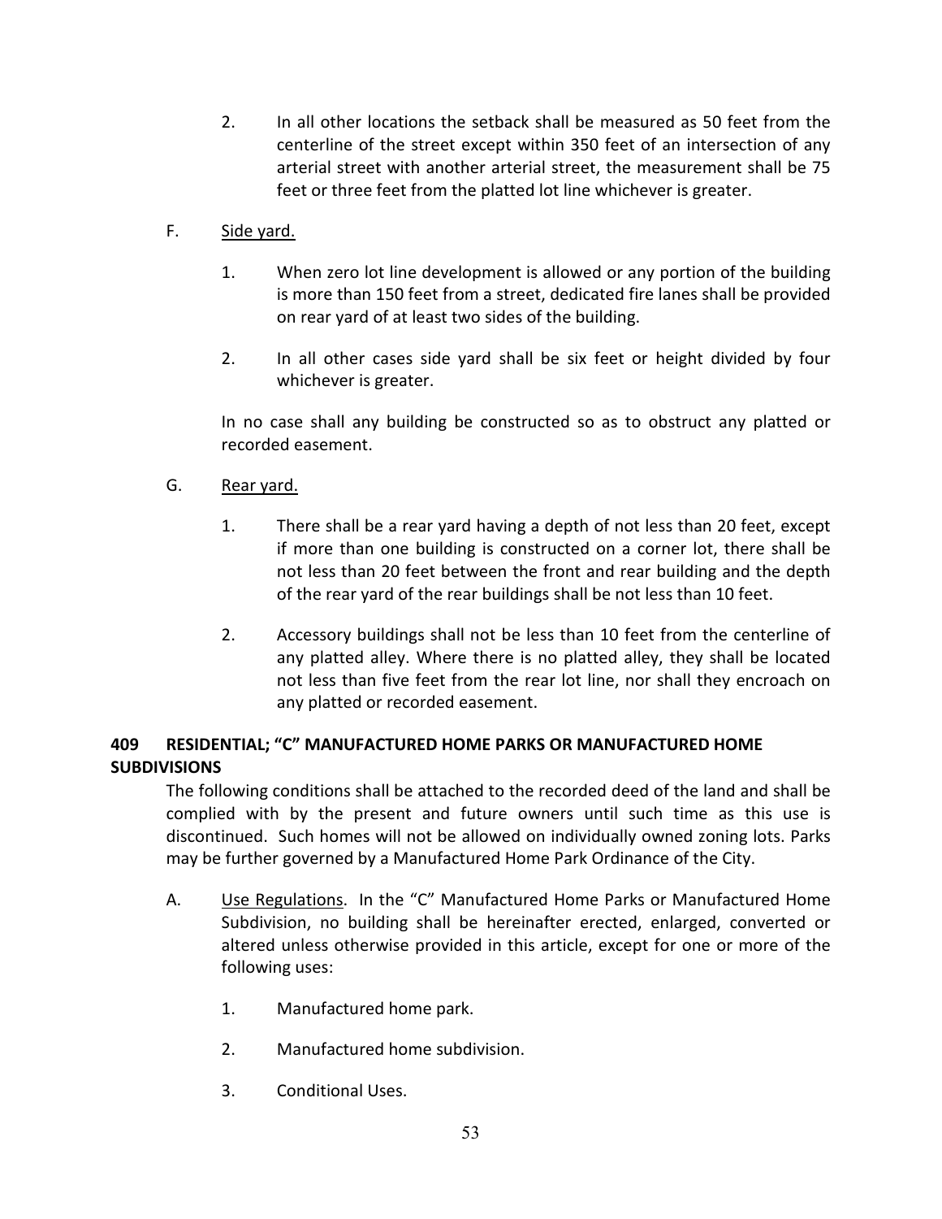2. In all other locations the setback shall be measured as 50 feet from the centerline of the street except within 350 feet of an intersection of any arterial street with another arterial street, the measurement shall be 75 feet or three feet from the platted lot line whichever is greater.

F. Side yard.

1. When zero lot line development is allowed or any portion of the building is more than 150 feet from a street, dedicated fire lanes shall be provided on rear yard of at least two sides of the building.

2. In all other cases side yard shall be six feet or height divided by four whichever is greater.

In no case shall any building be constructed so as to obstruct any platted or recorded easement.

G. Rear yard.

1. There shall be a rear yard having a depth of not less than 20 feet, except if more than one building is constructed on a corner lot, there shall be not less than 20 feet between the front and rear building and the depth of the rear yard of the rear buildings shall be not less than 10 feet.

2. Accessory buildings shall not be less than 10 feet from the centerline of any platted alley. Where there is no platted alley, they shall be located not less than five feet from the rear lot line, nor shall they encroach on any platted or recorded easement.

**409 RESIDENTIAL; "C" MANUFACTURED HOME PARKS OR MANUFACTURED HOME SUBDIVISIONS**

The following conditions shall be attached to the recorded deed of the land and shall be complied with by the present and future owners until such time as this use is discontinued. Such homes will not be allowed on individually owned zoning lots. Parks may be further governed by a Manufactured Home Park Ordinance of the City.

A. Use Regulations. In the "C" Manufactured Home Parks or Manufactured Home Subdivision, no building shall be hereinafter erected, enlarged, converted or altered unless otherwise provided in this article, except for one or more of the following uses:

1. Manufactured home park.

2. Manufactured home subdivision.

3. Conditional Uses.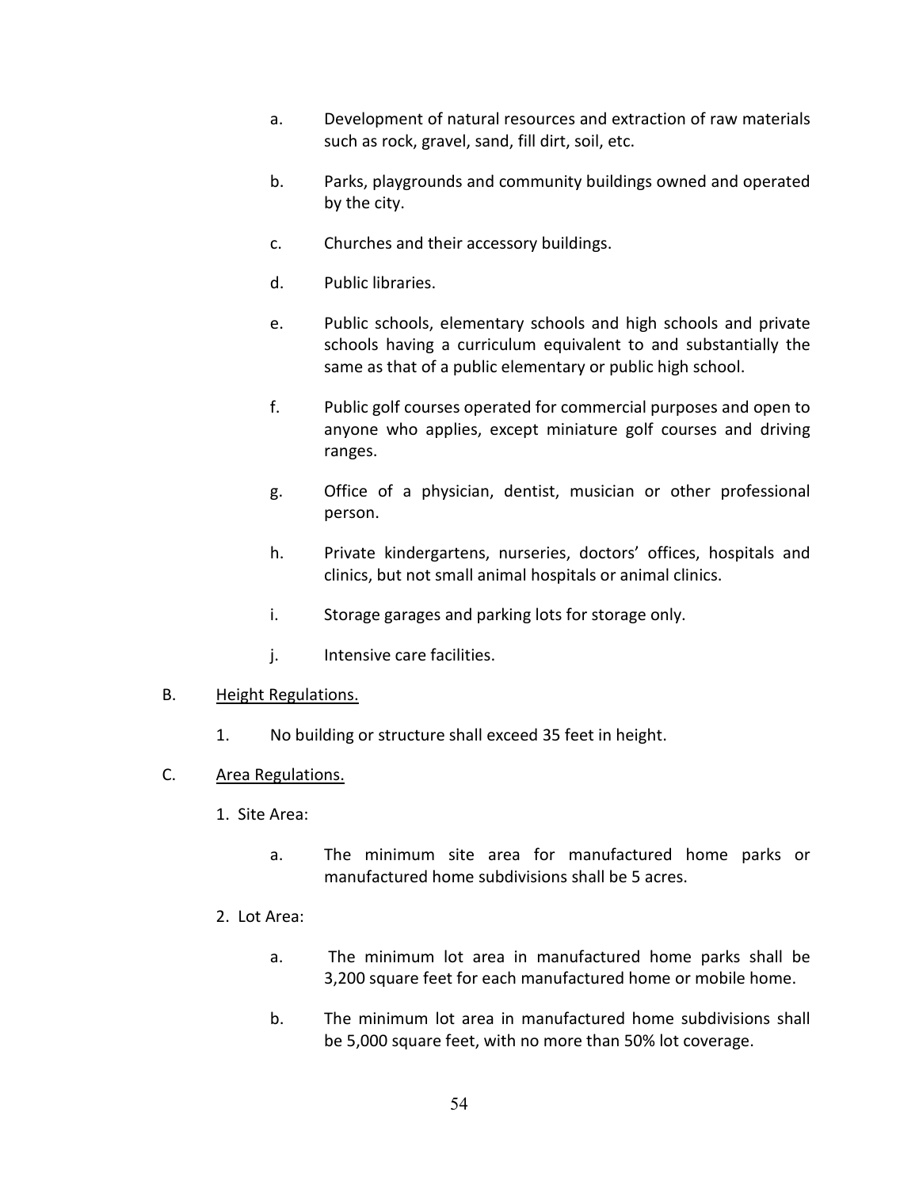a. Development of natural resources and extraction of raw materials such as rock, gravel, sand, fill dirt, soil, etc.

b. Parks, playgrounds and community buildings owned and operated by the city.

c. Churches and their accessory buildings.

d. Public libraries.

e. Public schools, elementary schools and high schools and private schools having a curriculum equivalent to and substantially the same as that of a public elementary or public high school.

f. Public golf courses operated for commercial purposes and open to anyone who applies, except miniature golf courses and driving ranges.

g. Office of a physician, dentist, musician or other professional person.

h. Private kindergartens, nurseries, doctors' offices, hospitals and clinics, but not small animal hospitals or animal clinics.

i. Storage garages and parking lots for storage only.

j. Intensive care facilities.

B. <u>Height Regulations.</u>

1. No building or structure shall exceed 35 feet in height.

C. <u>Area Regulations.</u>

1. Site Area:

a. The minimum site area for manufactured home parks or manufactured home subdivisions shall be 5 acres.

2. Lot Area:

a. The minimum lot area in manufactured home parks shall be 3,200 square feet for each manufactured home or mobile home.

b. The minimum lot area in manufactured home subdivisions shall be 5,000 square feet, with no more than 50% lot coverage.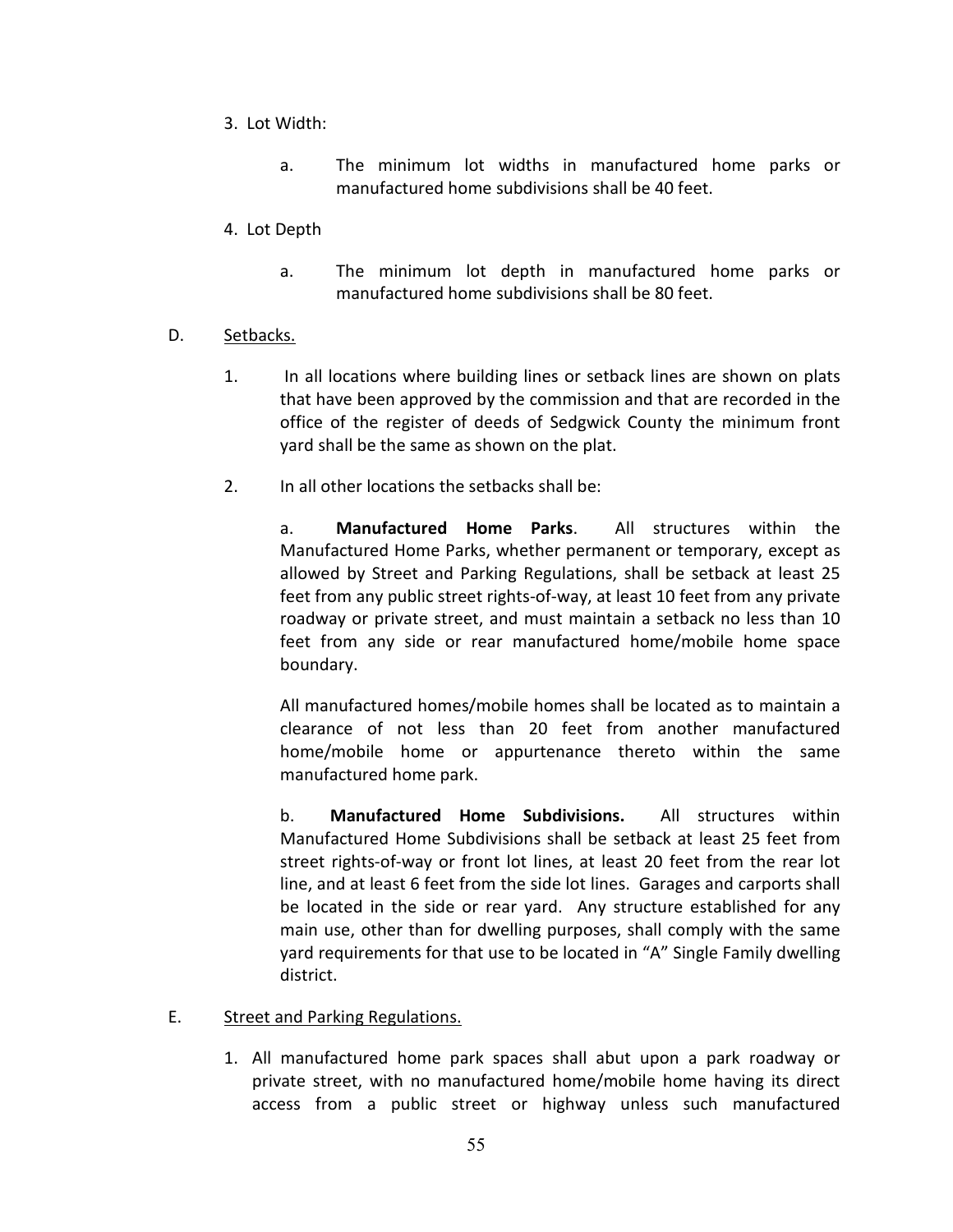3. Lot Width:

   a. The minimum lot widths in manufactured home parks or manufactured home subdivisions shall be 40 feet.

4. Lot Depth

   a. The minimum lot depth in manufactured home parks or manufactured home subdivisions shall be 80 feet.

D. Setbacks.

1. In all locations where building lines or setback lines are shown on plats that have been approved by the commission and that are recorded in the office of the register of deeds of Sedgwick County the minimum front yard shall be the same as shown on the plat.

2. In all other locations the setbacks shall be:

   a. **Manufactured Home Parks**. All structures within the Manufactured Home Parks, whether permanent or temporary, except as allowed by Street and Parking Regulations, shall be setback at least 25 feet from any public street rights-of-way, at least 10 feet from any private roadway or private street, and must maintain a setback no less than 10 feet from any side or rear manufactured home/mobile home space boundary.

   All manufactured homes/mobile homes shall be located as to maintain a clearance of not less than 20 feet from another manufactured home/mobile home or appurtenance thereto within the same manufactured home park.

   b. **Manufactured Home Subdivisions.** All structures within Manufactured Home Subdivisions shall be setback at least 25 feet from street rights-of-way or front lot lines, at least 20 feet from the rear lot line, and at least 6 feet from the side lot lines. Garages and carports shall be located in the side or rear yard. Any structure established for any main use, other than for dwelling purposes, shall comply with the same yard requirements for that use to be located in "A" Single Family dwelling district.

E. Street and Parking Regulations.

1. All manufactured home park spaces shall abut upon a park roadway or private street, with no manufactured home/mobile home having its direct access from a public street or highway unless such manufactured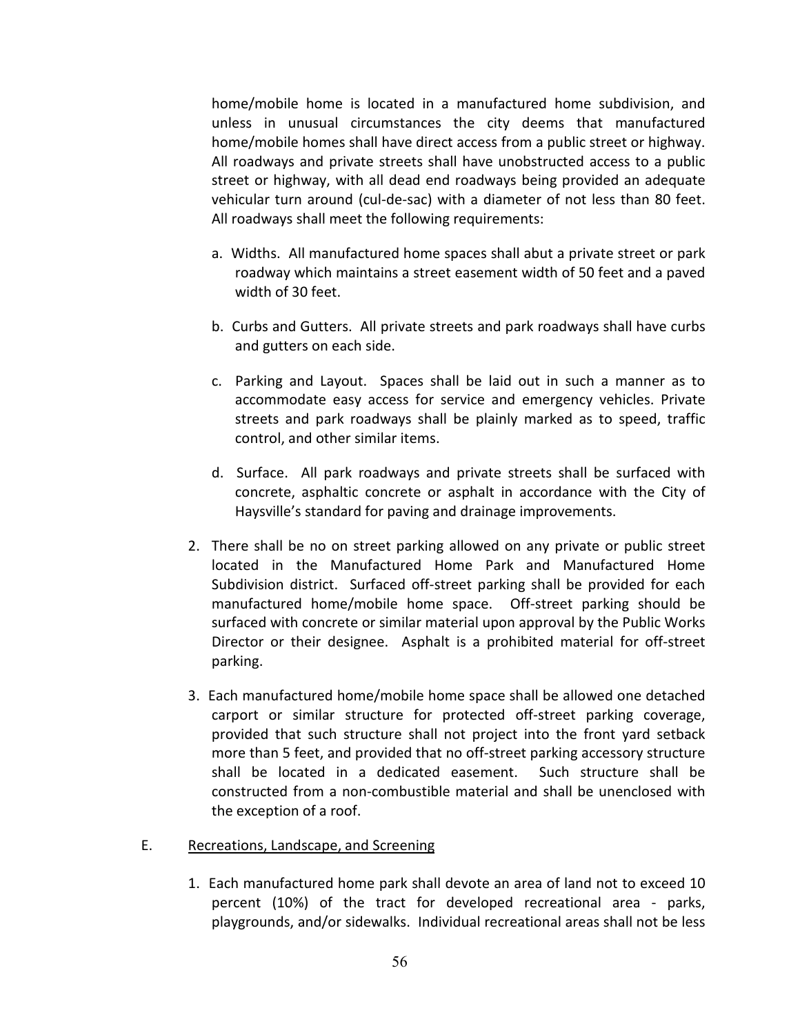home/mobile home is located in a manufactured home subdivision, and unless in unusual circumstances the city deems that manufactured home/mobile homes shall have direct access from a public street or highway. All roadways and private streets shall have unobstructed access to a public street or highway, with all dead end roadways being provided an adequate vehicular turn around (cul-de-sac) with a diameter of not less than 80 feet. All roadways shall meet the following requirements:

a. Widths. All manufactured home spaces shall abut a private street or park roadway which maintains a street easement width of 50 feet and a paved width of 30 feet.

b. Curbs and Gutters. All private streets and park roadways shall have curbs and gutters on each side.

c. Parking and Layout. Spaces shall be laid out in such a manner as to accommodate easy access for service and emergency vehicles. Private streets and park roadways shall be plainly marked as to speed, traffic control, and other similar items.

d. Surface. All park roadways and private streets shall be surfaced with concrete, asphaltic concrete or asphalt in accordance with the City of Haysville's standard for paving and drainage improvements.

2. There shall be no on street parking allowed on any private or public street located in the Manufactured Home Park and Manufactured Home Subdivision district. Surfaced off-street parking shall be provided for each manufactured home/mobile home space. Off-street parking should be surfaced with concrete or similar material upon approval by the Public Works Director or their designee. Asphalt is a prohibited material for off-street parking.

3. Each manufactured home/mobile home space shall be allowed one detached carport or similar structure for protected off-street parking coverage, provided that such structure shall not project into the front yard setback more than 5 feet, and provided that no off-street parking accessory structure shall be located in a dedicated easement. Such structure shall be constructed from a non-combustible material and shall be unenclosed with the exception of a roof.

E. <u>Recreations, Landscape, and Screening</u>

1. Each manufactured home park shall devote an area of land not to exceed 10 percent (10%) of the tract for developed recreational area - parks, playgrounds, and/or sidewalks. Individual recreational areas shall not be less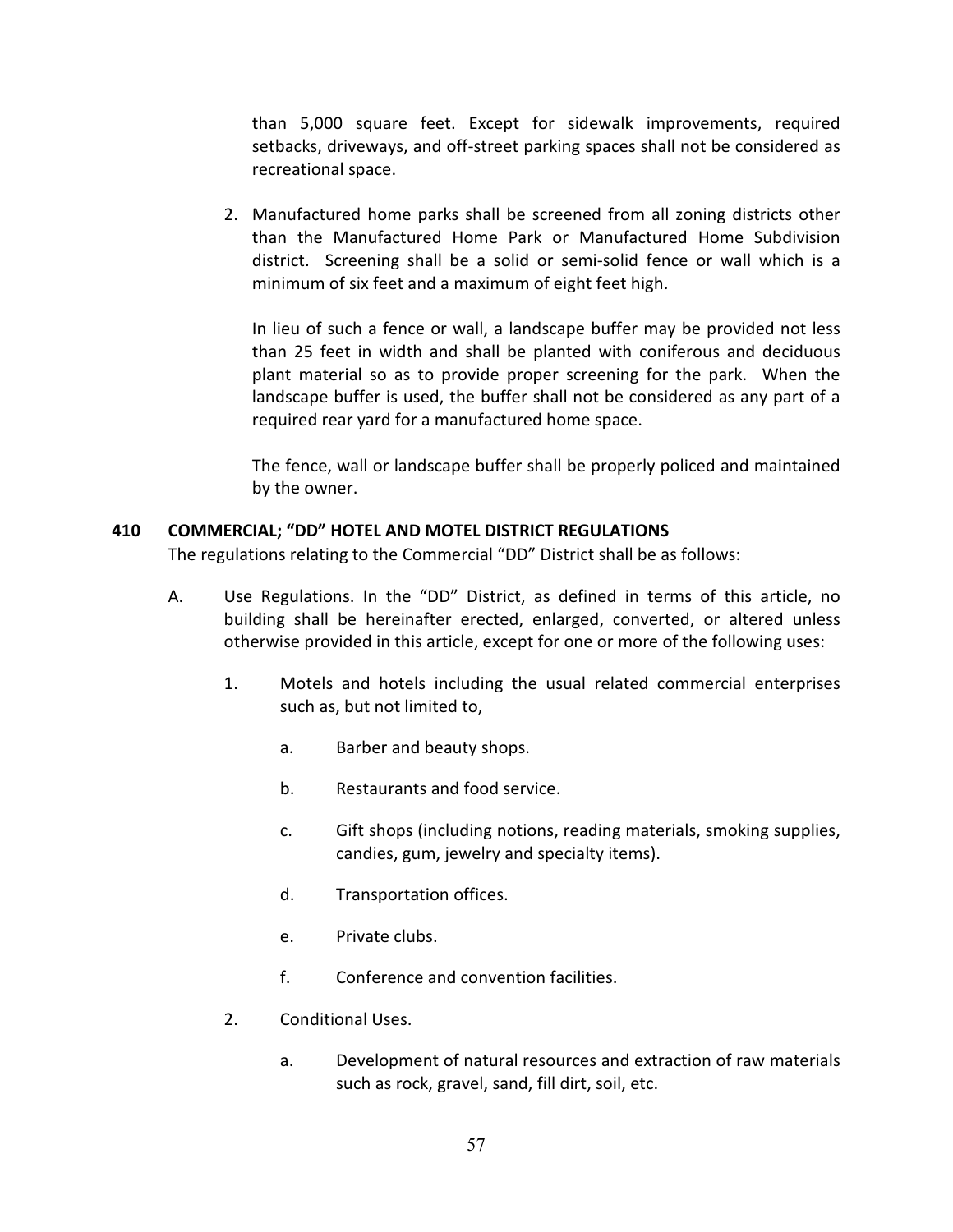than 5,000 square feet. Except for sidewalk improvements, required setbacks, driveways, and off-street parking spaces shall not be considered as recreational space.

2. Manufactured home parks shall be screened from all zoning districts other than the Manufactured Home Park or Manufactured Home Subdivision district. Screening shall be a solid or semi-solid fence or wall which is a minimum of six feet and a maximum of eight feet high.

   In lieu of such a fence or wall, a landscape buffer may be provided not less than 25 feet in width and shall be planted with coniferous and deciduous plant material so as to provide proper screening for the park. When the landscape buffer is used, the buffer shall not be considered as any part of a required rear yard for a manufactured home space.

   The fence, wall or landscape buffer shall be properly policed and maintained by the owner.

**410 COMMERCIAL; "DD" HOTEL AND MOTEL DISTRICT REGULATIONS**

The regulations relating to the Commercial "DD" District shall be as follows:

A. Use Regulations. In the "DD" District, as defined in terms of this article, no building shall be hereinafter erected, enlarged, converted, or altered unless otherwise provided in this article, except for one or more of the following uses:

   1. Motels and hotels including the usual related commercial enterprises such as, but not limited to,

      a. Barber and beauty shops.

      b. Restaurants and food service.

      c. Gift shops (including notions, reading materials, smoking supplies, candies, gum, jewelry and specialty items).

      d. Transportation offices.

      e. Private clubs.

      f. Conference and convention facilities.

   2. Conditional Uses.

      a. Development of natural resources and extraction of raw materials such as rock, gravel, sand, fill dirt, soil, etc.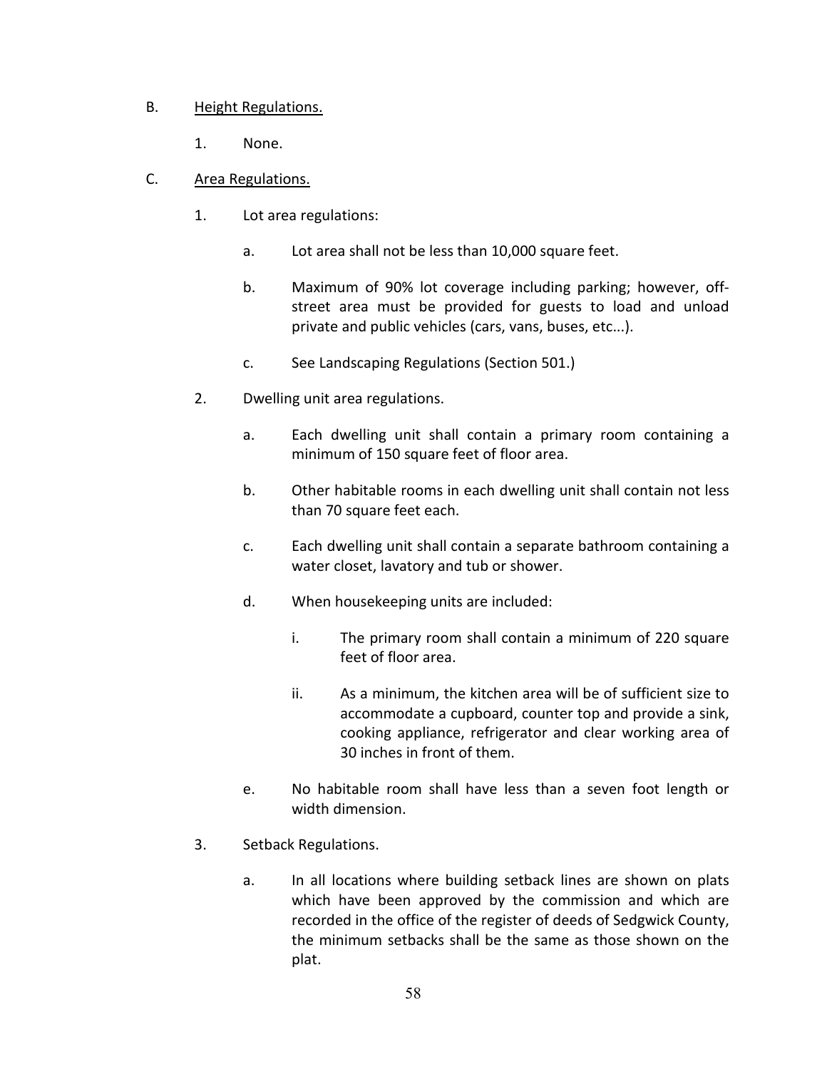B. <u>Height Regulations.</u>

1. None.

C. <u>Area Regulations.</u>

1. Lot area regulations:

   a. Lot area shall not be less than 10,000 square feet.

   b. Maximum of 90% lot coverage including parking; however, off-street area must be provided for guests to load and unload private and public vehicles (cars, vans, buses, etc...).

   c. See Landscaping Regulations (Section 501.)

2. Dwelling unit area regulations.

   a. Each dwelling unit shall contain a primary room containing a minimum of 150 square feet of floor area.

   b. Other habitable rooms in each dwelling unit shall contain not less than 70 square feet each.

   c. Each dwelling unit shall contain a separate bathroom containing a water closet, lavatory and tub or shower.

   d. When housekeeping units are included:

      i. The primary room shall contain a minimum of 220 square feet of floor area.

      ii. As a minimum, the kitchen area will be of sufficient size to accommodate a cupboard, counter top and provide a sink, cooking appliance, refrigerator and clear working area of 30 inches in front of them.

   e. No habitable room shall have less than a seven foot length or width dimension.

3. Setback Regulations.

   a. In all locations where building setback lines are shown on plats which have been approved by the commission and which are recorded in the office of the register of deeds of Sedgwick County, the minimum setbacks shall be the same as those shown on the plat.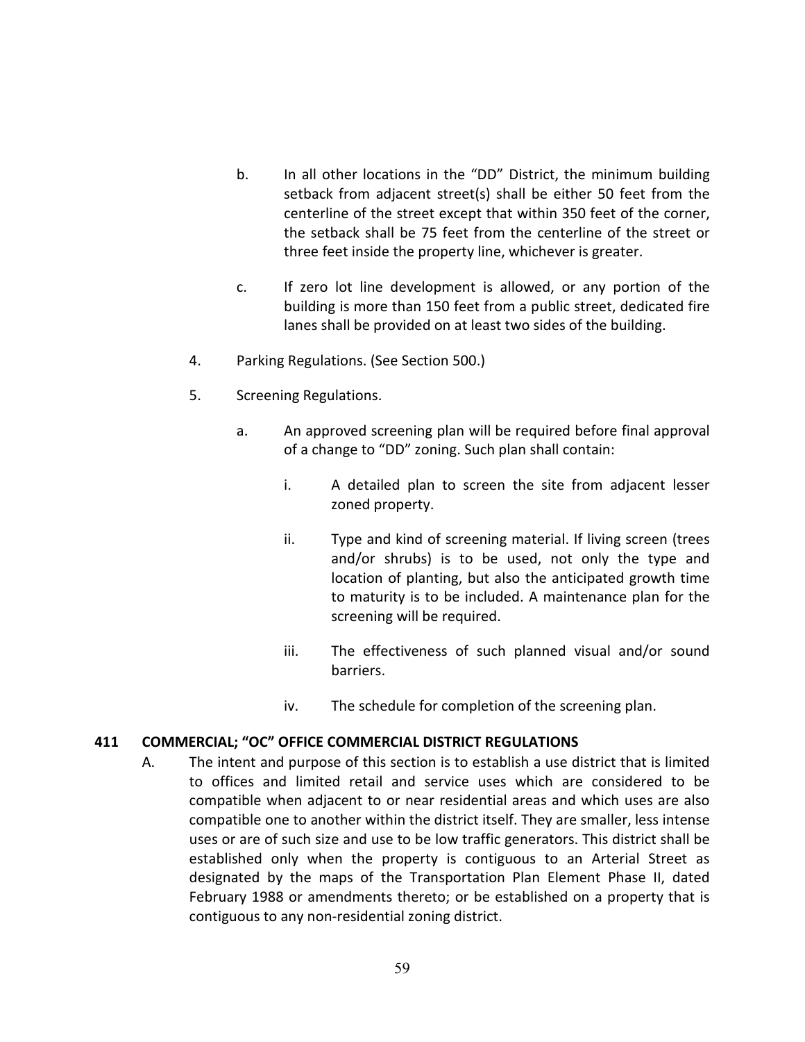b. In all other locations in the "DD" District, the minimum building setback from adjacent street(s) shall be either 50 feet from the centerline of the street except that within 350 feet of the corner, the setback shall be 75 feet from the centerline of the street or three feet inside the property line, whichever is greater.

c. If zero lot line development is allowed, or any portion of the building is more than 150 feet from a public street, dedicated fire lanes shall be provided on at least two sides of the building.

4. Parking Regulations. (See Section 500.)

5. Screening Regulations.

a. An approved screening plan will be required before final approval of a change to "DD" zoning. Such plan shall contain:

i. A detailed plan to screen the site from adjacent lesser zoned property.

ii. Type and kind of screening material. If living screen (trees and/or shrubs) is to be used, not only the type and location of planting, but also the anticipated growth time to maturity is to be included. A maintenance plan for the screening will be required.

iii. The effectiveness of such planned visual and/or sound barriers.

iv. The schedule for completion of the screening plan.

**411 COMMERCIAL; "OC" OFFICE COMMERCIAL DISTRICT REGULATIONS**

A. The intent and purpose of this section is to establish a use district that is limited to offices and limited retail and service uses which are considered to be compatible when adjacent to or near residential areas and which uses are also compatible one to another within the district itself. They are smaller, less intense uses or are of such size and use to be low traffic generators. This district shall be established only when the property is contiguous to an Arterial Street as designated by the maps of the Transportation Plan Element Phase II, dated February 1988 or amendments thereto; or be established on a property that is contiguous to any non-residential zoning district.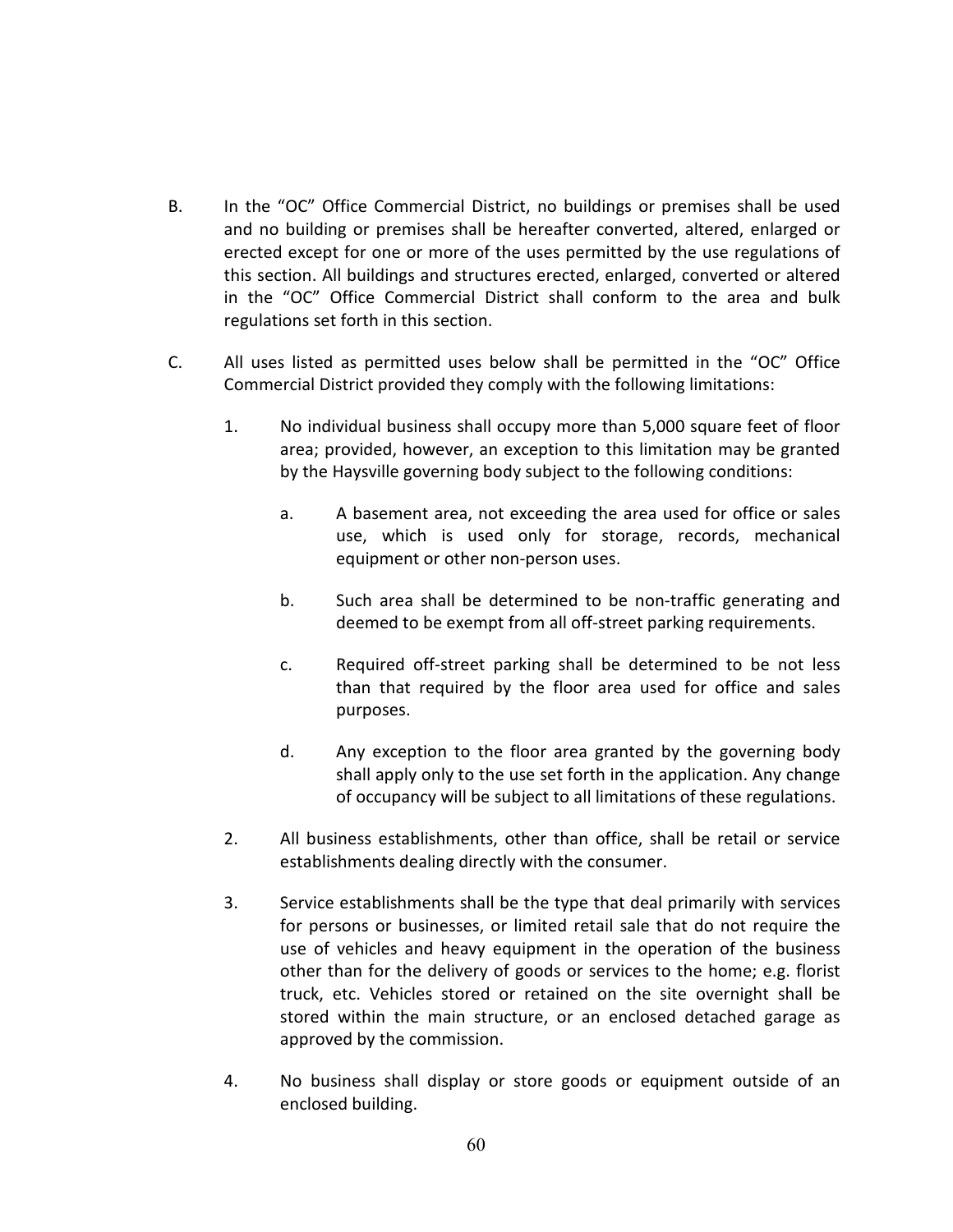B. In the “OC” Office Commercial District, no buildings or premises shall be used and no building or premises shall be hereafter converted, altered, enlarged or erected except for one or more of the uses permitted by the use regulations of this section. All buildings and structures erected, enlarged, converted or altered in the “OC” Office Commercial District shall conform to the area and bulk regulations set forth in this section.

C. All uses listed as permitted uses below shall be permitted in the “OC” Office Commercial District provided they comply with the following limitations:

1. No individual business shall occupy more than 5,000 square feet of floor area; provided, however, an exception to this limitation may be granted by the Haysville governing body subject to the following conditions:

   a. A basement area, not exceeding the area used for office or sales use, which is used only for storage, records, mechanical equipment or other non-person uses.

   b. Such area shall be determined to be non-traffic generating and deemed to be exempt from all off-street parking requirements.

   c. Required off-street parking shall be determined to be not less than that required by the floor area used for office and sales purposes.

   d. Any exception to the floor area granted by the governing body shall apply only to the use set forth in the application. Any change of occupancy will be subject to all limitations of these regulations.

2. All business establishments, other than office, shall be retail or service establishments dealing directly with the consumer.

3. Service establishments shall be the type that deal primarily with services for persons or businesses, or limited retail sale that do not require the use of vehicles and heavy equipment in the operation of the business other than for the delivery of goods or services to the home; e.g. florist truck, etc. Vehicles stored or retained on the site overnight shall be stored within the main structure, or an enclosed detached garage as approved by the commission.

4. No business shall display or store goods or equipment outside of an enclosed building.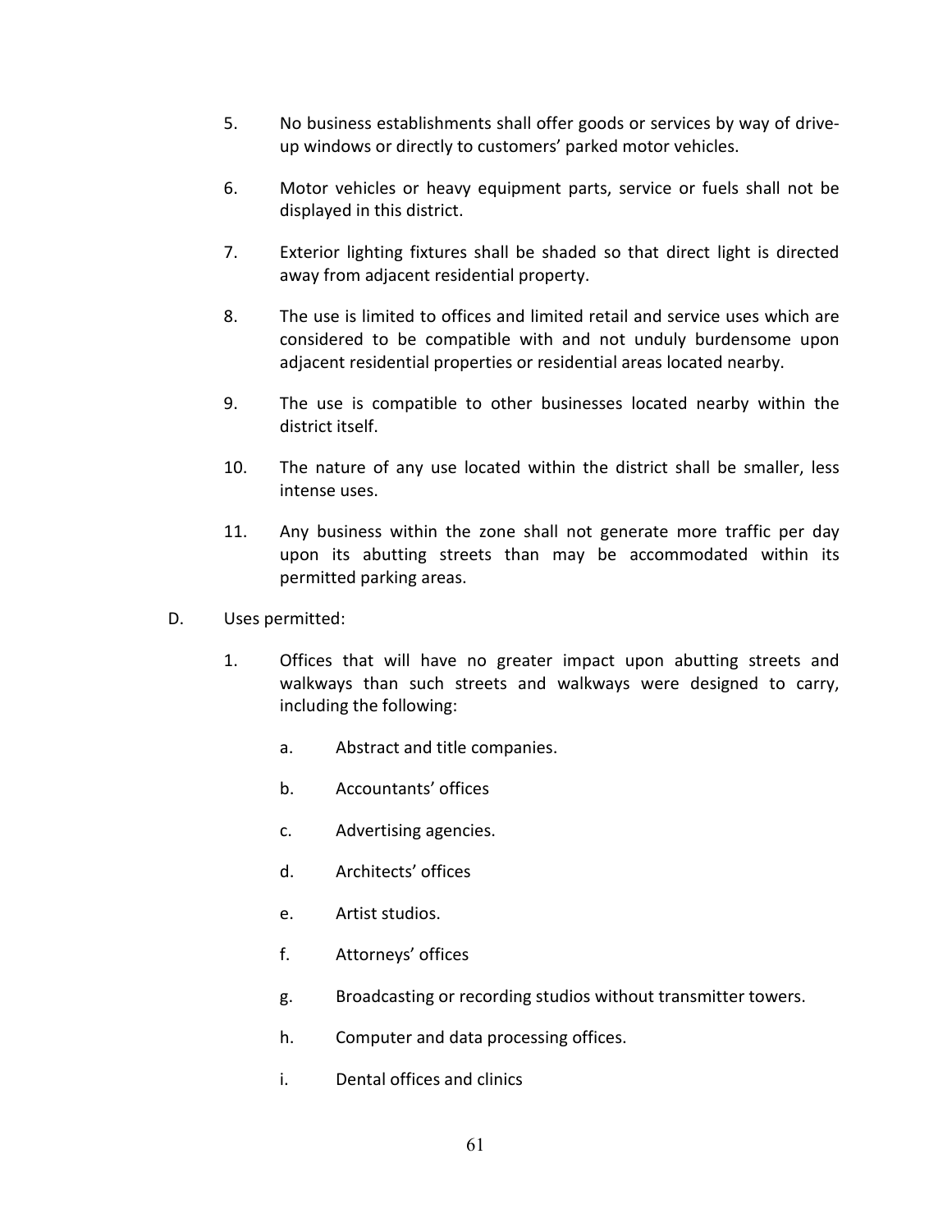5. No business establishments shall offer goods or services by way of drive-up windows or directly to customers' parked motor vehicles.

6. Motor vehicles or heavy equipment parts, service or fuels shall not be displayed in this district.

7. Exterior lighting fixtures shall be shaded so that direct light is directed away from adjacent residential property.

8. The use is limited to offices and limited retail and service uses which are considered to be compatible with and not unduly burdensome upon adjacent residential properties or residential areas located nearby.

9. The use is compatible to other businesses located nearby within the district itself.

10. The nature of any use located within the district shall be smaller, less intense uses.

11. Any business within the zone shall not generate more traffic per day upon its abutting streets than may be accommodated within its permitted parking areas.

D. Uses permitted:

1. Offices that will have no greater impact upon abutting streets and walkways than such streets and walkways were designed to carry, including the following:

   a. Abstract and title companies.

   b. Accountants' offices

   c. Advertising agencies.

   d. Architects' offices

   e. Artist studios.

   f. Attorneys' offices

   g. Broadcasting or recording studios without transmitter towers.

   h. Computer and data processing offices.

   i. Dental offices and clinics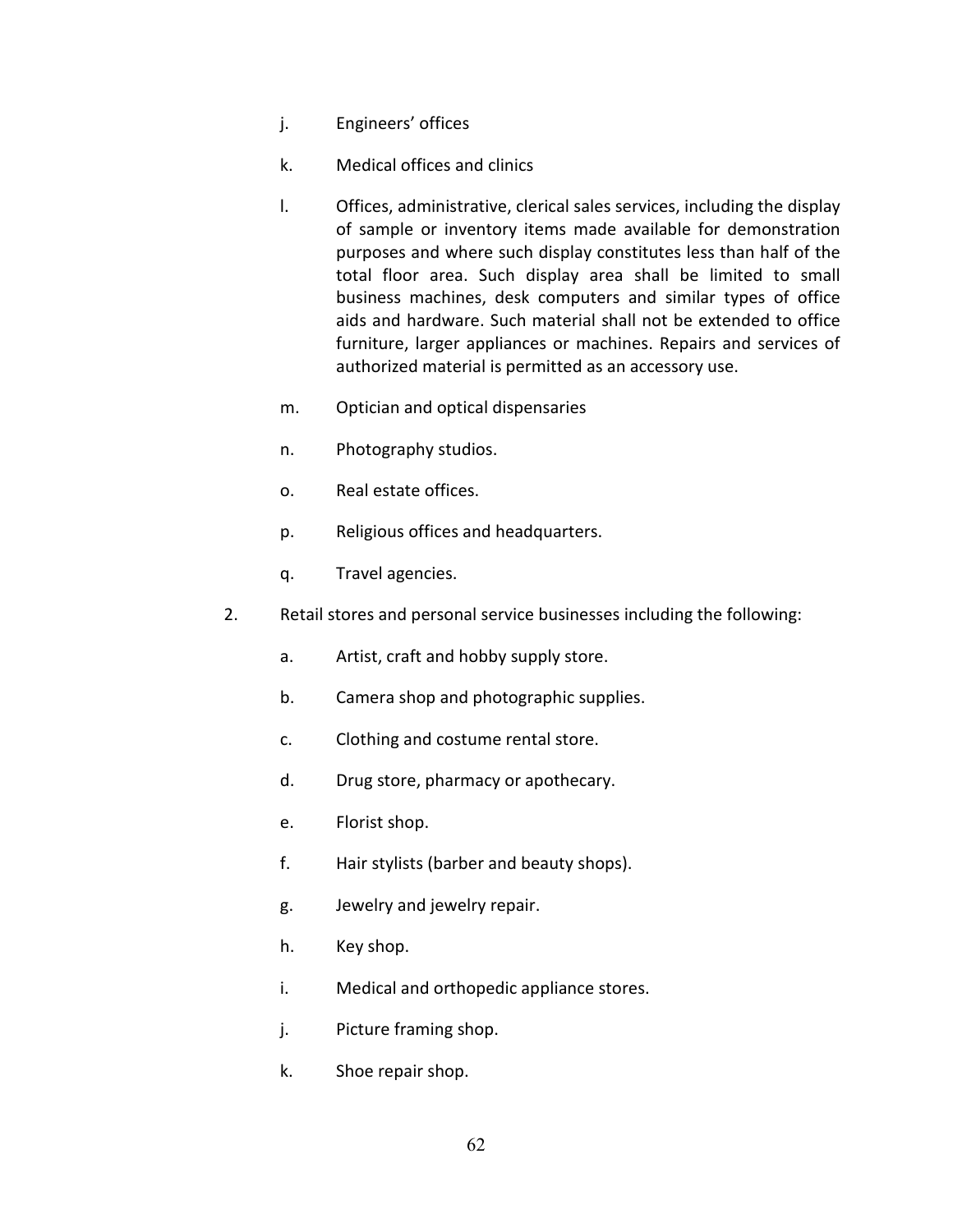j. Engineers' offices

k. Medical offices and clinics

l. Offices, administrative, clerical sales services, including the display of sample or inventory items made available for demonstration purposes and where such display constitutes less than half of the total floor area. Such display area shall be limited to small business machines, desk computers and similar types of office aids and hardware. Such material shall not be extended to office furniture, larger appliances or machines. Repairs and services of authorized material is permitted as an accessory use.

m. Optician and optical dispensaries

n. Photography studios.

o. Real estate offices.

p. Religious offices and headquarters.

q. Travel agencies.

2. Retail stores and personal service businesses including the following:

   a. Artist, craft and hobby supply store.

   b. Camera shop and photographic supplies.

   c. Clothing and costume rental store.

   d. Drug store, pharmacy or apothecary.

   e. Florist shop.

   f. Hair stylists (barber and beauty shops).

   g. Jewelry and jewelry repair.

   h. Key shop.

   i. Medical and orthopedic appliance stores.

   j. Picture framing shop.

   k. Shoe repair shop.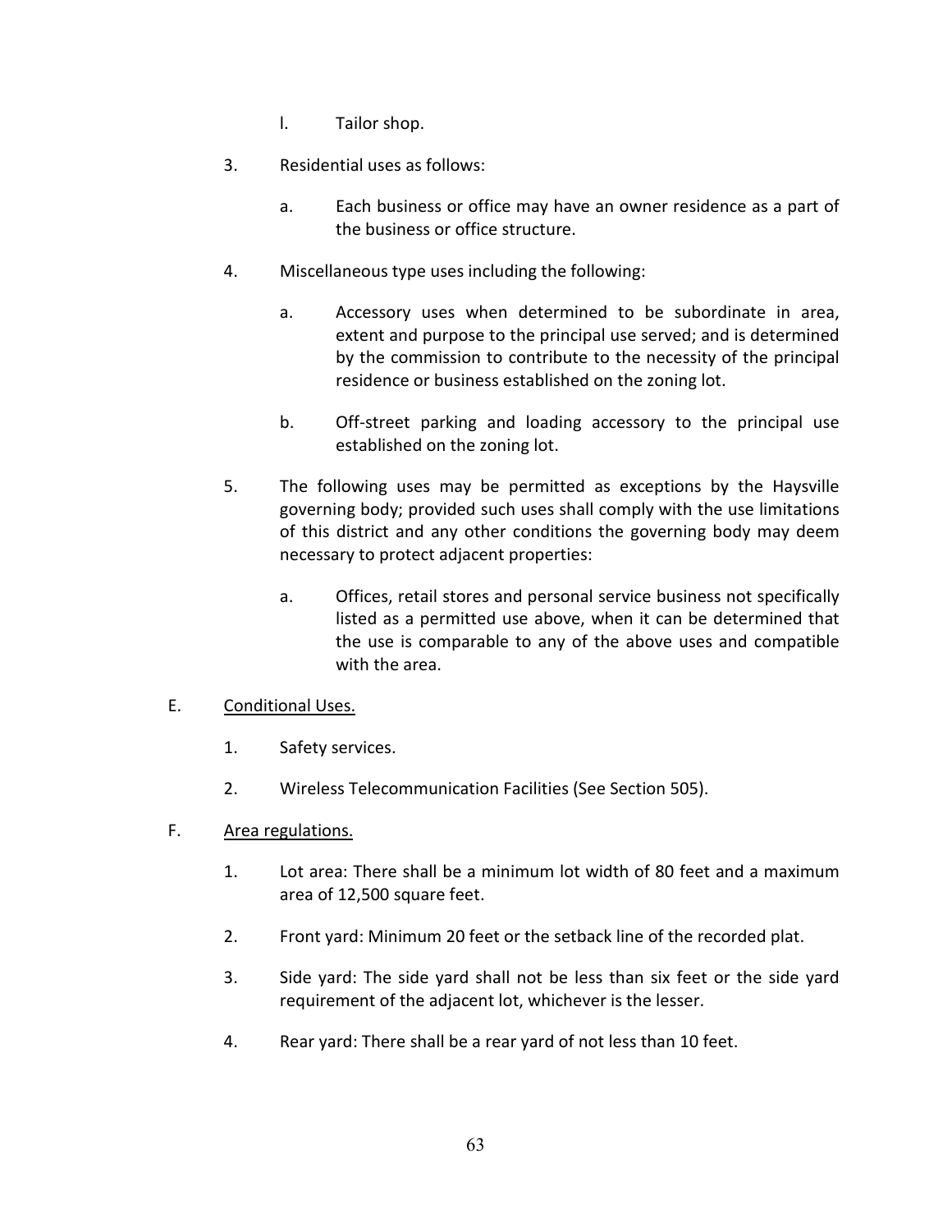l. Tailor shop.

3. Residential uses as follows:

   a. Each business or office may have an owner residence as a part of the business or office structure.

4. Miscellaneous type uses including the following:

   a. Accessory uses when determined to be subordinate in area, extent and purpose to the principal use served; and is determined by the commission to contribute to the necessity of the principal residence or business established on the zoning lot.

   b. Off-street parking and loading accessory to the principal use established on the zoning lot.

5. The following uses may be permitted as exceptions by the Haysville governing body; provided such uses shall comply with the use limitations of this district and any other conditions the governing body may deem necessary to protect adjacent properties:

   a. Offices, retail stores and personal service business not specifically listed as a permitted use above, when it can be determined that the use is comparable to any of the above uses and compatible with the area.

E. <u>Conditional Uses.</u>

   1. Safety services.

   2. Wireless Telecommunication Facilities (See Section 505).

F. <u>Area regulations.</u>

   1. Lot area: There shall be a minimum lot width of 80 feet and a maximum area of 12,500 square feet.

   2. Front yard: Minimum 20 feet or the setback line of the recorded plat.

   3. Side yard: The side yard shall not be less than six feet or the side yard requirement of the adjacent lot, whichever is the lesser.

   4. Rear yard: There shall be a rear yard of not less than 10 feet.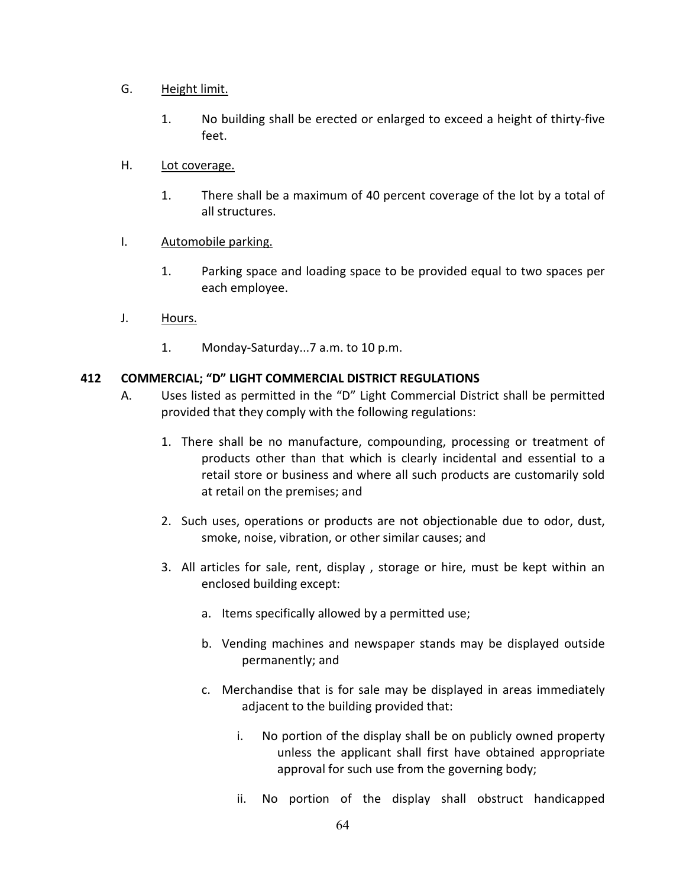G. Height limit.

1. No building shall be erected or enlarged to exceed a height of thirty-five feet.

H. Lot coverage.

1. There shall be a maximum of 40 percent coverage of the lot by a total of all structures.

I. Automobile parking.

1. Parking space and loading space to be provided equal to two spaces per each employee.

J. Hours.

1. Monday-Saturday...7 a.m. to 10 p.m.

**412 COMMERCIAL; "D" LIGHT COMMERCIAL DISTRICT REGULATIONS**

A. Uses listed as permitted in the "D" Light Commercial District shall be permitted provided that they comply with the following regulations:

1. There shall be no manufacture, compounding, processing or treatment of products other than that which is clearly incidental and essential to a retail store or business and where all such products are customarily sold at retail on the premises; and

2. Such uses, operations or products are not objectionable due to odor, dust, smoke, noise, vibration, or other similar causes; and

3. All articles for sale, rent, display , storage or hire, must be kept within an enclosed building except:

   a. Items specifically allowed by a permitted use;

   b. Vending machines and newspaper stands may be displayed outside permanently; and

   c. Merchandise that is for sale may be displayed in areas immediately adjacent to the building provided that:

      i. No portion of the display shall be on publicly owned property unless the applicant shall first have obtained appropriate approval for such use from the governing body;

      ii. No portion of the display shall obstruct handicapped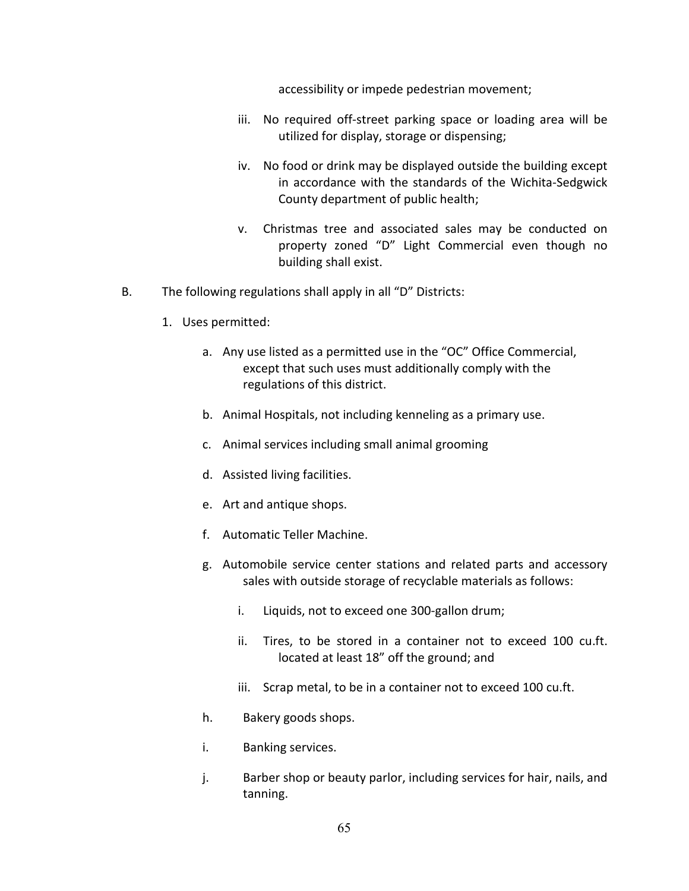accessibility or impede pedestrian movement;

iii. No required off-street parking space or loading area will be utilized for display, storage or dispensing;

iv. No food or drink may be displayed outside the building except in accordance with the standards of the Wichita-Sedgwick County department of public health;

v. Christmas tree and associated sales may be conducted on property zoned "D" Light Commercial even though no building shall exist.

B. The following regulations shall apply in all "D" Districts:

1. Uses permitted:

   a. Any use listed as a permitted use in the "OC" Office Commercial, except that such uses must additionally comply with the regulations of this district.

   b. Animal Hospitals, not including kenneling as a primary use.

   c. Animal services including small animal grooming

   d. Assisted living facilities.

   e. Art and antique shops.

   f. Automatic Teller Machine.

   g. Automobile service center stations and related parts and accessory sales with outside storage of recyclable materials as follows:

      i. Liquids, not to exceed one 300-gallon drum;

      ii. Tires, to be stored in a container not to exceed 100 cu.ft. located at least 18" off the ground; and

      iii. Scrap metal, to be in a container not to exceed 100 cu.ft.

   h. Bakery goods shops.

   i. Banking services.

   j. Barber shop or beauty parlor, including services for hair, nails, and tanning.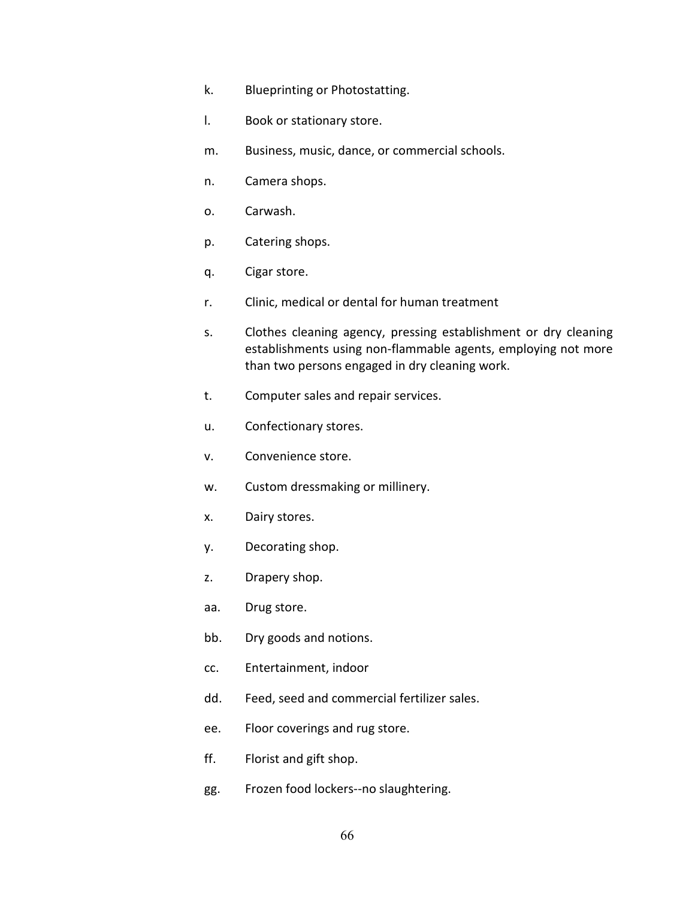k. Blueprinting or Photostatting.

l. Book or stationary store.

m. Business, music, dance, or commercial schools.

n. Camera shops.

o. Carwash.

p. Catering shops.

q. Cigar store.

r. Clinic, medical or dental for human treatment

s. Clothes cleaning agency, pressing establishment or dry cleaning establishments using non-flammable agents, employing not more than two persons engaged in dry cleaning work.

t. Computer sales and repair services.

u. Confectionary stores.

v. Convenience store.

w. Custom dressmaking or millinery.

x. Dairy stores.

y. Decorating shop.

z. Drapery shop.

aa. Drug store.

bb. Dry goods and notions.

cc. Entertainment, indoor

dd. Feed, seed and commercial fertilizer sales.

ee. Floor coverings and rug store.

ff. Florist and gift shop.

gg. Frozen food lockers--no slaughtering.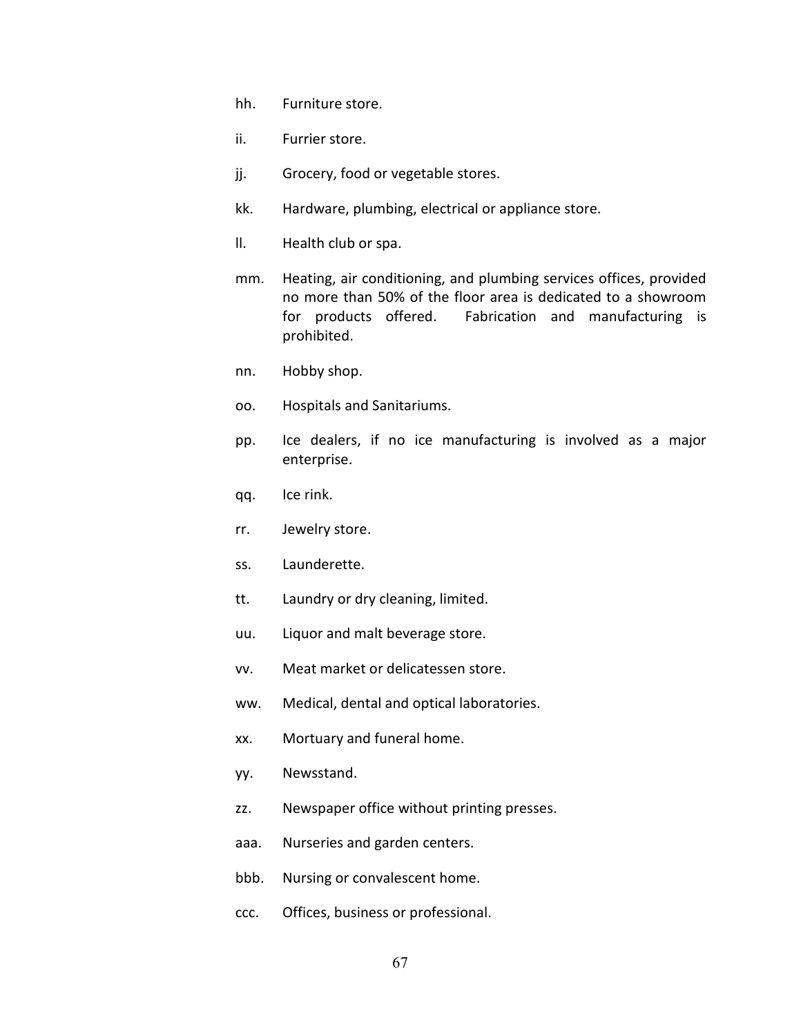hh. Furniture store.

ii. Furrier store.

jj. Grocery, food or vegetable stores.

kk. Hardware, plumbing, electrical or appliance store.

ll. Health club or spa.

mm. Heating, air conditioning, and plumbing services offices, provided no more than 50% of the floor area is dedicated to a showroom for products offered. Fabrication and manufacturing is prohibited.

nn. Hobby shop.

oo. Hospitals and Sanitariums.

pp. Ice dealers, if no ice manufacturing is involved as a major enterprise.

qq. Ice rink.

rr. Jewelry store.

ss. Launderette.

tt. Laundry or dry cleaning, limited.

uu. Liquor and malt beverage store.

vv. Meat market or delicatessen store.

ww. Medical, dental and optical laboratories.

xx. Mortuary and funeral home.

yy. Newsstand.

zz. Newspaper office without printing presses.

aaa. Nurseries and garden centers.

bbb. Nursing or convalescent home.

ccc. Offices, business or professional.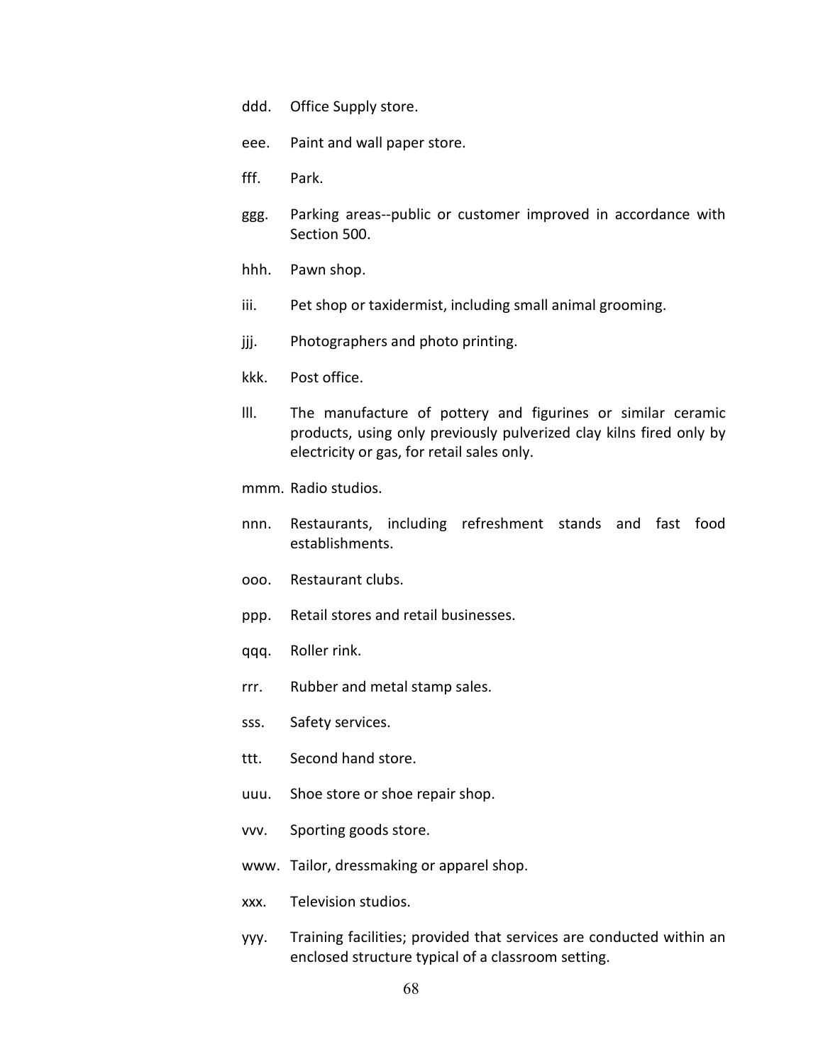ddd. Office Supply store.

eee. Paint and wall paper store.

fff. Park.

ggg. Parking areas--public or customer improved in accordance with Section 500.

hhh. Pawn shop.

iii. Pet shop or taxidermist, including small animal grooming.

jjj. Photographers and photo printing.

kkk. Post office.

lll. The manufacture of pottery and figurines or similar ceramic products, using only previously pulverized clay kilns fired only by electricity or gas, for retail sales only.

mmm. Radio studios.

nnn. Restaurants, including refreshment stands and fast food establishments.

ooo. Restaurant clubs.

ppp. Retail stores and retail businesses.

qqq. Roller rink.

rrr. Rubber and metal stamp sales.

sss. Safety services.

ttt. Second hand store.

uuu. Shoe store or shoe repair shop.

vvv. Sporting goods store.

www. Tailor, dressmaking or apparel shop.

xxx. Television studios.

yyy. Training facilities; provided that services are conducted within an enclosed structure typical of a classroom setting.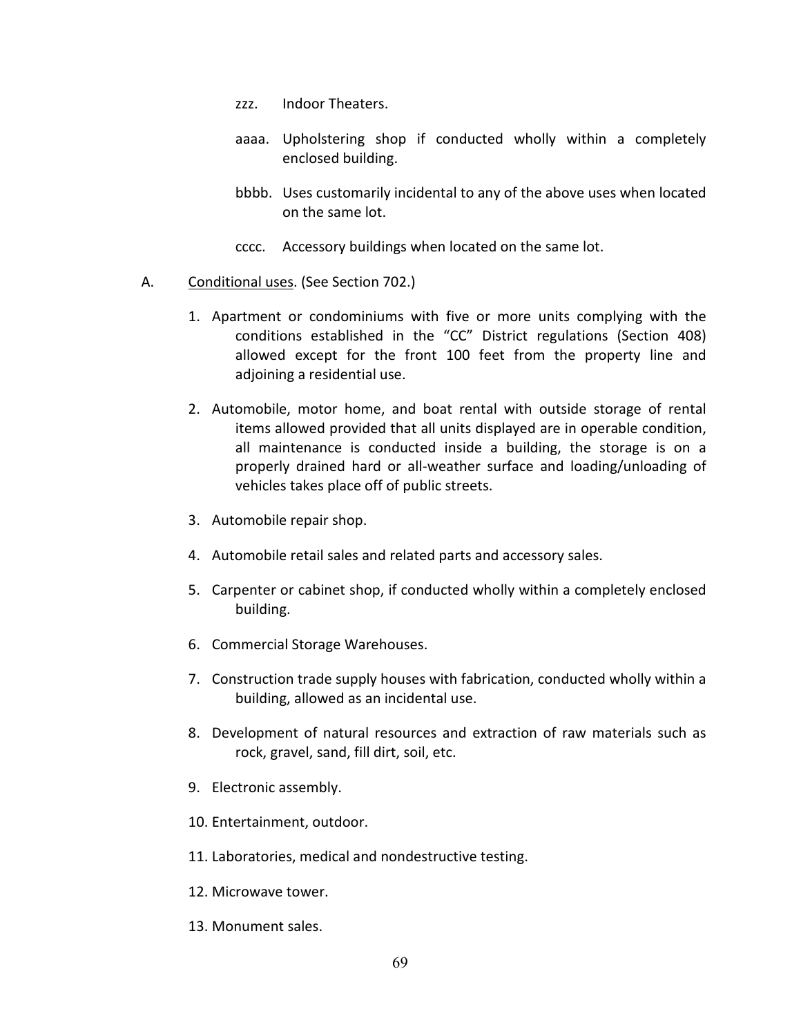zzz. Indoor Theaters.

aaaa. Upholstering shop if conducted wholly within a completely enclosed building.

bbbb. Uses customarily incidental to any of the above uses when located on the same lot.

cccc. Accessory buildings when located on the same lot.

A. Conditional uses. (See Section 702.)

1. Apartment or condominiums with five or more units complying with the conditions established in the “CC” District regulations (Section 408) allowed except for the front 100 feet from the property line and adjoining a residential use.
2. Automobile, motor home, and boat rental with outside storage of rental items allowed provided that all units displayed are in operable condition, all maintenance is conducted inside a building, the storage is on a properly drained hard or all-weather surface and loading/unloading of vehicles takes place off of public streets.
3. Automobile repair shop.
4. Automobile retail sales and related parts and accessory sales.
5. Carpenter or cabinet shop, if conducted wholly within a completely enclosed building.
6. Commercial Storage Warehouses.
7. Construction trade supply houses with fabrication, conducted wholly within a building, allowed as an incidental use.
8. Development of natural resources and extraction of raw materials such as rock, gravel, sand, fill dirt, soil, etc.
9. Electronic assembly.
10. Entertainment, outdoor.
11. Laboratories, medical and nondestructive testing.
12. Microwave tower.
13. Monument sales.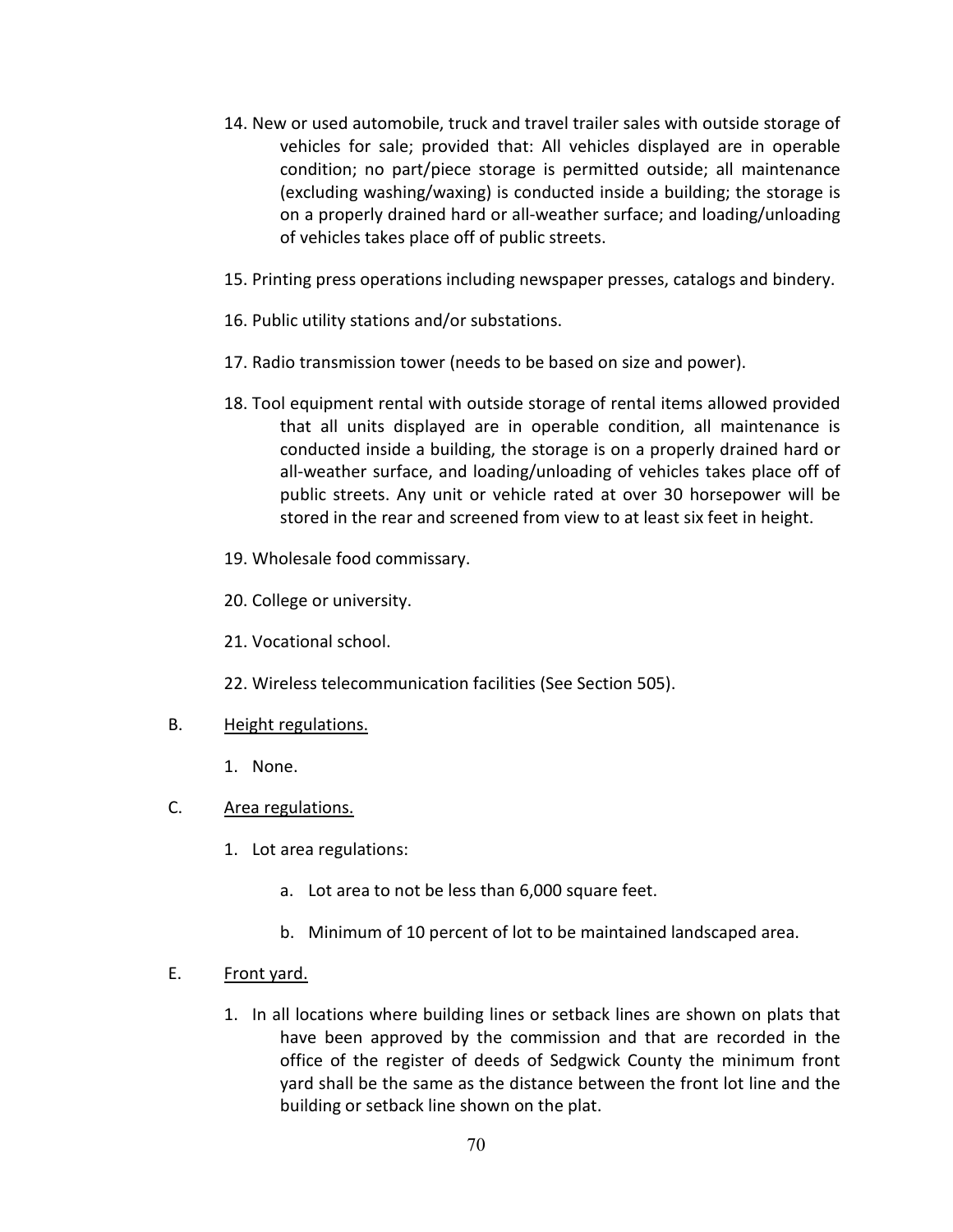14. New or used automobile, truck and travel trailer sales with outside storage of vehicles for sale; provided that: All vehicles displayed are in operable condition; no part/piece storage is permitted outside; all maintenance (excluding washing/waxing) is conducted inside a building; the storage is on a properly drained hard or all-weather surface; and loading/unloading of vehicles takes place off of public streets.

15. Printing press operations including newspaper presses, catalogs and bindery.

16. Public utility stations and/or substations.

17. Radio transmission tower (needs to be based on size and power).

18. Tool equipment rental with outside storage of rental items allowed provided that all units displayed are in operable condition, all maintenance is conducted inside a building, the storage is on a properly drained hard or all-weather surface, and loading/unloading of vehicles takes place off of public streets. Any unit or vehicle rated at over 30 horsepower will be stored in the rear and screened from view to at least six feet in height.

19. Wholesale food commissary.

20. College or university.

21. Vocational school.

22. Wireless telecommunication facilities (See Section 505).

B. Height regulations.

1. None.

C. Area regulations.

1. Lot area regulations:

a. Lot area to not be less than 6,000 square feet.

b. Minimum of 10 percent of lot to be maintained landscaped area.

E. Front yard.

1. In all locations where building lines or setback lines are shown on plats that have been approved by the commission and that are recorded in the office of the register of deeds of Sedgwick County the minimum front yard shall be the same as the distance between the front lot line and the building or setback line shown on the plat.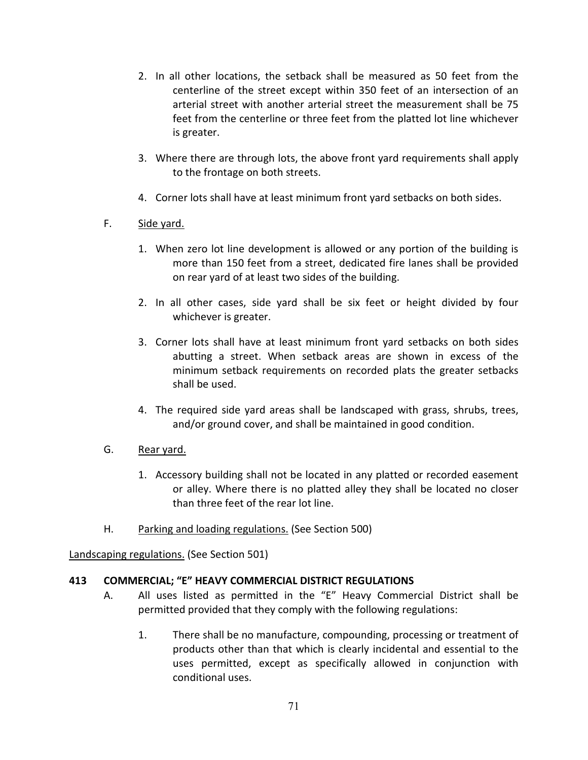2. In all other locations, the setback shall be measured as 50 feet from the centerline of the street except within 350 feet of an intersection of an arterial street with another arterial street the measurement shall be 75 feet from the centerline or three feet from the platted lot line whichever is greater.

3. Where there are through lots, the above front yard requirements shall apply to the frontage on both streets.

4. Corner lots shall have at least minimum front yard setbacks on both sides.

F. Side yard.

1. When zero lot line development is allowed or any portion of the building is more than 150 feet from a street, dedicated fire lanes shall be provided on rear yard of at least two sides of the building.

2. In all other cases, side yard shall be six feet or height divided by four whichever is greater.

3. Corner lots shall have at least minimum front yard setbacks on both sides abutting a street. When setback areas are shown in excess of the minimum setback requirements on recorded plats the greater setbacks shall be used.

4. The required side yard areas shall be landscaped with grass, shrubs, trees, and/or ground cover, and shall be maintained in good condition.

G. Rear yard.

1. Accessory building shall not be located in any platted or recorded easement or alley. Where there is no platted alley they shall be located no closer than three feet of the rear lot line.

H. Parking and loading regulations. (See Section 500)

Landscaping regulations. (See Section 501)

**413 COMMERCIAL; "E" HEAVY COMMERCIAL DISTRICT REGULATIONS**

A. All uses listed as permitted in the "E" Heavy Commercial District shall be permitted provided that they comply with the following regulations:

1. There shall be no manufacture, compounding, processing or treatment of products other than that which is clearly incidental and essential to the uses permitted, except as specifically allowed in conjunction with conditional uses.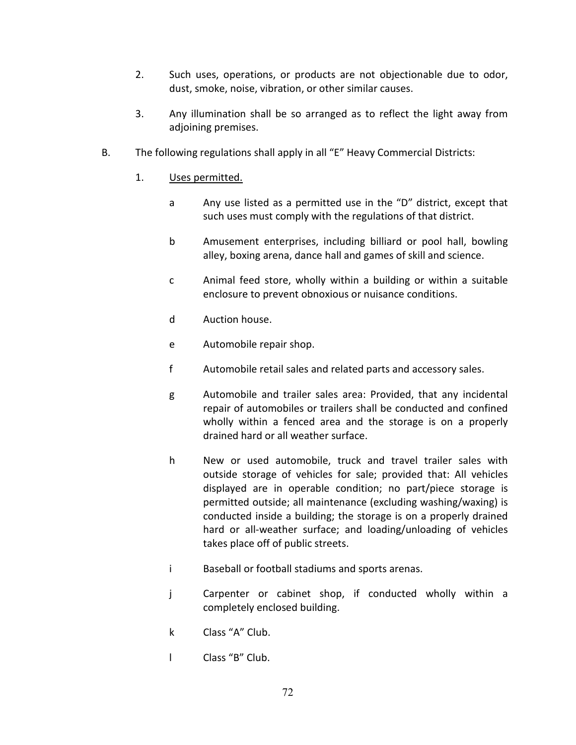2. Such uses, operations, or products are not objectionable due to odor, dust, smoke, noise, vibration, or other similar causes.

3. Any illumination shall be so arranged as to reflect the light away from adjoining premises.

B. The following regulations shall apply in all "E" Heavy Commercial Districts:

1. <u>Uses permitted.</u>

   a Any use listed as a permitted use in the "D" district, except that such uses must comply with the regulations of that district.

   b Amusement enterprises, including billiard or pool hall, bowling alley, boxing arena, dance hall and games of skill and science.

   c Animal feed store, wholly within a building or within a suitable enclosure to prevent obnoxious or nuisance conditions.

   d Auction house.

   e Automobile repair shop.

   f Automobile retail sales and related parts and accessory sales.

   g Automobile and trailer sales area: Provided, that any incidental repair of automobiles or trailers shall be conducted and confined wholly within a fenced area and the storage is on a properly drained hard or all weather surface.

   h New or used automobile, truck and travel trailer sales with outside storage of vehicles for sale; provided that: All vehicles displayed are in operable condition; no part/piece storage is permitted outside; all maintenance (excluding washing/waxing) is conducted inside a building; the storage is on a properly drained hard or all-weather surface; and loading/unloading of vehicles takes place off of public streets.

   i Baseball or football stadiums and sports arenas.

   j Carpenter or cabinet shop, if conducted wholly within a completely enclosed building.

   k Class "A" Club.

   l Class "B" Club.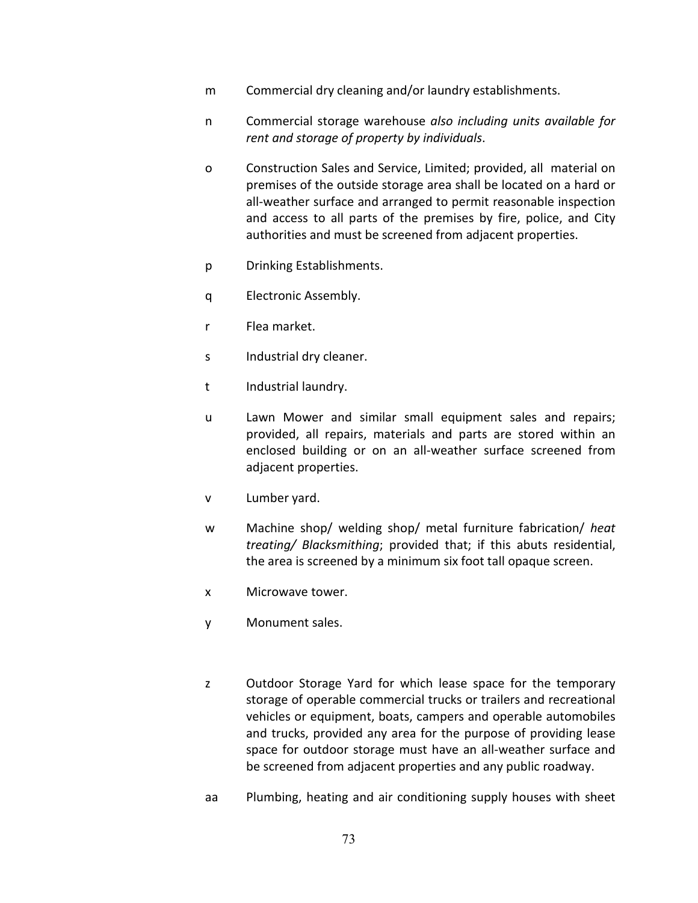m Commercial dry cleaning and/or laundry establishments.

n Commercial storage warehouse *also including units available for rent and storage of property by individuals*.

o Construction Sales and Service, Limited; provided, all material on premises of the outside storage area shall be located on a hard or all-weather surface and arranged to permit reasonable inspection and access to all parts of the premises by fire, police, and City authorities and must be screened from adjacent properties.

p Drinking Establishments.

q Electronic Assembly.

r Flea market.

s Industrial dry cleaner.

t Industrial laundry.

u Lawn Mower and similar small equipment sales and repairs; provided, all repairs, materials and parts are stored within an enclosed building or on an all-weather surface screened from adjacent properties.

v Lumber yard.

w Machine shop/ welding shop/ metal furniture fabrication/ *heat treating/ Blacksmithing*; provided that; if this abuts residential, the area is screened by a minimum six foot tall opaque screen.

x Microwave tower.

y Monument sales.

z Outdoor Storage Yard for which lease space for the temporary storage of operable commercial trucks or trailers and recreational vehicles or equipment, boats, campers and operable automobiles and trucks, provided any area for the purpose of providing lease space for outdoor storage must have an all-weather surface and be screened from adjacent properties and any public roadway.

aa Plumbing, heating and air conditioning supply houses with sheet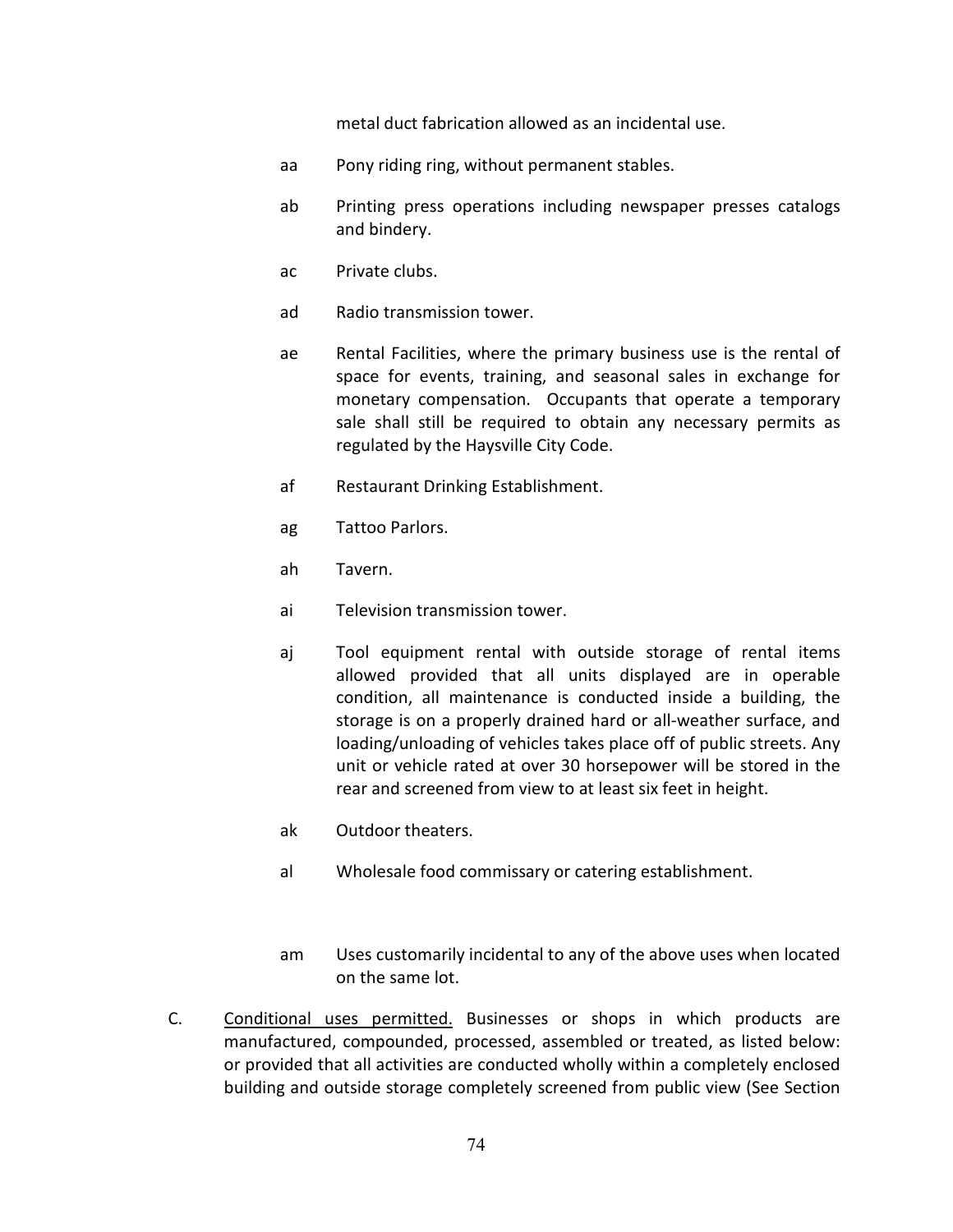metal duct fabrication allowed as an incidental use.

aa Pony riding ring, without permanent stables.

ab Printing press operations including newspaper presses catalogs and bindery.

ac Private clubs.

ad Radio transmission tower.

ae Rental Facilities, where the primary business use is the rental of space for events, training, and seasonal sales in exchange for monetary compensation. Occupants that operate a temporary sale shall still be required to obtain any necessary permits as regulated by the Haysville City Code.

af Restaurant Drinking Establishment.

ag Tattoo Parlors.

ah Tavern.

ai Television transmission tower.

aj Tool equipment rental with outside storage of rental items allowed provided that all units displayed are in operable condition, all maintenance is conducted inside a building, the storage is on a properly drained hard or all-weather surface, and loading/unloading of vehicles takes place off of public streets. Any unit or vehicle rated at over 30 horsepower will be stored in the rear and screened from view to at least six feet in height.

ak Outdoor theaters.

al Wholesale food commissary or catering establishment.

am Uses customarily incidental to any of the above uses when located on the same lot.

C. Conditional uses permitted. Businesses or shops in which products are manufactured, compounded, processed, assembled or treated, as listed below: or provided that all activities are conducted wholly within a completely enclosed building and outside storage completely screened from public view (See Section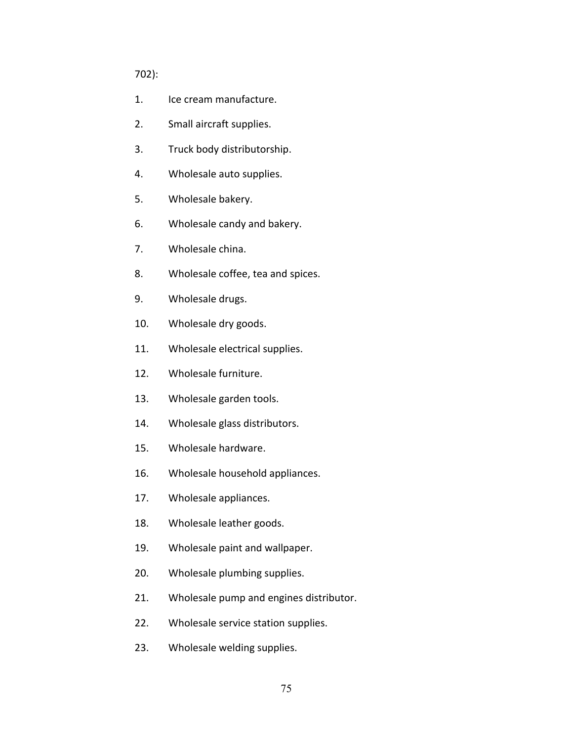702):

1. Ice cream manufacture.
2. Small aircraft supplies.
3. Truck body distributorship.
4. Wholesale auto supplies.
5. Wholesale bakery.
6. Wholesale candy and bakery.
7. Wholesale china.
8. Wholesale coffee, tea and spices.
9. Wholesale drugs.
10. Wholesale dry goods.
11. Wholesale electrical supplies.
12. Wholesale furniture.
13. Wholesale garden tools.
14. Wholesale glass distributors.
15. Wholesale hardware.
16. Wholesale household appliances.
17. Wholesale appliances.
18. Wholesale leather goods.
19. Wholesale paint and wallpaper.
20. Wholesale plumbing supplies.
21. Wholesale pump and engines distributor.
22. Wholesale service station supplies.
23. Wholesale welding supplies.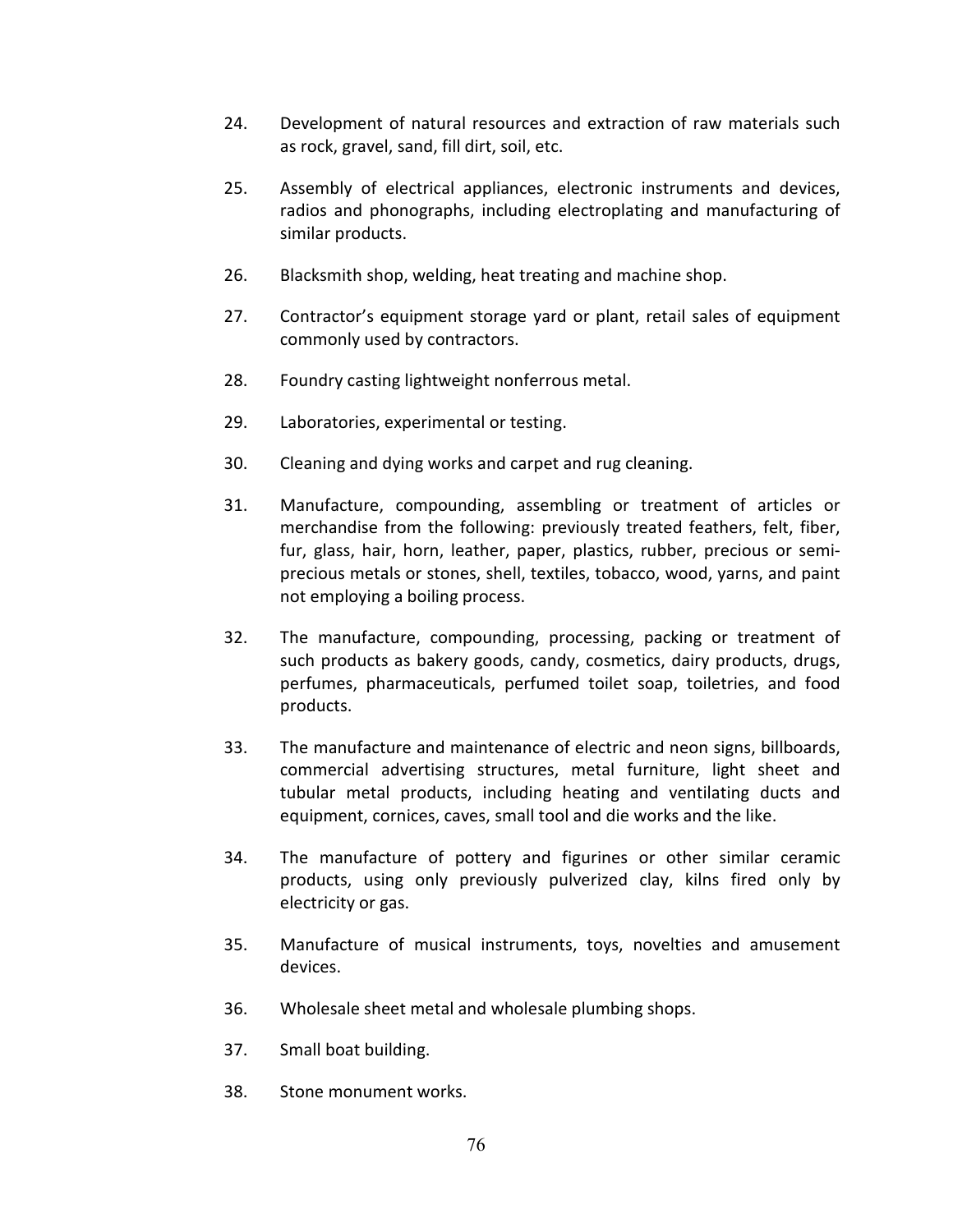24. Development of natural resources and extraction of raw materials such as rock, gravel, sand, fill dirt, soil, etc.

25. Assembly of electrical appliances, electronic instruments and devices, radios and phonographs, including electroplating and manufacturing of similar products.

26. Blacksmith shop, welding, heat treating and machine shop.

27. Contractor's equipment storage yard or plant, retail sales of equipment commonly used by contractors.

28. Foundry casting lightweight nonferrous metal.

29. Laboratories, experimental or testing.

30. Cleaning and dying works and carpet and rug cleaning.

31. Manufacture, compounding, assembling or treatment of articles or merchandise from the following: previously treated feathers, felt, fiber, fur, glass, hair, horn, leather, paper, plastics, rubber, precious or semi-precious metals or stones, shell, textiles, tobacco, wood, yarns, and paint not employing a boiling process.

32. The manufacture, compounding, processing, packing or treatment of such products as bakery goods, candy, cosmetics, dairy products, drugs, perfumes, pharmaceuticals, perfumed toilet soap, toiletries, and food products.

33. The manufacture and maintenance of electric and neon signs, billboards, commercial advertising structures, metal furniture, light sheet and tubular metal products, including heating and ventilating ducts and equipment, cornices, caves, small tool and die works and the like.

34. The manufacture of pottery and figurines or other similar ceramic products, using only previously pulverized clay, kilns fired only by electricity or gas.

35. Manufacture of musical instruments, toys, novelties and amusement devices.

36. Wholesale sheet metal and wholesale plumbing shops.

37. Small boat building.

38. Stone monument works.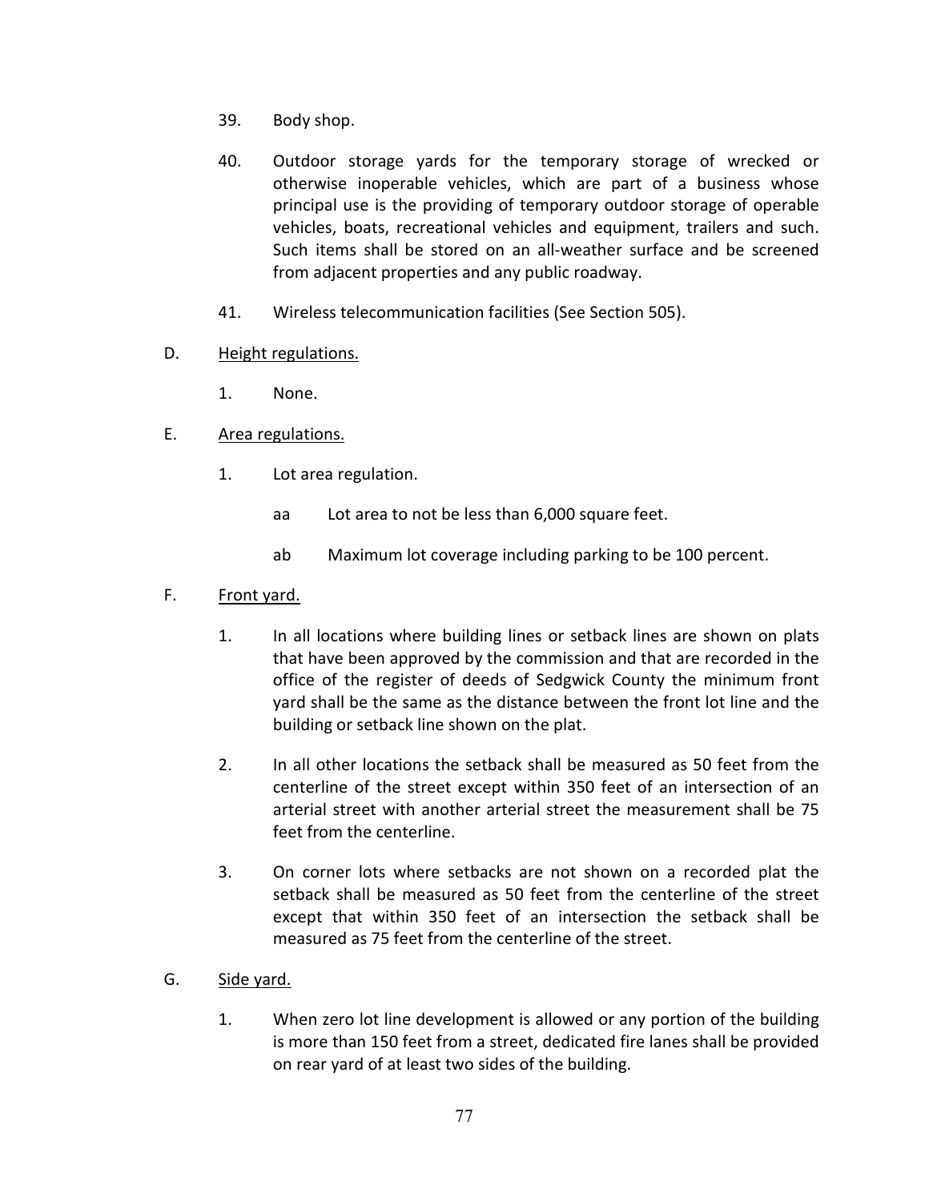39. Body shop.

40. Outdoor storage yards for the temporary storage of wrecked or otherwise inoperable vehicles, which are part of a business whose principal use is the providing of temporary outdoor storage of operable vehicles, boats, recreational vehicles and equipment, trailers and such. Such items shall be stored on an all-weather surface and be screened from adjacent properties and any public roadway.

41. Wireless telecommunication facilities (See Section 505).

D. Height regulations.

1. None.

E. Area regulations.

1. Lot area regulation.

aa Lot area to not be less than 6,000 square feet.

ab Maximum lot coverage including parking to be 100 percent.

F. Front yard.

1. In all locations where building lines or setback lines are shown on plats that have been approved by the commission and that are recorded in the office of the register of deeds of Sedgwick County the minimum front yard shall be the same as the distance between the front lot line and the building or setback line shown on the plat.

2. In all other locations the setback shall be measured as 50 feet from the centerline of the street except within 350 feet of an intersection of an arterial street with another arterial street the measurement shall be 75 feet from the centerline.

3. On corner lots where setbacks are not shown on a recorded plat the setback shall be measured as 50 feet from the centerline of the street except that within 350 feet of an intersection the setback shall be measured as 75 feet from the centerline of the street.

G. Side yard.

1. When zero lot line development is allowed or any portion of the building is more than 150 feet from a street, dedicated fire lanes shall be provided on rear yard of at least two sides of the building.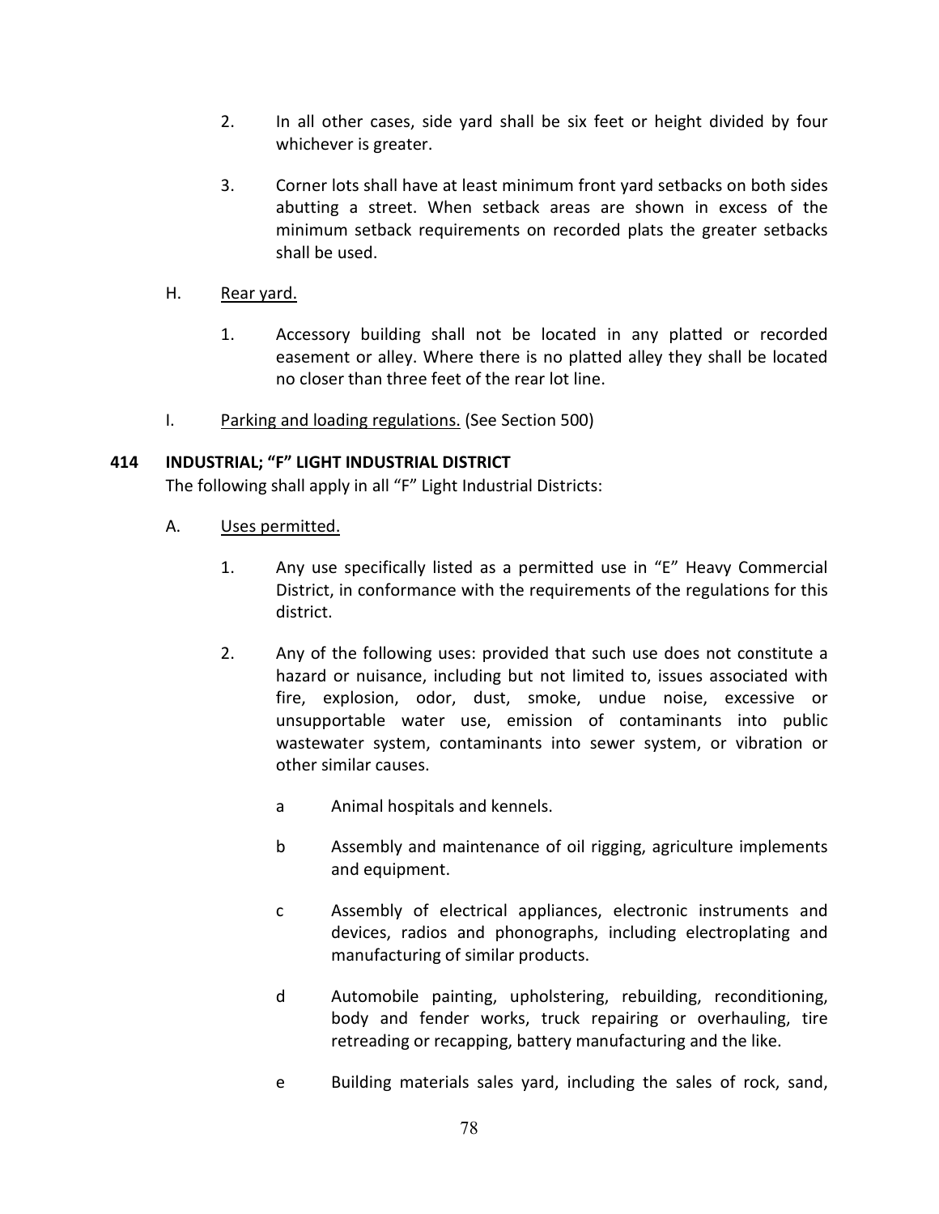2. In all other cases, side yard shall be six feet or height divided by four whichever is greater.

3. Corner lots shall have at least minimum front yard setbacks on both sides abutting a street. When setback areas are shown in excess of the minimum setback requirements on recorded plats the greater setbacks shall be used.

H. Rear yard.

1. Accessory building shall not be located in any platted or recorded easement or alley. Where there is no platted alley they shall be located no closer than three feet of the rear lot line.

I. Parking and loading regulations. (See Section 500)

**414 INDUSTRIAL; "F" LIGHT INDUSTRIAL DISTRICT**

The following shall apply in all "F" Light Industrial Districts:

A. Uses permitted.

1. Any use specifically listed as a permitted use in "E" Heavy Commercial District, in conformance with the requirements of the regulations for this district.

2. Any of the following uses: provided that such use does not constitute a hazard or nuisance, including but not limited to, issues associated with fire, explosion, odor, dust, smoke, undue noise, excessive or unsupportable water use, emission of contaminants into public wastewater system, contaminants into sewer system, or vibration or other similar causes.

a Animal hospitals and kennels.

b Assembly and maintenance of oil rigging, agriculture implements and equipment.

c Assembly of electrical appliances, electronic instruments and devices, radios and phonographs, including electroplating and manufacturing of similar products.

d Automobile painting, upholstering, rebuilding, reconditioning, body and fender works, truck repairing or overhauling, tire retreading or recapping, battery manufacturing and the like.

e Building materials sales yard, including the sales of rock, sand,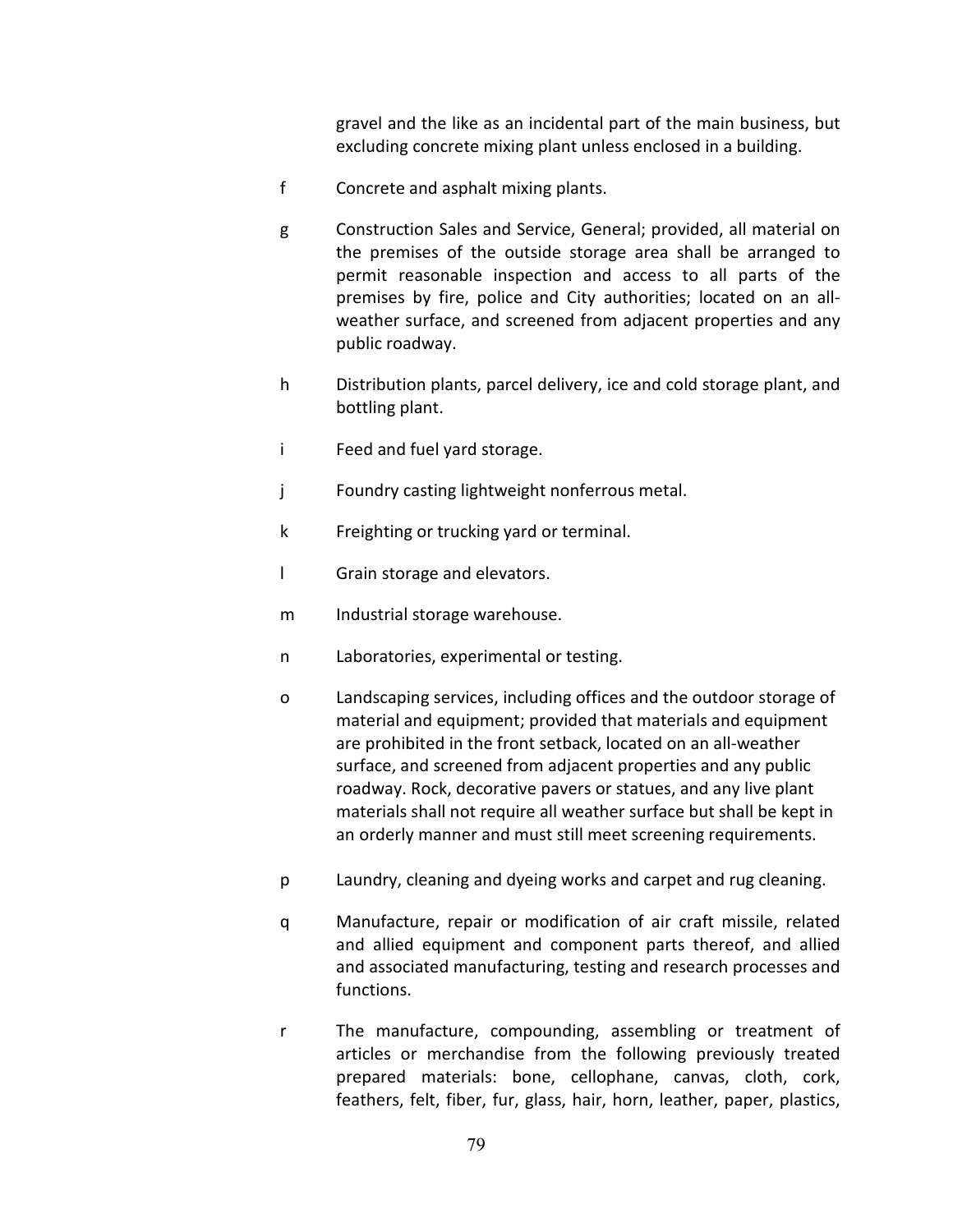gravel and the like as an incidental part of the main business, but excluding concrete mixing plant unless enclosed in a building.

f Concrete and asphalt mixing plants.

g Construction Sales and Service, General; provided, all material on the premises of the outside storage area shall be arranged to permit reasonable inspection and access to all parts of the premises by fire, police and City authorities; located on an all-weather surface, and screened from adjacent properties and any public roadway.

h Distribution plants, parcel delivery, ice and cold storage plant, and bottling plant.

i Feed and fuel yard storage.

j Foundry casting lightweight nonferrous metal.

k Freighting or trucking yard or terminal.

l Grain storage and elevators.

m Industrial storage warehouse.

n Laboratories, experimental or testing.

o Landscaping services, including offices and the outdoor storage of material and equipment; provided that materials and equipment are prohibited in the front setback, located on an all-weather surface, and screened from adjacent properties and any public roadway. Rock, decorative pavers or statues, and any live plant materials shall not require all weather surface but shall be kept in an orderly manner and must still meet screening requirements.

p Laundry, cleaning and dyeing works and carpet and rug cleaning.

q Manufacture, repair or modification of air craft missile, related and allied equipment and component parts thereof, and allied and associated manufacturing, testing and research processes and functions.

r The manufacture, compounding, assembling or treatment of articles or merchandise from the following previously treated prepared materials: bone, cellophane, canvas, cloth, cork, feathers, felt, fiber, fur, glass, hair, horn, leather, paper, plastics,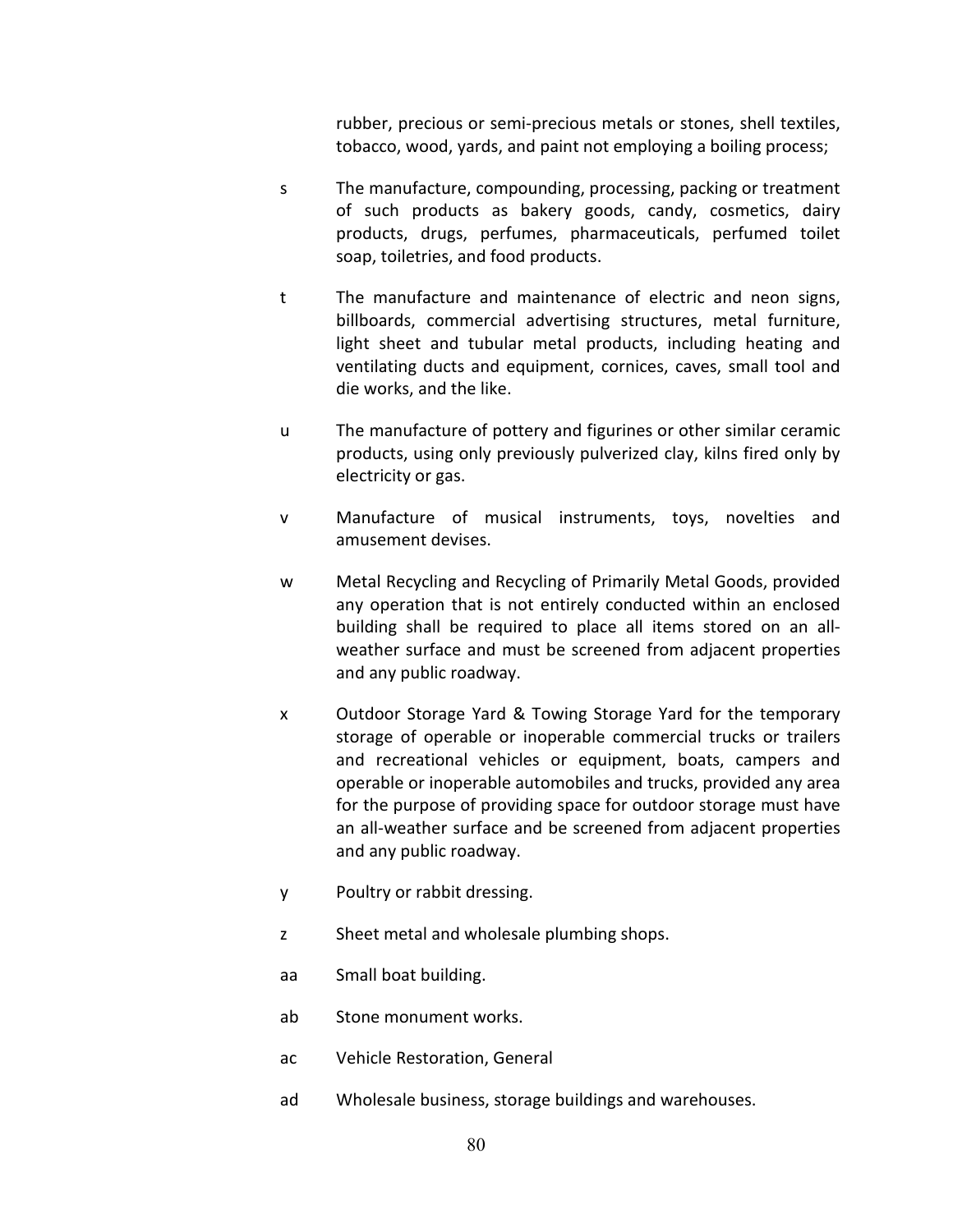rubber, precious or semi-precious metals or stones, shell textiles, tobacco, wood, yards, and paint not employing a boiling process;

s The manufacture, compounding, processing, packing or treatment of such products as bakery goods, candy, cosmetics, dairy products, drugs, perfumes, pharmaceuticals, perfumed toilet soap, toiletries, and food products.

t The manufacture and maintenance of electric and neon signs, billboards, commercial advertising structures, metal furniture, light sheet and tubular metal products, including heating and ventilating ducts and equipment, cornices, caves, small tool and die works, and the like.

u The manufacture of pottery and figurines or other similar ceramic products, using only previously pulverized clay, kilns fired only by electricity or gas.

v Manufacture of musical instruments, toys, novelties and amusement devises.

w Metal Recycling and Recycling of Primarily Metal Goods, provided any operation that is not entirely conducted within an enclosed building shall be required to place all items stored on an all-weather surface and must be screened from adjacent properties and any public roadway.

x Outdoor Storage Yard & Towing Storage Yard for the temporary storage of operable or inoperable commercial trucks or trailers and recreational vehicles or equipment, boats, campers and operable or inoperable automobiles and trucks, provided any area for the purpose of providing space for outdoor storage must have an all-weather surface and be screened from adjacent properties and any public roadway.

y Poultry or rabbit dressing.

z Sheet metal and wholesale plumbing shops.

aa Small boat building.

ab Stone monument works.

ac Vehicle Restoration, General

ad Wholesale business, storage buildings and warehouses.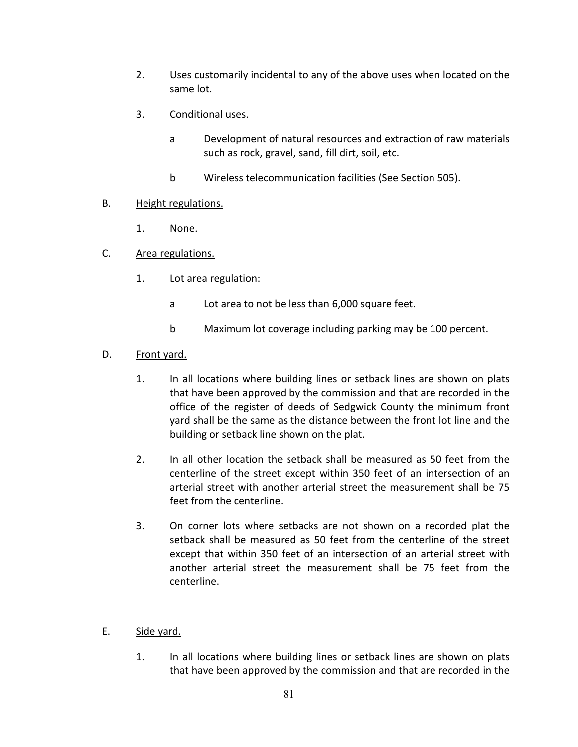2. Uses customarily incidental to any of the above uses when located on the same lot.

3. Conditional uses.

   a Development of natural resources and extraction of raw materials such as rock, gravel, sand, fill dirt, soil, etc.

   b Wireless telecommunication facilities (See Section 505).

B. <u>Height regulations.</u>

   1. None.

C. <u>Area regulations.</u>

   1. Lot area regulation:

      a Lot area to not be less than 6,000 square feet.

      b Maximum lot coverage including parking may be 100 percent.

D. <u>Front yard.</u>

   1. In all locations where building lines or setback lines are shown on plats that have been approved by the commission and that are recorded in the office of the register of deeds of Sedgwick County the minimum front yard shall be the same as the distance between the front lot line and the building or setback line shown on the plat.

   2. In all other location the setback shall be measured as 50 feet from the centerline of the street except within 350 feet of an intersection of an arterial street with another arterial street the measurement shall be 75 feet from the centerline.

   3. On corner lots where setbacks are not shown on a recorded plat the setback shall be measured as 50 feet from the centerline of the street except that within 350 feet of an intersection of an arterial street with another arterial street the measurement shall be 75 feet from the centerline.

E. <u>Side yard.</u>

   1. In all locations where building lines or setback lines are shown on plats that have been approved by the commission and that are recorded in the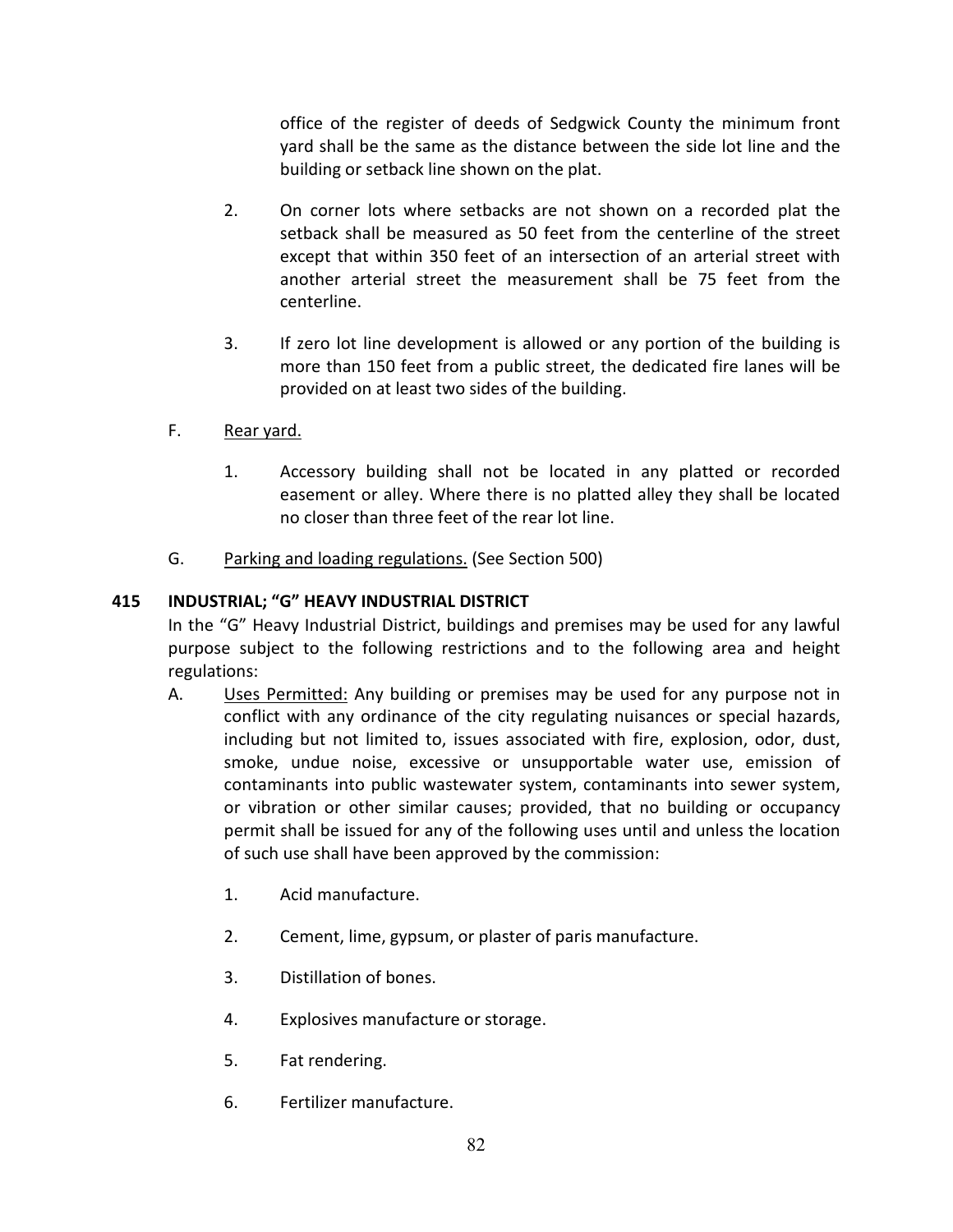office of the register of deeds of Sedgwick County the minimum front yard shall be the same as the distance between the side lot line and the building or setback line shown on the plat.

2. On corner lots where setbacks are not shown on a recorded plat the setback shall be measured as 50 feet from the centerline of the street except that within 350 feet of an intersection of an arterial street with another arterial street the measurement shall be 75 feet from the centerline.

3. If zero lot line development is allowed or any portion of the building is more than 150 feet from a public street, the dedicated fire lanes will be provided on at least two sides of the building.

F. <u>Rear yard.</u>

1. Accessory building shall not be located in any platted or recorded easement or alley. Where there is no platted alley they shall be located no closer than three feet of the rear lot line.

G. <u>Parking and loading regulations.</u> (See Section 500)

## 415 INDUSTRIAL; "G" HEAVY INDUSTRIAL DISTRICT

In the "G" Heavy Industrial District, buildings and premises may be used for any lawful purpose subject to the following restrictions and to the following area and height regulations:

A. <u>Uses Permitted:</u> Any building or premises may be used for any purpose not in conflict with any ordinance of the city regulating nuisances or special hazards, including but not limited to, issues associated with fire, explosion, odor, dust, smoke, undue noise, excessive or unsupportable water use, emission of contaminants into public wastewater system, contaminants into sewer system, or vibration or other similar causes; provided, that no building or occupancy permit shall be issued for any of the following uses until and unless the location of such use shall have been approved by the commission:

1. Acid manufacture.

2. Cement, lime, gypsum, or plaster of paris manufacture.

3. Distillation of bones.

4. Explosives manufacture or storage.

5. Fat rendering.

6. Fertilizer manufacture.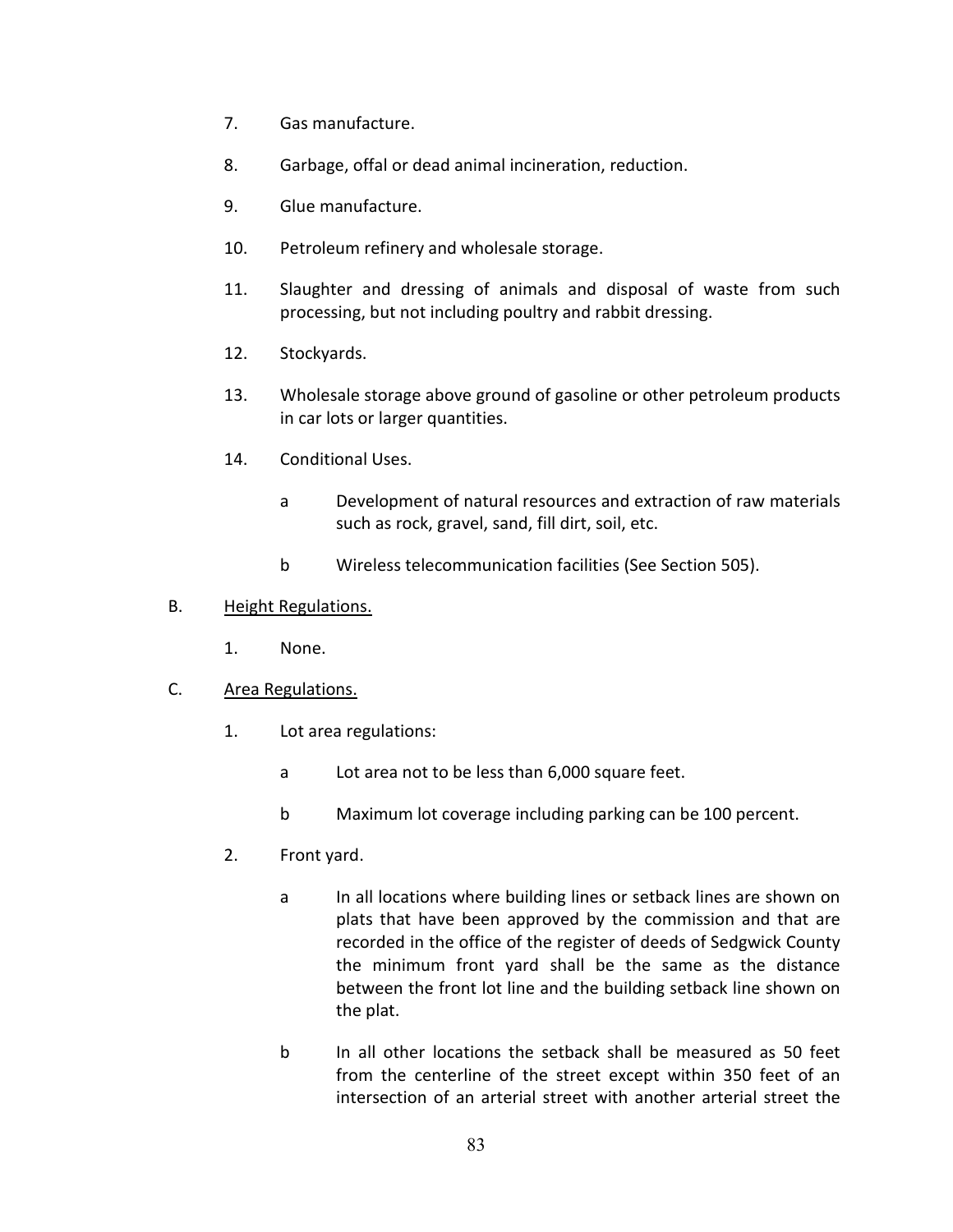7. Gas manufacture.

8. Garbage, offal or dead animal incineration, reduction.

9. Glue manufacture.

10. Petroleum refinery and wholesale storage.

11. Slaughter and dressing of animals and disposal of waste from such processing, but not including poultry and rabbit dressing.

12. Stockyards.

13. Wholesale storage above ground of gasoline or other petroleum products in car lots or larger quantities.

14. Conditional Uses.

    a Development of natural resources and extraction of raw materials such as rock, gravel, sand, fill dirt, soil, etc.

    b Wireless telecommunication facilities (See Section 505).

B. <u>Height Regulations.</u>

1. None.

C. <u>Area Regulations.</u>

1. Lot area regulations:

    a Lot area not to be less than 6,000 square feet.

    b Maximum lot coverage including parking can be 100 percent.

2. Front yard.

    a In all locations where building lines or setback lines are shown on plats that have been approved by the commission and that are recorded in the office of the register of deeds of Sedgwick County the minimum front yard shall be the same as the distance between the front lot line and the building setback line shown on the plat.

    b In all other locations the setback shall be measured as 50 feet from the centerline of the street except within 350 feet of an intersection of an arterial street with another arterial street the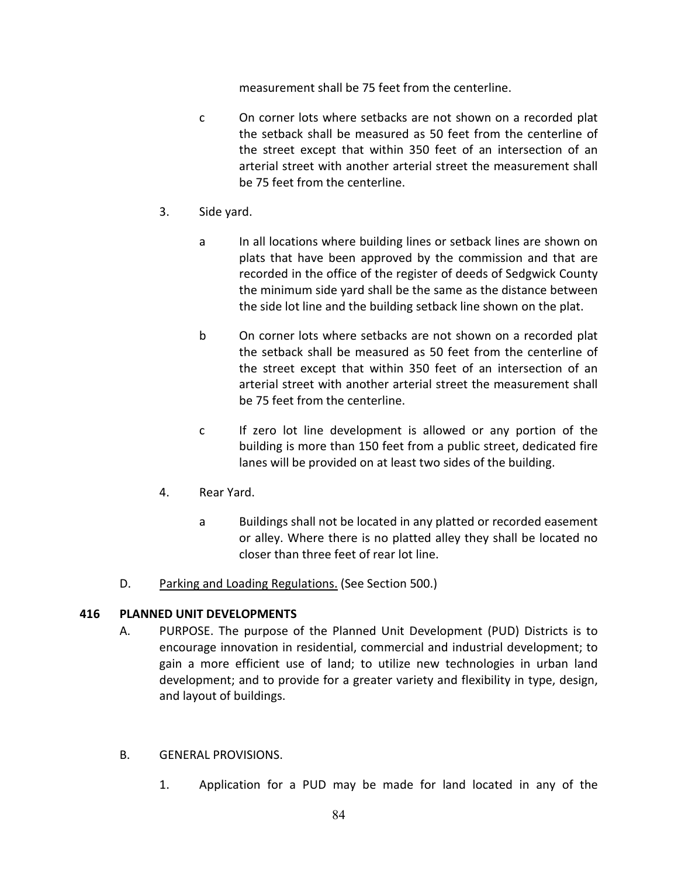measurement shall be 75 feet from the centerline.

c On corner lots where setbacks are not shown on a recorded plat the setback shall be measured as 50 feet from the centerline of the street except that within 350 feet of an intersection of an arterial street with another arterial street the measurement shall be 75 feet from the centerline.

3. Side yard.

a In all locations where building lines or setback lines are shown on plats that have been approved by the commission and that are recorded in the office of the register of deeds of Sedgwick County the minimum side yard shall be the same as the distance between the side lot line and the building setback line shown on the plat.

b On corner lots where setbacks are not shown on a recorded plat the setback shall be measured as 50 feet from the centerline of the street except that within 350 feet of an intersection of an arterial street with another arterial street the measurement shall be 75 feet from the centerline.

c If zero lot line development is allowed or any portion of the building is more than 150 feet from a public street, dedicated fire lanes will be provided on at least two sides of the building.

4. Rear Yard.

a Buildings shall not be located in any platted or recorded easement or alley. Where there is no platted alley they shall be located no closer than three feet of rear lot line.

D. Parking and Loading Regulations. (See Section 500.)

**416 PLANNED UNIT DEVELOPMENTS**

A. PURPOSE. The purpose of the Planned Unit Development (PUD) Districts is to encourage innovation in residential, commercial and industrial development; to gain a more efficient use of land; to utilize new technologies in urban land development; and to provide for a greater variety and flexibility in type, design, and layout of buildings.

B. GENERAL PROVISIONS.

1. Application for a PUD may be made for land located in any of the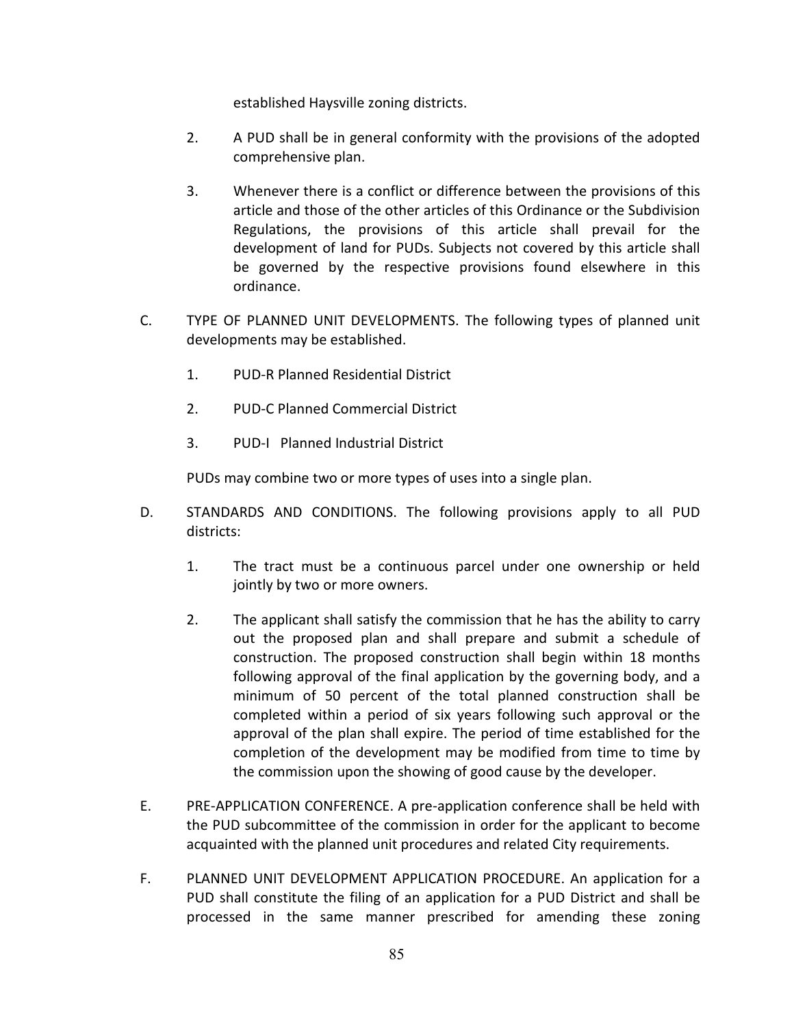established Haysville zoning districts.

2. A PUD shall be in general conformity with the provisions of the adopted comprehensive plan.

3. Whenever there is a conflict or difference between the provisions of this article and those of the other articles of this Ordinance or the Subdivision Regulations, the provisions of this article shall prevail for the development of land for PUDs. Subjects not covered by this article shall be governed by the respective provisions found elsewhere in this ordinance.

C. TYPE OF PLANNED UNIT DEVELOPMENTS. The following types of planned unit developments may be established.

   1. PUD-R Planned Residential District

   2. PUD-C Planned Commercial District

   3. PUD-I Planned Industrial District

   PUDs may combine two or more types of uses into a single plan.

D. STANDARDS AND CONDITIONS. The following provisions apply to all PUD districts:

   1. The tract must be a continuous parcel under one ownership or held jointly by two or more owners.

   2. The applicant shall satisfy the commission that he has the ability to carry out the proposed plan and shall prepare and submit a schedule of construction. The proposed construction shall begin within 18 months following approval of the final application by the governing body, and a minimum of 50 percent of the total planned construction shall be completed within a period of six years following such approval or the approval of the plan shall expire. The period of time established for the completion of the development may be modified from time to time by the commission upon the showing of good cause by the developer.

E. PRE-APPLICATION CONFERENCE. A pre-application conference shall be held with the PUD subcommittee of the commission in order for the applicant to become acquainted with the planned unit procedures and related City requirements.

F. PLANNED UNIT DEVELOPMENT APPLICATION PROCEDURE. An application for a PUD shall constitute the filing of an application for a PUD District and shall be processed in the same manner prescribed for amending these zoning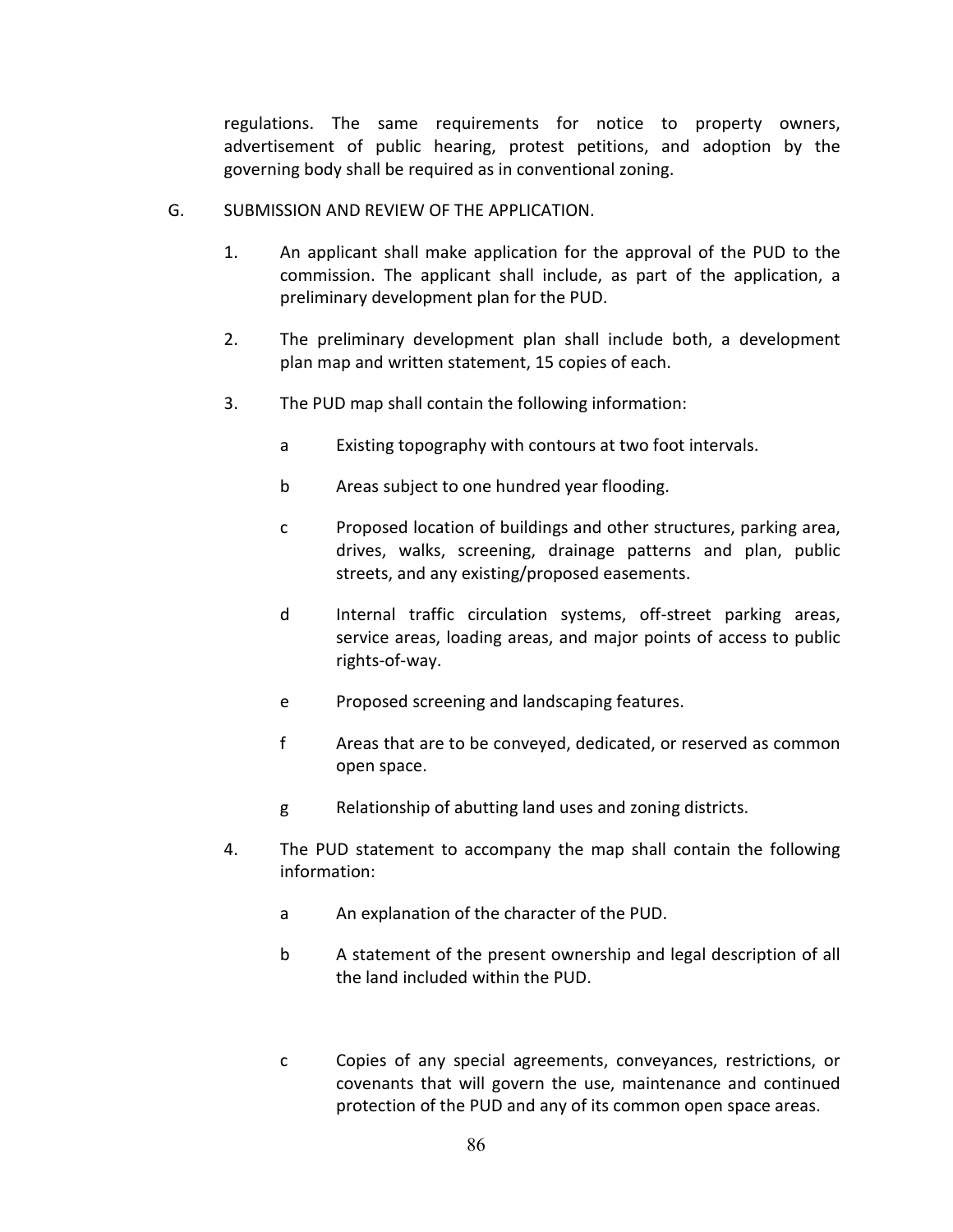regulations. The same requirements for notice to property owners, advertisement of public hearing, protest petitions, and adoption by the governing body shall be required as in conventional zoning.

G. SUBMISSION AND REVIEW OF THE APPLICATION.

1. An applicant shall make application for the approval of the PUD to the commission. The applicant shall include, as part of the application, a preliminary development plan for the PUD.

2. The preliminary development plan shall include both, a development plan map and written statement, 15 copies of each.

3. The PUD map shall contain the following information:

   a Existing topography with contours at two foot intervals.

   b Areas subject to one hundred year flooding.

   c Proposed location of buildings and other structures, parking area, drives, walks, screening, drainage patterns and plan, public streets, and any existing/proposed easements.

   d Internal traffic circulation systems, off-street parking areas, service areas, loading areas, and major points of access to public rights-of-way.

   e Proposed screening and landscaping features.

   f Areas that are to be conveyed, dedicated, or reserved as common open space.

   g Relationship of abutting land uses and zoning districts.

4. The PUD statement to accompany the map shall contain the following information:

   a An explanation of the character of the PUD.

   b A statement of the present ownership and legal description of all the land included within the PUD.

   c Copies of any special agreements, conveyances, restrictions, or covenants that will govern the use, maintenance and continued protection of the PUD and any of its common open space areas.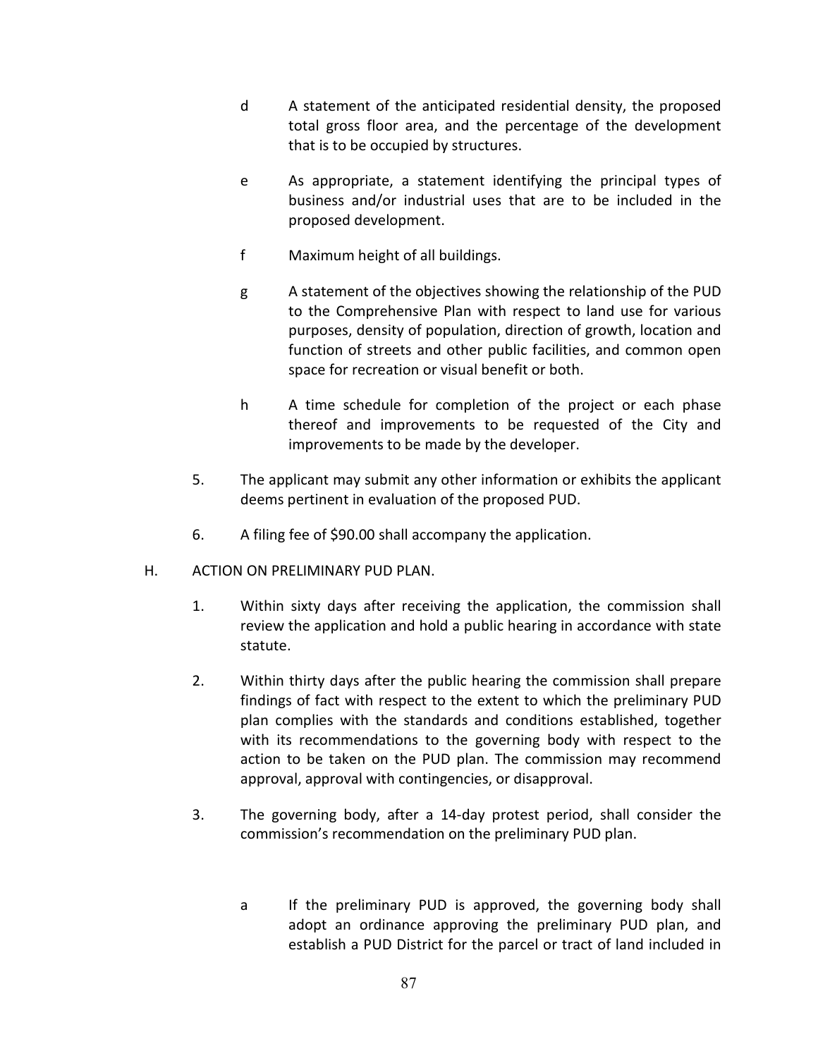d A statement of the anticipated residential density, the proposed total gross floor area, and the percentage of the development that is to be occupied by structures.

e As appropriate, a statement identifying the principal types of business and/or industrial uses that are to be included in the proposed development.

f Maximum height of all buildings.

g A statement of the objectives showing the relationship of the PUD to the Comprehensive Plan with respect to land use for various purposes, density of population, direction of growth, location and function of streets and other public facilities, and common open space for recreation or visual benefit or both.

h A time schedule for completion of the project or each phase thereof and improvements to be requested of the City and improvements to be made by the developer.

5. The applicant may submit any other information or exhibits the applicant deems pertinent in evaluation of the proposed PUD.

6. A filing fee of $90.00 shall accompany the application.

H. ACTION ON PRELIMINARY PUD PLAN.

1. Within sixty days after receiving the application, the commission shall review the application and hold a public hearing in accordance with state statute.

2. Within thirty days after the public hearing the commission shall prepare findings of fact with respect to the extent to which the preliminary PUD plan complies with the standards and conditions established, together with its recommendations to the governing body with respect to the action to be taken on the PUD plan. The commission may recommend approval, approval with contingencies, or disapproval.

3. The governing body, after a 14-day protest period, shall consider the commission's recommendation on the preliminary PUD plan.

a If the preliminary PUD is approved, the governing body shall adopt an ordinance approving the preliminary PUD plan, and establish a PUD District for the parcel or tract of land included in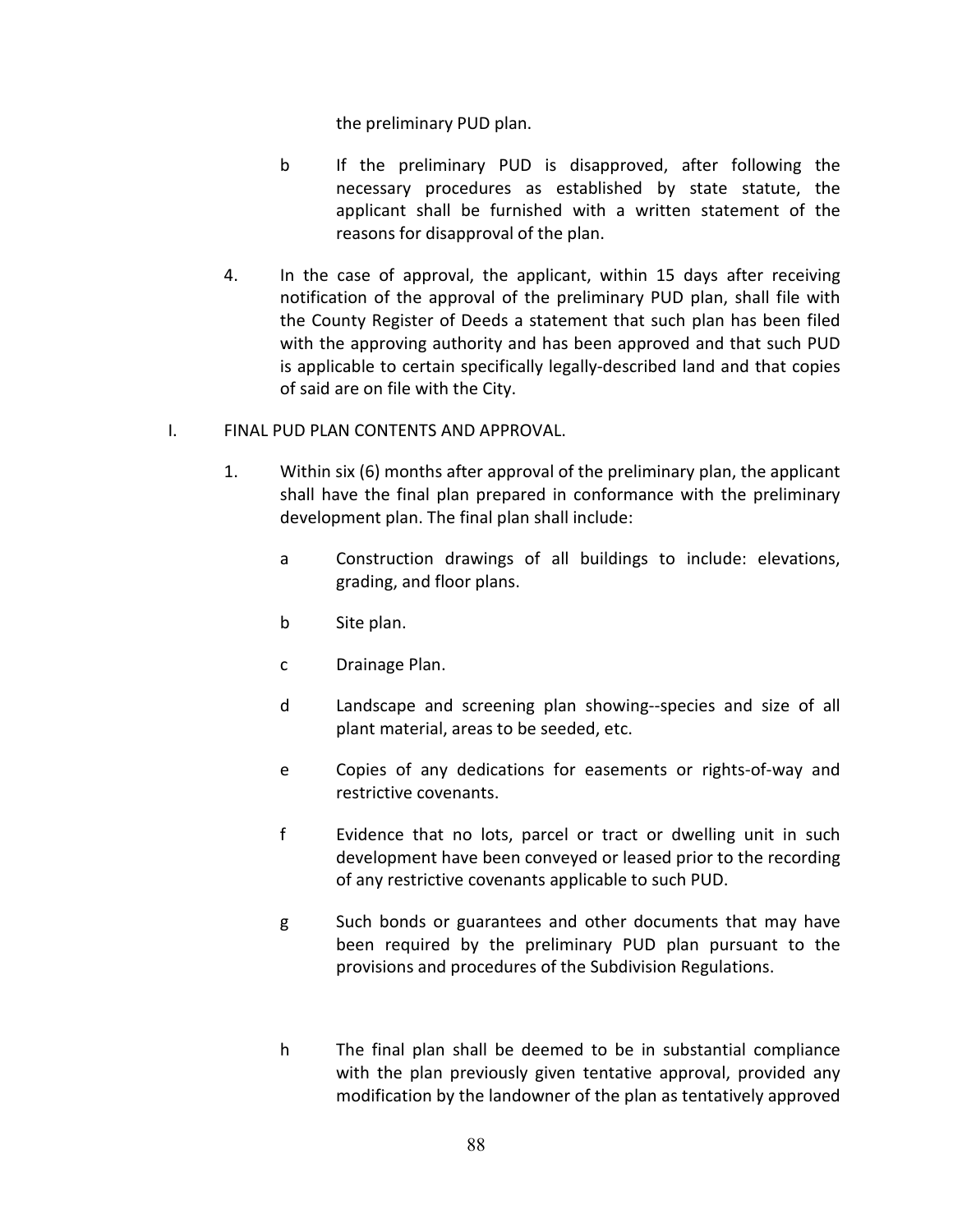the preliminary PUD plan.

b If the preliminary PUD is disapproved, after following the necessary procedures as established by state statute, the applicant shall be furnished with a written statement of the reasons for disapproval of the plan.

4. In the case of approval, the applicant, within 15 days after receiving notification of the approval of the preliminary PUD plan, shall file with the County Register of Deeds a statement that such plan has been filed with the approving authority and has been approved and that such PUD is applicable to certain specifically legally-described land and that copies of said are on file with the City.

I. FINAL PUD PLAN CONTENTS AND APPROVAL.

1. Within six (6) months after approval of the preliminary plan, the applicant shall have the final plan prepared in conformance with the preliminary development plan. The final plan shall include:

   a Construction drawings of all buildings to include: elevations, grading, and floor plans.

   b Site plan.

   c Drainage Plan.

   d Landscape and screening plan showing--species and size of all plant material, areas to be seeded, etc.

   e Copies of any dedications for easements or rights-of-way and restrictive covenants.

   f Evidence that no lots, parcel or tract or dwelling unit in such development have been conveyed or leased prior to the recording of any restrictive covenants applicable to such PUD.

   g Such bonds or guarantees and other documents that may have been required by the preliminary PUD plan pursuant to the provisions and procedures of the Subdivision Regulations.

   h The final plan shall be deemed to be in substantial compliance with the plan previously given tentative approval, provided any modification by the landowner of the plan as tentatively approved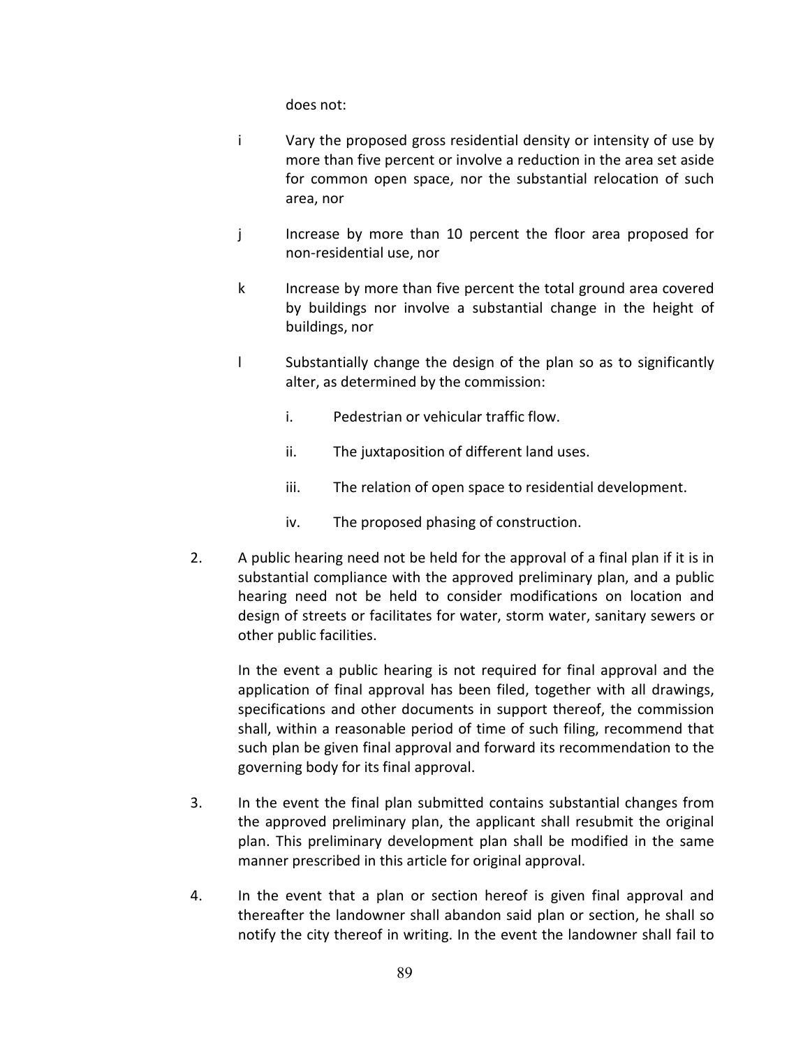does not:

i Vary the proposed gross residential density or intensity of use by more than five percent or involve a reduction in the area set aside for common open space, nor the substantial relocation of such area, nor

j Increase by more than 10 percent the floor area proposed for non-residential use, nor

k Increase by more than five percent the total ground area covered by buildings nor involve a substantial change in the height of buildings, nor

l Substantially change the design of the plan so as to significantly alter, as determined by the commission:

   i. Pedestrian or vehicular traffic flow.

   ii. The juxtaposition of different land uses.

   iii. The relation of open space to residential development.

   iv. The proposed phasing of construction.

2. A public hearing need not be held for the approval of a final plan if it is in substantial compliance with the approved preliminary plan, and a public hearing need not be held to consider modifications on location and design of streets or facilitates for water, storm water, sanitary sewers or other public facilities.

   In the event a public hearing is not required for final approval and the application of final approval has been filed, together with all drawings, specifications and other documents in support thereof, the commission shall, within a reasonable period of time of such filing, recommend that such plan be given final approval and forward its recommendation to the governing body for its final approval.

3. In the event the final plan submitted contains substantial changes from the approved preliminary plan, the applicant shall resubmit the original plan. This preliminary development plan shall be modified in the same manner prescribed in this article for original approval.

4. In the event that a plan or section hereof is given final approval and thereafter the landowner shall abandon said plan or section, he shall so notify the city thereof in writing. In the event the landowner shall fail to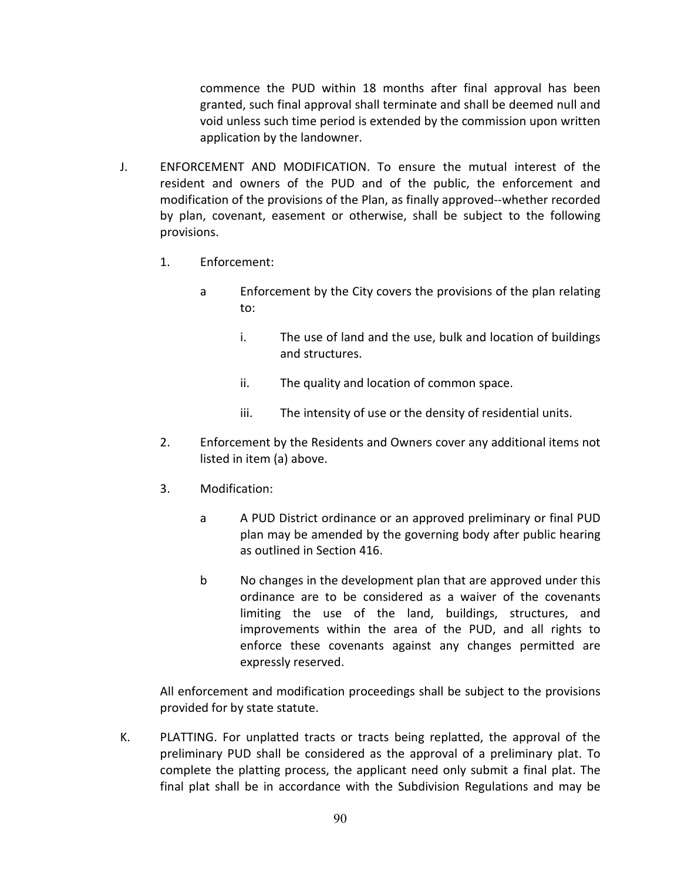commence the PUD within 18 months after final approval has been granted, such final approval shall terminate and shall be deemed null and void unless such time period is extended by the commission upon written application by the landowner.

J. ENFORCEMENT AND MODIFICATION. To ensure the mutual interest of the resident and owners of the PUD and of the public, the enforcement and modification of the provisions of the Plan, as finally approved--whether recorded by plan, covenant, easement or otherwise, shall be subject to the following provisions.

   1. Enforcement:

      a Enforcement by the City covers the provisions of the plan relating to:

         i. The use of land and the use, bulk and location of buildings and structures.

         ii. The quality and location of common space.

         iii. The intensity of use or the density of residential units.

   2. Enforcement by the Residents and Owners cover any additional items not listed in item (a) above.

   3. Modification:

      a A PUD District ordinance or an approved preliminary or final PUD plan may be amended by the governing body after public hearing as outlined in Section 416.

      b No changes in the development plan that are approved under this ordinance are to be considered as a waiver of the covenants limiting the use of the land, buildings, structures, and improvements within the area of the PUD, and all rights to enforce these covenants against any changes permitted are expressly reserved.

   All enforcement and modification proceedings shall be subject to the provisions provided for by state statute.

K. PLATTING. For unplatted tracts or tracts being replatted, the approval of the preliminary PUD shall be considered as the approval of a preliminary plat. To complete the platting process, the applicant need only submit a final plat. The final plat shall be in accordance with the Subdivision Regulations and may be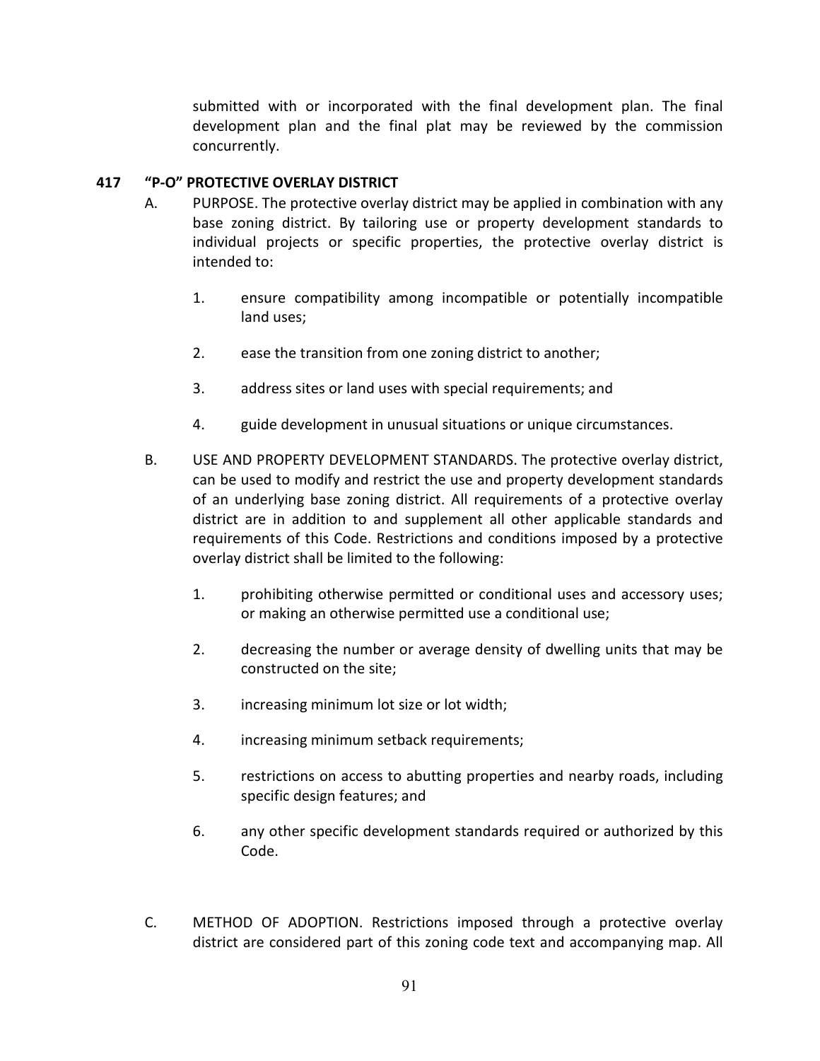submitted with or incorporated with the final development plan. The final development plan and the final plat may be reviewed by the commission concurrently.

**417 "P-O" PROTECTIVE OVERLAY DISTRICT**

A. PURPOSE. The protective overlay district may be applied in combination with any base zoning district. By tailoring use or property development standards to individual projects or specific properties, the protective overlay district is intended to:

1. ensure compatibility among incompatible or potentially incompatible land uses;

2. ease the transition from one zoning district to another;

3. address sites or land uses with special requirements; and

4. guide development in unusual situations or unique circumstances.

B. USE AND PROPERTY DEVELOPMENT STANDARDS. The protective overlay district, can be used to modify and restrict the use and property development standards of an underlying base zoning district. All requirements of a protective overlay district are in addition to and supplement all other applicable standards and requirements of this Code. Restrictions and conditions imposed by a protective overlay district shall be limited to the following:

1. prohibiting otherwise permitted or conditional uses and accessory uses; or making an otherwise permitted use a conditional use;

2. decreasing the number or average density of dwelling units that may be constructed on the site;

3. increasing minimum lot size or lot width;

4. increasing minimum setback requirements;

5. restrictions on access to abutting properties and nearby roads, including specific design features; and

6. any other specific development standards required or authorized by this Code.

C. METHOD OF ADOPTION. Restrictions imposed through a protective overlay district are considered part of this zoning code text and accompanying map. All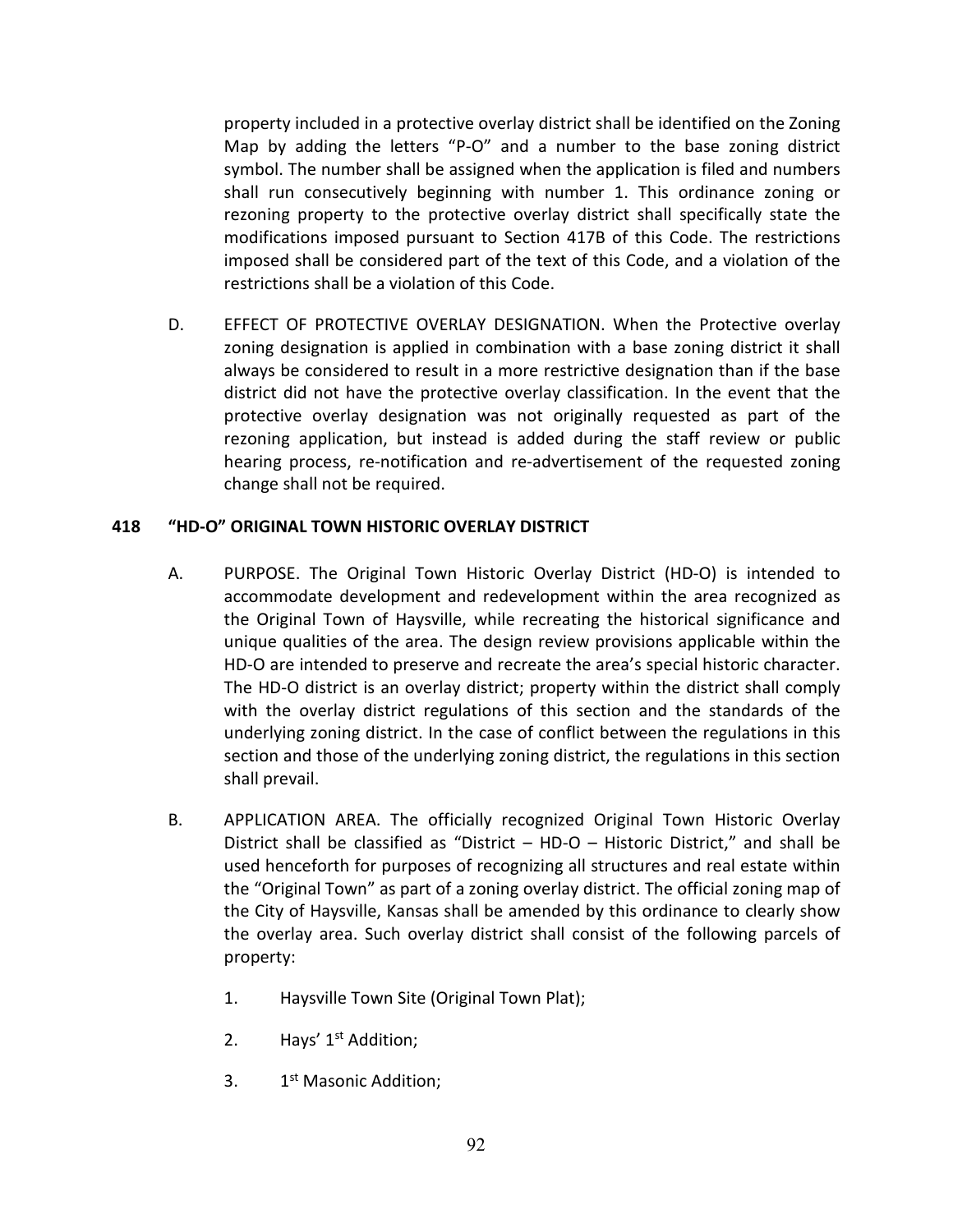property included in a protective overlay district shall be identified on the Zoning Map by adding the letters "P-O" and a number to the base zoning district symbol. The number shall be assigned when the application is filed and numbers shall run consecutively beginning with number 1. This ordinance zoning or rezoning property to the protective overlay district shall specifically state the modifications imposed pursuant to Section 417B of this Code. The restrictions imposed shall be considered part of the text of this Code, and a violation of the restrictions shall be a violation of this Code.

D. EFFECT OF PROTECTIVE OVERLAY DESIGNATION. When the Protective overlay zoning designation is applied in combination with a base zoning district it shall always be considered to result in a more restrictive designation than if the base district did not have the protective overlay classification. In the event that the protective overlay designation was not originally requested as part of the rezoning application, but instead is added during the staff review or public hearing process, re-notification and re-advertisement of the requested zoning change shall not be required.

## 418 "HD-O" ORIGINAL TOWN HISTORIC OVERLAY DISTRICT

A. PURPOSE. The Original Town Historic Overlay District (HD-O) is intended to accommodate development and redevelopment within the area recognized as the Original Town of Haysville, while recreating the historical significance and unique qualities of the area. The design review provisions applicable within the HD-O are intended to preserve and recreate the area's special historic character. The HD-O district is an overlay district; property within the district shall comply with the overlay district regulations of this section and the standards of the underlying zoning district. In the case of conflict between the regulations in this section and those of the underlying zoning district, the regulations in this section shall prevail.

B. APPLICATION AREA. The officially recognized Original Town Historic Overlay District shall be classified as "District – HD-O – Historic District," and shall be used henceforth for purposes of recognizing all structures and real estate within the "Original Town" as part of a zoning overlay district. The official zoning map of the City of Haysville, Kansas shall be amended by this ordinance to clearly show the overlay area. Such overlay district shall consist of the following parcels of property:

1. Haysville Town Site (Original Town Plat);
2. Hays' 1st Addition;
3. 1st Masonic Addition;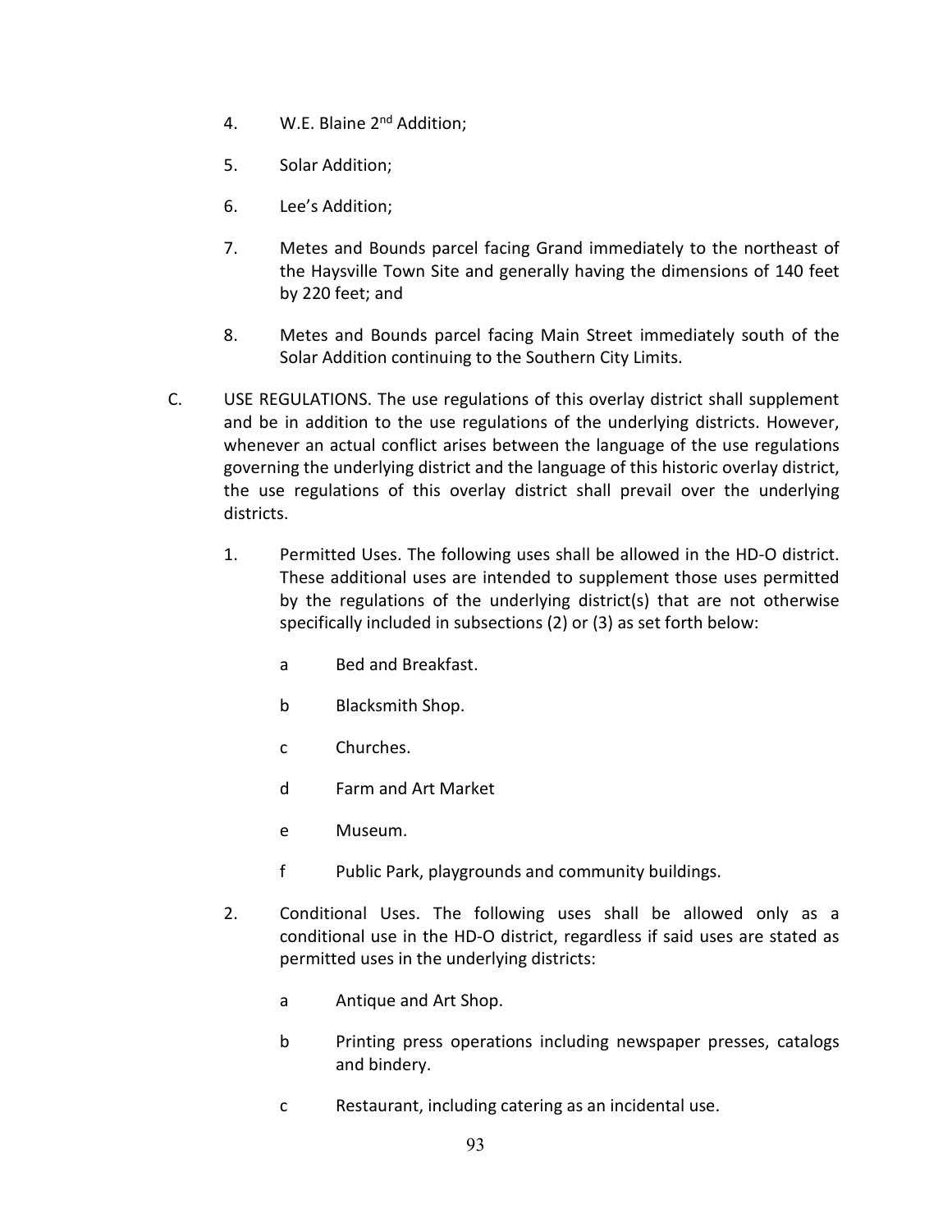4. W.E. Blaine 2nd Addition;

5. Solar Addition;

6. Lee's Addition;

7. Metes and Bounds parcel facing Grand immediately to the northeast of the Haysville Town Site and generally having the dimensions of 140 feet by 220 feet; and

8. Metes and Bounds parcel facing Main Street immediately south of the Solar Addition continuing to the Southern City Limits.

C. USE REGULATIONS. The use regulations of this overlay district shall supplement and be in addition to the use regulations of the underlying districts. However, whenever an actual conflict arises between the language of the use regulations governing the underlying district and the language of this historic overlay district, the use regulations of this overlay district shall prevail over the underlying districts.

1. Permitted Uses. The following uses shall be allowed in the HD-O district. These additional uses are intended to supplement those uses permitted by the regulations of the underlying district(s) that are not otherwise specifically included in subsections (2) or (3) as set forth below:

   a Bed and Breakfast.

   b Blacksmith Shop.

   c Churches.

   d Farm and Art Market

   e Museum.

   f Public Park, playgrounds and community buildings.

2. Conditional Uses. The following uses shall be allowed only as a conditional use in the HD-O district, regardless if said uses are stated as permitted uses in the underlying districts:

   a Antique and Art Shop.

   b Printing press operations including newspaper presses, catalogs and bindery.

   c Restaurant, including catering as an incidental use.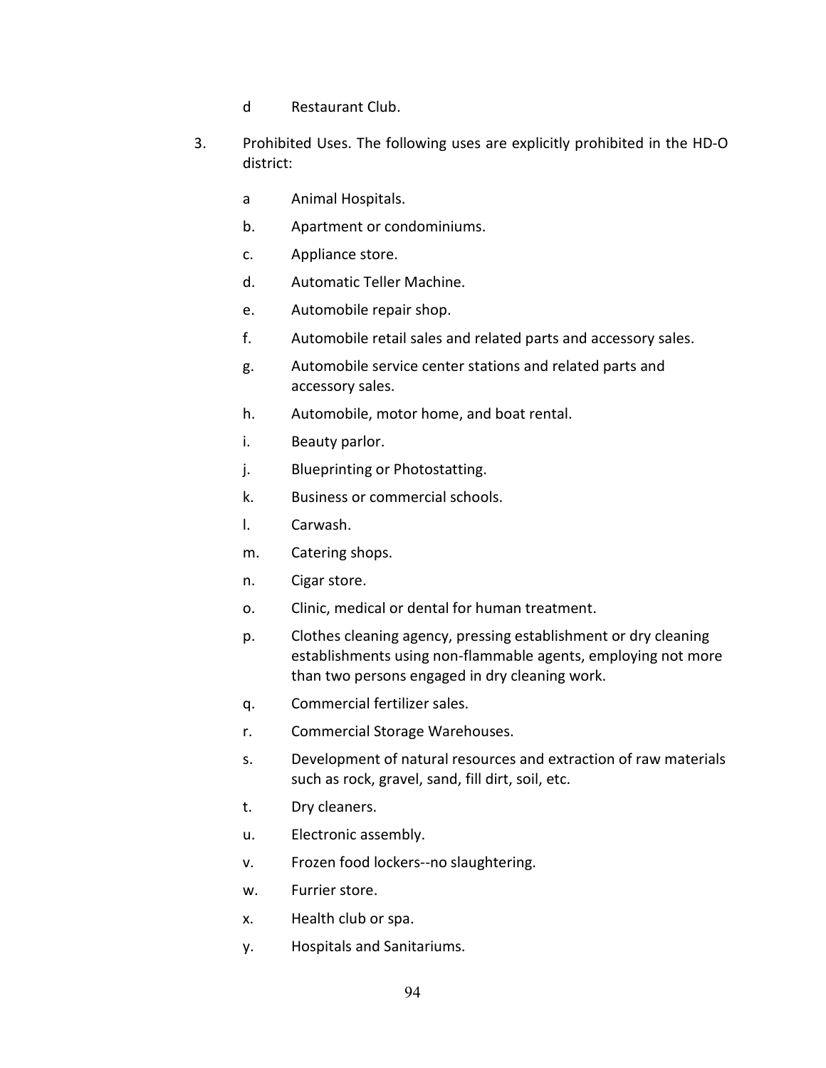d Restaurant Club.

3. Prohibited Uses. The following uses are explicitly prohibited in the HD-O district:

   a Animal Hospitals.

   b. Apartment or condominiums.

   c. Appliance store.

   d. Automatic Teller Machine.

   e. Automobile repair shop.

   f. Automobile retail sales and related parts and accessory sales.

   g. Automobile service center stations and related parts and accessory sales.

   h. Automobile, motor home, and boat rental.

   i. Beauty parlor.

   j. Blueprinting or Photostatting.

   k. Business or commercial schools.

   l. Carwash.

   m. Catering shops.

   n. Cigar store.

   o. Clinic, medical or dental for human treatment.

   p. Clothes cleaning agency, pressing establishment or dry cleaning establishments using non-flammable agents, employing not more than two persons engaged in dry cleaning work.

   q. Commercial fertilizer sales.

   r. Commercial Storage Warehouses.

   s. Development of natural resources and extraction of raw materials such as rock, gravel, sand, fill dirt, soil, etc.

   t. Dry cleaners.

   u. Electronic assembly.

   v. Frozen food lockers--no slaughtering.

   w. Furrier store.

   x. Health club or spa.

   y. Hospitals and Sanitariums.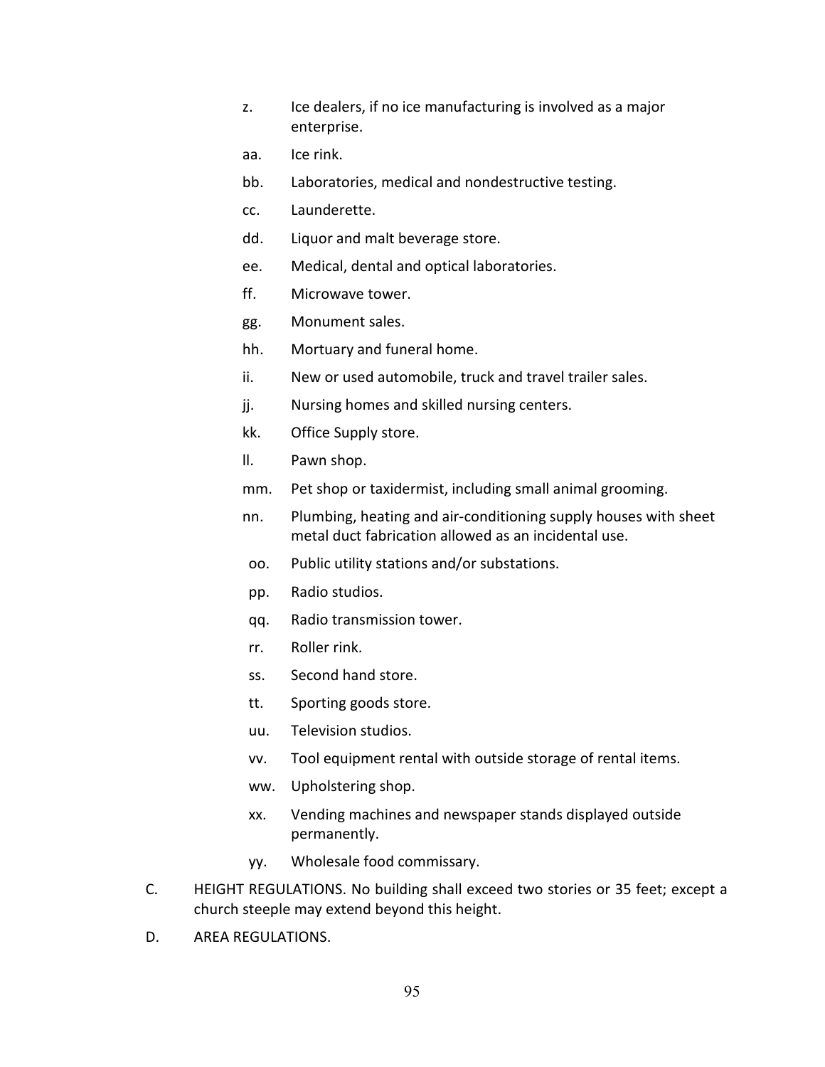z. Ice dealers, if no ice manufacturing is involved as a major enterprise.

aa. Ice rink.

bb. Laboratories, medical and nondestructive testing.

cc. Launderette.

dd. Liquor and malt beverage store.

ee. Medical, dental and optical laboratories.

ff. Microwave tower.

gg. Monument sales.

hh. Mortuary and funeral home.

ii. New or used automobile, truck and travel trailer sales.

jj. Nursing homes and skilled nursing centers.

kk. Office Supply store.

ll. Pawn shop.

mm. Pet shop or taxidermist, including small animal grooming.

nn. Plumbing, heating and air-conditioning supply houses with sheet metal duct fabrication allowed as an incidental use.

oo. Public utility stations and/or substations.

pp. Radio studios.

qq. Radio transmission tower.

rr. Roller rink.

ss. Second hand store.

tt. Sporting goods store.

uu. Television studios.

vv. Tool equipment rental with outside storage of rental items.

ww. Upholstering shop.

xx. Vending machines and newspaper stands displayed outside permanently.

yy. Wholesale food commissary.

C. HEIGHT REGULATIONS. No building shall exceed two stories or 35 feet; except a church steeple may extend beyond this height.

D. AREA REGULATIONS.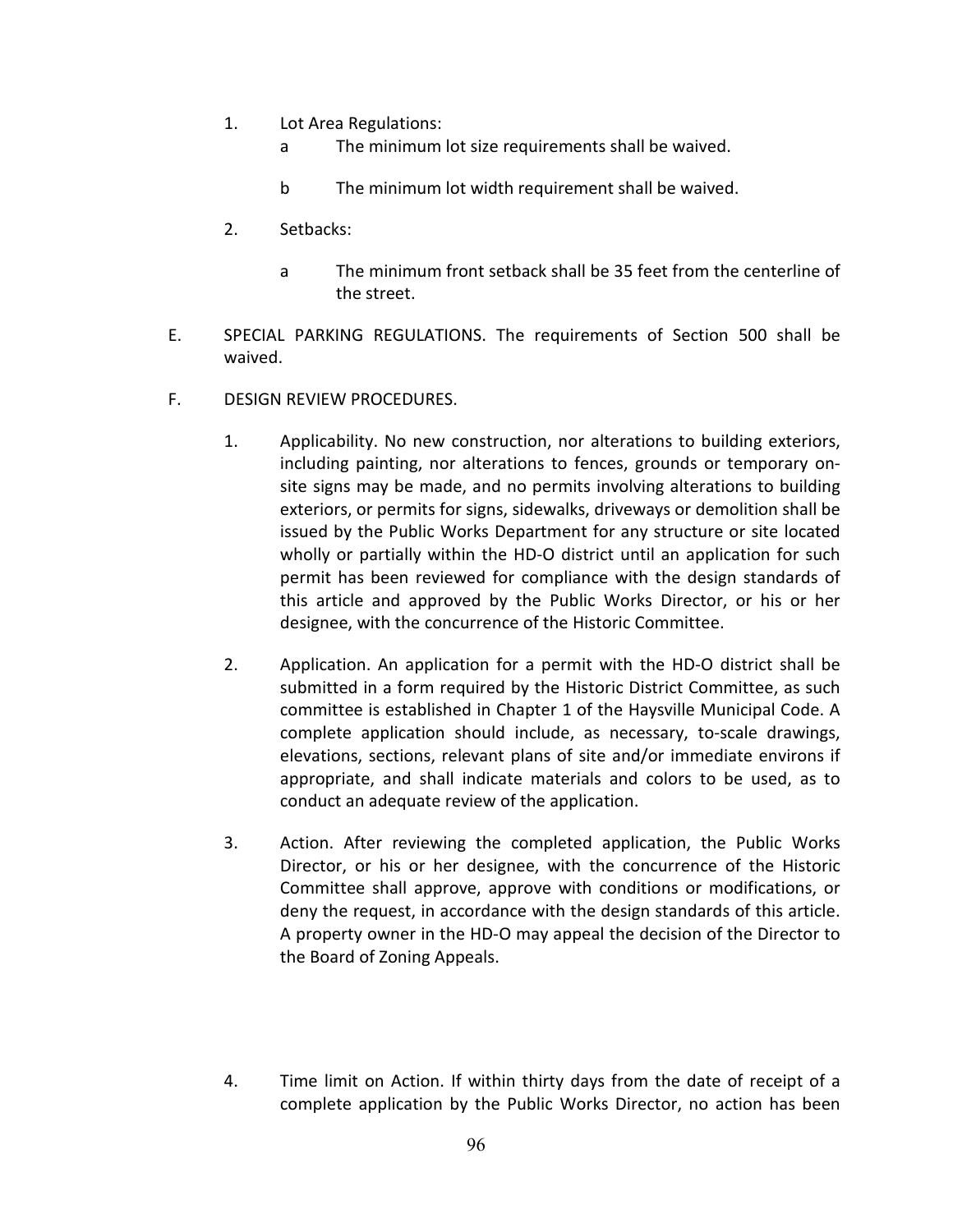1. Lot Area Regulations:
   - a The minimum lot size requirements shall be waived.
   - b The minimum lot width requirement shall be waived.

2. Setbacks:
   - a The minimum front setback shall be 35 feet from the centerline of the street.

E. SPECIAL PARKING REGULATIONS. The requirements of Section 500 shall be waived.

F. DESIGN REVIEW PROCEDURES.

1. Applicability. No new construction, nor alterations to building exteriors, including painting, nor alterations to fences, grounds or temporary on-site signs may be made, and no permits involving alterations to building exteriors, or permits for signs, sidewalks, driveways or demolition shall be issued by the Public Works Department for any structure or site located wholly or partially within the HD-O district until an application for such permit has been reviewed for compliance with the design standards of this article and approved by the Public Works Director, or his or her designee, with the concurrence of the Historic Committee.

2. Application. An application for a permit with the HD-O district shall be submitted in a form required by the Historic District Committee, as such committee is established in Chapter 1 of the Haysville Municipal Code. A complete application should include, as necessary, to-scale drawings, elevations, sections, relevant plans of site and/or immediate environs if appropriate, and shall indicate materials and colors to be used, as to conduct an adequate review of the application.

3. Action. After reviewing the completed application, the Public Works Director, or his or her designee, with the concurrence of the Historic Committee shall approve, approve with conditions or modifications, or deny the request, in accordance with the design standards of this article. A property owner in the HD-O may appeal the decision of the Director to the Board of Zoning Appeals.

4. Time limit on Action. If within thirty days from the date of receipt of a complete application by the Public Works Director, no action has been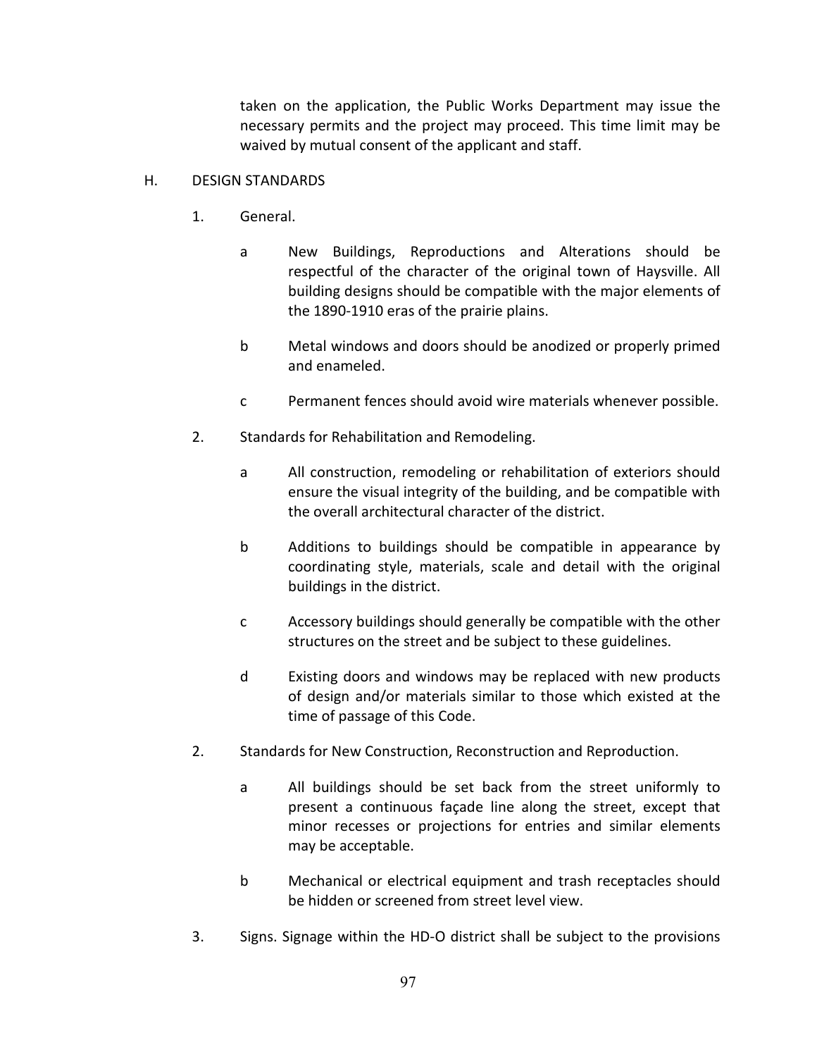taken on the application, the Public Works Department may issue the necessary permits and the project may proceed. This time limit may be waived by mutual consent of the applicant and staff.

H. DESIGN STANDARDS

1. General.

   a New Buildings, Reproductions and Alterations should be respectful of the character of the original town of Haysville. All building designs should be compatible with the major elements of the 1890-1910 eras of the prairie plains.

   b Metal windows and doors should be anodized or properly primed and enameled.

   c Permanent fences should avoid wire materials whenever possible.

2. Standards for Rehabilitation and Remodeling.

   a All construction, remodeling or rehabilitation of exteriors should ensure the visual integrity of the building, and be compatible with the overall architectural character of the district.

   b Additions to buildings should be compatible in appearance by coordinating style, materials, scale and detail with the original buildings in the district.

   c Accessory buildings should generally be compatible with the other structures on the street and be subject to these guidelines.

   d Existing doors and windows may be replaced with new products of design and/or materials similar to those which existed at the time of passage of this Code.

2. Standards for New Construction, Reconstruction and Reproduction.

   a All buildings should be set back from the street uniformly to present a continuous façade line along the street, except that minor recesses or projections for entries and similar elements may be acceptable.

   b Mechanical or electrical equipment and trash receptacles should be hidden or screened from street level view.

3. Signs. Signage within the HD-O district shall be subject to the provisions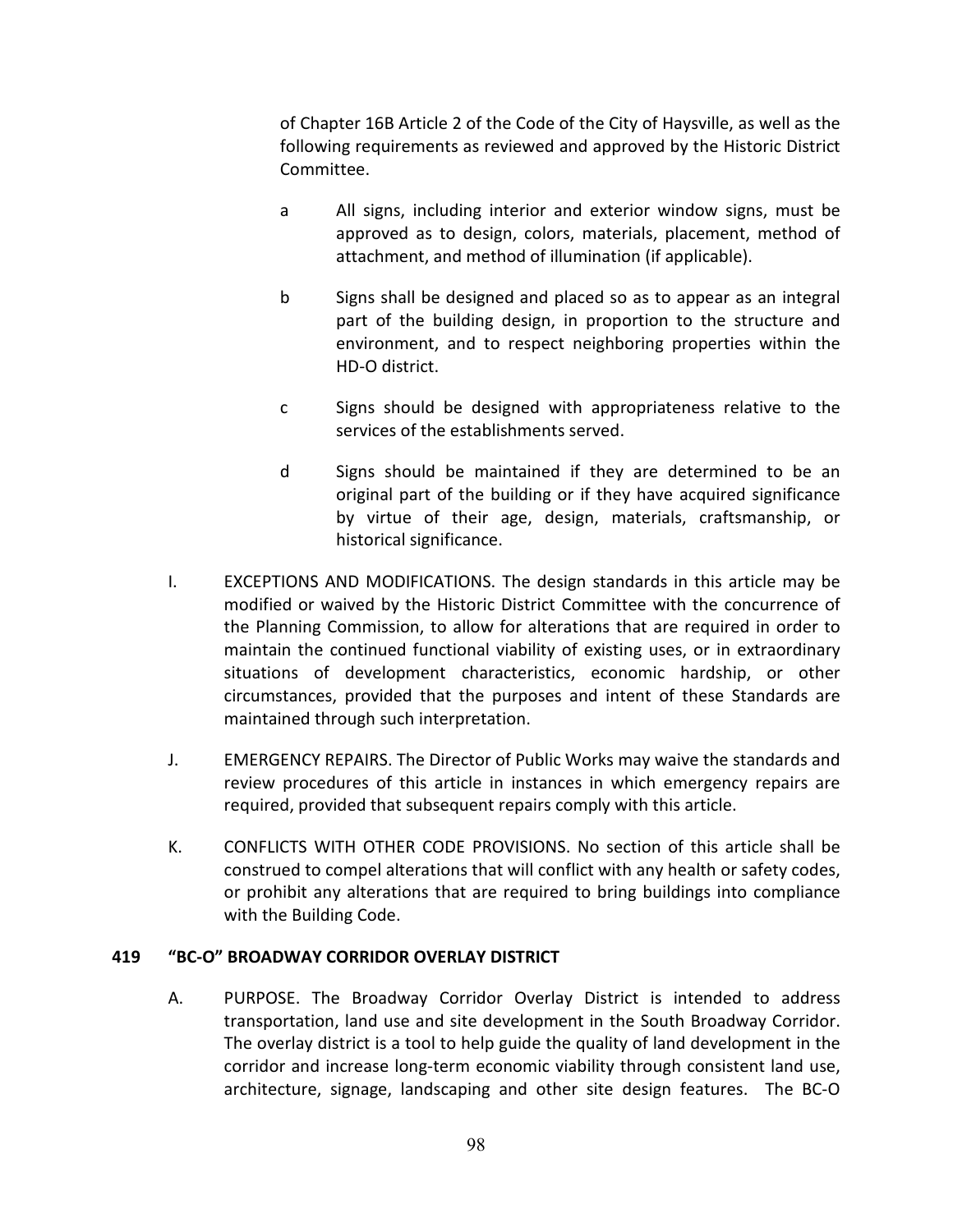of Chapter 16B Article 2 of the Code of the City of Haysville, as well as the following requirements as reviewed and approved by the Historic District Committee.

a All signs, including interior and exterior window signs, must be approved as to design, colors, materials, placement, method of attachment, and method of illumination (if applicable).

b Signs shall be designed and placed so as to appear as an integral part of the building design, in proportion to the structure and environment, and to respect neighboring properties within the HD-O district.

c Signs should be designed with appropriateness relative to the services of the establishments served.

d Signs should be maintained if they are determined to be an original part of the building or if they have acquired significance by virtue of their age, design, materials, craftsmanship, or historical significance.

I. EXCEPTIONS AND MODIFICATIONS. The design standards in this article may be modified or waived by the Historic District Committee with the concurrence of the Planning Commission, to allow for alterations that are required in order to maintain the continued functional viability of existing uses, or in extraordinary situations of development characteristics, economic hardship, or other circumstances, provided that the purposes and intent of these Standards are maintained through such interpretation.

J. EMERGENCY REPAIRS. The Director of Public Works may waive the standards and review procedures of this article in instances in which emergency repairs are required, provided that subsequent repairs comply with this article.

K. CONFLICTS WITH OTHER CODE PROVISIONS. No section of this article shall be construed to compel alterations that will conflict with any health or safety codes, or prohibit any alterations that are required to bring buildings into compliance with the Building Code.

**419 "BC-O" BROADWAY CORRIDOR OVERLAY DISTRICT**

A. PURPOSE. The Broadway Corridor Overlay District is intended to address transportation, land use and site development in the South Broadway Corridor. The overlay district is a tool to help guide the quality of land development in the corridor and increase long-term economic viability through consistent land use, architecture, signage, landscaping and other site design features. The BC-O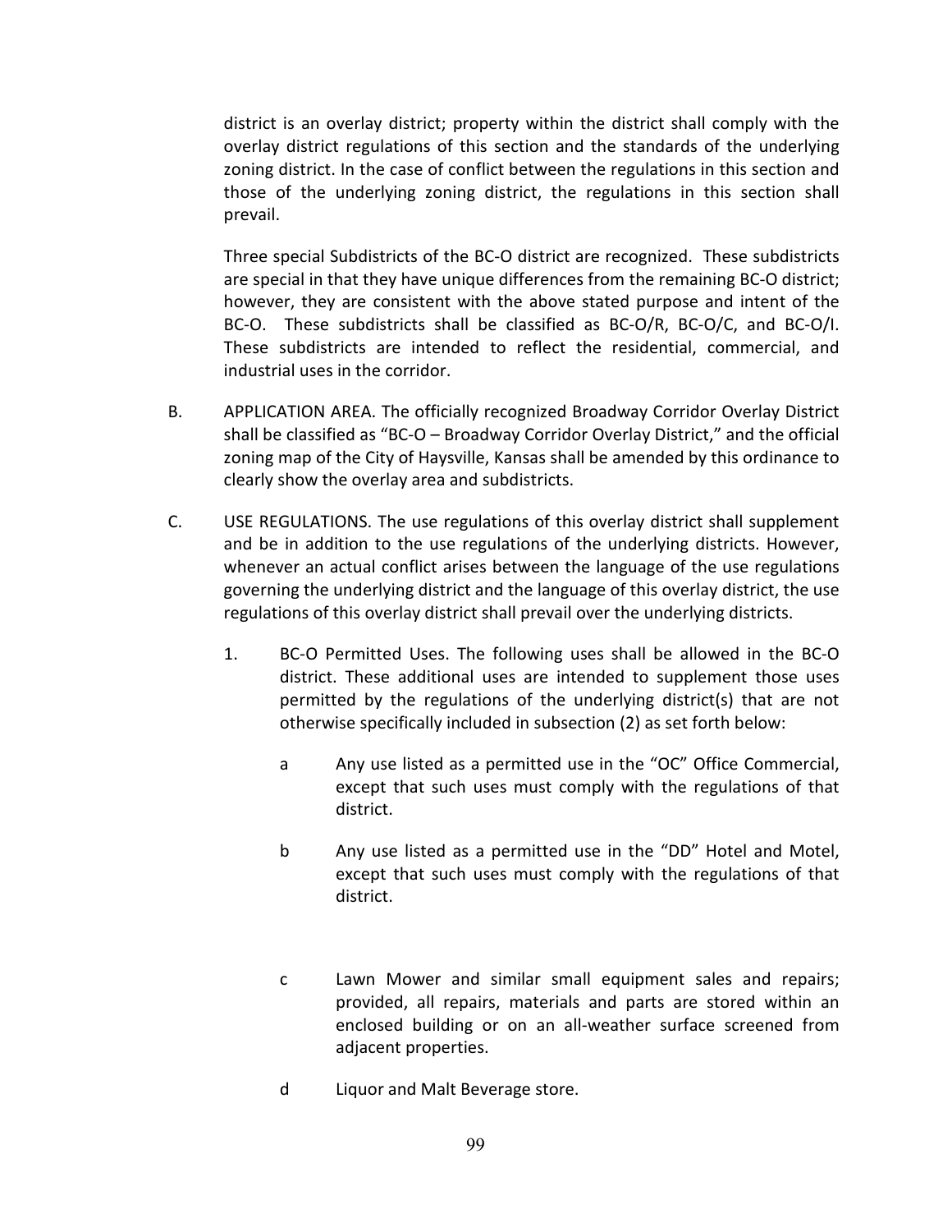district is an overlay district; property within the district shall comply with the overlay district regulations of this section and the standards of the underlying zoning district. In the case of conflict between the regulations in this section and those of the underlying zoning district, the regulations in this section shall prevail.

Three special Subdistricts of the BC-O district are recognized. These subdistricts are special in that they have unique differences from the remaining BC-O district; however, they are consistent with the above stated purpose and intent of the BC-O. These subdistricts shall be classified as BC-O/R, BC-O/C, and BC-O/I. These subdistricts are intended to reflect the residential, commercial, and industrial uses in the corridor.

B. APPLICATION AREA. The officially recognized Broadway Corridor Overlay District shall be classified as "BC-O – Broadway Corridor Overlay District," and the official zoning map of the City of Haysville, Kansas shall be amended by this ordinance to clearly show the overlay area and subdistricts.

C. USE REGULATIONS. The use regulations of this overlay district shall supplement and be in addition to the use regulations of the underlying districts. However, whenever an actual conflict arises between the language of the use regulations governing the underlying district and the language of this overlay district, the use regulations of this overlay district shall prevail over the underlying districts.

1. BC-O Permitted Uses. The following uses shall be allowed in the BC-O district. These additional uses are intended to supplement those uses permitted by the regulations of the underlying district(s) that are not otherwise specifically included in subsection (2) as set forth below:

   a Any use listed as a permitted use in the "OC" Office Commercial, except that such uses must comply with the regulations of that district.

   b Any use listed as a permitted use in the "DD" Hotel and Motel, except that such uses must comply with the regulations of that district.

   c Lawn Mower and similar small equipment sales and repairs; provided, all repairs, materials and parts are stored within an enclosed building or on an all-weather surface screened from adjacent properties.

   d Liquor and Malt Beverage store.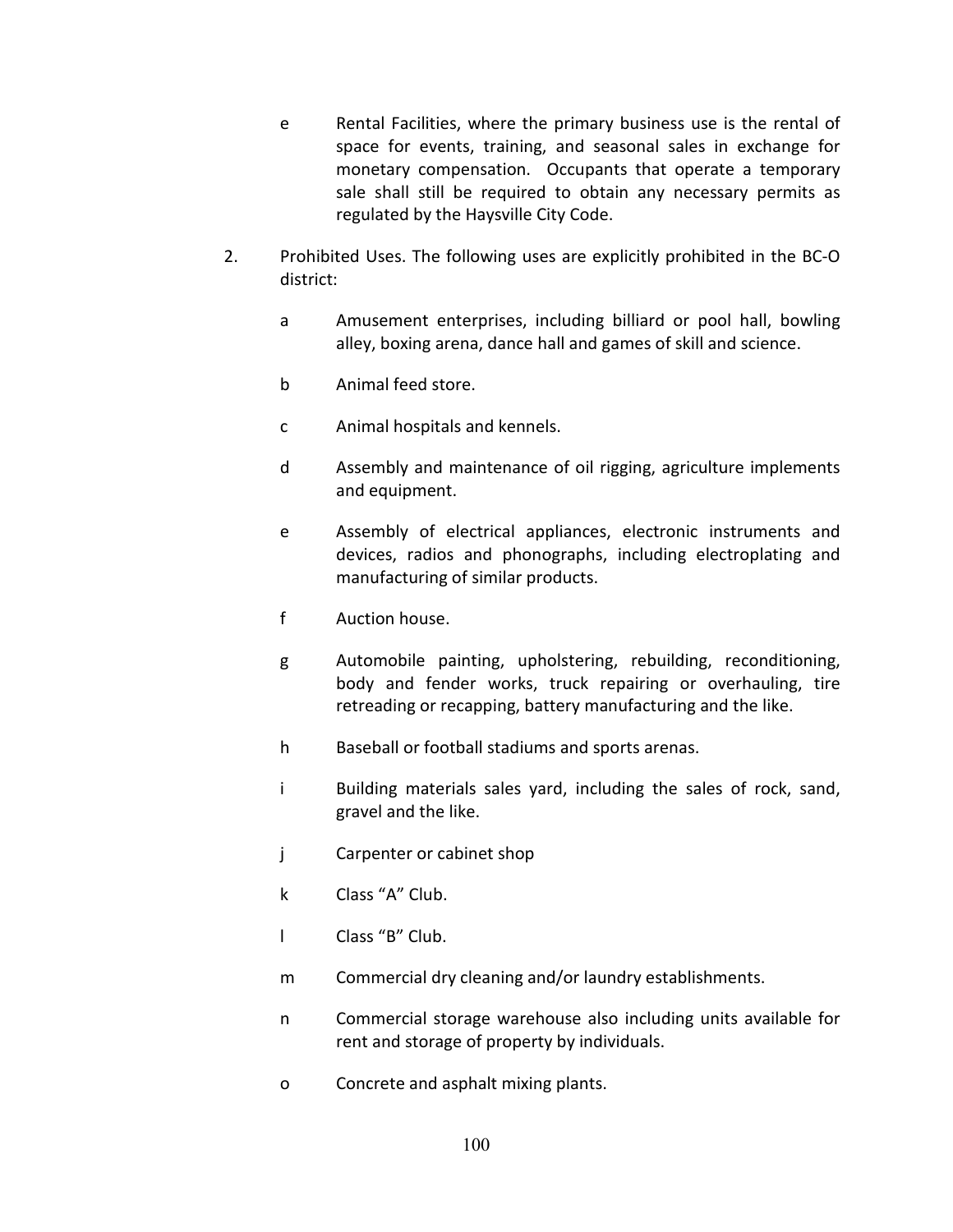e Rental Facilities, where the primary business use is the rental of space for events, training, and seasonal sales in exchange for monetary compensation. Occupants that operate a temporary sale shall still be required to obtain any necessary permits as regulated by the Haysville City Code.

2. Prohibited Uses. The following uses are explicitly prohibited in the BC-O district:

   a Amusement enterprises, including billiard or pool hall, bowling alley, boxing arena, dance hall and games of skill and science.

   b Animal feed store.

   c Animal hospitals and kennels.

   d Assembly and maintenance of oil rigging, agriculture implements and equipment.

   e Assembly of electrical appliances, electronic instruments and devices, radios and phonographs, including electroplating and manufacturing of similar products.

   f Auction house.

   g Automobile painting, upholstering, rebuilding, reconditioning, body and fender works, truck repairing or overhauling, tire retreading or recapping, battery manufacturing and the like.

   h Baseball or football stadiums and sports arenas.

   i Building materials sales yard, including the sales of rock, sand, gravel and the like.

   j Carpenter or cabinet shop

   k Class "A" Club.

   l Class "B" Club.

   m Commercial dry cleaning and/or laundry establishments.

   n Commercial storage warehouse also including units available for rent and storage of property by individuals.

   o Concrete and asphalt mixing plants.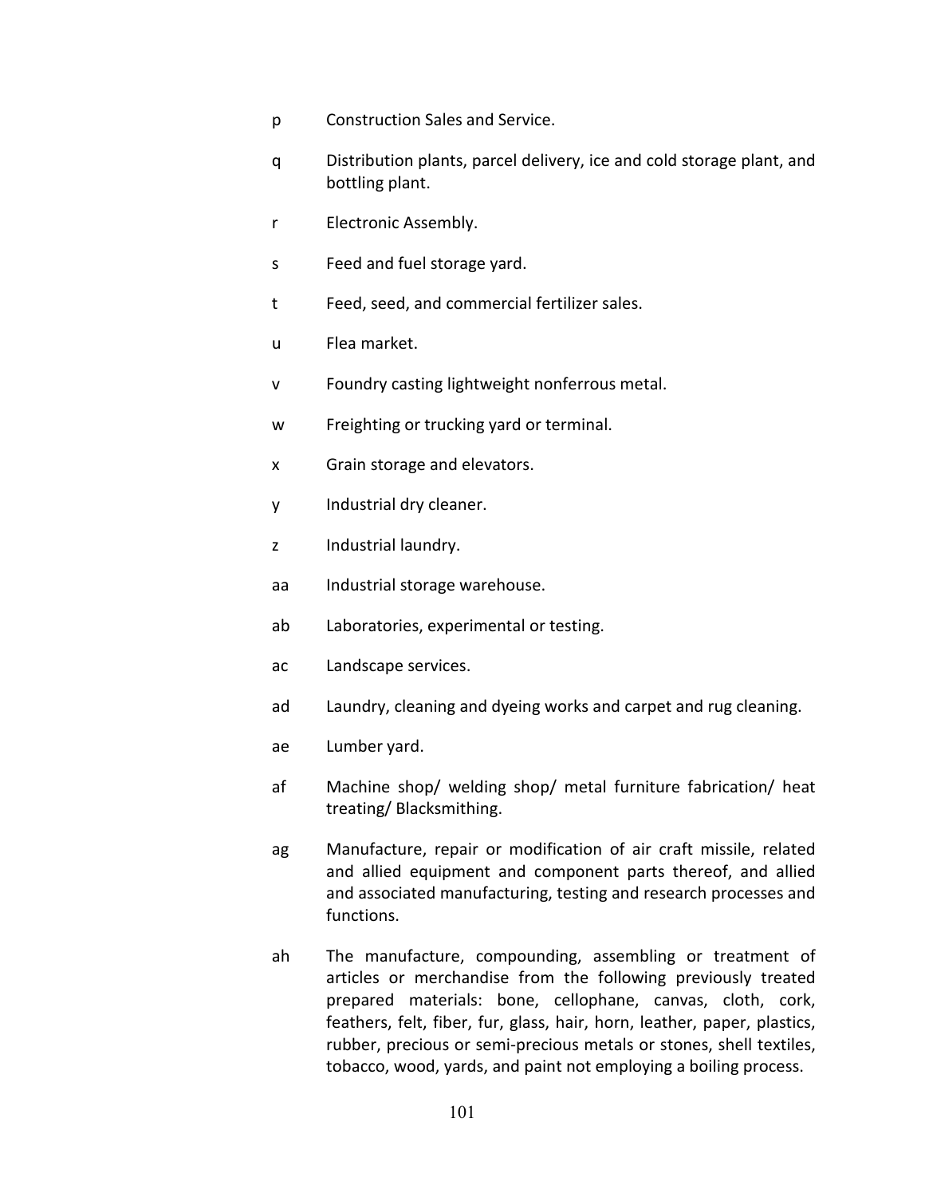p Construction Sales and Service.

q Distribution plants, parcel delivery, ice and cold storage plant, and bottling plant.

r Electronic Assembly.

s Feed and fuel storage yard.

t Feed, seed, and commercial fertilizer sales.

u Flea market.

v Foundry casting lightweight nonferrous metal.

w Freighting or trucking yard or terminal.

x Grain storage and elevators.

y Industrial dry cleaner.

z Industrial laundry.

aa Industrial storage warehouse.

ab Laboratories, experimental or testing.

ac Landscape services.

ad Laundry, cleaning and dyeing works and carpet and rug cleaning.

ae Lumber yard.

af Machine shop/ welding shop/ metal furniture fabrication/ heat treating/ Blacksmithing.

ag Manufacture, repair or modification of air craft missile, related and allied equipment and component parts thereof, and allied and associated manufacturing, testing and research processes and functions.

ah The manufacture, compounding, assembling or treatment of articles or merchandise from the following previously treated prepared materials: bone, cellophane, canvas, cloth, cork, feathers, felt, fiber, fur, glass, hair, horn, leather, paper, plastics, rubber, precious or semi-precious metals or stones, shell textiles, tobacco, wood, yards, and paint not employing a boiling process.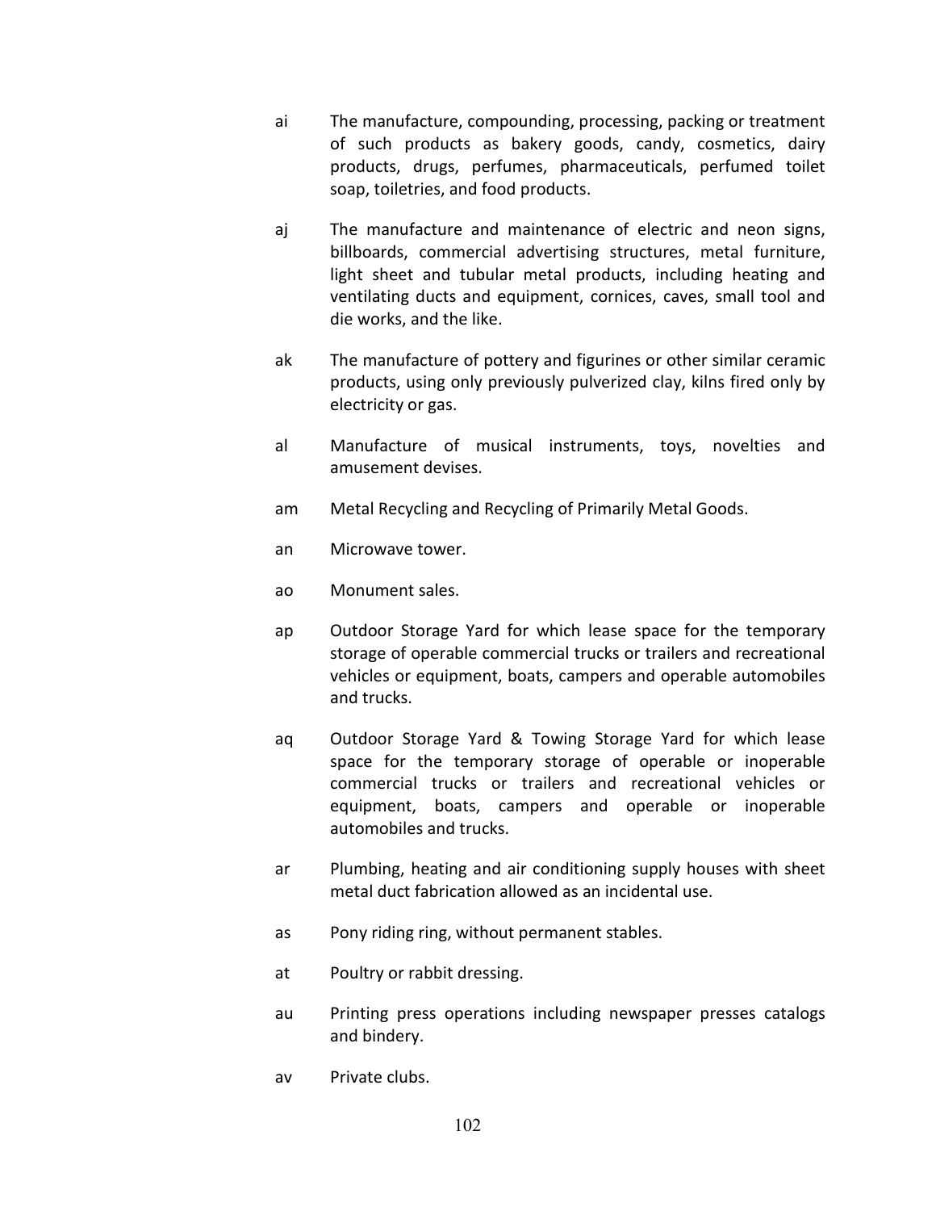ai The manufacture, compounding, processing, packing or treatment of such products as bakery goods, candy, cosmetics, dairy products, drugs, perfumes, pharmaceuticals, perfumed toilet soap, toiletries, and food products.

aj The manufacture and maintenance of electric and neon signs, billboards, commercial advertising structures, metal furniture, light sheet and tubular metal products, including heating and ventilating ducts and equipment, cornices, caves, small tool and die works, and the like.

ak The manufacture of pottery and figurines or other similar ceramic products, using only previously pulverized clay, kilns fired only by electricity or gas.

al Manufacture of musical instruments, toys, novelties and amusement devises.

am Metal Recycling and Recycling of Primarily Metal Goods.

an Microwave tower.

ao Monument sales.

ap Outdoor Storage Yard for which lease space for the temporary storage of operable commercial trucks or trailers and recreational vehicles or equipment, boats, campers and operable automobiles and trucks.

aq Outdoor Storage Yard & Towing Storage Yard for which lease space for the temporary storage of operable or inoperable commercial trucks or trailers and recreational vehicles or equipment, boats, campers and operable or inoperable automobiles and trucks.

ar Plumbing, heating and air conditioning supply houses with sheet metal duct fabrication allowed as an incidental use.

as Pony riding ring, without permanent stables.

at Poultry or rabbit dressing.

au Printing press operations including newspaper presses catalogs and bindery.

av Private clubs.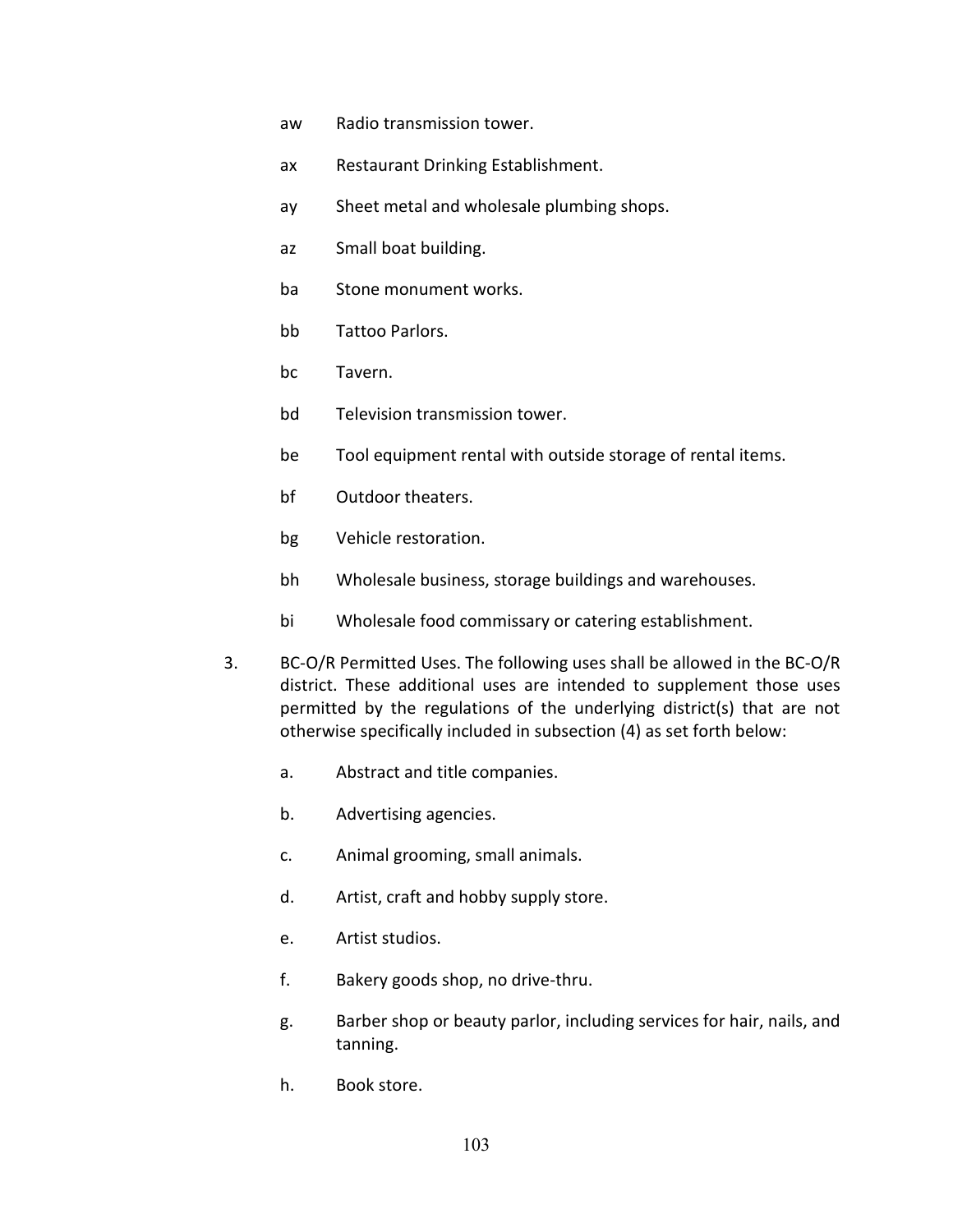aw Radio transmission tower.

ax Restaurant Drinking Establishment.

ay Sheet metal and wholesale plumbing shops.

az Small boat building.

ba Stone monument works.

bb Tattoo Parlors.

bc Tavern.

bd Television transmission tower.

be Tool equipment rental with outside storage of rental items.

bf Outdoor theaters.

bg Vehicle restoration.

bh Wholesale business, storage buildings and warehouses.

bi Wholesale food commissary or catering establishment.

3. BC-O/R Permitted Uses. The following uses shall be allowed in the BC-O/R district. These additional uses are intended to supplement those uses permitted by the regulations of the underlying district(s) that are not otherwise specifically included in subsection (4) as set forth below:

   a. Abstract and title companies.

   b. Advertising agencies.

   c. Animal grooming, small animals.

   d. Artist, craft and hobby supply store.

   e. Artist studios.

   f. Bakery goods shop, no drive-thru.

   g. Barber shop or beauty parlor, including services for hair, nails, and tanning.

   h. Book store.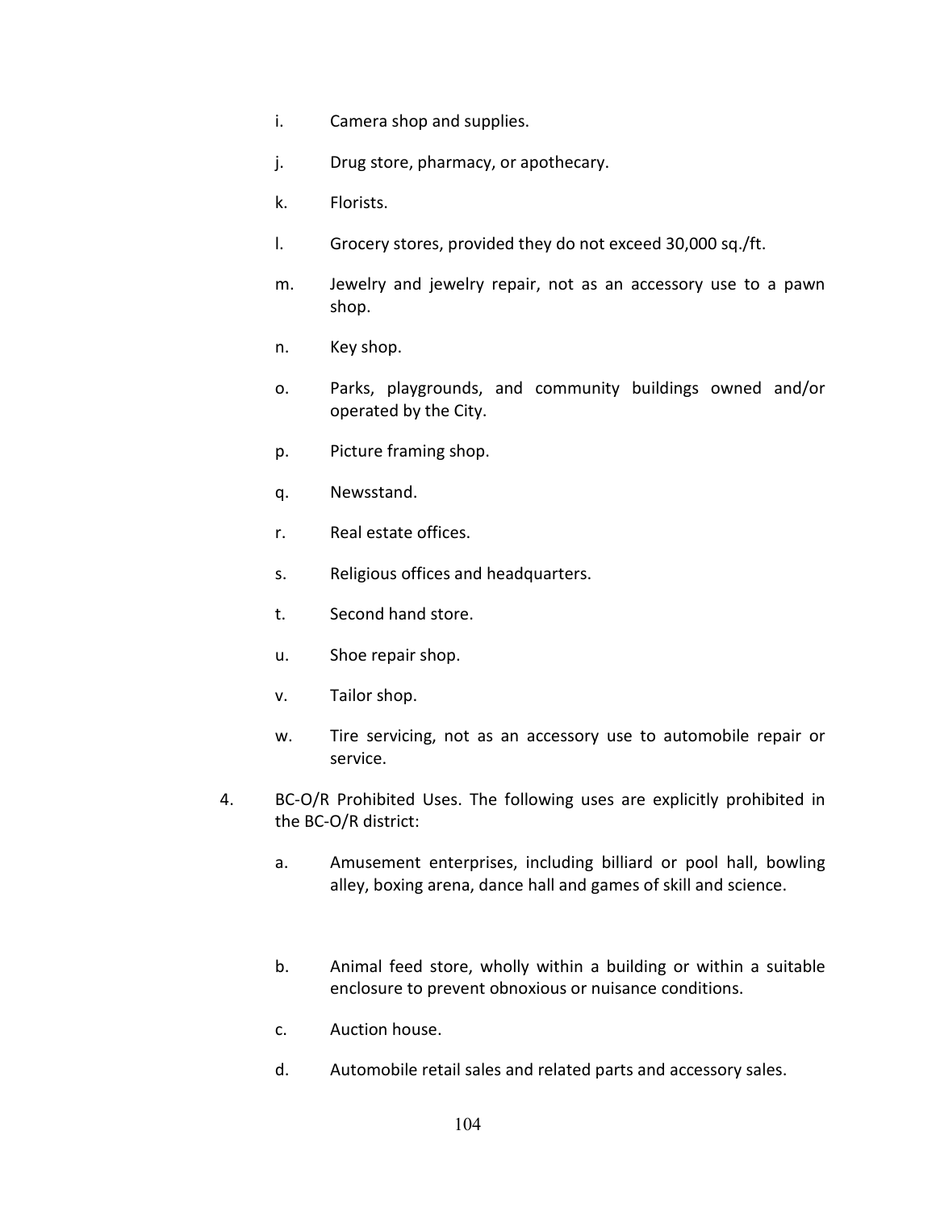i. Camera shop and supplies.

j. Drug store, pharmacy, or apothecary.

k. Florists.

l. Grocery stores, provided they do not exceed 30,000 sq./ft.

m. Jewelry and jewelry repair, not as an accessory use to a pawn shop.

n. Key shop.

o. Parks, playgrounds, and community buildings owned and/or operated by the City.

p. Picture framing shop.

q. Newsstand.

r. Real estate offices.

s. Religious offices and headquarters.

t. Second hand store.

u. Shoe repair shop.

v. Tailor shop.

w. Tire servicing, not as an accessory use to automobile repair or service.

4. BC-O/R Prohibited Uses. The following uses are explicitly prohibited in the BC-O/R district:

   a. Amusement enterprises, including billiard or pool hall, bowling alley, boxing arena, dance hall and games of skill and science.

   b. Animal feed store, wholly within a building or within a suitable enclosure to prevent obnoxious or nuisance conditions.

   c. Auction house.

   d. Automobile retail sales and related parts and accessory sales.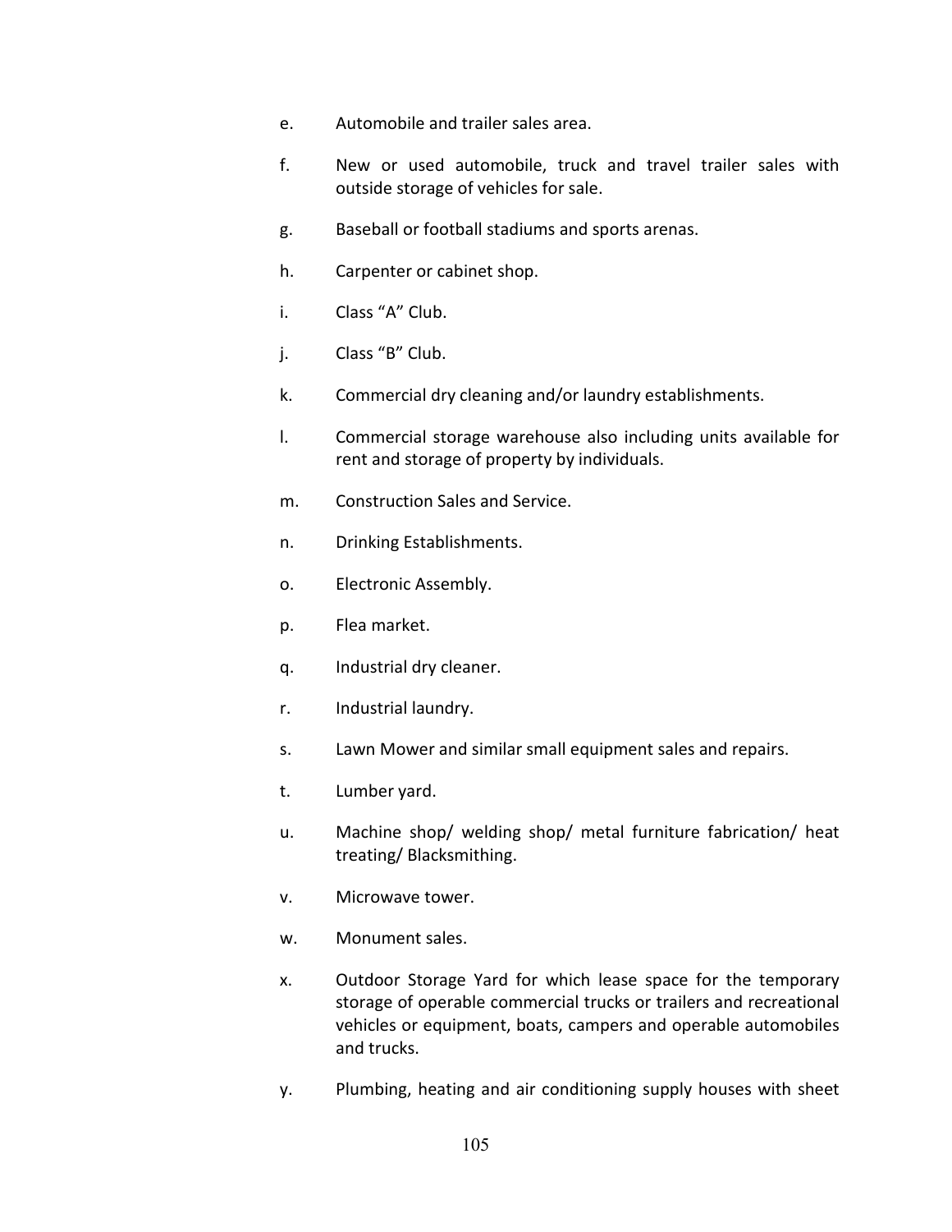e. Automobile and trailer sales area.

f. New or used automobile, truck and travel trailer sales with outside storage of vehicles for sale.

g. Baseball or football stadiums and sports arenas.

h. Carpenter or cabinet shop.

i. Class "A" Club.

j. Class "B" Club.

k. Commercial dry cleaning and/or laundry establishments.

l. Commercial storage warehouse also including units available for rent and storage of property by individuals.

m. Construction Sales and Service.

n. Drinking Establishments.

o. Electronic Assembly.

p. Flea market.

q. Industrial dry cleaner.

r. Industrial laundry.

s. Lawn Mower and similar small equipment sales and repairs.

t. Lumber yard.

u. Machine shop/ welding shop/ metal furniture fabrication/ heat treating/ Blacksmithing.

v. Microwave tower.

w. Monument sales.

x. Outdoor Storage Yard for which lease space for the temporary storage of operable commercial trucks or trailers and recreational vehicles or equipment, boats, campers and operable automobiles and trucks.

y. Plumbing, heating and air conditioning supply houses with sheet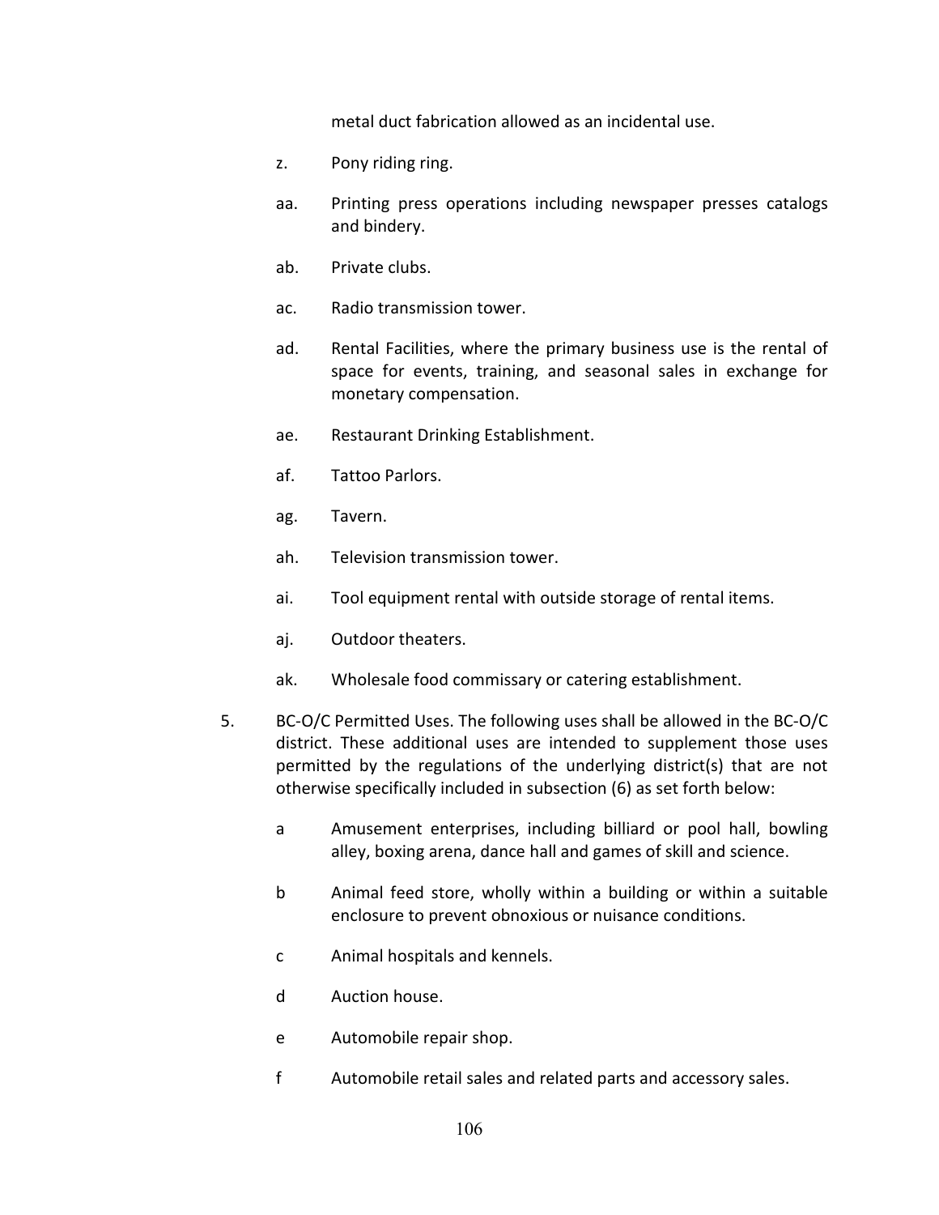metal duct fabrication allowed as an incidental use.

z. Pony riding ring.

aa. Printing press operations including newspaper presses catalogs and bindery.

ab. Private clubs.

ac. Radio transmission tower.

ad. Rental Facilities, where the primary business use is the rental of space for events, training, and seasonal sales in exchange for monetary compensation.

ae. Restaurant Drinking Establishment.

af. Tattoo Parlors.

ag. Tavern.

ah. Television transmission tower.

ai. Tool equipment rental with outside storage of rental items.

aj. Outdoor theaters.

ak. Wholesale food commissary or catering establishment.

5. BC-O/C Permitted Uses. The following uses shall be allowed in the BC-O/C district. These additional uses are intended to supplement those uses permitted by the regulations of the underlying district(s) that are not otherwise specifically included in subsection (6) as set forth below:

a Amusement enterprises, including billiard or pool hall, bowling alley, boxing arena, dance hall and games of skill and science.

b Animal feed store, wholly within a building or within a suitable enclosure to prevent obnoxious or nuisance conditions.

c Animal hospitals and kennels.

d Auction house.

e Automobile repair shop.

f Automobile retail sales and related parts and accessory sales.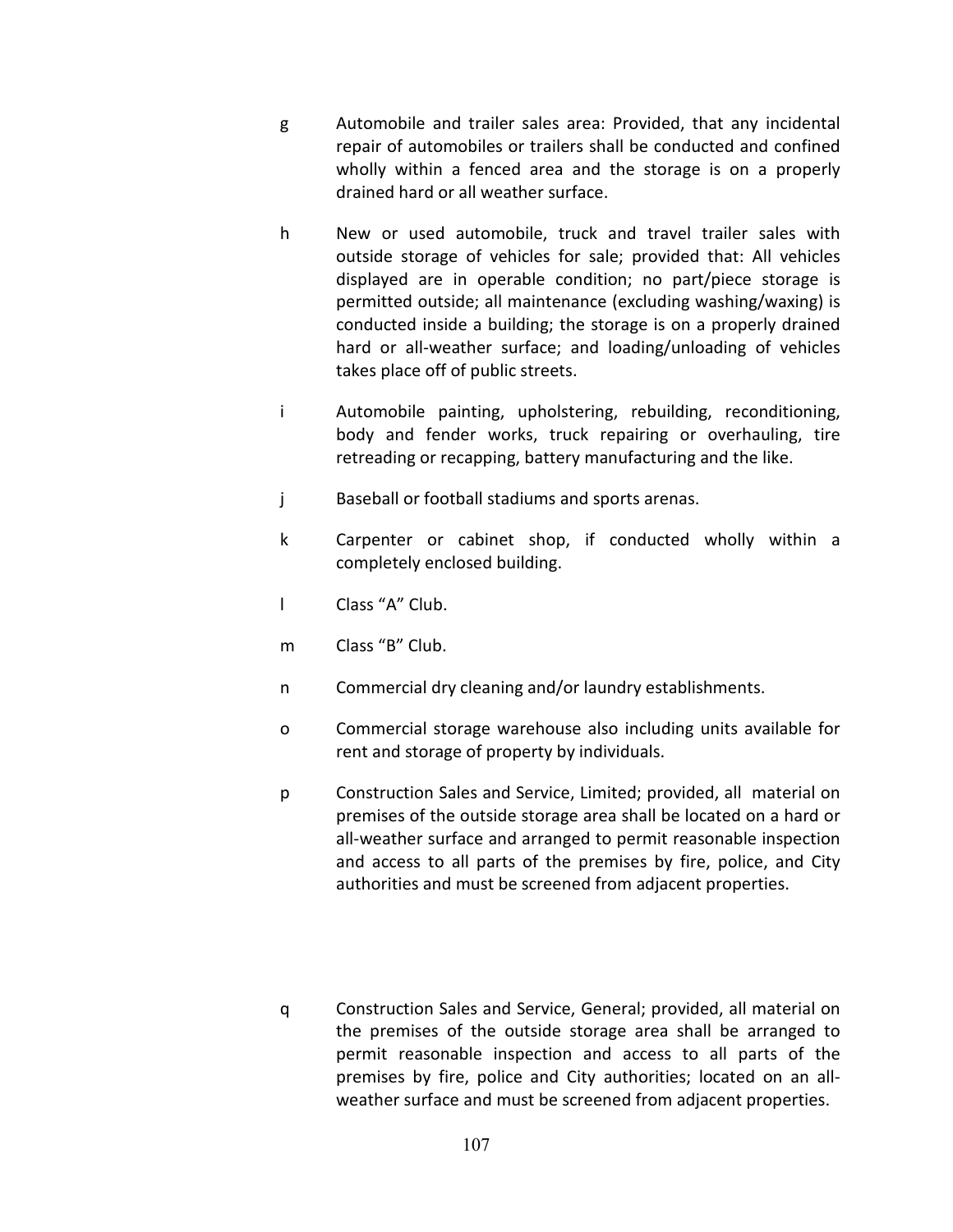g Automobile and trailer sales area: Provided, that any incidental repair of automobiles or trailers shall be conducted and confined wholly within a fenced area and the storage is on a properly drained hard or all weather surface.

h New or used automobile, truck and travel trailer sales with outside storage of vehicles for sale; provided that: All vehicles displayed are in operable condition; no part/piece storage is permitted outside; all maintenance (excluding washing/waxing) is conducted inside a building; the storage is on a properly drained hard or all-weather surface; and loading/unloading of vehicles takes place off of public streets.

i Automobile painting, upholstering, rebuilding, reconditioning, body and fender works, truck repairing or overhauling, tire retreading or recapping, battery manufacturing and the like.

j Baseball or football stadiums and sports arenas.

k Carpenter or cabinet shop, if conducted wholly within a completely enclosed building.

l Class "A" Club.

m Class "B" Club.

n Commercial dry cleaning and/or laundry establishments.

o Commercial storage warehouse also including units available for rent and storage of property by individuals.

p Construction Sales and Service, Limited; provided, all material on premises of the outside storage area shall be located on a hard or all-weather surface and arranged to permit reasonable inspection and access to all parts of the premises by fire, police, and City authorities and must be screened from adjacent properties.

q Construction Sales and Service, General; provided, all material on the premises of the outside storage area shall be arranged to permit reasonable inspection and access to all parts of the premises by fire, police and City authorities; located on an all-weather surface and must be screened from adjacent properties.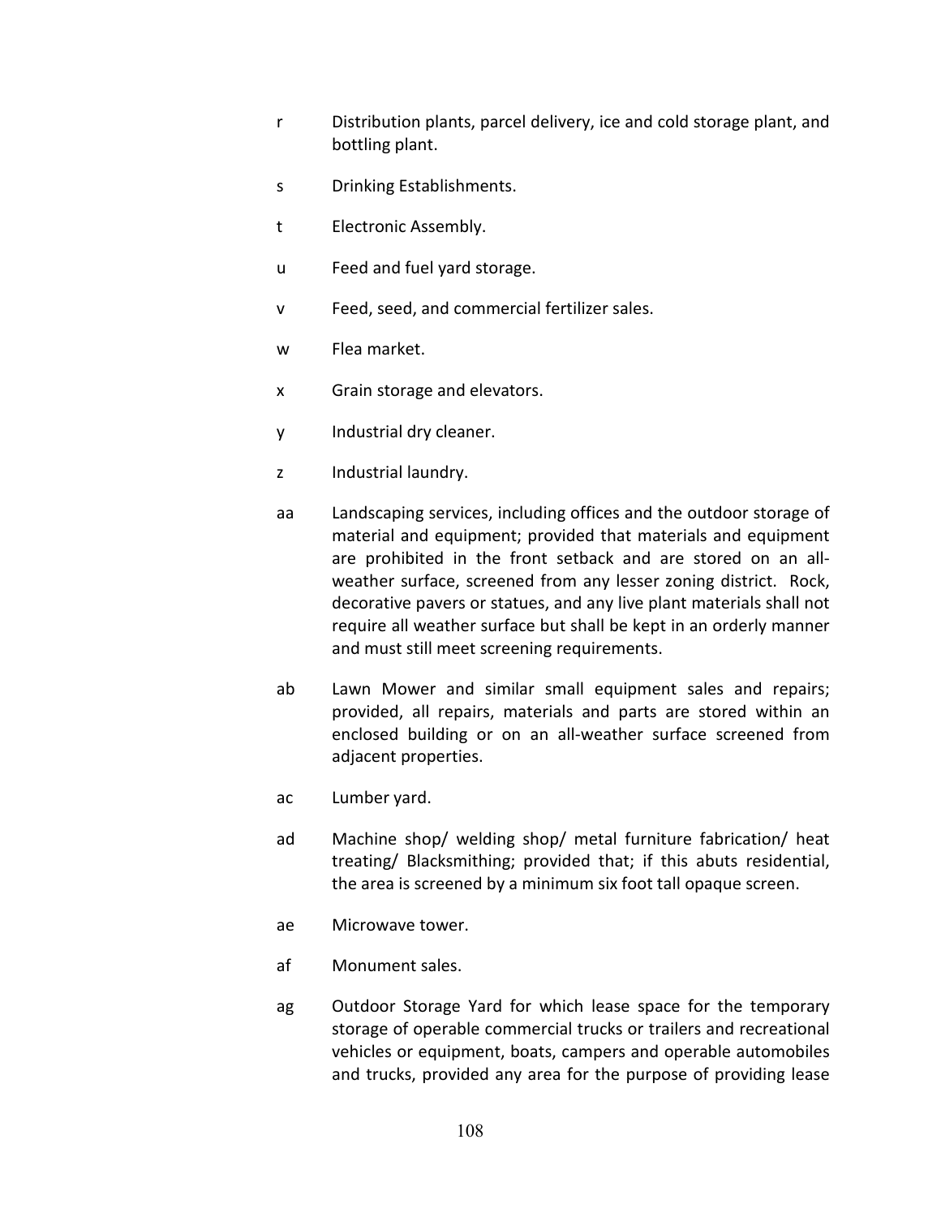r Distribution plants, parcel delivery, ice and cold storage plant, and bottling plant.

s Drinking Establishments.

t Electronic Assembly.

u Feed and fuel yard storage.

v Feed, seed, and commercial fertilizer sales.

w Flea market.

x Grain storage and elevators.

y Industrial dry cleaner.

z Industrial laundry.

aa Landscaping services, including offices and the outdoor storage of material and equipment; provided that materials and equipment are prohibited in the front setback and are stored on an all-weather surface, screened from any lesser zoning district. Rock, decorative pavers or statues, and any live plant materials shall not require all weather surface but shall be kept in an orderly manner and must still meet screening requirements.

ab Lawn Mower and similar small equipment sales and repairs; provided, all repairs, materials and parts are stored within an enclosed building or on an all-weather surface screened from adjacent properties.

ac Lumber yard.

ad Machine shop/ welding shop/ metal furniture fabrication/ heat treating/ Blacksmithing; provided that; if this abuts residential, the area is screened by a minimum six foot tall opaque screen.

ae Microwave tower.

af Monument sales.

ag Outdoor Storage Yard for which lease space for the temporary storage of operable commercial trucks or trailers and recreational vehicles or equipment, boats, campers and operable automobiles and trucks, provided any area for the purpose of providing lease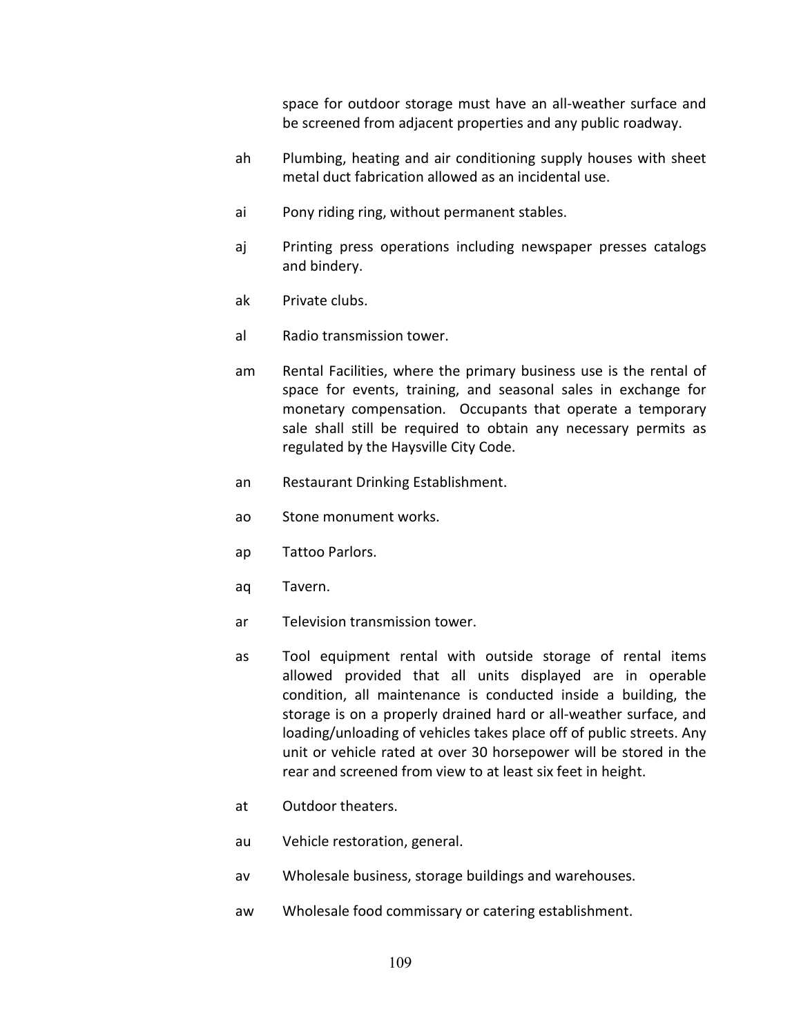space for outdoor storage must have an all-weather surface and be screened from adjacent properties and any public roadway.

ah Plumbing, heating and air conditioning supply houses with sheet metal duct fabrication allowed as an incidental use.

ai Pony riding ring, without permanent stables.

aj Printing press operations including newspaper presses catalogs and bindery.

ak Private clubs.

al Radio transmission tower.

am Rental Facilities, where the primary business use is the rental of space for events, training, and seasonal sales in exchange for monetary compensation. Occupants that operate a temporary sale shall still be required to obtain any necessary permits as regulated by the Haysville City Code.

an Restaurant Drinking Establishment.

ao Stone monument works.

ap Tattoo Parlors.

aq Tavern.

ar Television transmission tower.

as Tool equipment rental with outside storage of rental items allowed provided that all units displayed are in operable condition, all maintenance is conducted inside a building, the storage is on a properly drained hard or all-weather surface, and loading/unloading of vehicles takes place off of public streets. Any unit or vehicle rated at over 30 horsepower will be stored in the rear and screened from view to at least six feet in height.

at Outdoor theaters.

au Vehicle restoration, general.

av Wholesale business, storage buildings and warehouses.

aw Wholesale food commissary or catering establishment.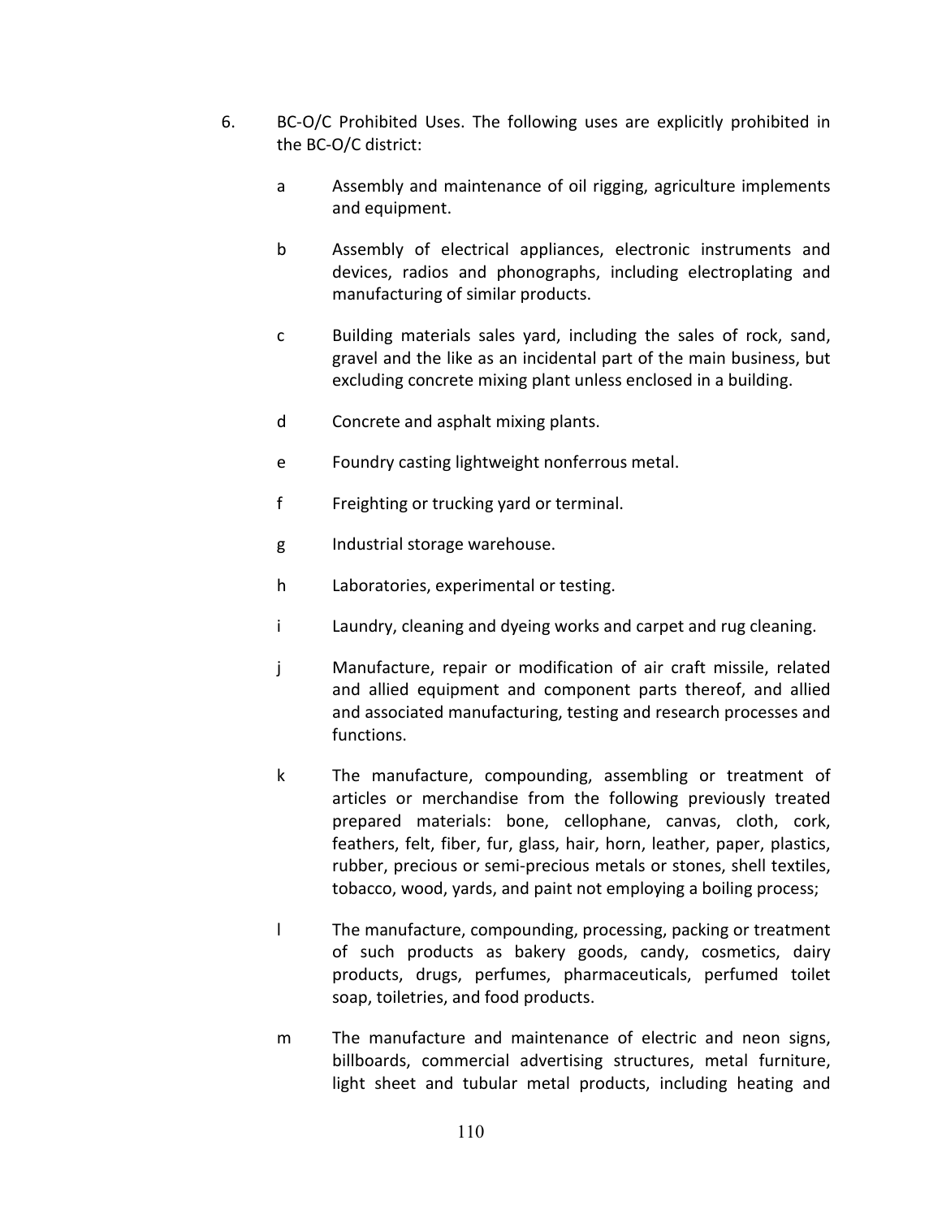6. BC-O/C Prohibited Uses. The following uses are explicitly prohibited in the BC-O/C district:

   a Assembly and maintenance of oil rigging, agriculture implements and equipment.

   b Assembly of electrical appliances, electronic instruments and devices, radios and phonographs, including electroplating and manufacturing of similar products.

   c Building materials sales yard, including the sales of rock, sand, gravel and the like as an incidental part of the main business, but excluding concrete mixing plant unless enclosed in a building.

   d Concrete and asphalt mixing plants.

   e Foundry casting lightweight nonferrous metal.

   f Freighting or trucking yard or terminal.

   g Industrial storage warehouse.

   h Laboratories, experimental or testing.

   i Laundry, cleaning and dyeing works and carpet and rug cleaning.

   j Manufacture, repair or modification of air craft missile, related and allied equipment and component parts thereof, and allied and associated manufacturing, testing and research processes and functions.

   k The manufacture, compounding, assembling or treatment of articles or merchandise from the following previously treated prepared materials: bone, cellophane, canvas, cloth, cork, feathers, felt, fiber, fur, glass, hair, horn, leather, paper, plastics, rubber, precious or semi-precious metals or stones, shell textiles, tobacco, wood, yards, and paint not employing a boiling process;

   l The manufacture, compounding, processing, packing or treatment of such products as bakery goods, candy, cosmetics, dairy products, drugs, perfumes, pharmaceuticals, perfumed toilet soap, toiletries, and food products.

   m The manufacture and maintenance of electric and neon signs, billboards, commercial advertising structures, metal furniture, light sheet and tubular metal products, including heating and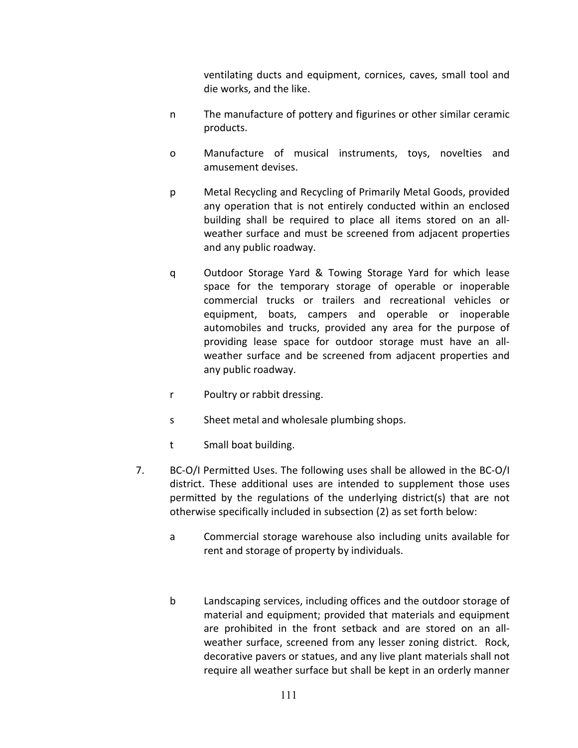ventilating ducts and equipment, cornices, caves, small tool and die works, and the like.

n The manufacture of pottery and figurines or other similar ceramic products.

o Manufacture of musical instruments, toys, novelties and amusement devises.

p Metal Recycling and Recycling of Primarily Metal Goods, provided any operation that is not entirely conducted within an enclosed building shall be required to place all items stored on an all-weather surface and must be screened from adjacent properties and any public roadway.

q Outdoor Storage Yard & Towing Storage Yard for which lease space for the temporary storage of operable or inoperable commercial trucks or trailers and recreational vehicles or equipment, boats, campers and operable or inoperable automobiles and trucks, provided any area for the purpose of providing lease space for outdoor storage must have an all-weather surface and be screened from adjacent properties and any public roadway.

r Poultry or rabbit dressing.

s Sheet metal and wholesale plumbing shops.

t Small boat building.

7. BC-O/I Permitted Uses. The following uses shall be allowed in the BC-O/I district. These additional uses are intended to supplement those uses permitted by the regulations of the underlying district(s) that are not otherwise specifically included in subsection (2) as set forth below:

   a Commercial storage warehouse also including units available for rent and storage of property by individuals.

   b Landscaping services, including offices and the outdoor storage of material and equipment; provided that materials and equipment are prohibited in the front setback and are stored on an all-weather surface, screened from any lesser zoning district. Rock, decorative pavers or statues, and any live plant materials shall not require all weather surface but shall be kept in an orderly manner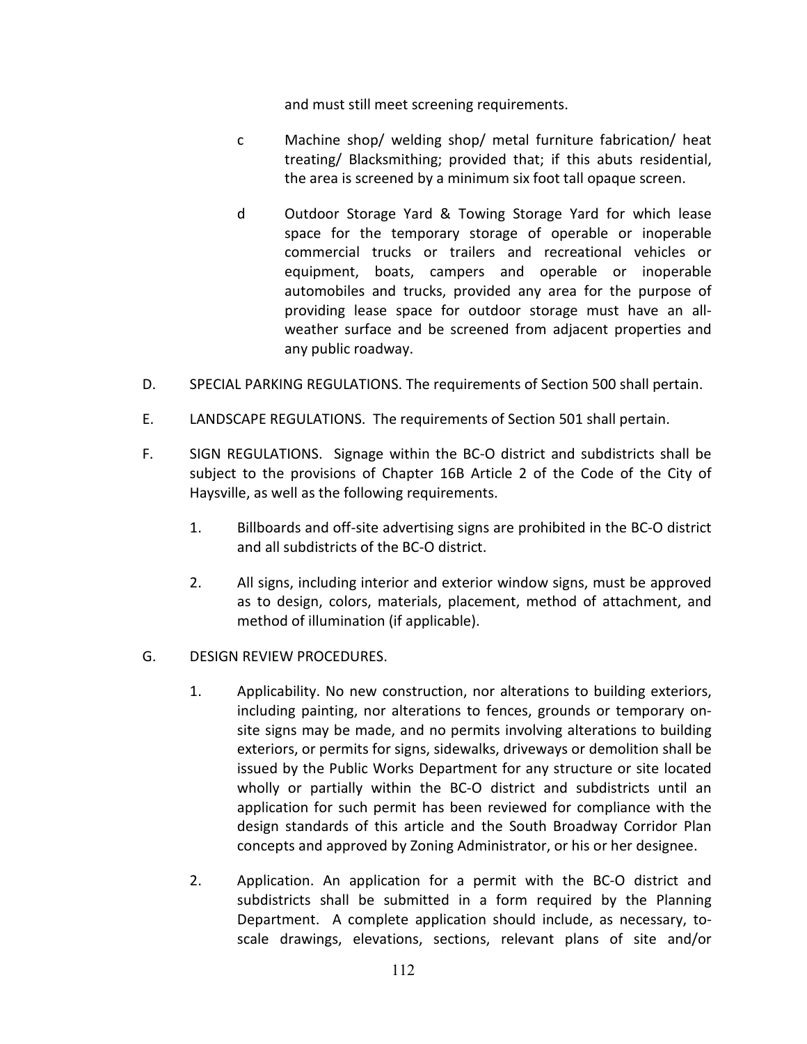and must still meet screening requirements.

c Machine shop/ welding shop/ metal furniture fabrication/ heat treating/ Blacksmithing; provided that; if this abuts residential, the area is screened by a minimum six foot tall opaque screen.

d Outdoor Storage Yard & Towing Storage Yard for which lease space for the temporary storage of operable or inoperable commercial trucks or trailers and recreational vehicles or equipment, boats, campers and operable or inoperable automobiles and trucks, provided any area for the purpose of providing lease space for outdoor storage must have an all-weather surface and be screened from adjacent properties and any public roadway.

D. SPECIAL PARKING REGULATIONS. The requirements of Section 500 shall pertain.

E. LANDSCAPE REGULATIONS. The requirements of Section 501 shall pertain.

F. SIGN REGULATIONS. Signage within the BC-O district and subdistricts shall be subject to the provisions of Chapter 16B Article 2 of the Code of the City of Haysville, as well as the following requirements.

1. Billboards and off-site advertising signs are prohibited in the BC-O district and all subdistricts of the BC-O district.

2. All signs, including interior and exterior window signs, must be approved as to design, colors, materials, placement, method of attachment, and method of illumination (if applicable).

G. DESIGN REVIEW PROCEDURES.

1. Applicability. No new construction, nor alterations to building exteriors, including painting, nor alterations to fences, grounds or temporary on-site signs may be made, and no permits involving alterations to building exteriors, or permits for signs, sidewalks, driveways or demolition shall be issued by the Public Works Department for any structure or site located wholly or partially within the BC-O district and subdistricts until an application for such permit has been reviewed for compliance with the design standards of this article and the South Broadway Corridor Plan concepts and approved by Zoning Administrator, or his or her designee.

2. Application. An application for a permit with the BC-O district and subdistricts shall be submitted in a form required by the Planning Department. A complete application should include, as necessary, to-scale drawings, elevations, sections, relevant plans of site and/or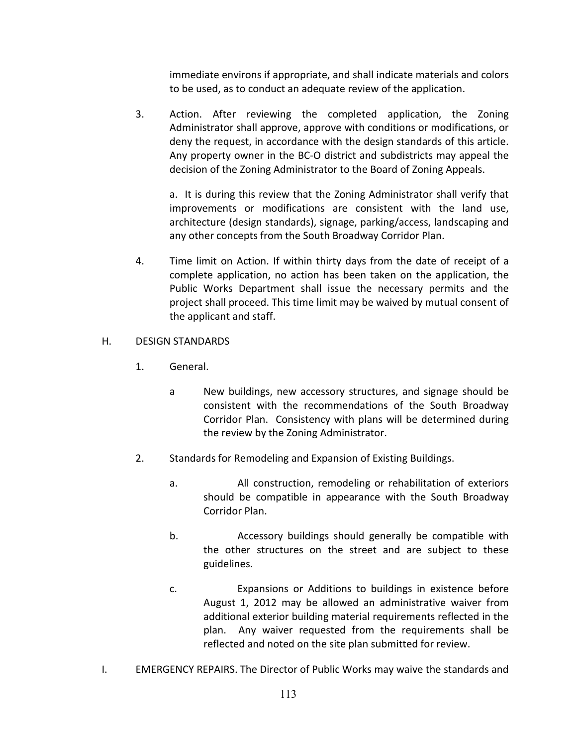immediate environs if appropriate, and shall indicate materials and colors to be used, as to conduct an adequate review of the application.

3. Action. After reviewing the completed application, the Zoning Administrator shall approve, approve with conditions or modifications, or deny the request, in accordance with the design standards of this article. Any property owner in the BC-O district and subdistricts may appeal the decision of the Zoning Administrator to the Board of Zoning Appeals.

   a. It is during this review that the Zoning Administrator shall verify that improvements or modifications are consistent with the land use, architecture (design standards), signage, parking/access, landscaping and any other concepts from the South Broadway Corridor Plan.

4. Time limit on Action. If within thirty days from the date of receipt of a complete application, no action has been taken on the application, the Public Works Department shall issue the necessary permits and the project shall proceed. This time limit may be waived by mutual consent of the applicant and staff.

H. DESIGN STANDARDS

1. General.

   a New buildings, new accessory structures, and signage should be consistent with the recommendations of the South Broadway Corridor Plan. Consistency with plans will be determined during the review by the Zoning Administrator.

2. Standards for Remodeling and Expansion of Existing Buildings.

   a. All construction, remodeling or rehabilitation of exteriors should be compatible in appearance with the South Broadway Corridor Plan.

   b. Accessory buildings should generally be compatible with the other structures on the street and are subject to these guidelines.

   c. Expansions or Additions to buildings in existence before August 1, 2012 may be allowed an administrative waiver from additional exterior building material requirements reflected in the plan. Any waiver requested from the requirements shall be reflected and noted on the site plan submitted for review.

I. EMERGENCY REPAIRS. The Director of Public Works may waive the standards and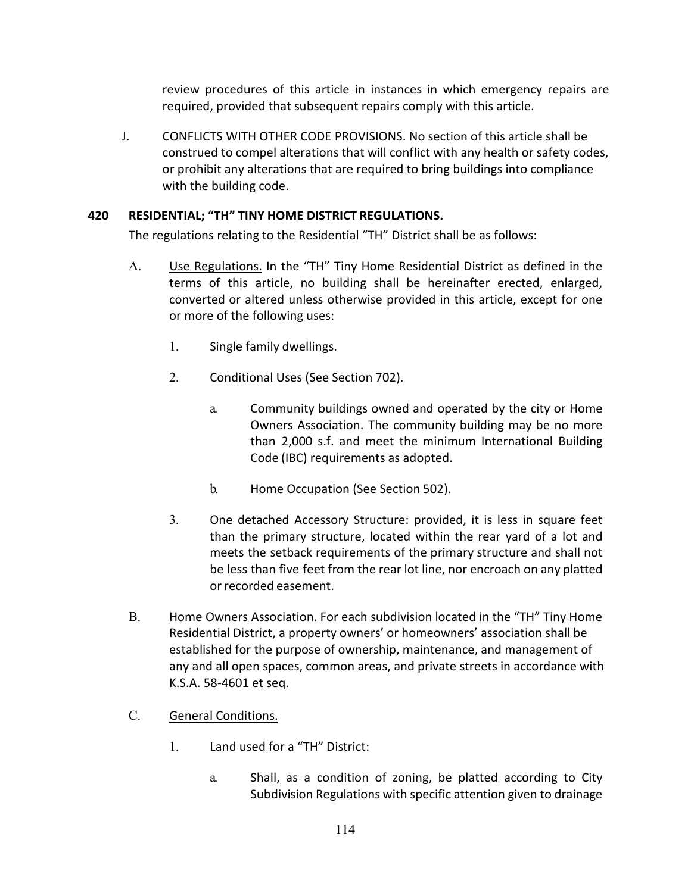review procedures of this article in instances in which emergency repairs are required, provided that subsequent repairs comply with this article.

J. CONFLICTS WITH OTHER CODE PROVISIONS. No section of this article shall be construed to compel alterations that will conflict with any health or safety codes, or prohibit any alterations that are required to bring buildings into compliance with the building code.

## 420 RESIDENTIAL; "TH" TINY HOME DISTRICT REGULATIONS.

The regulations relating to the Residential "TH" District shall be as follows:

A. Use Regulations. In the "TH" Tiny Home Residential District as defined in the terms of this article, no building shall be hereinafter erected, enlarged, converted or altered unless otherwise provided in this article, except for one or more of the following uses:

1. Single family dwellings.

2. Conditional Uses (See Section 702).

   a. Community buildings owned and operated by the city or Home Owners Association. The community building may be no more than 2,000 s.f. and meet the minimum International Building Code (IBC) requirements as adopted.

   b. Home Occupation (See Section 502).

3. One detached Accessory Structure: provided, it is less in square feet than the primary structure, located within the rear yard of a lot and meets the setback requirements of the primary structure and shall not be less than five feet from the rear lot line, nor encroach on any platted or recorded easement.

B. Home Owners Association. For each subdivision located in the "TH" Tiny Home Residential District, a property owners' or homeowners' association shall be established for the purpose of ownership, maintenance, and management of any and all open spaces, common areas, and private streets in accordance with K.S.A. 58-4601 et seq.

C. General Conditions.

1. Land used for a "TH" District:

   a. Shall, as a condition of zoning, be platted according to City Subdivision Regulations with specific attention given to drainage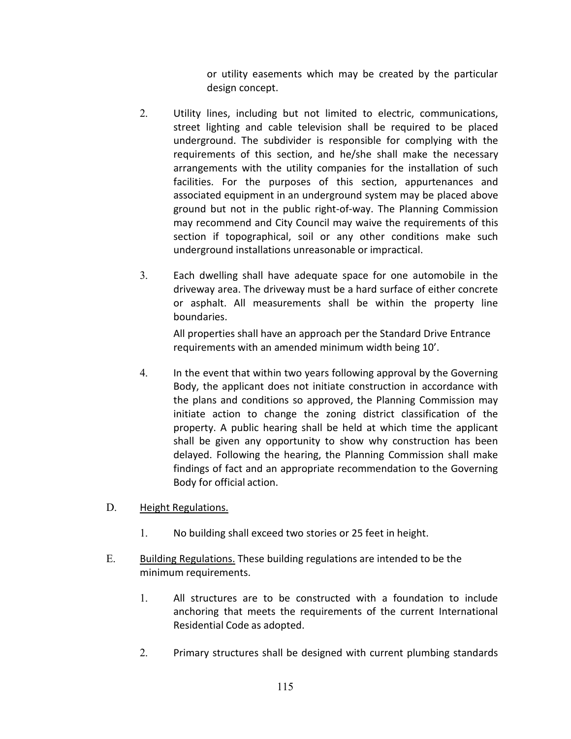or utility easements which may be created by the particular design concept.

2. Utility lines, including but not limited to electric, communications, street lighting and cable television shall be required to be placed underground. The subdivider is responsible for complying with the requirements of this section, and he/she shall make the necessary arrangements with the utility companies for the installation of such facilities. For the purposes of this section, appurtenances and associated equipment in an underground system may be placed above ground but not in the public right-of-way. The Planning Commission may recommend and City Council may waive the requirements of this section if topographical, soil or any other conditions make such underground installations unreasonable or impractical.

3. Each dwelling shall have adequate space for one automobile in the driveway area. The driveway must be a hard surface of either concrete or asphalt. All measurements shall be within the property line boundaries.

   All properties shall have an approach per the Standard Drive Entrance requirements with an amended minimum width being 10'.

4. In the event that within two years following approval by the Governing Body, the applicant does not initiate construction in accordance with the plans and conditions so approved, the Planning Commission may initiate action to change the zoning district classification of the property. A public hearing shall be held at which time the applicant shall be given any opportunity to show why construction has been delayed. Following the hearing, the Planning Commission shall make findings of fact and an appropriate recommendation to the Governing Body for official action.

D. Height Regulations.

   1. No building shall exceed two stories or 25 feet in height.

E. Building Regulations. These building regulations are intended to be the minimum requirements.

   1. All structures are to be constructed with a foundation to include anchoring that meets the requirements of the current International Residential Code as adopted.

   2. Primary structures shall be designed with current plumbing standards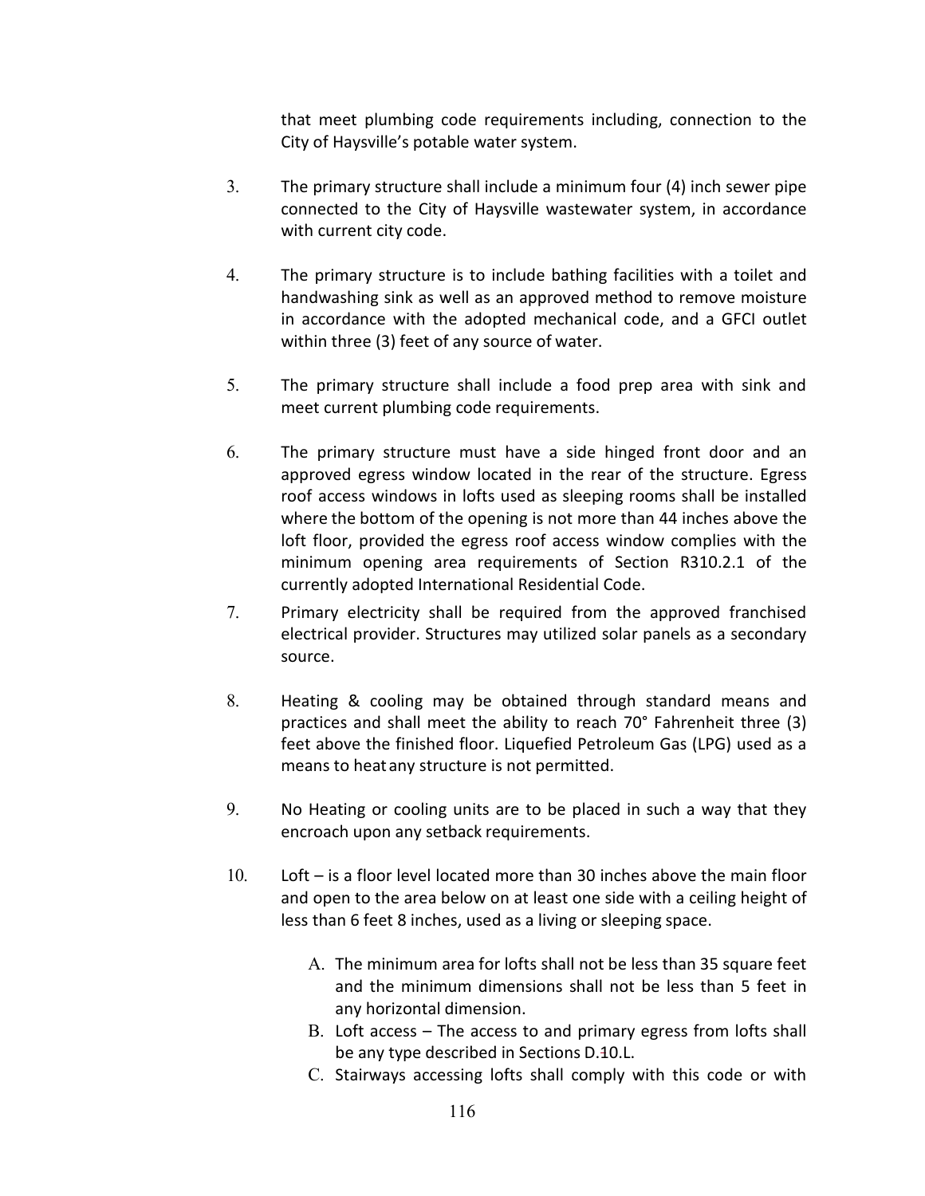that meet plumbing code requirements including, connection to the City of Haysville's potable water system.

3. The primary structure shall include a minimum four (4) inch sewer pipe connected to the City of Haysville wastewater system, in accordance with current city code.

4. The primary structure is to include bathing facilities with a toilet and handwashing sink as well as an approved method to remove moisture in accordance with the adopted mechanical code, and a GFCI outlet within three (3) feet of any source of water.

5. The primary structure shall include a food prep area with sink and meet current plumbing code requirements.

6. The primary structure must have a side hinged front door and an approved egress window located in the rear of the structure. Egress roof access windows in lofts used as sleeping rooms shall be installed where the bottom of the opening is not more than 44 inches above the loft floor, provided the egress roof access window complies with the minimum opening area requirements of Section R310.2.1 of the currently adopted International Residential Code.

7. Primary electricity shall be required from the approved franchised electrical provider. Structures may utilized solar panels as a secondary source.

8. Heating & cooling may be obtained through standard means and practices and shall meet the ability to reach 70° Fahrenheit three (3) feet above the finished floor. Liquefied Petroleum Gas (LPG) used as a means to heat any structure is not permitted.

9. No Heating or cooling units are to be placed in such a way that they encroach upon any setback requirements.

10. Loft – is a floor level located more than 30 inches above the main floor and open to the area below on at least one side with a ceiling height of less than 6 feet 8 inches, used as a living or sleeping space.

    A. The minimum area for lofts shall not be less than 35 square feet and the minimum dimensions shall not be less than 5 feet in any horizontal dimension.
    B. Loft access – The access to and primary egress from lofts shall be any type described in Sections D.10.L.
    C. Stairways accessing lofts shall comply with this code or with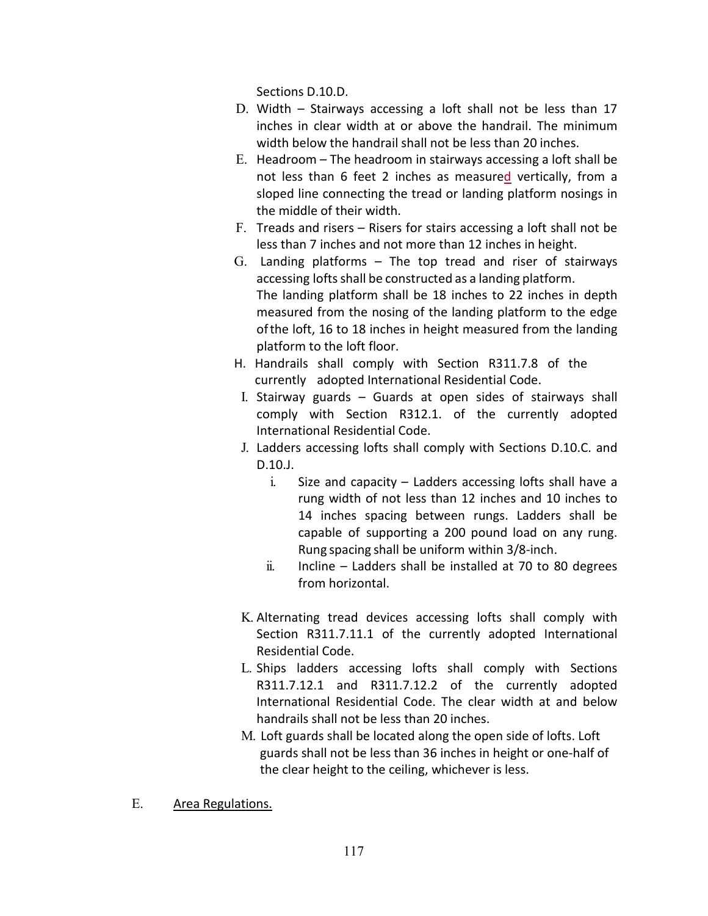Sections D.10.D.

D. Width – Stairways accessing a loft shall not be less than 17 inches in clear width at or above the handrail. The minimum width below the handrail shall not be less than 20 inches.

E. Headroom – The headroom in stairways accessing a loft shall be not less than 6 feet 2 inches as measured vertically, from a sloped line connecting the tread or landing platform nosings in the middle of their width.

F. Treads and risers – Risers for stairs accessing a loft shall not be less than 7 inches and not more than 12 inches in height.

G. Landing platforms – The top tread and riser of stairways accessing lofts shall be constructed as a landing platform. The landing platform shall be 18 inches to 22 inches in depth measured from the nosing of the landing platform to the edge of the loft, 16 to 18 inches in height measured from the landing platform to the loft floor.

H. Handrails shall comply with Section R311.7.8 of the currently adopted International Residential Code.

I. Stairway guards – Guards at open sides of stairways shall comply with Section R312.1. of the currently adopted International Residential Code.

J. Ladders accessing lofts shall comply with Sections D.10.C. and D.10.J.

   i. Size and capacity – Ladders accessing lofts shall have a rung width of not less than 12 inches and 10 inches to 14 inches spacing between rungs. Ladders shall be capable of supporting a 200 pound load on any rung. Rung spacing shall be uniform within 3/8-inch.

   ii. Incline – Ladders shall be installed at 70 to 80 degrees from horizontal.

K. Alternating tread devices accessing lofts shall comply with Section R311.7.11.1 of the currently adopted International Residential Code.

L. Ships ladders accessing lofts shall comply with Sections R311.7.12.1 and R311.7.12.2 of the currently adopted International Residential Code. The clear width at and below handrails shall not be less than 20 inches.

M. Loft guards shall be located along the open side of lofts. Loft guards shall not be less than 36 inches in height or one-half of the clear height to the ceiling, whichever is less.

E. <u>Area Regulations.</u>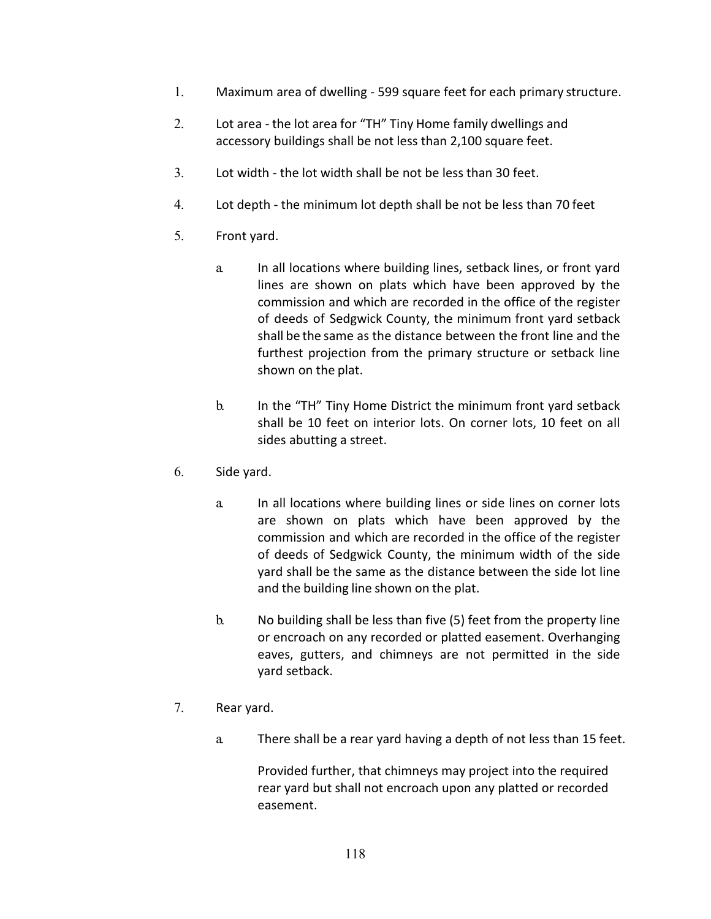1. Maximum area of dwelling - 599 square feet for each primary structure.

2. Lot area - the lot area for "TH" Tiny Home family dwellings and accessory buildings shall be not less than 2,100 square feet.

3. Lot width - the lot width shall be not be less than 30 feet.

4. Lot depth - the minimum lot depth shall be not be less than 70 feet

5. Front yard.

   a. In all locations where building lines, setback lines, or front yard lines are shown on plats which have been approved by the commission and which are recorded in the office of the register of deeds of Sedgwick County, the minimum front yard setback shall be the same as the distance between the front line and the furthest projection from the primary structure or setback line shown on the plat.

   b. In the "TH" Tiny Home District the minimum front yard setback shall be 10 feet on interior lots. On corner lots, 10 feet on all sides abutting a street.

6. Side yard.

   a. In all locations where building lines or side lines on corner lots are shown on plats which have been approved by the commission and which are recorded in the office of the register of deeds of Sedgwick County, the minimum width of the side yard shall be the same as the distance between the side lot line and the building line shown on the plat.

   b. No building shall be less than five (5) feet from the property line or encroach on any recorded or platted easement. Overhanging eaves, gutters, and chimneys are not permitted in the side yard setback.

7. Rear yard.

   a. There shall be a rear yard having a depth of not less than 15 feet.

      Provided further, that chimneys may project into the required rear yard but shall not encroach upon any platted or recorded easement.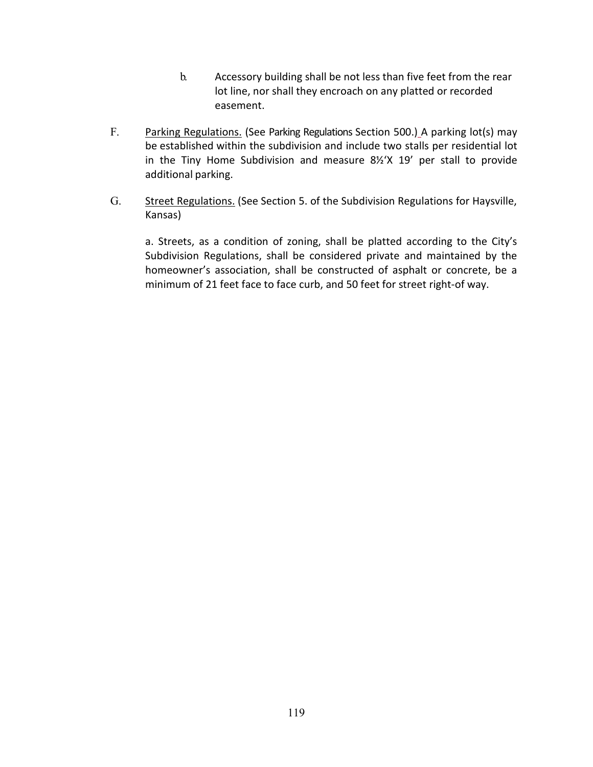b. Accessory building shall be not less than five feet from the rear lot line, nor shall they encroach on any platted or recorded easement.

F. Parking Regulations. (See Parking Regulations Section 500.) A parking lot(s) may be established within the subdivision and include two stalls per residential lot in the Tiny Home Subdivision and measure 8½'X 19' per stall to provide additional parking.

G. Street Regulations. (See Section 5. of the Subdivision Regulations for Haysville, Kansas)

a. Streets, as a condition of zoning, shall be platted according to the City's Subdivision Regulations, shall be considered private and maintained by the homeowner's association, shall be constructed of asphalt or concrete, be a minimum of 21 feet face to face curb, and 50 feet for street right-of way.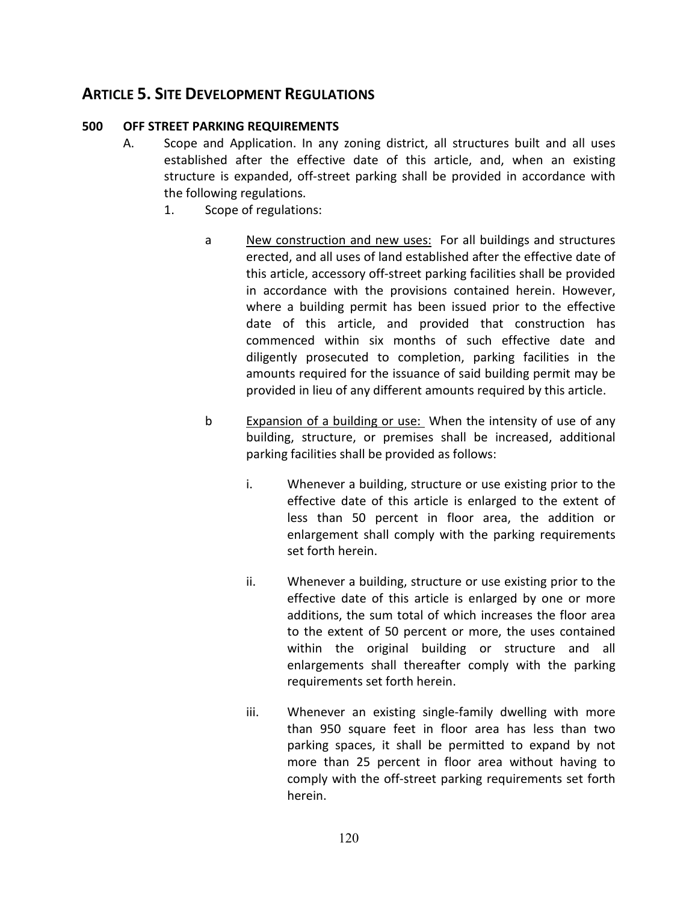# ARTICLE 5. SITE DEVELOPMENT REGULATIONS

## 500 OFF STREET PARKING REQUIREMENTS

A. Scope and Application. In any zoning district, all structures built and all uses established after the effective date of this article, and, when an existing structure is expanded, off-street parking shall be provided in accordance with the following regulations.

1. Scope of regulations:

   a <u>New construction and new uses:</u> For all buildings and structures erected, and all uses of land established after the effective date of this article, accessory off-street parking facilities shall be provided in accordance with the provisions contained herein. However, where a building permit has been issued prior to the effective date of this article, and provided that construction has commenced within six months of such effective date and diligently prosecuted to completion, parking facilities in the amounts required for the issuance of said building permit may be provided in lieu of any different amounts required by this article.

   b <u>Expansion of a building or use:</u> When the intensity of use of any building, structure, or premises shall be increased, additional parking facilities shall be provided as follows:

      i. Whenever a building, structure or use existing prior to the effective date of this article is enlarged to the extent of less than 50 percent in floor area, the addition or enlargement shall comply with the parking requirements set forth herein.

      ii. Whenever a building, structure or use existing prior to the effective date of this article is enlarged by one or more additions, the sum total of which increases the floor area to the extent of 50 percent or more, the uses contained within the original building or structure and all enlargements shall thereafter comply with the parking requirements set forth herein.

      iii. Whenever an existing single-family dwelling with more than 950 square feet in floor area has less than two parking spaces, it shall be permitted to expand by not more than 25 percent in floor area without having to comply with the off-street parking requirements set forth herein.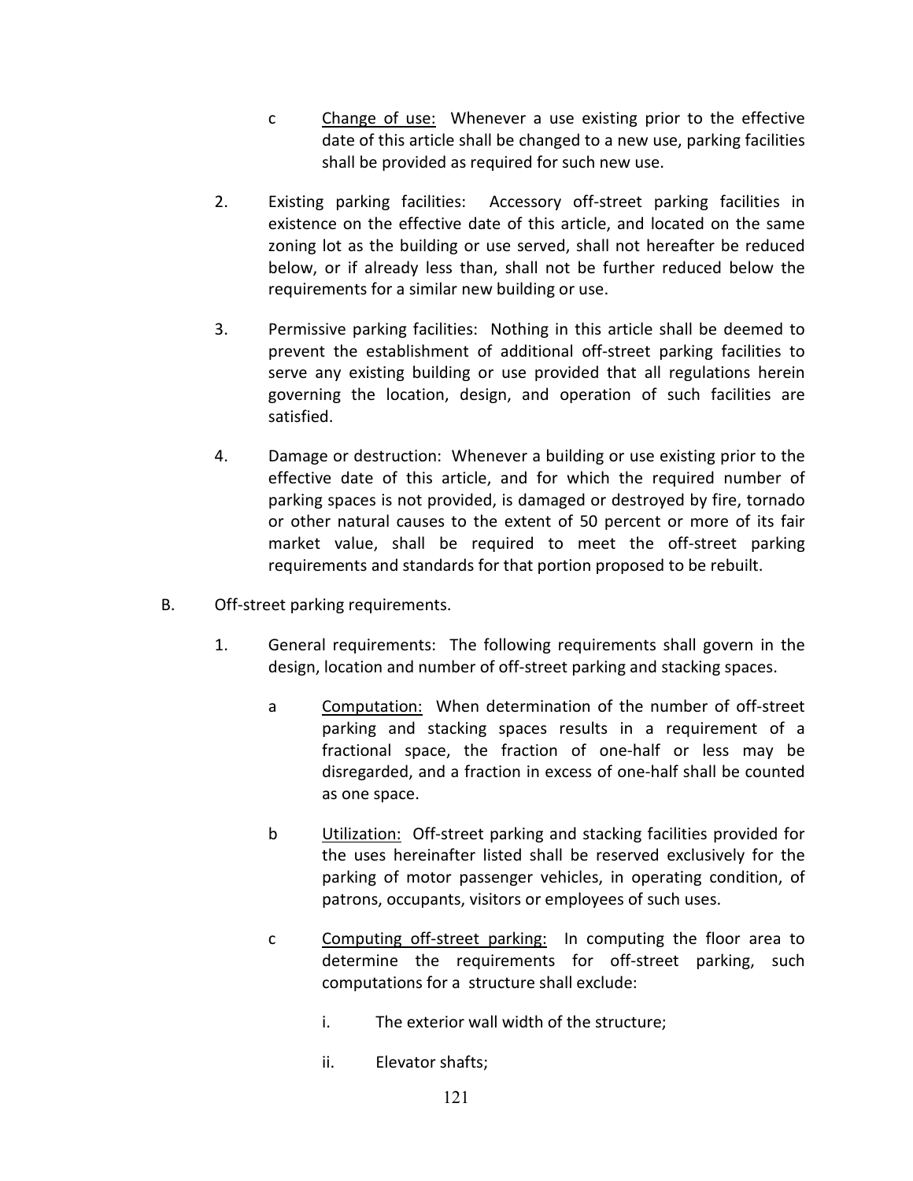c. <u>Change of use:</u> Whenever a use existing prior to the effective date of this article shall be changed to a new use, parking facilities shall be provided as required for such new use.

2. Existing parking facilities: Accessory off-street parking facilities in existence on the effective date of this article, and located on the same zoning lot as the building or use served, shall not hereafter be reduced below, or if already less than, shall not be further reduced below the requirements for a similar new building or use.

3. Permissive parking facilities: Nothing in this article shall be deemed to prevent the establishment of additional off-street parking facilities to serve any existing building or use provided that all regulations herein governing the location, design, and operation of such facilities are satisfied.

4. Damage or destruction: Whenever a building or use existing prior to the effective date of this article, and for which the required number of parking spaces is not provided, is damaged or destroyed by fire, tornado or other natural causes to the extent of 50 percent or more of its fair market value, shall be required to meet the off-street parking requirements and standards for that portion proposed to be rebuilt.

B. Off-street parking requirements.

1. General requirements: The following requirements shall govern in the design, location and number of off-street parking and stacking spaces.

   a. <u>Computation:</u> When determination of the number of off-street parking and stacking spaces results in a requirement of a fractional space, the fraction of one-half or less may be disregarded, and a fraction in excess of one-half shall be counted as one space.

   b. <u>Utilization:</u> Off-street parking and stacking facilities provided for the uses hereinafter listed shall be reserved exclusively for the parking of motor passenger vehicles, in operating condition, of patrons, occupants, visitors or employees of such uses.

   c. <u>Computing off-street parking:</u> In computing the floor area to determine the requirements for off-street parking, such computations for a structure shall exclude:

      i. The exterior wall width of the structure;

      ii. Elevator shafts;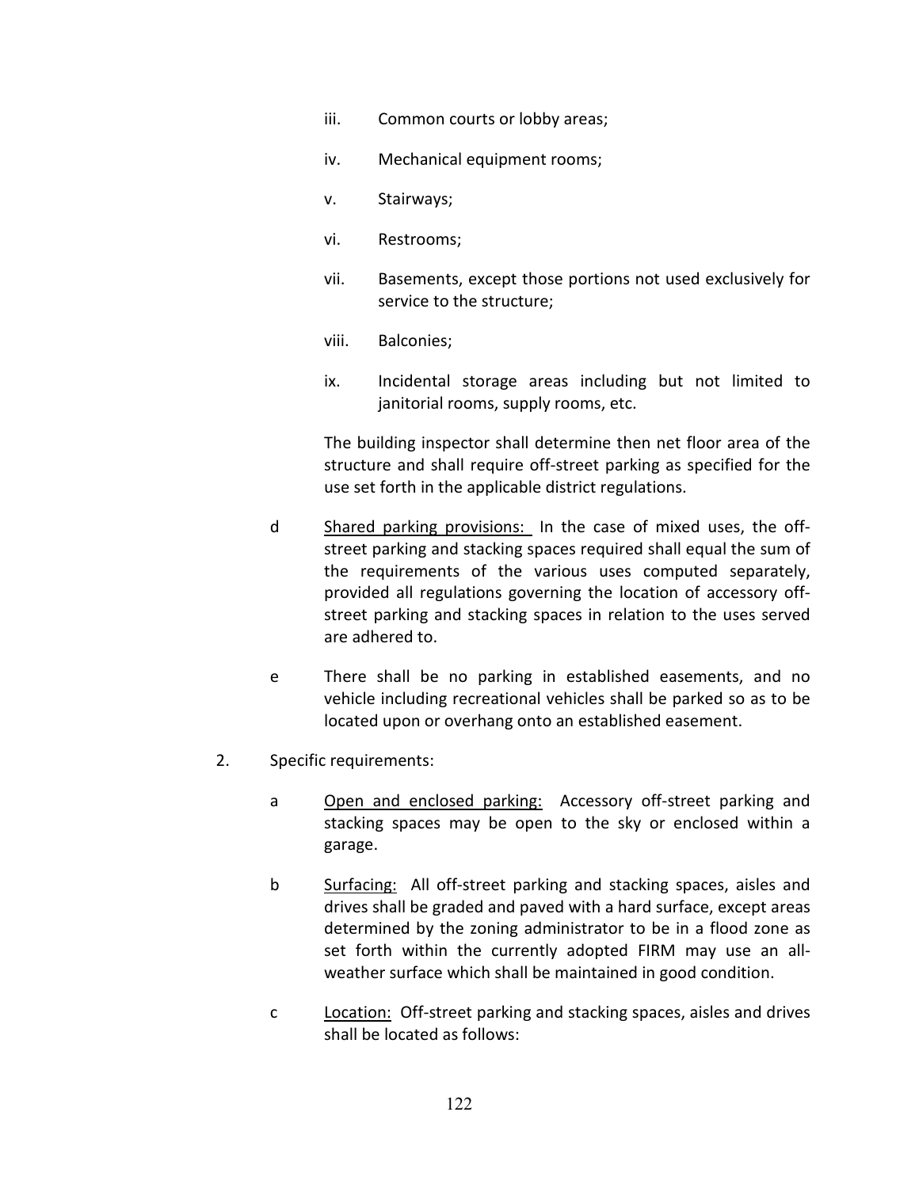iii. Common courts or lobby areas;

iv. Mechanical equipment rooms;

v. Stairways;

vi. Restrooms;

vii. Basements, except those portions not used exclusively for service to the structure;

viii. Balconies;

ix. Incidental storage areas including but not limited to janitorial rooms, supply rooms, etc.

The building inspector shall determine then net floor area of the structure and shall require off-street parking as specified for the use set forth in the applicable district regulations.

d <u>Shared parking provisions:</u> In the case of mixed uses, the off-street parking and stacking spaces required shall equal the sum of the requirements of the various uses computed separately, provided all regulations governing the location of accessory off-street parking and stacking spaces in relation to the uses served are adhered to.

e There shall be no parking in established easements, and no vehicle including recreational vehicles shall be parked so as to be located upon or overhang onto an established easement.

2. Specific requirements:

a <u>Open and enclosed parking:</u> Accessory off-street parking and stacking spaces may be open to the sky or enclosed within a garage.

b <u>Surfacing:</u> All off-street parking and stacking spaces, aisles and drives shall be graded and paved with a hard surface, except areas determined by the zoning administrator to be in a flood zone as set forth within the currently adopted FIRM may use an all-weather surface which shall be maintained in good condition.

c <u>Location:</u> Off-street parking and stacking spaces, aisles and drives shall be located as follows: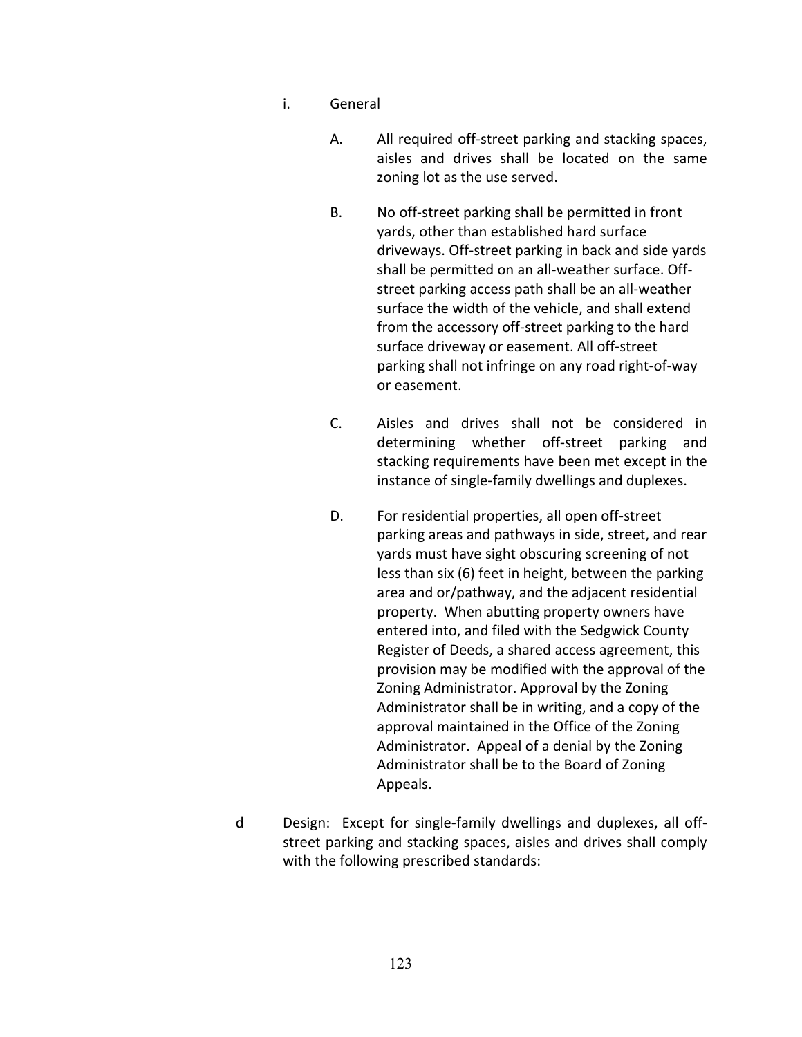i. General

A. All required off-street parking and stacking spaces, aisles and drives shall be located on the same zoning lot as the use served.

B. No off-street parking shall be permitted in front yards, other than established hard surface driveways. Off-street parking in back and side yards shall be permitted on an all-weather surface. Off-street parking access path shall be an all-weather surface the width of the vehicle, and shall extend from the accessory off-street parking to the hard surface driveway or easement. All off-street parking shall not infringe on any road right-of-way or easement.

C. Aisles and drives shall not be considered in determining whether off-street parking and stacking requirements have been met except in the instance of single-family dwellings and duplexes.

D. For residential properties, all open off-street parking areas and pathways in side, street, and rear yards must have sight obscuring screening of not less than six (6) feet in height, between the parking area and or/pathway, and the adjacent residential property. When abutting property owners have entered into, and filed with the Sedgwick County Register of Deeds, a shared access agreement, this provision may be modified with the approval of the Zoning Administrator. Approval by the Zoning Administrator shall be in writing, and a copy of the approval maintained in the Office of the Zoning Administrator. Appeal of a denial by the Zoning Administrator shall be to the Board of Zoning Appeals.

d <u>Design:</u> Except for single-family dwellings and duplexes, all off-street parking and stacking spaces, aisles and drives shall comply with the following prescribed standards: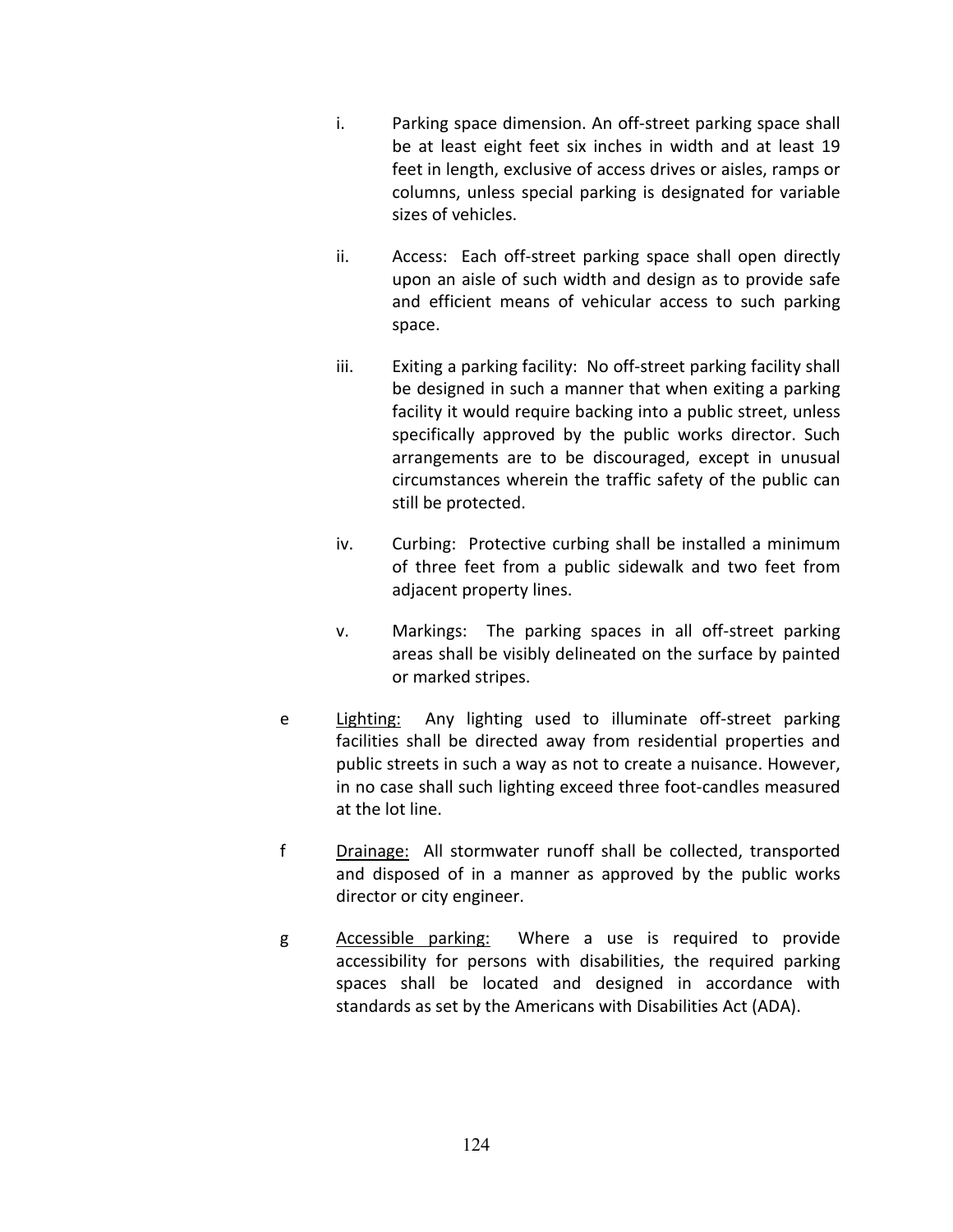i. Parking space dimension. An off-street parking space shall be at least eight feet six inches in width and at least 19 feet in length, exclusive of access drives or aisles, ramps or columns, unless special parking is designated for variable sizes of vehicles.

ii. Access: Each off-street parking space shall open directly upon an aisle of such width and design as to provide safe and efficient means of vehicular access to such parking space.

iii. Exiting a parking facility: No off-street parking facility shall be designed in such a manner that when exiting a parking facility it would require backing into a public street, unless specifically approved by the public works director. Such arrangements are to be discouraged, except in unusual circumstances wherein the traffic safety of the public can still be protected.

iv. Curbing: Protective curbing shall be installed a minimum of three feet from a public sidewalk and two feet from adjacent property lines.

v. Markings: The parking spaces in all off-street parking areas shall be visibly delineated on the surface by painted or marked stripes.

e Lighting: Any lighting used to illuminate off-street parking facilities shall be directed away from residential properties and public streets in such a way as not to create a nuisance. However, in no case shall such lighting exceed three foot-candles measured at the lot line.

f Drainage: All stormwater runoff shall be collected, transported and disposed of in a manner as approved by the public works director or city engineer.

g Accessible parking: Where a use is required to provide accessibility for persons with disabilities, the required parking spaces shall be located and designed in accordance with standards as set by the Americans with Disabilities Act (ADA).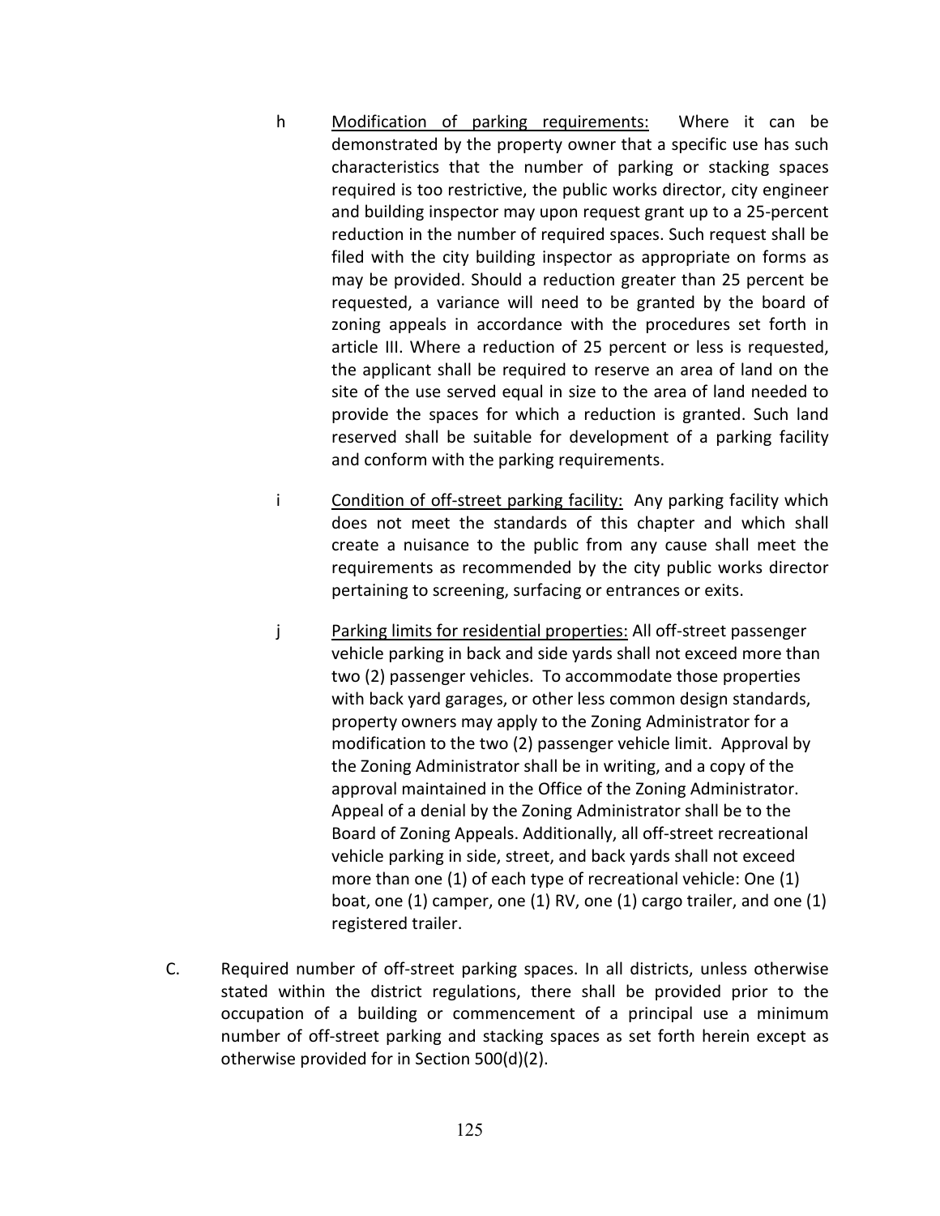h Modification of parking requirements: Where it can be demonstrated by the property owner that a specific use has such characteristics that the number of parking or stacking spaces required is too restrictive, the public works director, city engineer and building inspector may upon request grant up to a 25-percent reduction in the number of required spaces. Such request shall be filed with the city building inspector as appropriate on forms as may be provided. Should a reduction greater than 25 percent be requested, a variance will need to be granted by the board of zoning appeals in accordance with the procedures set forth in article III. Where a reduction of 25 percent or less is requested, the applicant shall be required to reserve an area of land on the site of the use served equal in size to the area of land needed to provide the spaces for which a reduction is granted. Such land reserved shall be suitable for development of a parking facility and conform with the parking requirements.

i Condition of off-street parking facility: Any parking facility which does not meet the standards of this chapter and which shall create a nuisance to the public from any cause shall meet the requirements as recommended by the city public works director pertaining to screening, surfacing or entrances or exits.

j Parking limits for residential properties: All off-street passenger vehicle parking in back and side yards shall not exceed more than two (2) passenger vehicles. To accommodate those properties with back yard garages, or other less common design standards, property owners may apply to the Zoning Administrator for a modification to the two (2) passenger vehicle limit. Approval by the Zoning Administrator shall be in writing, and a copy of the approval maintained in the Office of the Zoning Administrator. Appeal of a denial by the Zoning Administrator shall be to the Board of Zoning Appeals. Additionally, all off-street recreational vehicle parking in side, street, and back yards shall not exceed more than one (1) of each type of recreational vehicle: One (1) boat, one (1) camper, one (1) RV, one (1) cargo trailer, and one (1) registered trailer.

C. Required number of off-street parking spaces. In all districts, unless otherwise stated within the district regulations, there shall be provided prior to the occupation of a building or commencement of a principal use a minimum number of off-street parking and stacking spaces as set forth herein except as otherwise provided for in Section 500(d)(2).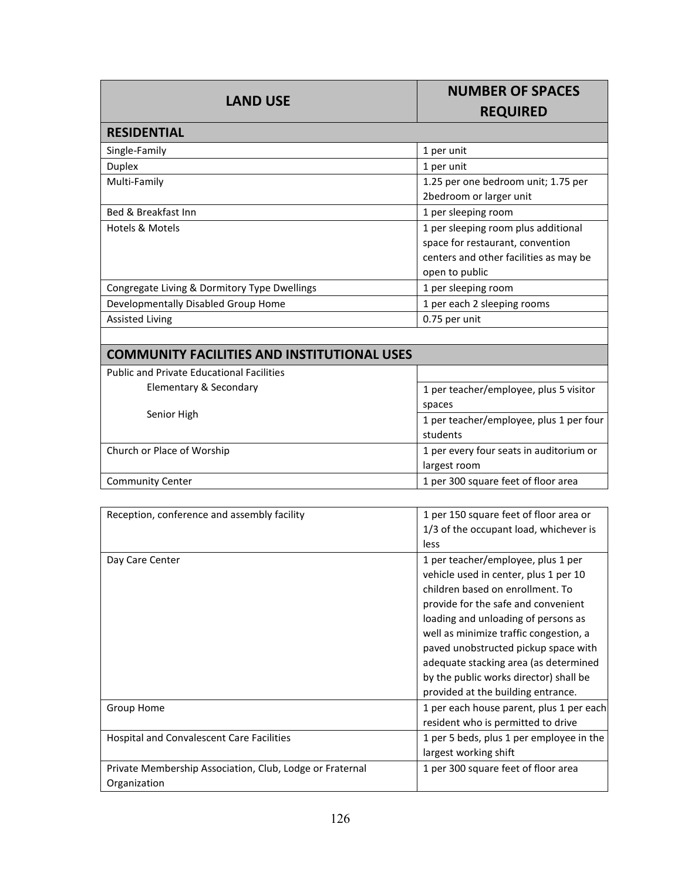| LAND USE | NUMBER OF SPACES REQUIRED |
|---|---|
| **RESIDENTIAL** | |
| Single-Family | 1 per unit |
| Duplex | 1 per unit |
| Multi-Family | 1.25 per one bedroom unit; 1.75 per 2bedroom or larger unit |
| Bed & Breakfast Inn | 1 per sleeping room |
| Hotels & Motels | 1 per sleeping room plus additional space for restaurant, convention centers and other facilities as may be open to public |
| Congregate Living & Dormitory Type Dwellings | 1 per sleeping room |
| Developmentally Disabled Group Home | 1 per each 2 sleeping rooms |
| Assisted Living | 0.75 per unit |
| | |
| **COMMUNITY FACILITIES AND INSTITUTIONAL USES** | |
| Public and Private Educational Facilities | |
| Elementary & Secondary | 1 per teacher/employee, plus 5 visitor spaces |
| Senior High | 1 per teacher/employee, plus 1 per four students |
| Church or Place of Worship | 1 per every four seats in auditorium or largest room |
| Community Center | 1 per 300 square feet of floor area |
| Reception, conference and assembly facility | 1 per 150 square feet of floor area or 1/3 of the occupant load, whichever is less |
| Day Care Center | 1 per teacher/employee, plus 1 per vehicle used in center, plus 1 per 10 children based on enrollment. To provide for the safe and convenient loading and unloading of persons as well as minimize traffic congestion, a paved unobstructed pickup space with adequate stacking area (as determined by the public works director) shall be provided at the building entrance. |
| Group Home | 1 per each house parent, plus 1 per each resident who is permitted to drive |
| Hospital and Convalescent Care Facilities | 1 per 5 beds, plus 1 per employee in the largest working shift |
| Private Membership Association, Club, Lodge or Fraternal Organization | 1 per 300 square feet of floor area |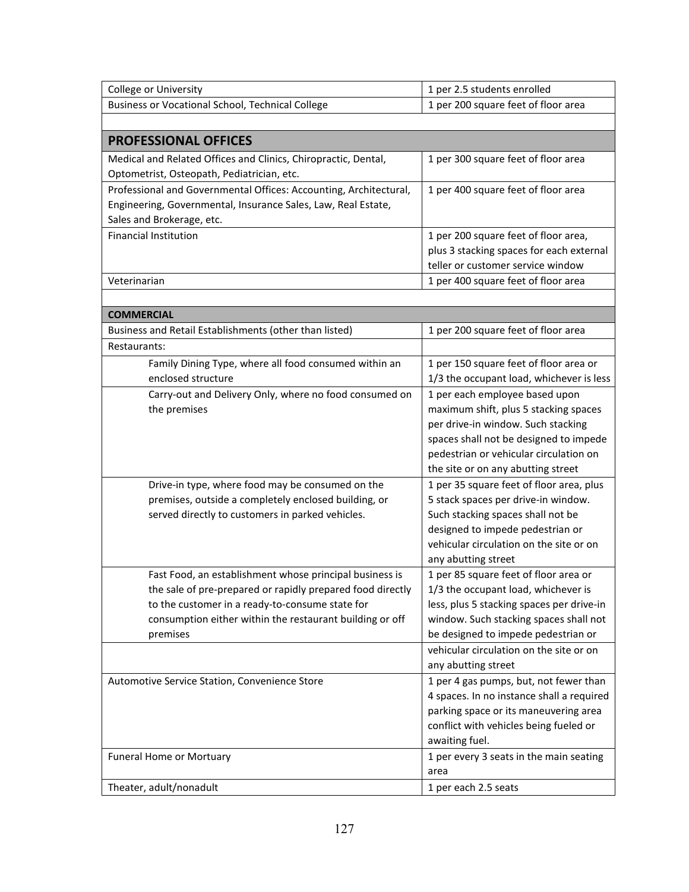| College or University | 1 per 2.5 students enrolled |
|---|---|
| Business or Vocational School, Technical College | 1 per 200 square feet of floor area |
| | |
| **PROFESSIONAL OFFICES** | |
| Medical and Related Offices and Clinics, Chiropractic, Dental, Optometrist, Osteopath, Pediatrician, etc. | 1 per 300 square feet of floor area |
| Professional and Governmental Offices: Accounting, Architectural, Engineering, Governmental, Insurance Sales, Law, Real Estate, Sales and Brokerage, etc. | 1 per 400 square feet of floor area |
| Financial Institution | 1 per 200 square feet of floor area, plus 3 stacking spaces for each external teller or customer service window |
| Veterinarian | 1 per 400 square feet of floor area |
| | |
| **COMMERCIAL** | |
| Business and Retail Establishments (other than listed) | 1 per 200 square feet of floor area |
| Restaurants: | |
| Family Dining Type, where all food consumed within an enclosed structure | 1 per 150 square feet of floor area or 1/3 the occupant load, whichever is less |
| Carry-out and Delivery Only, where no food consumed on the premises | 1 per each employee based upon maximum shift, plus 5 stacking spaces per drive-in window. Such stacking spaces shall not be designed to impede pedestrian or vehicular circulation on the site or on any abutting street |
| Drive-in type, where food may be consumed on the premises, outside a completely enclosed building, or served directly to customers in parked vehicles. | 1 per 35 square feet of floor area, plus 5 stack spaces per drive-in window. Such stacking spaces shall not be designed to impede pedestrian or vehicular circulation on the site or on any abutting street |
| Fast Food, an establishment whose principal business is the sale of pre-prepared or rapidly prepared food directly to the customer in a ready-to-consume state for consumption either within the restaurant building or off premises | 1 per 85 square feet of floor area or 1/3 the occupant load, whichever is less, plus 5 stacking spaces per drive-in window. Such stacking spaces shall not be designed to impede pedestrian or vehicular circulation on the site or on any abutting street |
| Automotive Service Station, Convenience Store | 1 per 4 gas pumps, but, not fewer than 4 spaces. In no instance shall a required parking space or its maneuvering area conflict with vehicles being fueled or awaiting fuel. |
| Funeral Home or Mortuary | 1 per every 3 seats in the main seating area |
| Theater, adult/nonadult | 1 per each 2.5 seats |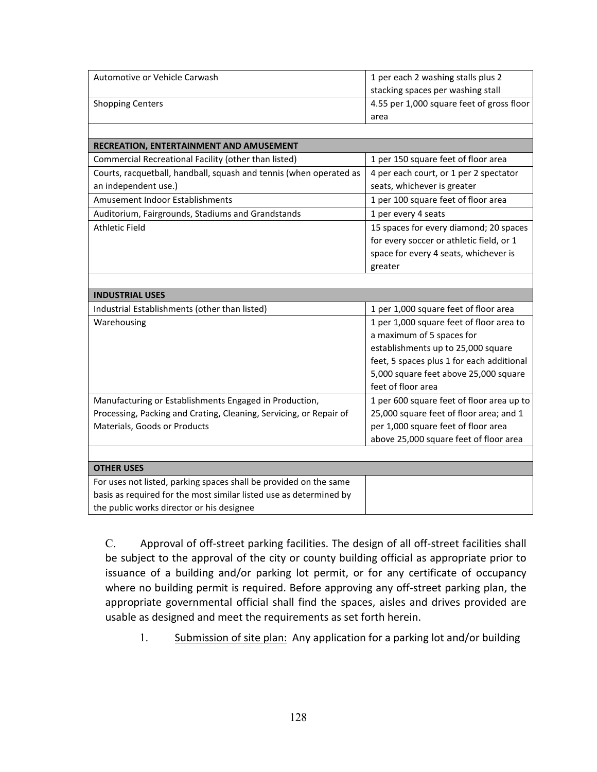| | |
|---|---|
| Automotive or Vehicle Carwash | 1 per each 2 washing stalls plus 2 stacking spaces per washing stall |
| Shopping Centers | 4.55 per 1,000 square feet of gross floor area |
| | |
| **RECREATION, ENTERTAINMENT AND AMUSEMENT** | |
| Commercial Recreational Facility (other than listed) | 1 per 150 square feet of floor area |
| Courts, racquetball, handball, squash and tennis (when operated as an independent use.) | 4 per each court, or 1 per 2 spectator seats, whichever is greater |
| Amusement Indoor Establishments | 1 per 100 square feet of floor area |
| Auditorium, Fairgrounds, Stadiums and Grandstands | 1 per every 4 seats |
| Athletic Field | 15 spaces for every diamond; 20 spaces for every soccer or athletic field, or 1 space for every 4 seats, whichever is greater |
| | |
| **INDUSTRIAL USES** | |
| Industrial Establishments (other than listed) | 1 per 1,000 square feet of floor area |
| Warehousing | 1 per 1,000 square feet of floor area to a maximum of 5 spaces for establishments up to 25,000 square feet, 5 spaces plus 1 for each additional 5,000 square feet above 25,000 square feet of floor area |
| Manufacturing or Establishments Engaged in Production, Processing, Packing and Crating, Cleaning, Servicing, or Repair of Materials, Goods or Products | 1 per 600 square feet of floor area up to 25,000 square feet of floor area; and 1 per 1,000 square feet of floor area above 25,000 square feet of floor area |
| | |
| **OTHER USES** | |
| For uses not listed, parking spaces shall be provided on the same basis as required for the most similar listed use as determined by the public works director or his designee | |

C. Approval of off-street parking facilities. The design of all off-street facilities shall be subject to the approval of the city or county building official as appropriate prior to issuance of a building and/or parking lot permit, or for any certificate of occupancy where no building permit is required. Before approving any off-street parking plan, the appropriate governmental official shall find the spaces, aisles and drives provided are usable as designed and meet the requirements as set forth herein.

1. Submission of site plan: Any application for a parking lot and/or building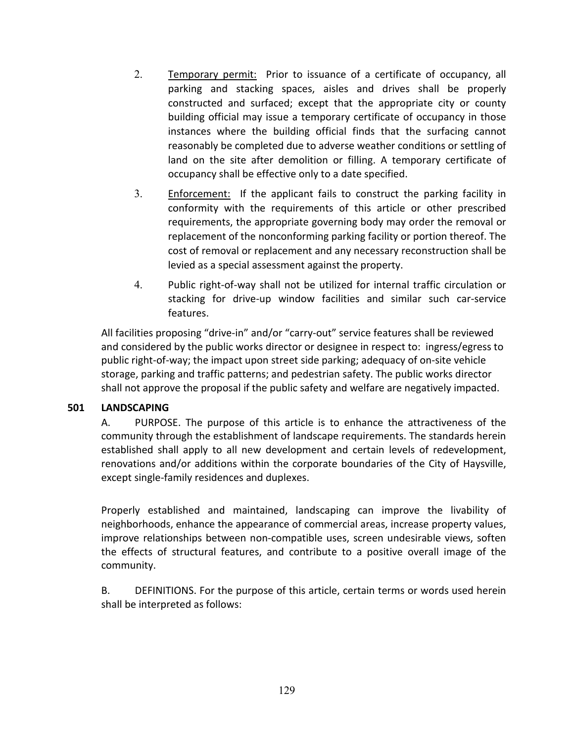2. Temporary permit: Prior to issuance of a certificate of occupancy, all parking and stacking spaces, aisles and drives shall be properly constructed and surfaced; except that the appropriate city or county building official may issue a temporary certificate of occupancy in those instances where the building official finds that the surfacing cannot reasonably be completed due to adverse weather conditions or settling of land on the site after demolition or filling. A temporary certificate of occupancy shall be effective only to a date specified.

3. Enforcement: If the applicant fails to construct the parking facility in conformity with the requirements of this article or other prescribed requirements, the appropriate governing body may order the removal or replacement of the nonconforming parking facility or portion thereof. The cost of removal or replacement and any necessary reconstruction shall be levied as a special assessment against the property.

4. Public right-of-way shall not be utilized for internal traffic circulation or stacking for drive-up window facilities and similar such car-service features.

All facilities proposing "drive-in" and/or "carry-out" service features shall be reviewed and considered by the public works director or designee in respect to: ingress/egress to public right-of-way; the impact upon street side parking; adequacy of on-site vehicle storage, parking and traffic patterns; and pedestrian safety. The public works director shall not approve the proposal if the public safety and welfare are negatively impacted.

## 501 LANDSCAPING

A. PURPOSE. The purpose of this article is to enhance the attractiveness of the community through the establishment of landscape requirements. The standards herein established shall apply to all new development and certain levels of redevelopment, renovations and/or additions within the corporate boundaries of the City of Haysville, except single-family residences and duplexes.

Properly established and maintained, landscaping can improve the livability of neighborhoods, enhance the appearance of commercial areas, increase property values, improve relationships between non-compatible uses, screen undesirable views, soften the effects of structural features, and contribute to a positive overall image of the community.

B. DEFINITIONS. For the purpose of this article, certain terms or words used herein shall be interpreted as follows: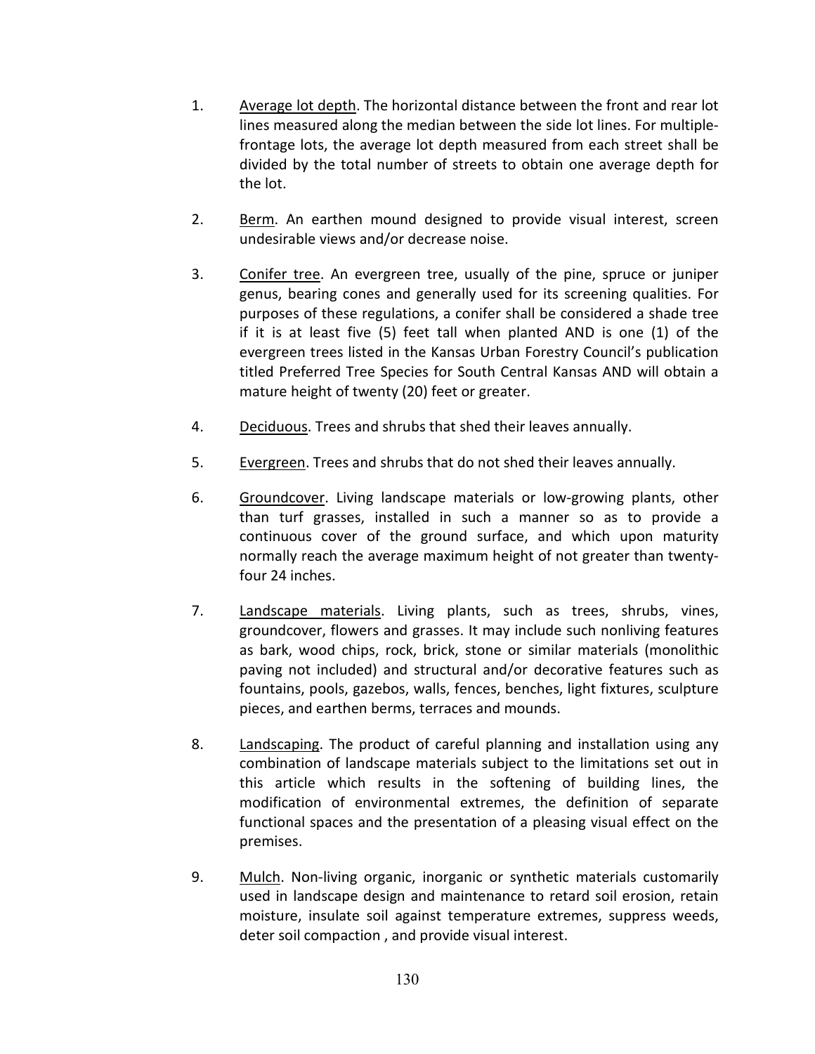1. Average lot depth. The horizontal distance between the front and rear lot lines measured along the median between the side lot lines. For multiple-frontage lots, the average lot depth measured from each street shall be divided by the total number of streets to obtain one average depth for the lot.

2. Berm. An earthen mound designed to provide visual interest, screen undesirable views and/or decrease noise.

3. Conifer tree. An evergreen tree, usually of the pine, spruce or juniper genus, bearing cones and generally used for its screening qualities. For purposes of these regulations, a conifer shall be considered a shade tree if it is at least five (5) feet tall when planted AND is one (1) of the evergreen trees listed in the Kansas Urban Forestry Council's publication titled Preferred Tree Species for South Central Kansas AND will obtain a mature height of twenty (20) feet or greater.

4. Deciduous. Trees and shrubs that shed their leaves annually.

5. Evergreen. Trees and shrubs that do not shed their leaves annually.

6. Groundcover. Living landscape materials or low-growing plants, other than turf grasses, installed in such a manner so as to provide a continuous cover of the ground surface, and which upon maturity normally reach the average maximum height of not greater than twenty-four 24 inches.

7. Landscape materials. Living plants, such as trees, shrubs, vines, groundcover, flowers and grasses. It may include such nonliving features as bark, wood chips, rock, brick, stone or similar materials (monolithic paving not included) and structural and/or decorative features such as fountains, pools, gazebos, walls, fences, benches, light fixtures, sculpture pieces, and earthen berms, terraces and mounds.

8. Landscaping. The product of careful planning and installation using any combination of landscape materials subject to the limitations set out in this article which results in the softening of building lines, the modification of environmental extremes, the definition of separate functional spaces and the presentation of a pleasing visual effect on the premises.

9. Mulch. Non-living organic, inorganic or synthetic materials customarily used in landscape design and maintenance to retard soil erosion, retain moisture, insulate soil against temperature extremes, suppress weeds, deter soil compaction , and provide visual interest.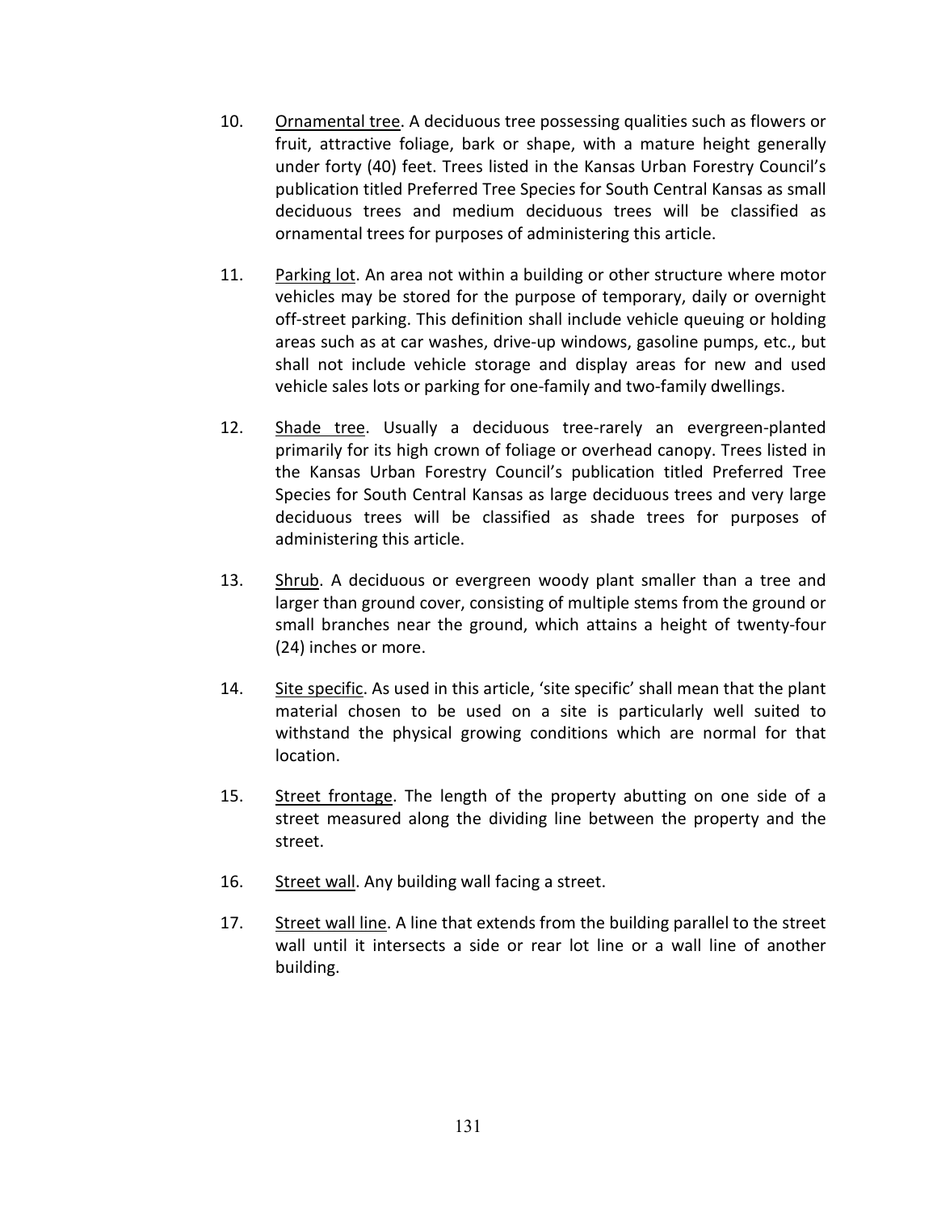10. Ornamental tree. A deciduous tree possessing qualities such as flowers or fruit, attractive foliage, bark or shape, with a mature height generally under forty (40) feet. Trees listed in the Kansas Urban Forestry Council's publication titled Preferred Tree Species for South Central Kansas as small deciduous trees and medium deciduous trees will be classified as ornamental trees for purposes of administering this article.

11. Parking lot. An area not within a building or other structure where motor vehicles may be stored for the purpose of temporary, daily or overnight off-street parking. This definition shall include vehicle queuing or holding areas such as at car washes, drive-up windows, gasoline pumps, etc., but shall not include vehicle storage and display areas for new and used vehicle sales lots or parking for one-family and two-family dwellings.

12. Shade tree. Usually a deciduous tree-rarely an evergreen-planted primarily for its high crown of foliage or overhead canopy. Trees listed in the Kansas Urban Forestry Council's publication titled Preferred Tree Species for South Central Kansas as large deciduous trees and very large deciduous trees will be classified as shade trees for purposes of administering this article.

13. Shrub. A deciduous or evergreen woody plant smaller than a tree and larger than ground cover, consisting of multiple stems from the ground or small branches near the ground, which attains a height of twenty-four (24) inches or more.

14. Site specific. As used in this article, 'site specific' shall mean that the plant material chosen to be used on a site is particularly well suited to withstand the physical growing conditions which are normal for that location.

15. Street frontage. The length of the property abutting on one side of a street measured along the dividing line between the property and the street.

16. Street wall. Any building wall facing a street.

17. Street wall line. A line that extends from the building parallel to the street wall until it intersects a side or rear lot line or a wall line of another building.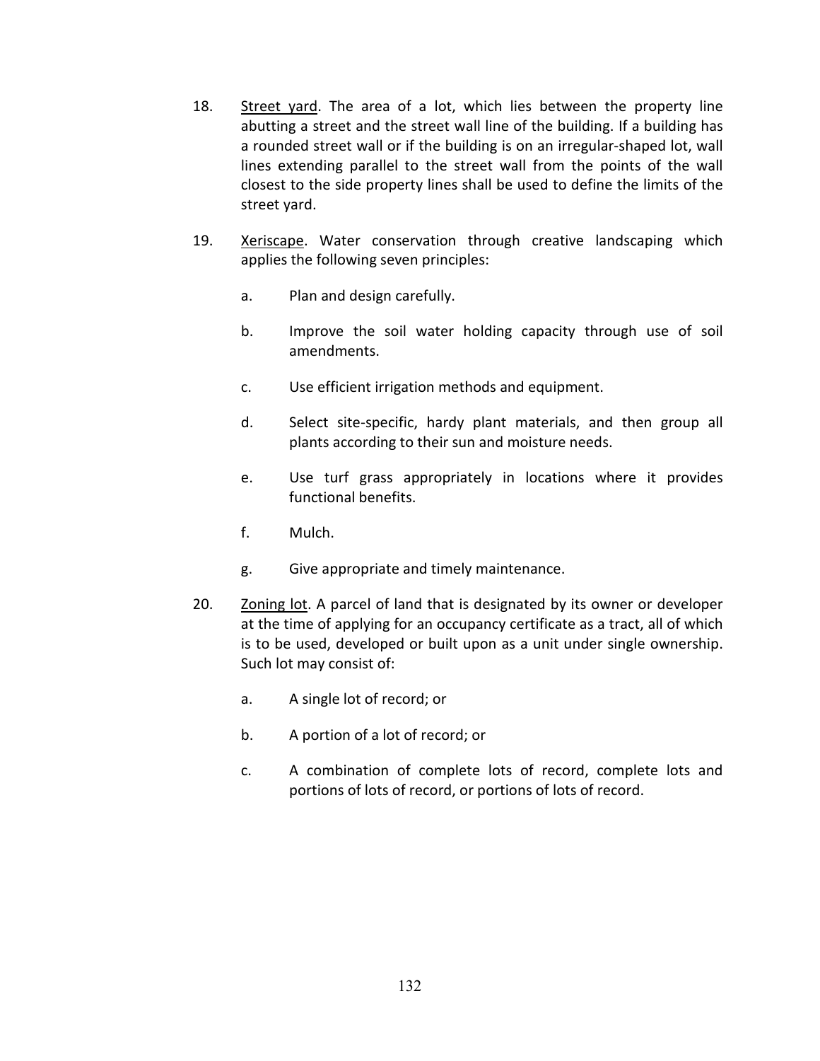18. <u>Street yard</u>. The area of a lot, which lies between the property line abutting a street and the street wall line of the building. If a building has a rounded street wall or if the building is on an irregular-shaped lot, wall lines extending parallel to the street wall from the points of the wall closest to the side property lines shall be used to define the limits of the street yard.

19. <u>Xeriscape</u>. Water conservation through creative landscaping which applies the following seven principles:

    a. Plan and design carefully.

    b. Improve the soil water holding capacity through use of soil amendments.

    c. Use efficient irrigation methods and equipment.

    d. Select site-specific, hardy plant materials, and then group all plants according to their sun and moisture needs.

    e. Use turf grass appropriately in locations where it provides functional benefits.

    f. Mulch.

    g. Give appropriate and timely maintenance.

20. <u>Zoning lot</u>. A parcel of land that is designated by its owner or developer at the time of applying for an occupancy certificate as a tract, all of which is to be used, developed or built upon as a unit under single ownership. Such lot may consist of:

    a. A single lot of record; or

    b. A portion of a lot of record; or

    c. A combination of complete lots of record, complete lots and portions of lots of record, or portions of lots of record.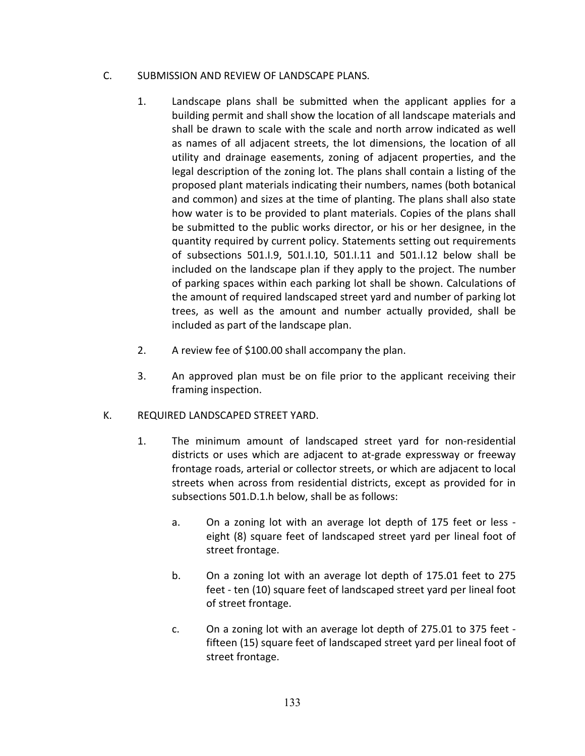C. SUBMISSION AND REVIEW OF LANDSCAPE PLANS.

1. Landscape plans shall be submitted when the applicant applies for a building permit and shall show the location of all landscape materials and shall be drawn to scale with the scale and north arrow indicated as well as names of all adjacent streets, the lot dimensions, the location of all utility and drainage easements, zoning of adjacent properties, and the legal description of the zoning lot. The plans shall contain a listing of the proposed plant materials indicating their numbers, names (both botanical and common) and sizes at the time of planting. The plans shall also state how water is to be provided to plant materials. Copies of the plans shall be submitted to the public works director, or his or her designee, in the quantity required by current policy. Statements setting out requirements of subsections 501.I.9, 501.I.10, 501.I.11 and 501.I.12 below shall be included on the landscape plan if they apply to the project. The number of parking spaces within each parking lot shall be shown. Calculations of the amount of required landscaped street yard and number of parking lot trees, as well as the amount and number actually provided, shall be included as part of the landscape plan.

2. A review fee of $100.00 shall accompany the plan.

3. An approved plan must be on file prior to the applicant receiving their framing inspection.

K. REQUIRED LANDSCAPED STREET YARD.

1. The minimum amount of landscaped street yard for non-residential districts or uses which are adjacent to at-grade expressway or freeway frontage roads, arterial or collector streets, or which are adjacent to local streets when across from residential districts, except as provided for in subsections 501.D.1.h below, shall be as follows:

   a. On a zoning lot with an average lot depth of 175 feet or less - eight (8) square feet of landscaped street yard per lineal foot of street frontage.

   b. On a zoning lot with an average lot depth of 175.01 feet to 275 feet - ten (10) square feet of landscaped street yard per lineal foot of street frontage.

   c. On a zoning lot with an average lot depth of 275.01 to 375 feet - fifteen (15) square feet of landscaped street yard per lineal foot of street frontage.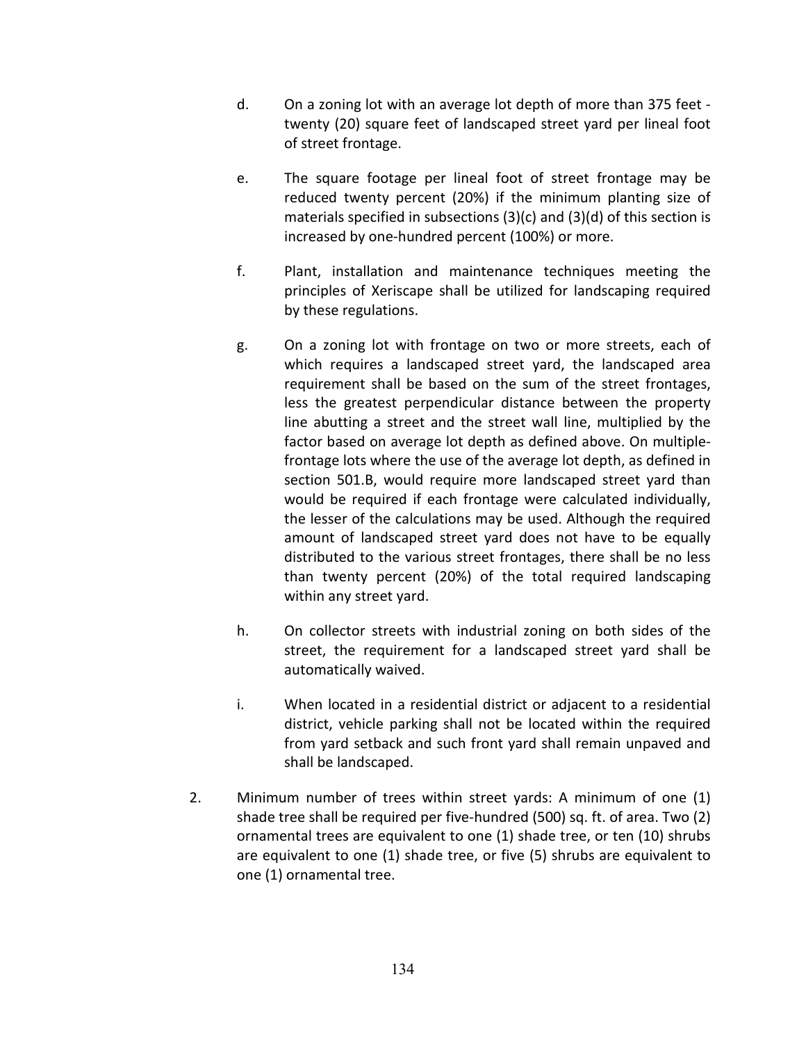d. On a zoning lot with an average lot depth of more than 375 feet - twenty (20) square feet of landscaped street yard per lineal foot of street frontage.

e. The square footage per lineal foot of street frontage may be reduced twenty percent (20%) if the minimum planting size of materials specified in subsections (3)(c) and (3)(d) of this section is increased by one-hundred percent (100%) or more.

f. Plant, installation and maintenance techniques meeting the principles of Xeriscape shall be utilized for landscaping required by these regulations.

g. On a zoning lot with frontage on two or more streets, each of which requires a landscaped street yard, the landscaped area requirement shall be based on the sum of the street frontages, less the greatest perpendicular distance between the property line abutting a street and the street wall line, multiplied by the factor based on average lot depth as defined above. On multiple-frontage lots where the use of the average lot depth, as defined in section 501.B, would require more landscaped street yard than would be required if each frontage were calculated individually, the lesser of the calculations may be used. Although the required amount of landscaped street yard does not have to be equally distributed to the various street frontages, there shall be no less than twenty percent (20%) of the total required landscaping within any street yard.

h. On collector streets with industrial zoning on both sides of the street, the requirement for a landscaped street yard shall be automatically waived.

i. When located in a residential district or adjacent to a residential district, vehicle parking shall not be located within the required from yard setback and such front yard shall remain unpaved and shall be landscaped.

2. Minimum number of trees within street yards: A minimum of one (1) shade tree shall be required per five-hundred (500) sq. ft. of area. Two (2) ornamental trees are equivalent to one (1) shade tree, or ten (10) shrubs are equivalent to one (1) shade tree, or five (5) shrubs are equivalent to one (1) ornamental tree.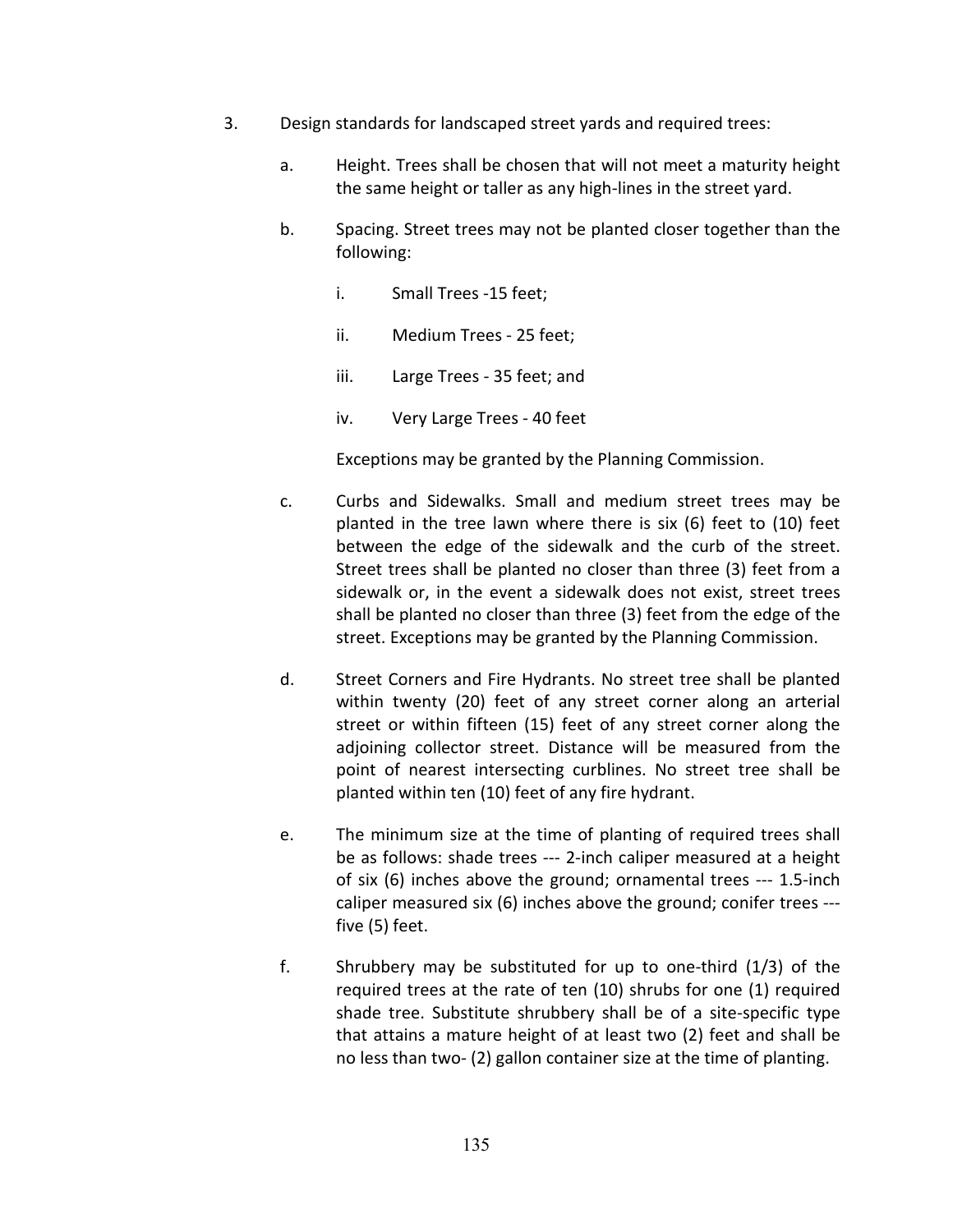3. Design standards for landscaped street yards and required trees:

   a. Height. Trees shall be chosen that will not meet a maturity height the same height or taller as any high-lines in the street yard.

   b. Spacing. Street trees may not be planted closer together than the following:

      i. Small Trees -15 feet;

      ii. Medium Trees - 25 feet;

      iii. Large Trees - 35 feet; and

      iv. Very Large Trees - 40 feet

      Exceptions may be granted by the Planning Commission.

   c. Curbs and Sidewalks. Small and medium street trees may be planted in the tree lawn where there is six (6) feet to (10) feet between the edge of the sidewalk and the curb of the street. Street trees shall be planted no closer than three (3) feet from a sidewalk or, in the event a sidewalk does not exist, street trees shall be planted no closer than three (3) feet from the edge of the street. Exceptions may be granted by the Planning Commission.

   d. Street Corners and Fire Hydrants. No street tree shall be planted within twenty (20) feet of any street corner along an arterial street or within fifteen (15) feet of any street corner along the adjoining collector street. Distance will be measured from the point of nearest intersecting curblines. No street tree shall be planted within ten (10) feet of any fire hydrant.

   e. The minimum size at the time of planting of required trees shall be as follows: shade trees --- 2-inch caliper measured at a height of six (6) inches above the ground; ornamental trees --- 1.5-inch caliper measured six (6) inches above the ground; conifer trees --- five (5) feet.

   f. Shrubbery may be substituted for up to one-third (1/3) of the required trees at the rate of ten (10) shrubs for one (1) required shade tree. Substitute shrubbery shall be of a site-specific type that attains a mature height of at least two (2) feet and shall be no less than two- (2) gallon container size at the time of planting.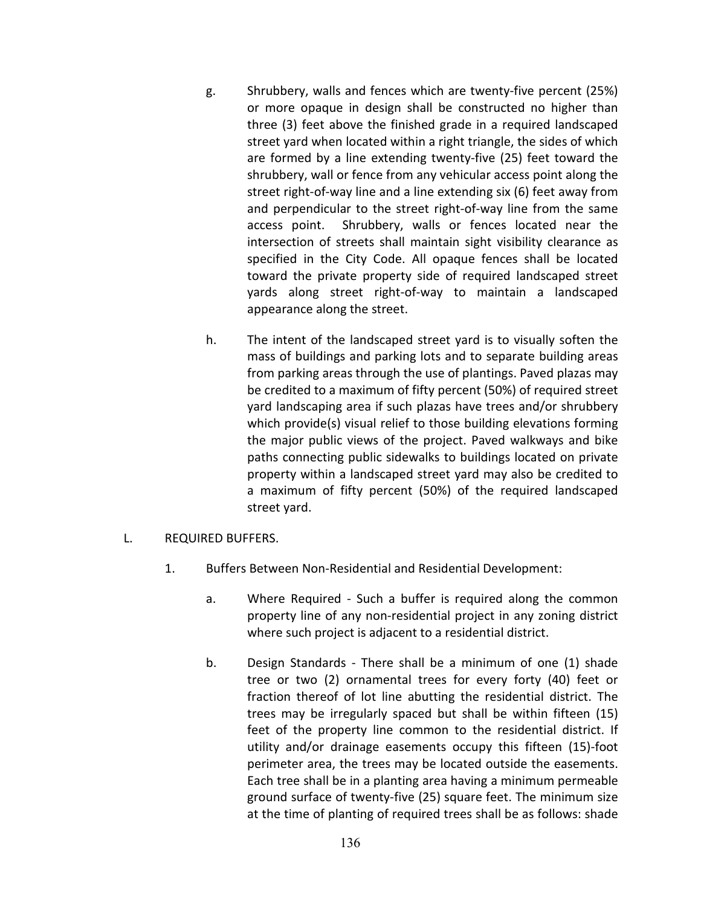g. Shrubbery, walls and fences which are twenty-five percent (25%) or more opaque in design shall be constructed no higher than three (3) feet above the finished grade in a required landscaped street yard when located within a right triangle, the sides of which are formed by a line extending twenty-five (25) feet toward the shrubbery, wall or fence from any vehicular access point along the street right-of-way line and a line extending six (6) feet away from and perpendicular to the street right-of-way line from the same access point. Shrubbery, walls or fences located near the intersection of streets shall maintain sight visibility clearance as specified in the City Code. All opaque fences shall be located toward the private property side of required landscaped street yards along street right-of-way to maintain a landscaped appearance along the street.

h. The intent of the landscaped street yard is to visually soften the mass of buildings and parking lots and to separate building areas from parking areas through the use of plantings. Paved plazas may be credited to a maximum of fifty percent (50%) of required street yard landscaping area if such plazas have trees and/or shrubbery which provide(s) visual relief to those building elevations forming the major public views of the project. Paved walkways and bike paths connecting public sidewalks to buildings located on private property within a landscaped street yard may also be credited to a maximum of fifty percent (50%) of the required landscaped street yard.

L. REQUIRED BUFFERS.

1. Buffers Between Non-Residential and Residential Development:

a. Where Required - Such a buffer is required along the common property line of any non-residential project in any zoning district where such project is adjacent to a residential district.

b. Design Standards - There shall be a minimum of one (1) shade tree or two (2) ornamental trees for every forty (40) feet or fraction thereof of lot line abutting the residential district. The trees may be irregularly spaced but shall be within fifteen (15) feet of the property line common to the residential district. If utility and/or drainage easements occupy this fifteen (15)-foot perimeter area, the trees may be located outside the easements. Each tree shall be in a planting area having a minimum permeable ground surface of twenty-five (25) square feet. The minimum size at the time of planting of required trees shall be as follows: shade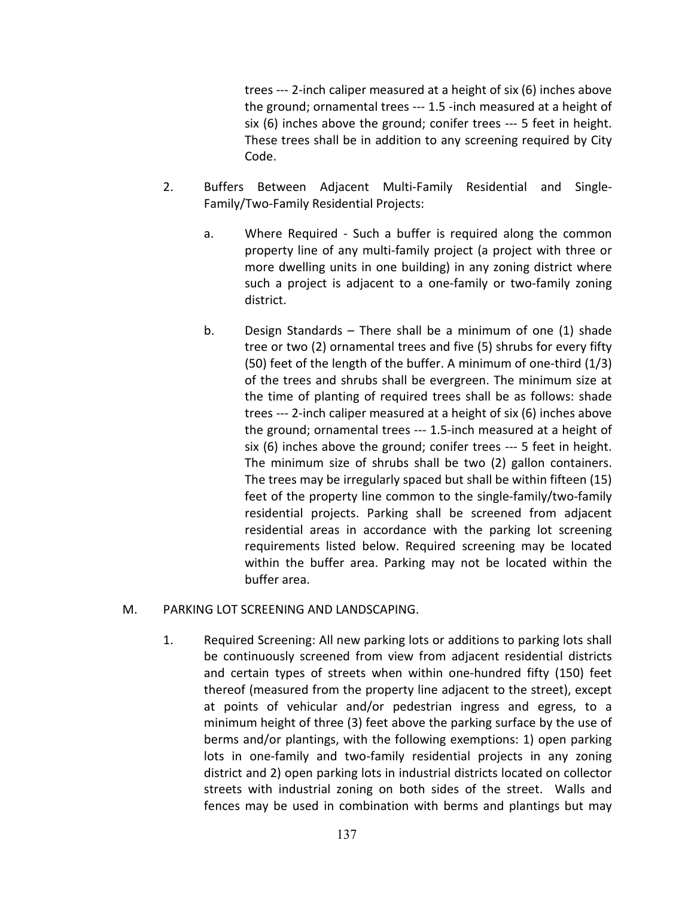trees --- 2-inch caliper measured at a height of six (6) inches above the ground; ornamental trees --- 1.5 -inch measured at a height of six (6) inches above the ground; conifer trees --- 5 feet in height. These trees shall be in addition to any screening required by City Code.

2. Buffers Between Adjacent Multi-Family Residential and Single-Family/Two-Family Residential Projects:

   a. Where Required - Such a buffer is required along the common property line of any multi-family project (a project with three or more dwelling units in one building) in any zoning district where such a project is adjacent to a one-family or two-family zoning district.

   b. Design Standards – There shall be a minimum of one (1) shade tree or two (2) ornamental trees and five (5) shrubs for every fifty (50) feet of the length of the buffer. A minimum of one-third (1/3) of the trees and shrubs shall be evergreen. The minimum size at the time of planting of required trees shall be as follows: shade trees --- 2-inch caliper measured at a height of six (6) inches above the ground; ornamental trees --- 1.5-inch measured at a height of six (6) inches above the ground; conifer trees --- 5 feet in height. The minimum size of shrubs shall be two (2) gallon containers. The trees may be irregularly spaced but shall be within fifteen (15) feet of the property line common to the single-family/two-family residential projects. Parking shall be screened from adjacent residential areas in accordance with the parking lot screening requirements listed below. Required screening may be located within the buffer area. Parking may not be located within the buffer area.

M. PARKING LOT SCREENING AND LANDSCAPING.

1. Required Screening: All new parking lots or additions to parking lots shall be continuously screened from view from adjacent residential districts and certain types of streets when within one-hundred fifty (150) feet thereof (measured from the property line adjacent to the street), except at points of vehicular and/or pedestrian ingress and egress, to a minimum height of three (3) feet above the parking surface by the use of berms and/or plantings, with the following exemptions: 1) open parking lots in one-family and two-family residential projects in any zoning district and 2) open parking lots in industrial districts located on collector streets with industrial zoning on both sides of the street. Walls and fences may be used in combination with berms and plantings but may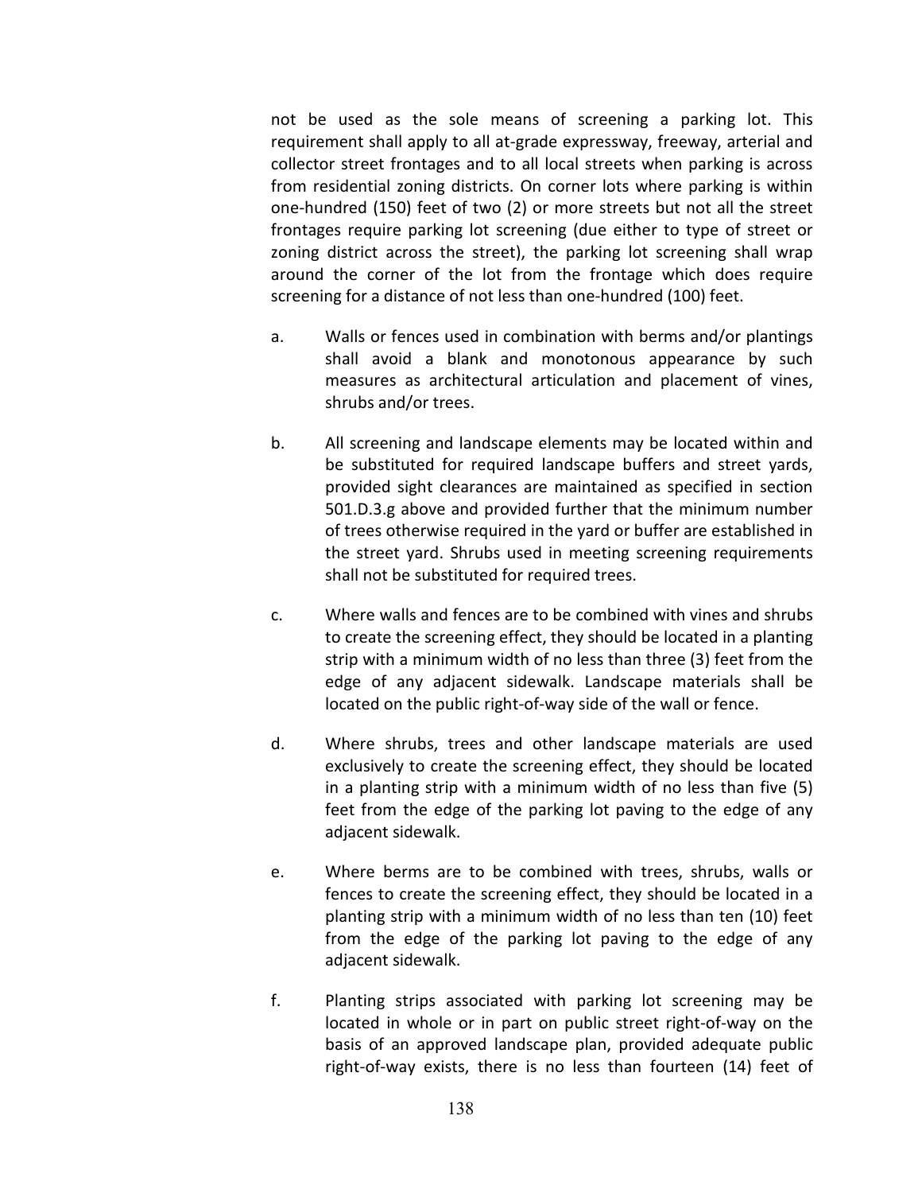not be used as the sole means of screening a parking lot. This requirement shall apply to all at-grade expressway, freeway, arterial and collector street frontages and to all local streets when parking is across from residential zoning districts. On corner lots where parking is within one-hundred (150) feet of two (2) or more streets but not all the street frontages require parking lot screening (due either to type of street or zoning district across the street), the parking lot screening shall wrap around the corner of the lot from the frontage which does require screening for a distance of not less than one-hundred (100) feet.

a. Walls or fences used in combination with berms and/or plantings shall avoid a blank and monotonous appearance by such measures as architectural articulation and placement of vines, shrubs and/or trees.

b. All screening and landscape elements may be located within and be substituted for required landscape buffers and street yards, provided sight clearances are maintained as specified in section 501.D.3.g above and provided further that the minimum number of trees otherwise required in the yard or buffer are established in the street yard. Shrubs used in meeting screening requirements shall not be substituted for required trees.

c. Where walls and fences are to be combined with vines and shrubs to create the screening effect, they should be located in a planting strip with a minimum width of no less than three (3) feet from the edge of any adjacent sidewalk. Landscape materials shall be located on the public right-of-way side of the wall or fence.

d. Where shrubs, trees and other landscape materials are used exclusively to create the screening effect, they should be located in a planting strip with a minimum width of no less than five (5) feet from the edge of the parking lot paving to the edge of any adjacent sidewalk.

e. Where berms are to be combined with trees, shrubs, walls or fences to create the screening effect, they should be located in a planting strip with a minimum width of no less than ten (10) feet from the edge of the parking lot paving to the edge of any adjacent sidewalk.

f. Planting strips associated with parking lot screening may be located in whole or in part on public street right-of-way on the basis of an approved landscape plan, provided adequate public right-of-way exists, there is no less than fourteen (14) feet of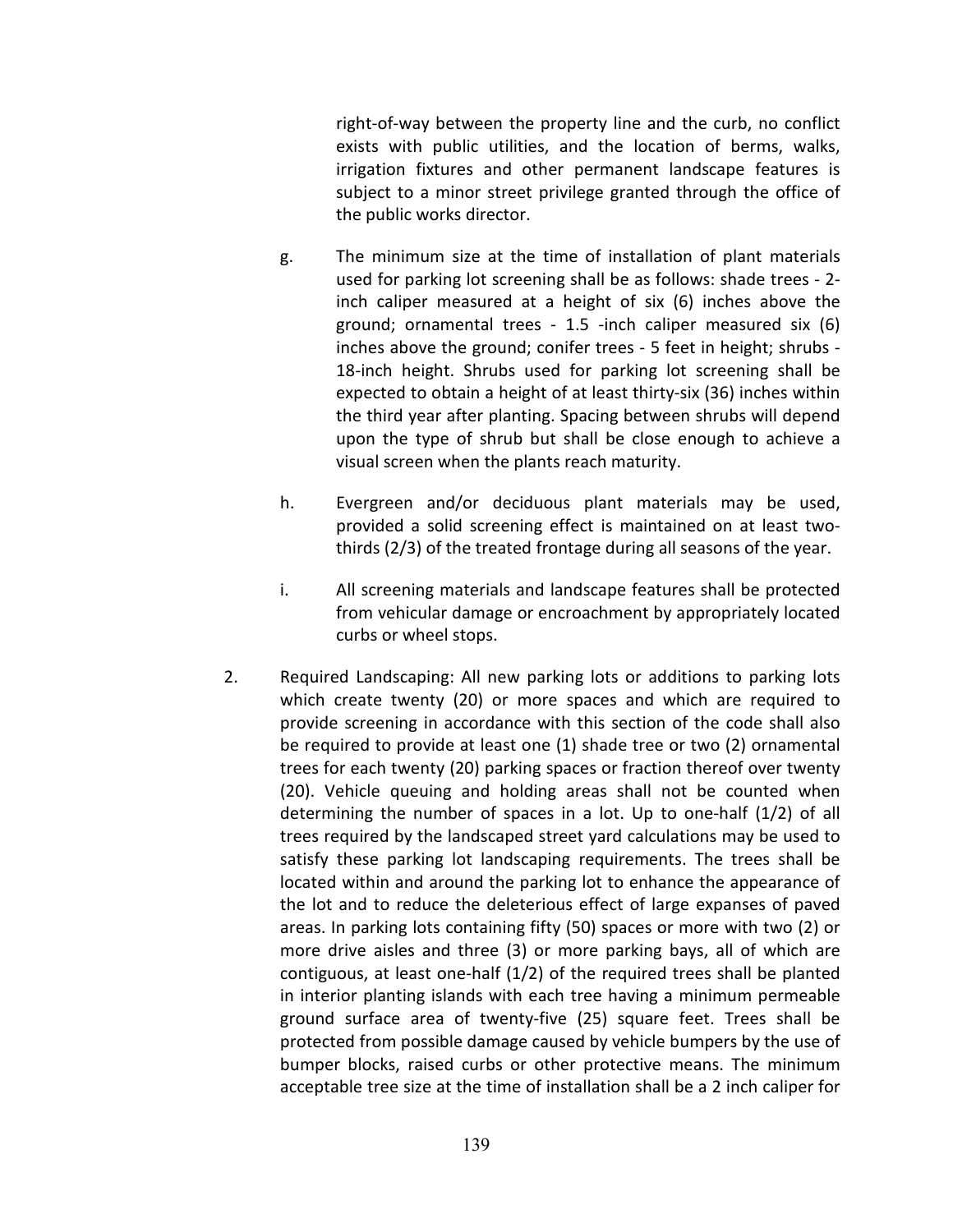right-of-way between the property line and the curb, no conflict exists with public utilities, and the location of berms, walks, irrigation fixtures and other permanent landscape features is subject to a minor street privilege granted through the office of the public works director.

g. The minimum size at the time of installation of plant materials used for parking lot screening shall be as follows: shade trees - 2-inch caliper measured at a height of six (6) inches above the ground; ornamental trees - 1.5 -inch caliper measured six (6) inches above the ground; conifer trees - 5 feet in height; shrubs - 18-inch height. Shrubs used for parking lot screening shall be expected to obtain a height of at least thirty-six (36) inches within the third year after planting. Spacing between shrubs will depend upon the type of shrub but shall be close enough to achieve a visual screen when the plants reach maturity.

h. Evergreen and/or deciduous plant materials may be used, provided a solid screening effect is maintained on at least two-thirds (2/3) of the treated frontage during all seasons of the year.

i. All screening materials and landscape features shall be protected from vehicular damage or encroachment by appropriately located curbs or wheel stops.

2. Required Landscaping: All new parking lots or additions to parking lots which create twenty (20) or more spaces and which are required to provide screening in accordance with this section of the code shall also be required to provide at least one (1) shade tree or two (2) ornamental trees for each twenty (20) parking spaces or fraction thereof over twenty (20). Vehicle queuing and holding areas shall not be counted when determining the number of spaces in a lot. Up to one-half (1/2) of all trees required by the landscaped street yard calculations may be used to satisfy these parking lot landscaping requirements. The trees shall be located within and around the parking lot to enhance the appearance of the lot and to reduce the deleterious effect of large expanses of paved areas. In parking lots containing fifty (50) spaces or more with two (2) or more drive aisles and three (3) or more parking bays, all of which are contiguous, at least one-half (1/2) of the required trees shall be planted in interior planting islands with each tree having a minimum permeable ground surface area of twenty-five (25) square feet. Trees shall be protected from possible damage caused by vehicle bumpers by the use of bumper blocks, raised curbs or other protective means. The minimum acceptable tree size at the time of installation shall be a 2 inch caliper for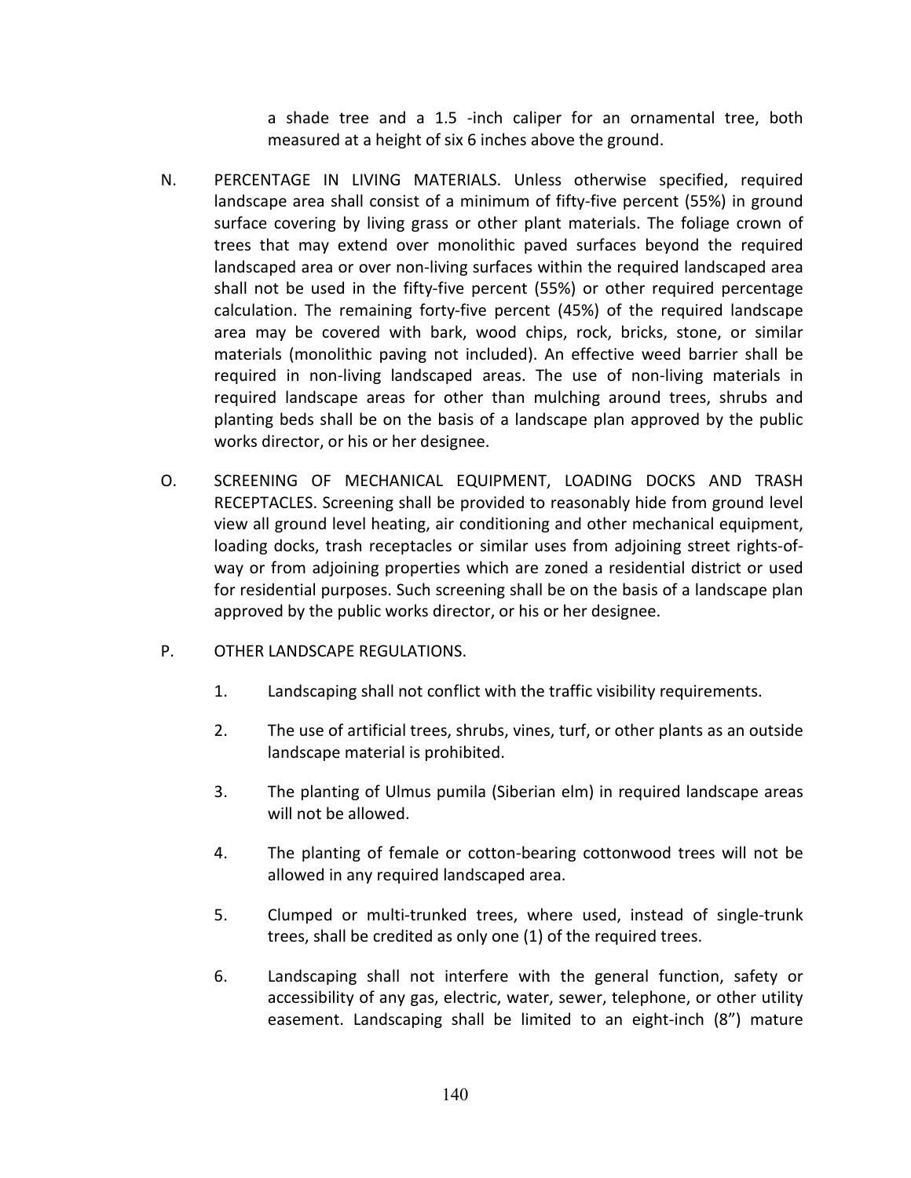a shade tree and a 1.5 -inch caliper for an ornamental tree, both measured at a height of six 6 inches above the ground.

N. PERCENTAGE IN LIVING MATERIALS. Unless otherwise specified, required landscape area shall consist of a minimum of fifty-five percent (55%) in ground surface covering by living grass or other plant materials. The foliage crown of trees that may extend over monolithic paved surfaces beyond the required landscaped area or over non-living surfaces within the required landscaped area shall not be used in the fifty-five percent (55%) or other required percentage calculation. The remaining forty-five percent (45%) of the required landscape area may be covered with bark, wood chips, rock, bricks, stone, or similar materials (monolithic paving not included). An effective weed barrier shall be required in non-living landscaped areas. The use of non-living materials in required landscape areas for other than mulching around trees, shrubs and planting beds shall be on the basis of a landscape plan approved by the public works director, or his or her designee.

O. SCREENING OF MECHANICAL EQUIPMENT, LOADING DOCKS AND TRASH RECEPTACLES. Screening shall be provided to reasonably hide from ground level view all ground level heating, air conditioning and other mechanical equipment, loading docks, trash receptacles or similar uses from adjoining street rights-of-way or from adjoining properties which are zoned a residential district or used for residential purposes. Such screening shall be on the basis of a landscape plan approved by the public works director, or his or her designee.

P. OTHER LANDSCAPE REGULATIONS.

1. Landscaping shall not conflict with the traffic visibility requirements.

2. The use of artificial trees, shrubs, vines, turf, or other plants as an outside landscape material is prohibited.

3. The planting of Ulmus pumila (Siberian elm) in required landscape areas will not be allowed.

4. The planting of female or cotton-bearing cottonwood trees will not be allowed in any required landscaped area.

5. Clumped or multi-trunked trees, where used, instead of single-trunk trees, shall be credited as only one (1) of the required trees.

6. Landscaping shall not interfere with the general function, safety or accessibility of any gas, electric, water, sewer, telephone, or other utility easement. Landscaping shall be limited to an eight-inch (8") mature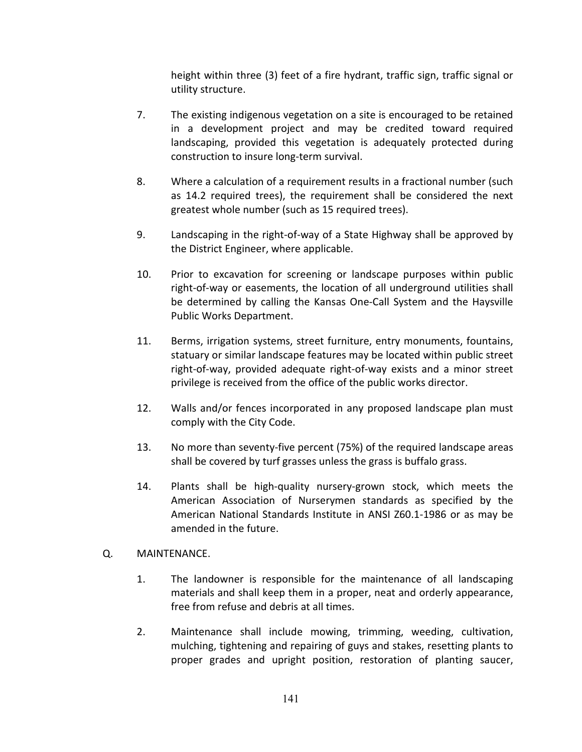height within three (3) feet of a fire hydrant, traffic sign, traffic signal or utility structure.

7. The existing indigenous vegetation on a site is encouraged to be retained in a development project and may be credited toward required landscaping, provided this vegetation is adequately protected during construction to insure long-term survival.

8. Where a calculation of a requirement results in a fractional number (such as 14.2 required trees), the requirement shall be considered the next greatest whole number (such as 15 required trees).

9. Landscaping in the right-of-way of a State Highway shall be approved by the District Engineer, where applicable.

10. Prior to excavation for screening or landscape purposes within public right-of-way or easements, the location of all underground utilities shall be determined by calling the Kansas One-Call System and the Haysville Public Works Department.

11. Berms, irrigation systems, street furniture, entry monuments, fountains, statuary or similar landscape features may be located within public street right-of-way, provided adequate right-of-way exists and a minor street privilege is received from the office of the public works director.

12. Walls and/or fences incorporated in any proposed landscape plan must comply with the City Code.

13. No more than seventy-five percent (75%) of the required landscape areas shall be covered by turf grasses unless the grass is buffalo grass.

14. Plants shall be high-quality nursery-grown stock, which meets the American Association of Nurserymen standards as specified by the American National Standards Institute in ANSI Z60.1-1986 or as may be amended in the future.

Q. MAINTENANCE.

1. The landowner is responsible for the maintenance of all landscaping materials and shall keep them in a proper, neat and orderly appearance, free from refuse and debris at all times.

2. Maintenance shall include mowing, trimming, weeding, cultivation, mulching, tightening and repairing of guys and stakes, resetting plants to proper grades and upright position, restoration of planting saucer,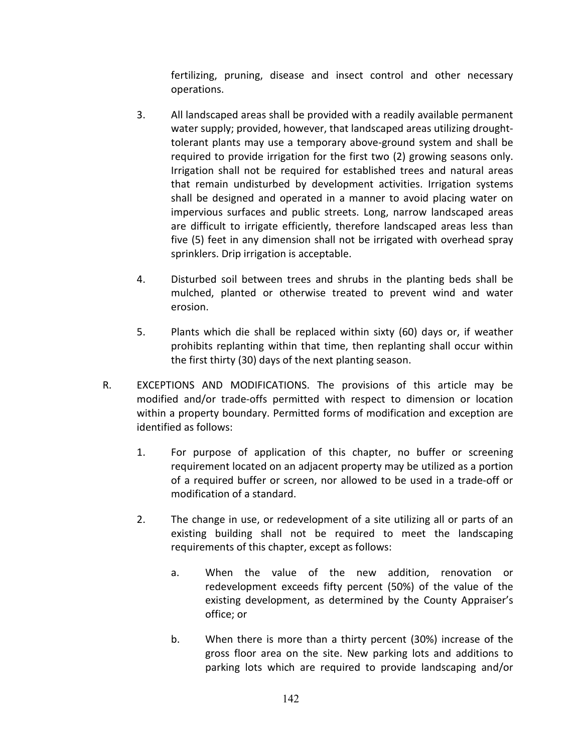fertilizing, pruning, disease and insect control and other necessary operations.

3. All landscaped areas shall be provided with a readily available permanent water supply; provided, however, that landscaped areas utilizing drought-tolerant plants may use a temporary above-ground system and shall be required to provide irrigation for the first two (2) growing seasons only. Irrigation shall not be required for established trees and natural areas that remain undisturbed by development activities. Irrigation systems shall be designed and operated in a manner to avoid placing water on impervious surfaces and public streets. Long, narrow landscaped areas are difficult to irrigate efficiently, therefore landscaped areas less than five (5) feet in any dimension shall not be irrigated with overhead spray sprinklers. Drip irrigation is acceptable.

4. Disturbed soil between trees and shrubs in the planting beds shall be mulched, planted or otherwise treated to prevent wind and water erosion.

5. Plants which die shall be replaced within sixty (60) days or, if weather prohibits replanting within that time, then replanting shall occur within the first thirty (30) days of the next planting season.

R. EXCEPTIONS AND MODIFICATIONS. The provisions of this article may be modified and/or trade-offs permitted with respect to dimension or location within a property boundary. Permitted forms of modification and exception are identified as follows:

1. For purpose of application of this chapter, no buffer or screening requirement located on an adjacent property may be utilized as a portion of a required buffer or screen, nor allowed to be used in a trade-off or modification of a standard.

2. The change in use, or redevelopment of a site utilizing all or parts of an existing building shall not be required to meet the landscaping requirements of this chapter, except as follows:

   a. When the value of the new addition, renovation or redevelopment exceeds fifty percent (50%) of the value of the existing development, as determined by the County Appraiser's office; or

   b. When there is more than a thirty percent (30%) increase of the gross floor area on the site. New parking lots and additions to parking lots which are required to provide landscaping and/or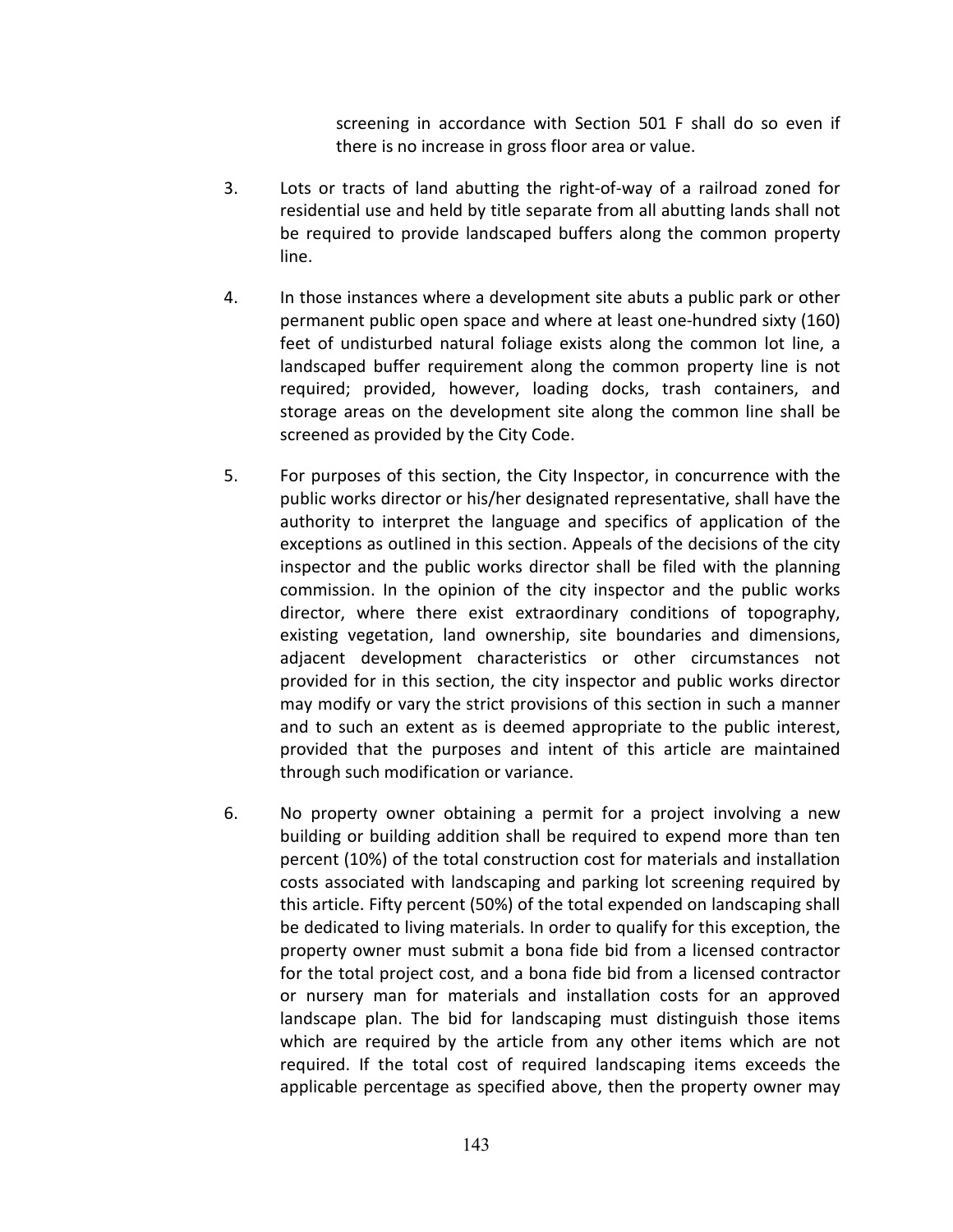screening in accordance with Section 501 F shall do so even if there is no increase in gross floor area or value.

3. Lots or tracts of land abutting the right-of-way of a railroad zoned for residential use and held by title separate from all abutting lands shall not be required to provide landscaped buffers along the common property line.

4. In those instances where a development site abuts a public park or other permanent public open space and where at least one-hundred sixty (160) feet of undisturbed natural foliage exists along the common lot line, a landscaped buffer requirement along the common property line is not required; provided, however, loading docks, trash containers, and storage areas on the development site along the common line shall be screened as provided by the City Code.

5. For purposes of this section, the City Inspector, in concurrence with the public works director or his/her designated representative, shall have the authority to interpret the language and specifics of application of the exceptions as outlined in this section. Appeals of the decisions of the city inspector and the public works director shall be filed with the planning commission. In the opinion of the city inspector and the public works director, where there exist extraordinary conditions of topography, existing vegetation, land ownership, site boundaries and dimensions, adjacent development characteristics or other circumstances not provided for in this section, the city inspector and public works director may modify or vary the strict provisions of this section in such a manner and to such an extent as is deemed appropriate to the public interest, provided that the purposes and intent of this article are maintained through such modification or variance.

6. No property owner obtaining a permit for a project involving a new building or building addition shall be required to expend more than ten percent (10%) of the total construction cost for materials and installation costs associated with landscaping and parking lot screening required by this article. Fifty percent (50%) of the total expended on landscaping shall be dedicated to living materials. In order to qualify for this exception, the property owner must submit a bona fide bid from a licensed contractor for the total project cost, and a bona fide bid from a licensed contractor or nursery man for materials and installation costs for an approved landscape plan. The bid for landscaping must distinguish those items which are required by the article from any other items which are not required. If the total cost of required landscaping items exceeds the applicable percentage as specified above, then the property owner may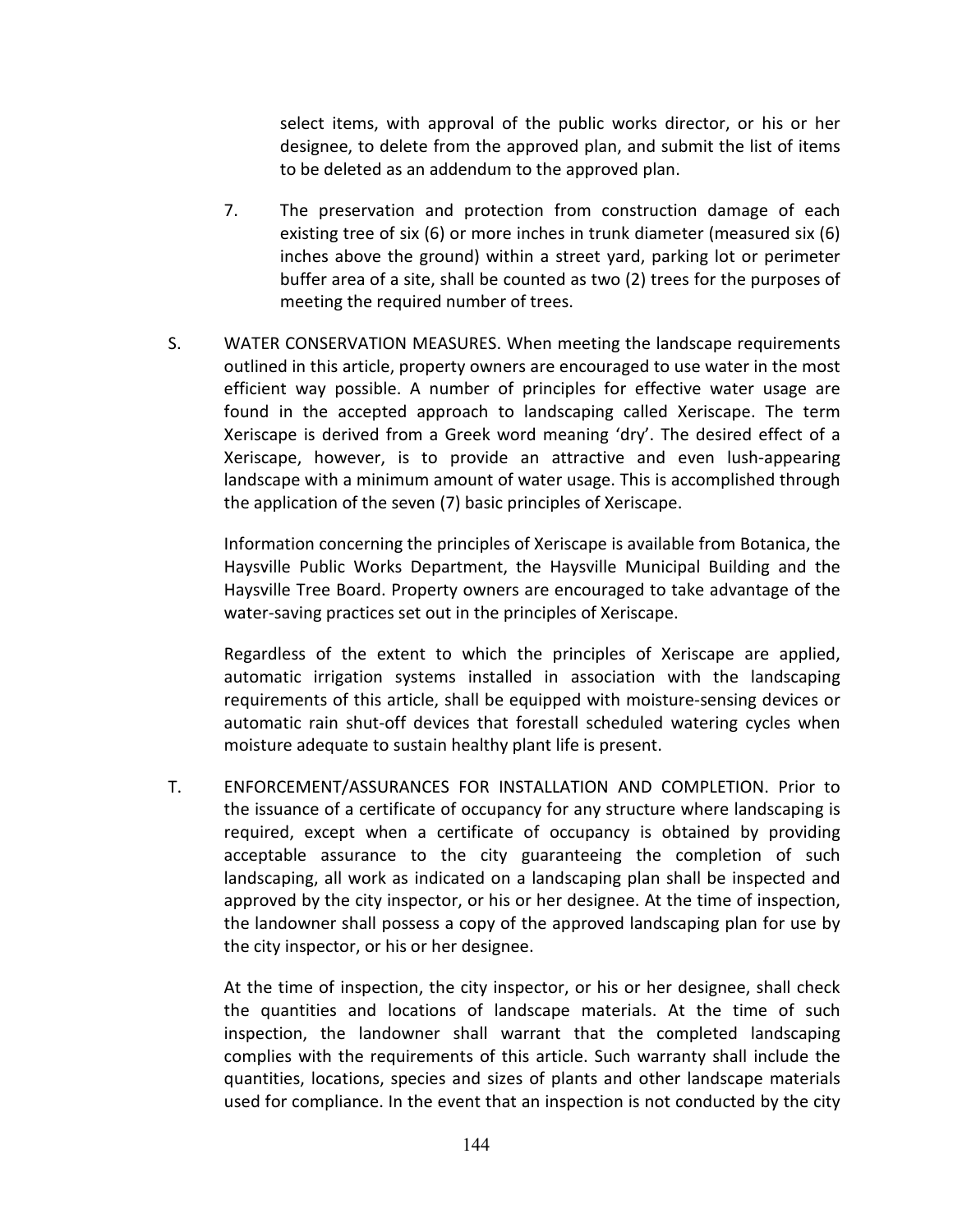select items, with approval of the public works director, or his or her designee, to delete from the approved plan, and submit the list of items to be deleted as an addendum to the approved plan.

7. The preservation and protection from construction damage of each existing tree of six (6) or more inches in trunk diameter (measured six (6) inches above the ground) within a street yard, parking lot or perimeter buffer area of a site, shall be counted as two (2) trees for the purposes of meeting the required number of trees.

S. WATER CONSERVATION MEASURES. When meeting the landscape requirements outlined in this article, property owners are encouraged to use water in the most efficient way possible. A number of principles for effective water usage are found in the accepted approach to landscaping called Xeriscape. The term Xeriscape is derived from a Greek word meaning 'dry'. The desired effect of a Xeriscape, however, is to provide an attractive and even lush-appearing landscape with a minimum amount of water usage. This is accomplished through the application of the seven (7) basic principles of Xeriscape.

   Information concerning the principles of Xeriscape is available from Botanica, the Haysville Public Works Department, the Haysville Municipal Building and the Haysville Tree Board. Property owners are encouraged to take advantage of the water-saving practices set out in the principles of Xeriscape.

   Regardless of the extent to which the principles of Xeriscape are applied, automatic irrigation systems installed in association with the landscaping requirements of this article, shall be equipped with moisture-sensing devices or automatic rain shut-off devices that forestall scheduled watering cycles when moisture adequate to sustain healthy plant life is present.

T. ENFORCEMENT/ASSURANCES FOR INSTALLATION AND COMPLETION. Prior to the issuance of a certificate of occupancy for any structure where landscaping is required, except when a certificate of occupancy is obtained by providing acceptable assurance to the city guaranteeing the completion of such landscaping, all work as indicated on a landscaping plan shall be inspected and approved by the city inspector, or his or her designee. At the time of inspection, the landowner shall possess a copy of the approved landscaping plan for use by the city inspector, or his or her designee.

   At the time of inspection, the city inspector, or his or her designee, shall check the quantities and locations of landscape materials. At the time of such inspection, the landowner shall warrant that the completed landscaping complies with the requirements of this article. Such warranty shall include the quantities, locations, species and sizes of plants and other landscape materials used for compliance. In the event that an inspection is not conducted by the city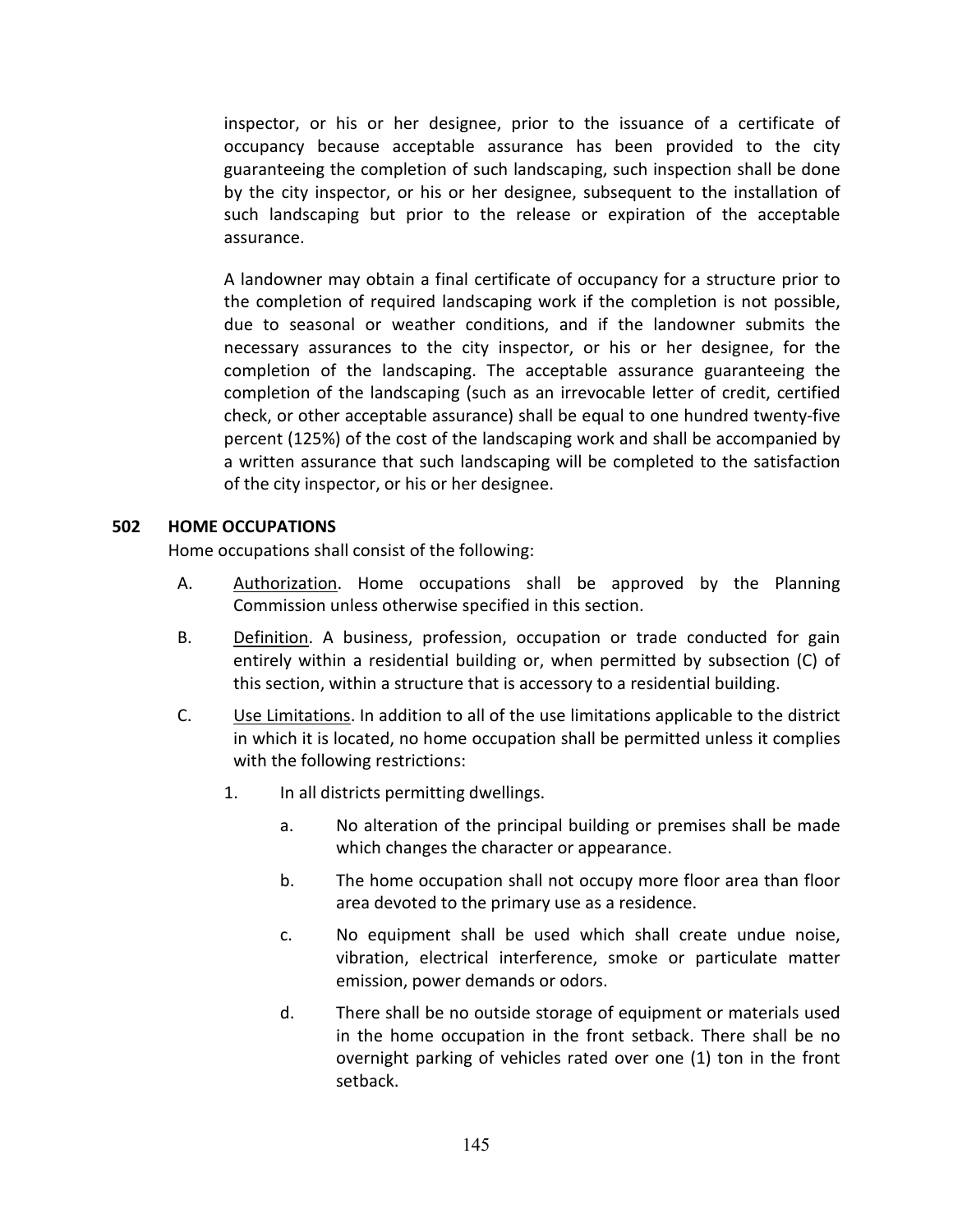inspector, or his or her designee, prior to the issuance of a certificate of occupancy because acceptable assurance has been provided to the city guaranteeing the completion of such landscaping, such inspection shall be done by the city inspector, or his or her designee, subsequent to the installation of such landscaping but prior to the release or expiration of the acceptable assurance.

A landowner may obtain a final certificate of occupancy for a structure prior to the completion of required landscaping work if the completion is not possible, due to seasonal or weather conditions, and if the landowner submits the necessary assurances to the city inspector, or his or her designee, for the completion of the landscaping. The acceptable assurance guaranteeing the completion of the landscaping (such as an irrevocable letter of credit, certified check, or other acceptable assurance) shall be equal to one hundred twenty-five percent (125%) of the cost of the landscaping work and shall be accompanied by a written assurance that such landscaping will be completed to the satisfaction of the city inspector, or his or her designee.

## 502 HOME OCCUPATIONS

Home occupations shall consist of the following:

A. Authorization. Home occupations shall be approved by the Planning Commission unless otherwise specified in this section.

B. Definition. A business, profession, occupation or trade conducted for gain entirely within a residential building or, when permitted by subsection (C) of this section, within a structure that is accessory to a residential building.

C. Use Limitations. In addition to all of the use limitations applicable to the district in which it is located, no home occupation shall be permitted unless it complies with the following restrictions:

1. In all districts permitting dwellings.

   a. No alteration of the principal building or premises shall be made which changes the character or appearance.

   b. The home occupation shall not occupy more floor area than floor area devoted to the primary use as a residence.

   c. No equipment shall be used which shall create undue noise, vibration, electrical interference, smoke or particulate matter emission, power demands or odors.

   d. There shall be no outside storage of equipment or materials used in the home occupation in the front setback. There shall be no overnight parking of vehicles rated over one (1) ton in the front setback.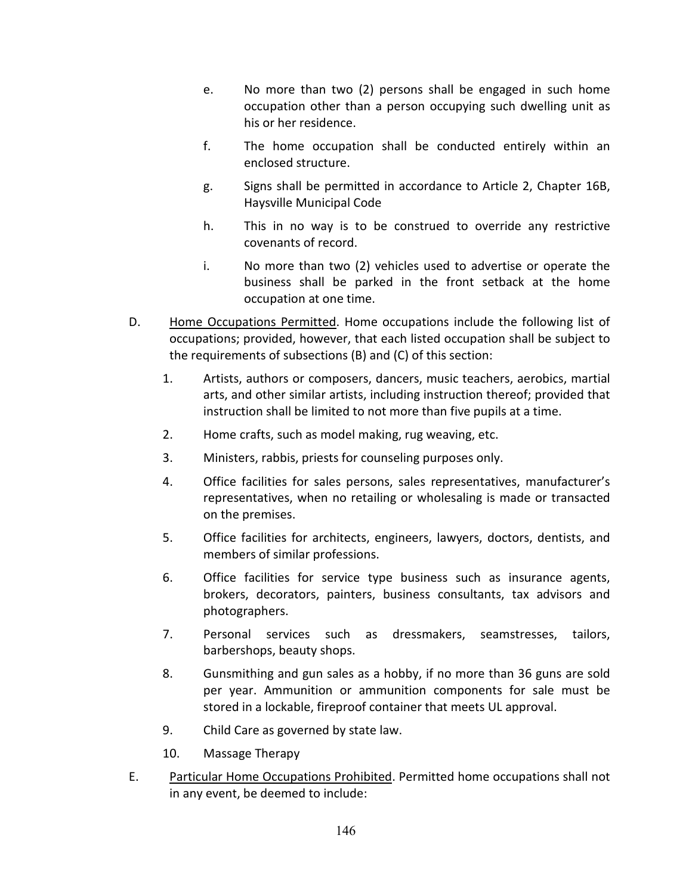e. No more than two (2) persons shall be engaged in such home occupation other than a person occupying such dwelling unit as his or her residence.

f. The home occupation shall be conducted entirely within an enclosed structure.

g. Signs shall be permitted in accordance to Article 2, Chapter 16B, Haysville Municipal Code

h. This in no way is to be construed to override any restrictive covenants of record.

i. No more than two (2) vehicles used to advertise or operate the business shall be parked in the front setback at the home occupation at one time.

D. <u>Home Occupations Permitted</u>. Home occupations include the following list of occupations; provided, however, that each listed occupation shall be subject to the requirements of subsections (B) and (C) of this section:

1. Artists, authors or composers, dancers, music teachers, aerobics, martial arts, and other similar artists, including instruction thereof; provided that instruction shall be limited to not more than five pupils at a time.
2. Home crafts, such as model making, rug weaving, etc.
3. Ministers, rabbis, priests for counseling purposes only.
4. Office facilities for sales persons, sales representatives, manufacturer's representatives, when no retailing or wholesaling is made or transacted on the premises.
5. Office facilities for architects, engineers, lawyers, doctors, dentists, and members of similar professions.
6. Office facilities for service type business such as insurance agents, brokers, decorators, painters, business consultants, tax advisors and photographers.
7. Personal services such as dressmakers, seamstresses, tailors, barbershops, beauty shops.
8. Gunsmithing and gun sales as a hobby, if no more than 36 guns are sold per year. Ammunition or ammunition components for sale must be stored in a lockable, fireproof container that meets UL approval.
9. Child Care as governed by state law.
10. Massage Therapy

E. <u>Particular Home Occupations Prohibited</u>. Permitted home occupations shall not in any event, be deemed to include: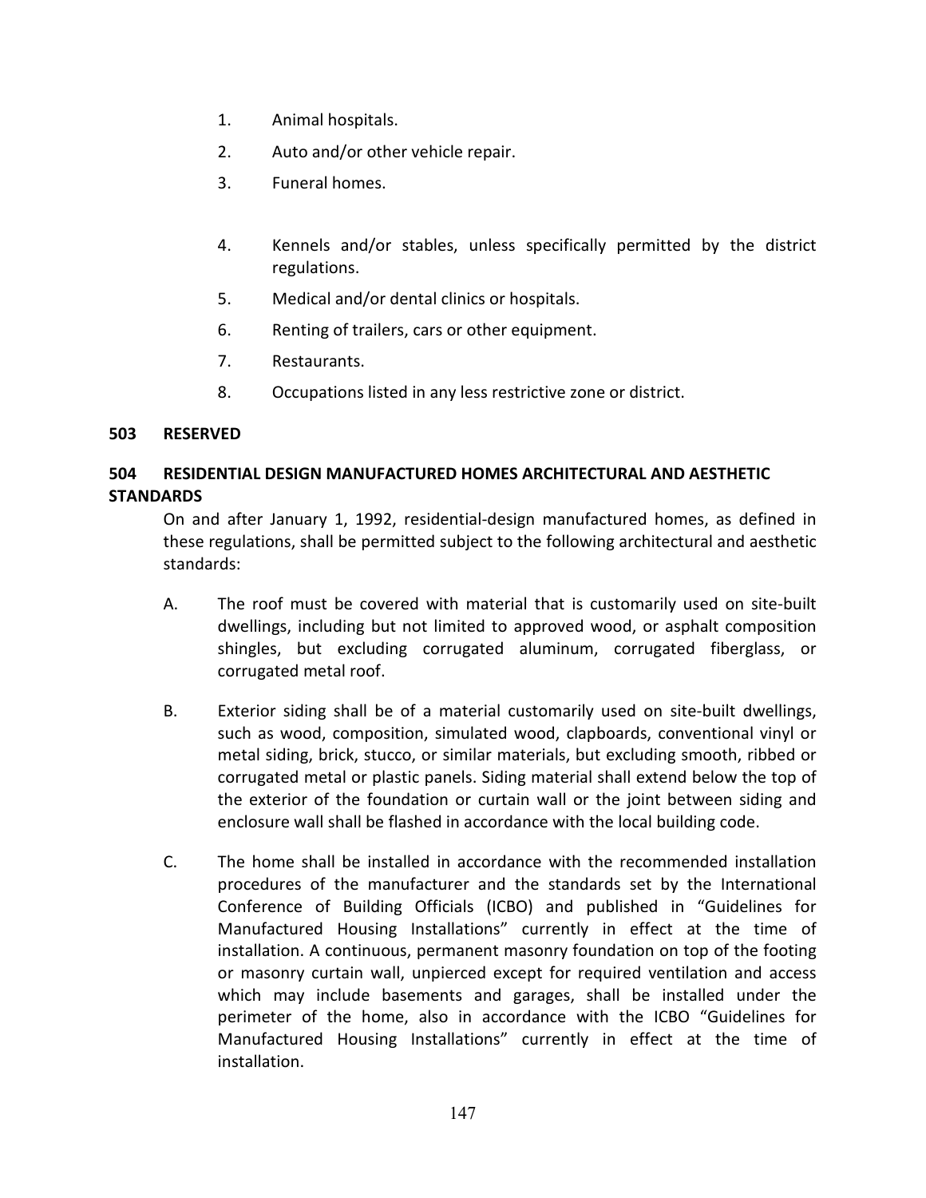1. Animal hospitals.
2. Auto and/or other vehicle repair.
3. Funeral homes.
4. Kennels and/or stables, unless specifically permitted by the district regulations.
5. Medical and/or dental clinics or hospitals.
6. Renting of trailers, cars or other equipment.
7. Restaurants.
8. Occupations listed in any less restrictive zone or district.

**503 RESERVED**

**504 RESIDENTIAL DESIGN MANUFACTURED HOMES ARCHITECTURAL AND AESTHETIC STANDARDS**

On and after January 1, 1992, residential-design manufactured homes, as defined in these regulations, shall be permitted subject to the following architectural and aesthetic standards:

A. The roof must be covered with material that is customarily used on site-built dwellings, including but not limited to approved wood, or asphalt composition shingles, but excluding corrugated aluminum, corrugated fiberglass, or corrugated metal roof.

B. Exterior siding shall be of a material customarily used on site-built dwellings, such as wood, composition, simulated wood, clapboards, conventional vinyl or metal siding, brick, stucco, or similar materials, but excluding smooth, ribbed or corrugated metal or plastic panels. Siding material shall extend below the top of the exterior of the foundation or curtain wall or the joint between siding and enclosure wall shall be flashed in accordance with the local building code.

C. The home shall be installed in accordance with the recommended installation procedures of the manufacturer and the standards set by the International Conference of Building Officials (ICBO) and published in "Guidelines for Manufactured Housing Installations" currently in effect at the time of installation. A continuous, permanent masonry foundation on top of the footing or masonry curtain wall, unpierced except for required ventilation and access which may include basements and garages, shall be installed under the perimeter of the home, also in accordance with the ICBO "Guidelines for Manufactured Housing Installations" currently in effect at the time of installation.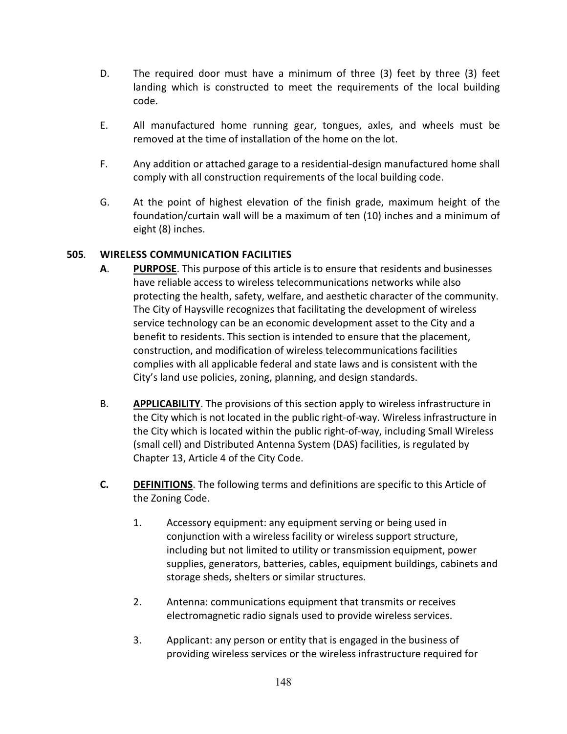D. The required door must have a minimum of three (3) feet by three (3) feet landing which is constructed to meet the requirements of the local building code.

E. All manufactured home running gear, tongues, axles, and wheels must be removed at the time of installation of the home on the lot.

F. Any addition or attached garage to a residential-design manufactured home shall comply with all construction requirements of the local building code.

G. At the point of highest elevation of the finish grade, maximum height of the foundation/curtain wall will be a maximum of ten (10) inches and a minimum of eight (8) inches.

## 505. WIRELESS COMMUNICATION FACILITIES

**A.** **PURPOSE**. This purpose of this article is to ensure that residents and businesses have reliable access to wireless telecommunications networks while also protecting the health, safety, welfare, and aesthetic character of the community. The City of Haysville recognizes that facilitating the development of wireless service technology can be an economic development asset to the City and a benefit to residents. This section is intended to ensure that the placement, construction, and modification of wireless telecommunications facilities complies with all applicable federal and state laws and is consistent with the City's land use policies, zoning, planning, and design standards.

B. **APPLICABILITY**. The provisions of this section apply to wireless infrastructure in the City which is not located in the public right-of-way. Wireless infrastructure in the City which is located within the public right-of-way, including Small Wireless (small cell) and Distributed Antenna System (DAS) facilities, is regulated by Chapter 13, Article 4 of the City Code.

**C.** **DEFINITIONS**. The following terms and definitions are specific to this Article of the Zoning Code.

1. Accessory equipment: any equipment serving or being used in conjunction with a wireless facility or wireless support structure, including but not limited to utility or transmission equipment, power supplies, generators, batteries, cables, equipment buildings, cabinets and storage sheds, shelters or similar structures.

2. Antenna: communications equipment that transmits or receives electromagnetic radio signals used to provide wireless services.

3. Applicant: any person or entity that is engaged in the business of providing wireless services or the wireless infrastructure required for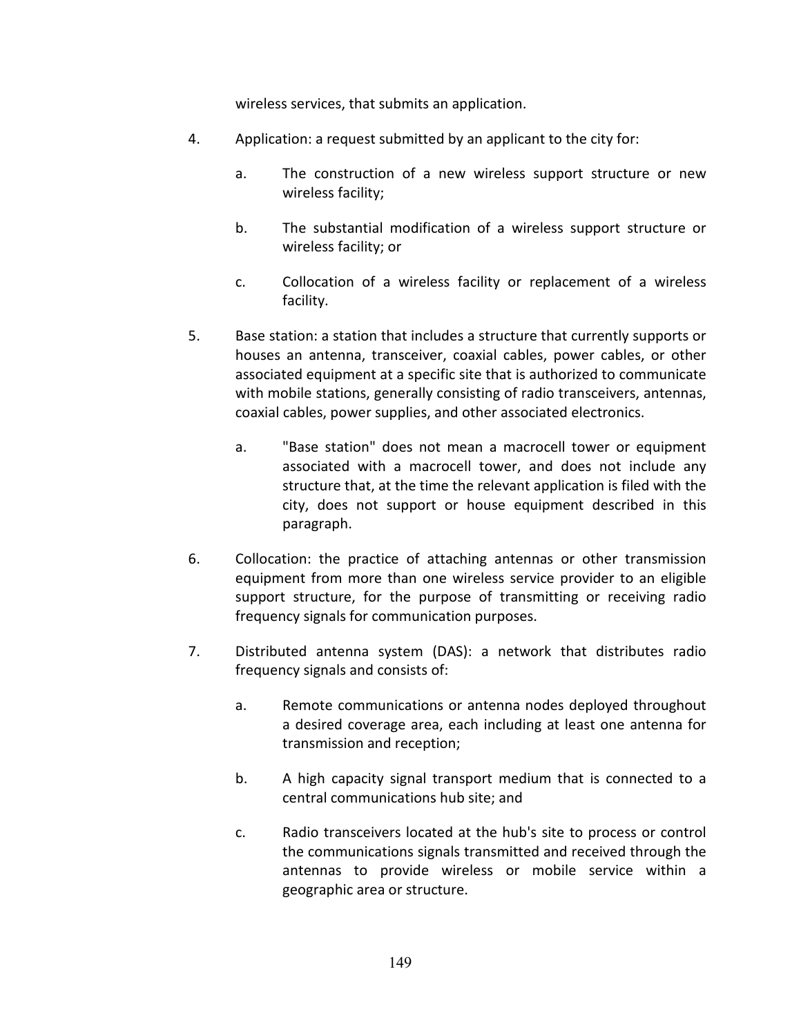wireless services, that submits an application.

4. Application: a request submitted by an applicant to the city for:

    a. The construction of a new wireless support structure or new wireless facility;

    b. The substantial modification of a wireless support structure or wireless facility; or

    c. Collocation of a wireless facility or replacement of a wireless facility.

5. Base station: a station that includes a structure that currently supports or houses an antenna, transceiver, coaxial cables, power cables, or other associated equipment at a specific site that is authorized to communicate with mobile stations, generally consisting of radio transceivers, antennas, coaxial cables, power supplies, and other associated electronics.

    a. "Base station" does not mean a macrocell tower or equipment associated with a macrocell tower, and does not include any structure that, at the time the relevant application is filed with the city, does not support or house equipment described in this paragraph.

6. Collocation: the practice of attaching antennas or other transmission equipment from more than one wireless service provider to an eligible support structure, for the purpose of transmitting or receiving radio frequency signals for communication purposes.

7. Distributed antenna system (DAS): a network that distributes radio frequency signals and consists of:

    a. Remote communications or antenna nodes deployed throughout a desired coverage area, each including at least one antenna for transmission and reception;

    b. A high capacity signal transport medium that is connected to a central communications hub site; and

    c. Radio transceivers located at the hub's site to process or control the communications signals transmitted and received through the antennas to provide wireless or mobile service within a geographic area or structure.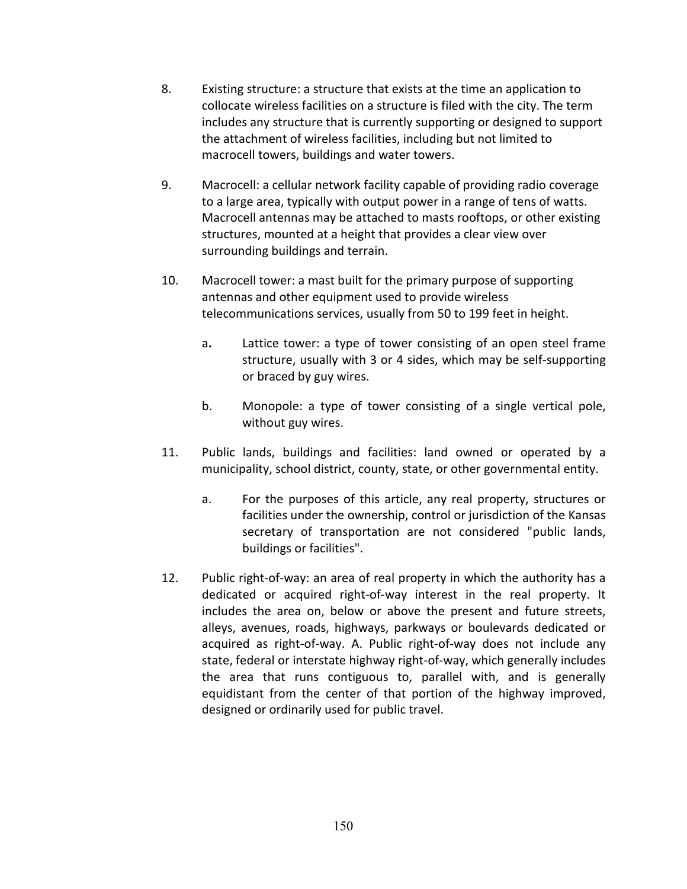8. Existing structure: a structure that exists at the time an application to collocate wireless facilities on a structure is filed with the city. The term includes any structure that is currently supporting or designed to support the attachment of wireless facilities, including but not limited to macrocell towers, buildings and water towers.

9. Macrocell: a cellular network facility capable of providing radio coverage to a large area, typically with output power in a range of tens of watts. Macrocell antennas may be attached to masts rooftops, or other existing structures, mounted at a height that provides a clear view over surrounding buildings and terrain.

10. Macrocell tower: a mast built for the primary purpose of supporting antennas and other equipment used to provide wireless telecommunications services, usually from 50 to 199 feet in height.

    a**.** Lattice tower: a type of tower consisting of an open steel frame structure, usually with 3 or 4 sides, which may be self-supporting or braced by guy wires.

    b. Monopole: a type of tower consisting of a single vertical pole, without guy wires.

11. Public lands, buildings and facilities: land owned or operated by a municipality, school district, county, state, or other governmental entity.

    a. For the purposes of this article, any real property, structures or facilities under the ownership, control or jurisdiction of the Kansas secretary of transportation are not considered "public lands, buildings or facilities".

12. Public right-of-way: an area of real property in which the authority has a dedicated or acquired right-of-way interest in the real property. It includes the area on, below or above the present and future streets, alleys, avenues, roads, highways, parkways or boulevards dedicated or acquired as right-of-way. A. Public right-of-way does not include any state, federal or interstate highway right-of-way, which generally includes the area that runs contiguous to, parallel with, and is generally equidistant from the center of that portion of the highway improved, designed or ordinarily used for public travel.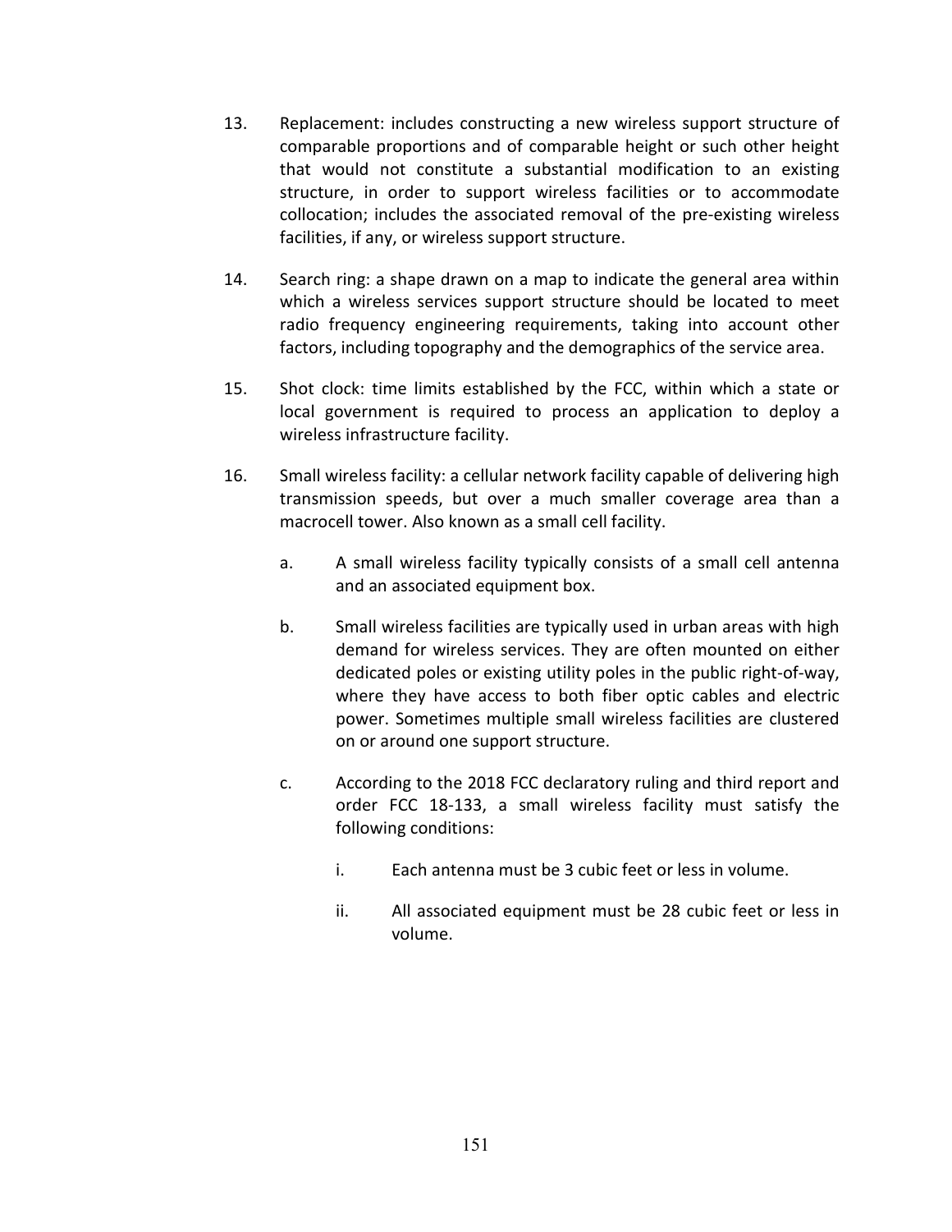13. Replacement: includes constructing a new wireless support structure of comparable proportions and of comparable height or such other height that would not constitute a substantial modification to an existing structure, in order to support wireless facilities or to accommodate collocation; includes the associated removal of the pre-existing wireless facilities, if any, or wireless support structure.

14. Search ring: a shape drawn on a map to indicate the general area within which a wireless services support structure should be located to meet radio frequency engineering requirements, taking into account other factors, including topography and the demographics of the service area.

15. Shot clock: time limits established by the FCC, within which a state or local government is required to process an application to deploy a wireless infrastructure facility.

16. Small wireless facility: a cellular network facility capable of delivering high transmission speeds, but over a much smaller coverage area than a macrocell tower. Also known as a small cell facility.

    a. A small wireless facility typically consists of a small cell antenna and an associated equipment box.

    b. Small wireless facilities are typically used in urban areas with high demand for wireless services. They are often mounted on either dedicated poles or existing utility poles in the public right-of-way, where they have access to both fiber optic cables and electric power. Sometimes multiple small wireless facilities are clustered on or around one support structure.

    c. According to the 2018 FCC declaratory ruling and third report and order FCC 18-133, a small wireless facility must satisfy the following conditions:

        i. Each antenna must be 3 cubic feet or less in volume.

        ii. All associated equipment must be 28 cubic feet or less in volume.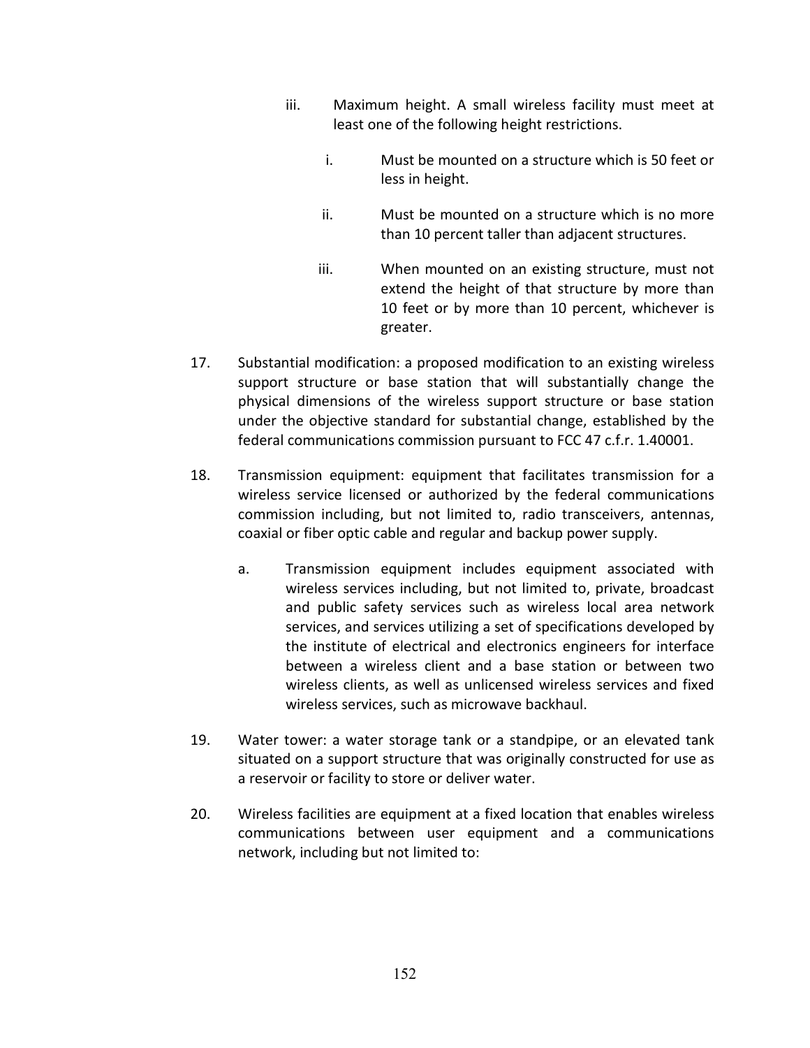iii. Maximum height. A small wireless facility must meet at least one of the following height restrictions.

   i. Must be mounted on a structure which is 50 feet or less in height.

   ii. Must be mounted on a structure which is no more than 10 percent taller than adjacent structures.

   iii. When mounted on an existing structure, must not extend the height of that structure by more than 10 feet or by more than 10 percent, whichever is greater.

17. Substantial modification: a proposed modification to an existing wireless support structure or base station that will substantially change the physical dimensions of the wireless support structure or base station under the objective standard for substantial change, established by the federal communications commission pursuant to FCC 47 c.f.r. 1.40001.

18. Transmission equipment: equipment that facilitates transmission for a wireless service licensed or authorized by the federal communications commission including, but not limited to, radio transceivers, antennas, coaxial or fiber optic cable and regular and backup power supply.

   a. Transmission equipment includes equipment associated with wireless services including, but not limited to, private, broadcast and public safety services such as wireless local area network services, and services utilizing a set of specifications developed by the institute of electrical and electronics engineers for interface between a wireless client and a base station or between two wireless clients, as well as unlicensed wireless services and fixed wireless services, such as microwave backhaul.

19. Water tower: a water storage tank or a standpipe, or an elevated tank situated on a support structure that was originally constructed for use as a reservoir or facility to store or deliver water.

20. Wireless facilities are equipment at a fixed location that enables wireless communications between user equipment and a communications network, including but not limited to: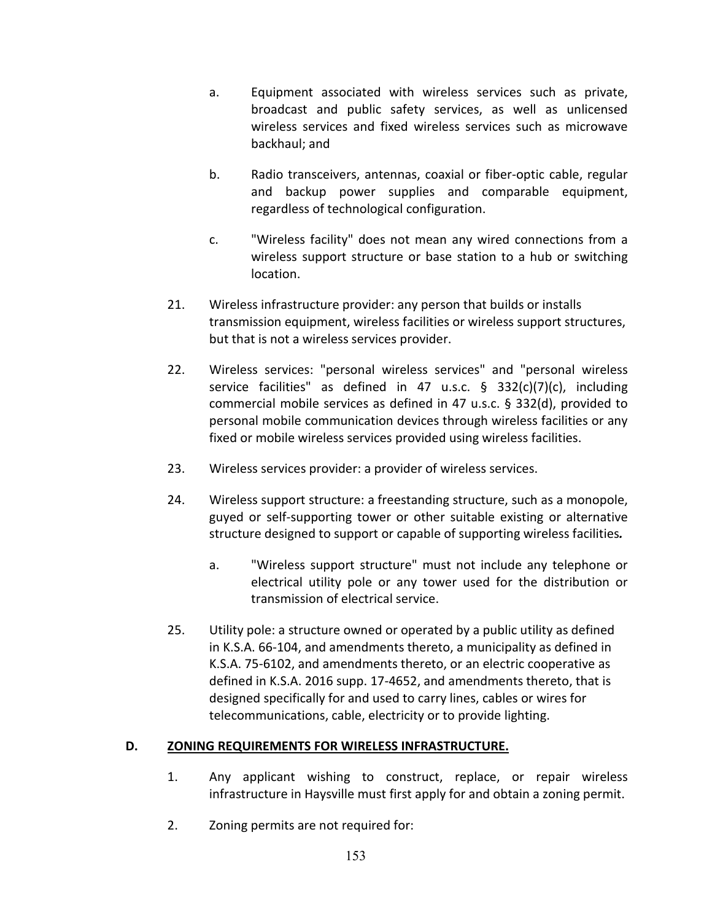a. Equipment associated with wireless services such as private, broadcast and public safety services, as well as unlicensed wireless services and fixed wireless services such as microwave backhaul; and

b. Radio transceivers, antennas, coaxial or fiber-optic cable, regular and backup power supplies and comparable equipment, regardless of technological configuration.

c. "Wireless facility" does not mean any wired connections from a wireless support structure or base station to a hub or switching location.

21. Wireless infrastructure provider: any person that builds or installs transmission equipment, wireless facilities or wireless support structures, but that is not a wireless services provider.

22. Wireless services: "personal wireless services" and "personal wireless service facilities" as defined in 47 u.s.c. § 332(c)(7)(c), including commercial mobile services as defined in 47 u.s.c. § 332(d), provided to personal mobile communication devices through wireless facilities or any fixed or mobile wireless services provided using wireless facilities.

23. Wireless services provider: a provider of wireless services.

24. Wireless support structure: a freestanding structure, such as a monopole, guyed or self-supporting tower or other suitable existing or alternative structure designed to support or capable of supporting wireless facilities*.*

    a. "Wireless support structure" must not include any telephone or electrical utility pole or any tower used for the distribution or transmission of electrical service.

25. Utility pole: a structure owned or operated by a public utility as defined in K.S.A. 66-104, and amendments thereto, a municipality as defined in K.S.A. 75-6102, and amendments thereto, or an electric cooperative as defined in K.S.A. 2016 supp. 17-4652, and amendments thereto, that is designed specifically for and used to carry lines, cables or wires for telecommunications, cable, electricity or to provide lighting.

**D. <u>ZONING REQUIREMENTS FOR WIRELESS INFRASTRUCTURE.</u>**

1. Any applicant wishing to construct, replace, or repair wireless infrastructure in Haysville must first apply for and obtain a zoning permit.

2. Zoning permits are not required for: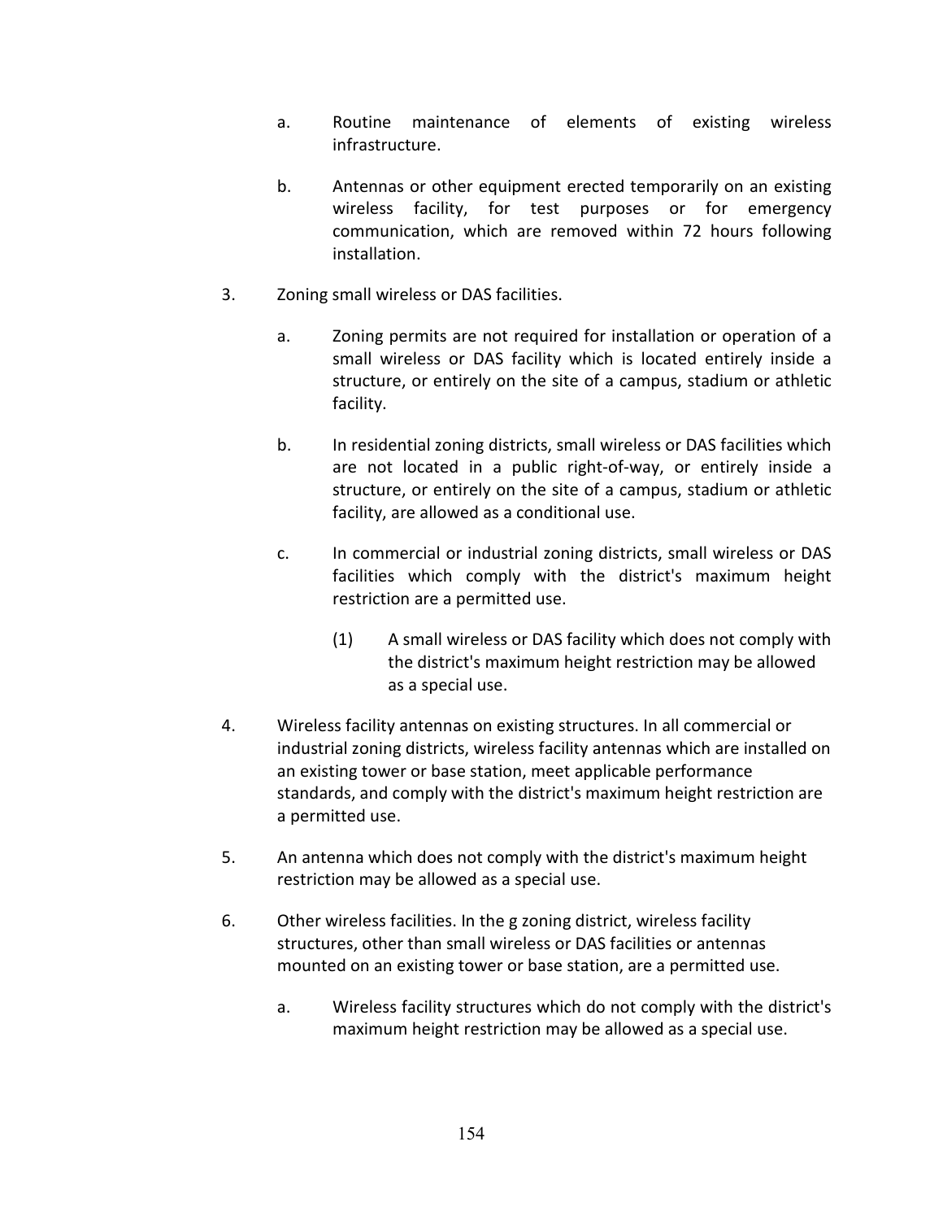a. Routine maintenance of elements of existing wireless infrastructure.

b. Antennas or other equipment erected temporarily on an existing wireless facility, for test purposes or for emergency communication, which are removed within 72 hours following installation.

3. Zoning small wireless or DAS facilities.

   a. Zoning permits are not required for installation or operation of a small wireless or DAS facility which is located entirely inside a structure, or entirely on the site of a campus, stadium or athletic facility.

   b. In residential zoning districts, small wireless or DAS facilities which are not located in a public right-of-way, or entirely inside a structure, or entirely on the site of a campus, stadium or athletic facility, are allowed as a conditional use.

   c. In commercial or industrial zoning districts, small wireless or DAS facilities which comply with the district's maximum height restriction are a permitted use.

      (1) A small wireless or DAS facility which does not comply with the district's maximum height restriction may be allowed as a special use.

4. Wireless facility antennas on existing structures. In all commercial or industrial zoning districts, wireless facility antennas which are installed on an existing tower or base station, meet applicable performance standards, and comply with the district's maximum height restriction are a permitted use.

5. An antenna which does not comply with the district's maximum height restriction may be allowed as a special use.

6. Other wireless facilities. In the g zoning district, wireless facility structures, other than small wireless or DAS facilities or antennas mounted on an existing tower or base station, are a permitted use.

   a. Wireless facility structures which do not comply with the district's maximum height restriction may be allowed as a special use.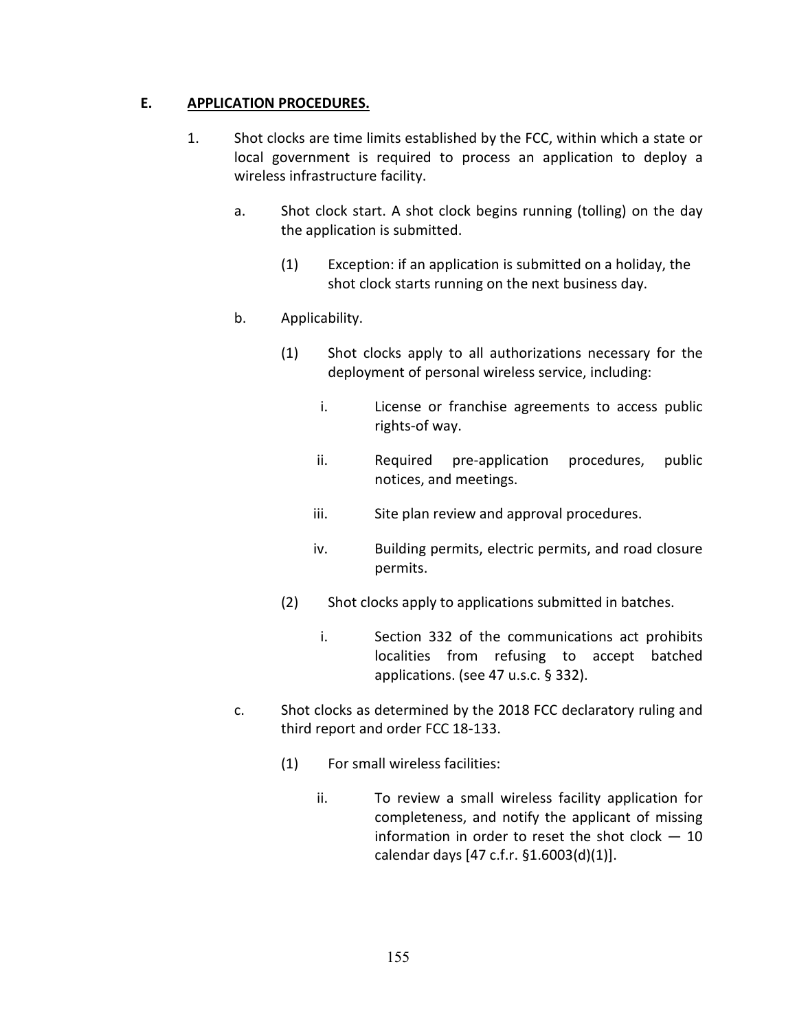**E. APPLICATION PROCEDURES.**

1. Shot clocks are time limits established by the FCC, within which a state or local government is required to process an application to deploy a wireless infrastructure facility.

    a. Shot clock start. A shot clock begins running (tolling) on the day the application is submitted.

        (1) Exception: if an application is submitted on a holiday, the shot clock starts running on the next business day.

    b. Applicability.

        (1) Shot clocks apply to all authorizations necessary for the deployment of personal wireless service, including:

            i. License or franchise agreements to access public rights-of way.

            ii. Required pre-application procedures, public notices, and meetings.

            iii. Site plan review and approval procedures.

            iv. Building permits, electric permits, and road closure permits.

        (2) Shot clocks apply to applications submitted in batches.

            i. Section 332 of the communications act prohibits localities from refusing to accept batched applications. (see 47 u.s.c. § 332).

    c. Shot clocks as determined by the 2018 FCC declaratory ruling and third report and order FCC 18-133.

        (1) For small wireless facilities:

            ii. To review a small wireless facility application for completeness, and notify the applicant of missing information in order to reset the shot clock — 10 calendar days [47 c.f.r. §1.6003(d)(1)].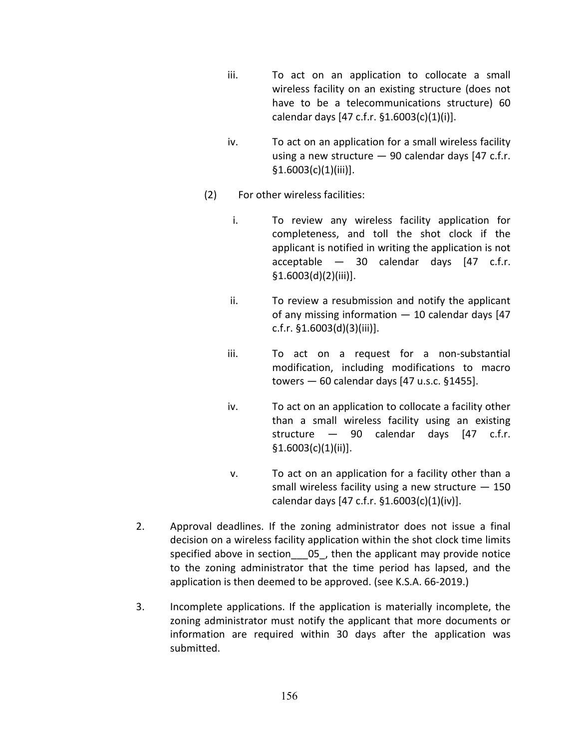iii. To act on an application to collocate a small wireless facility on an existing structure (does not have to be a telecommunications structure) 60 calendar days [47 c.f.r. §1.6003(c)(1)(i)].

iv. To act on an application for a small wireless facility using a new structure — 90 calendar days [47 c.f.r. §1.6003(c)(1)(iii)].

(2) For other wireless facilities:

i. To review any wireless facility application for completeness, and toll the shot clock if the applicant is notified in writing the application is not acceptable — 30 calendar days [47 c.f.r. §1.6003(d)(2)(iii)].

ii. To review a resubmission and notify the applicant of any missing information — 10 calendar days [47 c.f.r. §1.6003(d)(3)(iii)].

iii. To act on a request for a non-substantial modification, including modifications to macro towers — 60 calendar days [47 u.s.c. §1455].

iv. To act on an application to collocate a facility other than a small wireless facility using an existing structure — 90 calendar days [47 c.f.r. §1.6003(c)(1)(ii)].

v. To act on an application for a facility other than a small wireless facility using a new structure — 150 calendar days [47 c.f.r. §1.6003(c)(1)(iv)].

2. Approval deadlines. If the zoning administrator does not issue a final decision on a wireless facility application within the shot clock time limits specified above in section___05_, then the applicant may provide notice to the zoning administrator that the time period has lapsed, and the application is then deemed to be approved. (see K.S.A. 66-2019.)

3. Incomplete applications. If the application is materially incomplete, the zoning administrator must notify the applicant that more documents or information are required within 30 days after the application was submitted.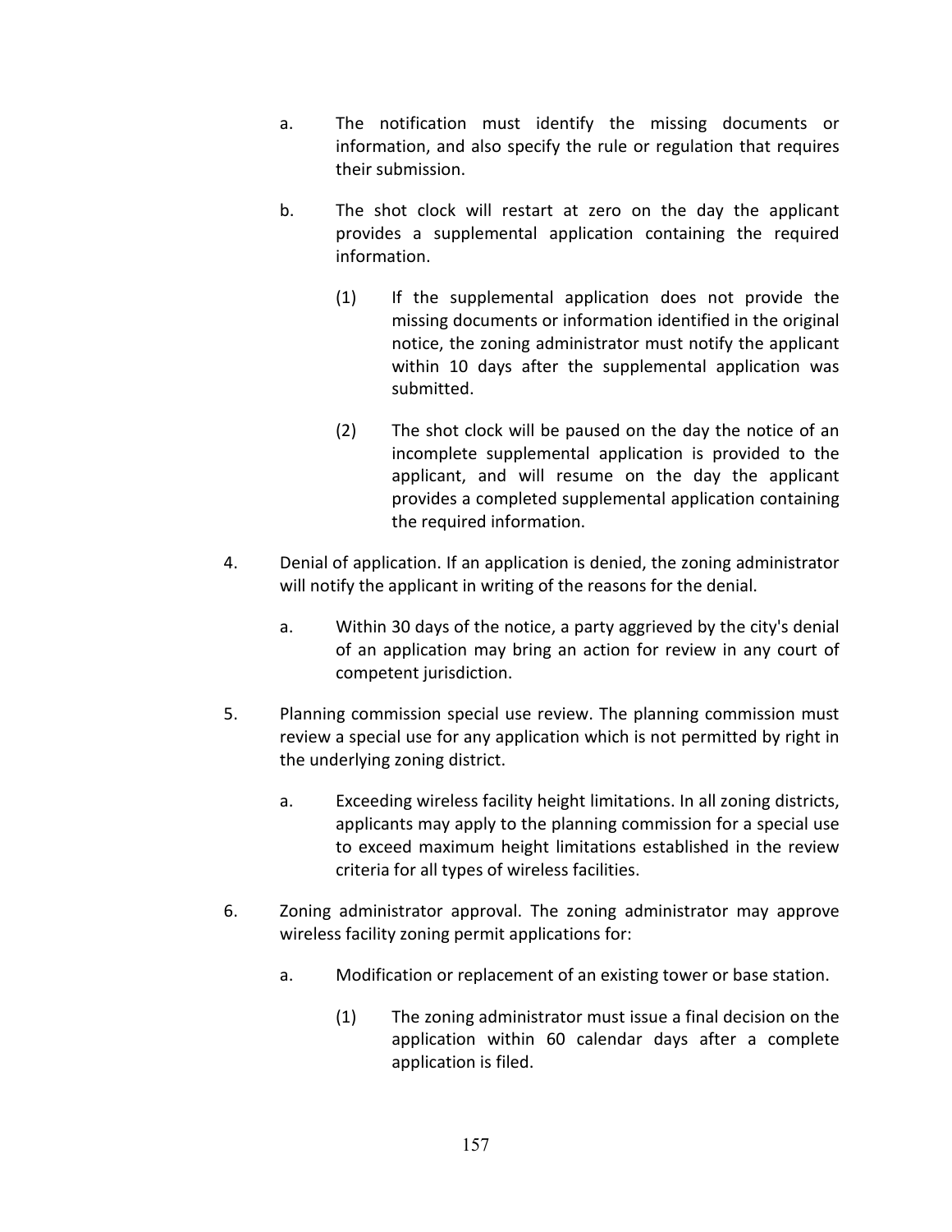a. The notification must identify the missing documents or information, and also specify the rule or regulation that requires their submission.

b. The shot clock will restart at zero on the day the applicant provides a supplemental application containing the required information.

   (1) If the supplemental application does not provide the missing documents or information identified in the original notice, the zoning administrator must notify the applicant within 10 days after the supplemental application was submitted.

   (2) The shot clock will be paused on the day the notice of an incomplete supplemental application is provided to the applicant, and will resume on the day the applicant provides a completed supplemental application containing the required information.

4. Denial of application. If an application is denied, the zoning administrator will notify the applicant in writing of the reasons for the denial.

   a. Within 30 days of the notice, a party aggrieved by the city's denial of an application may bring an action for review in any court of competent jurisdiction.

5. Planning commission special use review. The planning commission must review a special use for any application which is not permitted by right in the underlying zoning district.

   a. Exceeding wireless facility height limitations. In all zoning districts, applicants may apply to the planning commission for a special use to exceed maximum height limitations established in the review criteria for all types of wireless facilities.

6. Zoning administrator approval. The zoning administrator may approve wireless facility zoning permit applications for:

   a. Modification or replacement of an existing tower or base station.

      (1) The zoning administrator must issue a final decision on the application within 60 calendar days after a complete application is filed.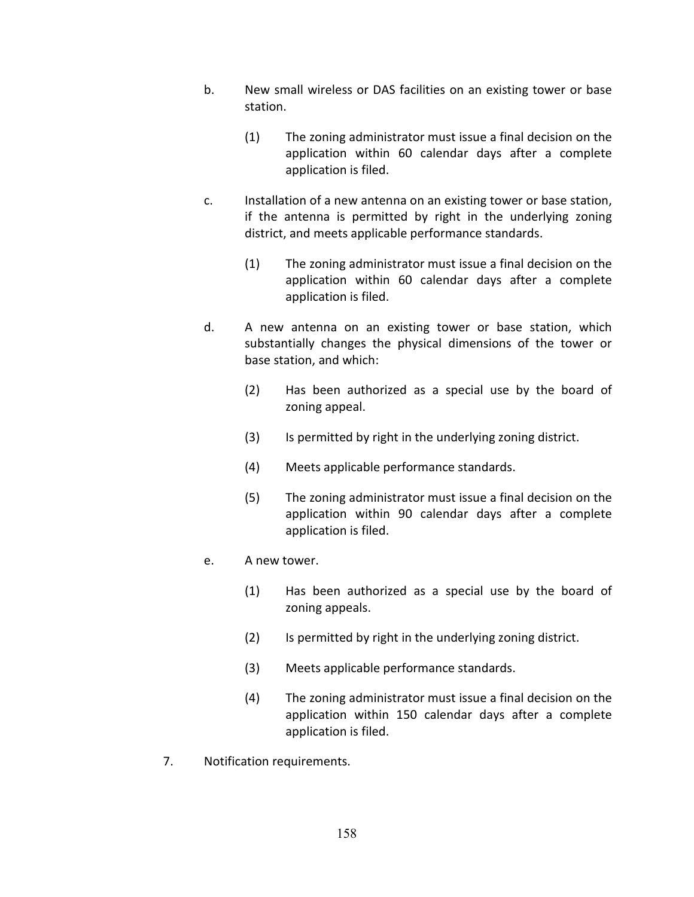b. New small wireless or DAS facilities on an existing tower or base station.

   (1) The zoning administrator must issue a final decision on the application within 60 calendar days after a complete application is filed.

c. Installation of a new antenna on an existing tower or base station, if the antenna is permitted by right in the underlying zoning district, and meets applicable performance standards.

   (1) The zoning administrator must issue a final decision on the application within 60 calendar days after a complete application is filed.

d. A new antenna on an existing tower or base station, which substantially changes the physical dimensions of the tower or base station, and which:

   (2) Has been authorized as a special use by the board of zoning appeal.

   (3) Is permitted by right in the underlying zoning district.

   (4) Meets applicable performance standards.

   (5) The zoning administrator must issue a final decision on the application within 90 calendar days after a complete application is filed.

e. A new tower.

   (1) Has been authorized as a special use by the board of zoning appeals.

   (2) Is permitted by right in the underlying zoning district.

   (3) Meets applicable performance standards.

   (4) The zoning administrator must issue a final decision on the application within 150 calendar days after a complete application is filed.

7. Notification requirements.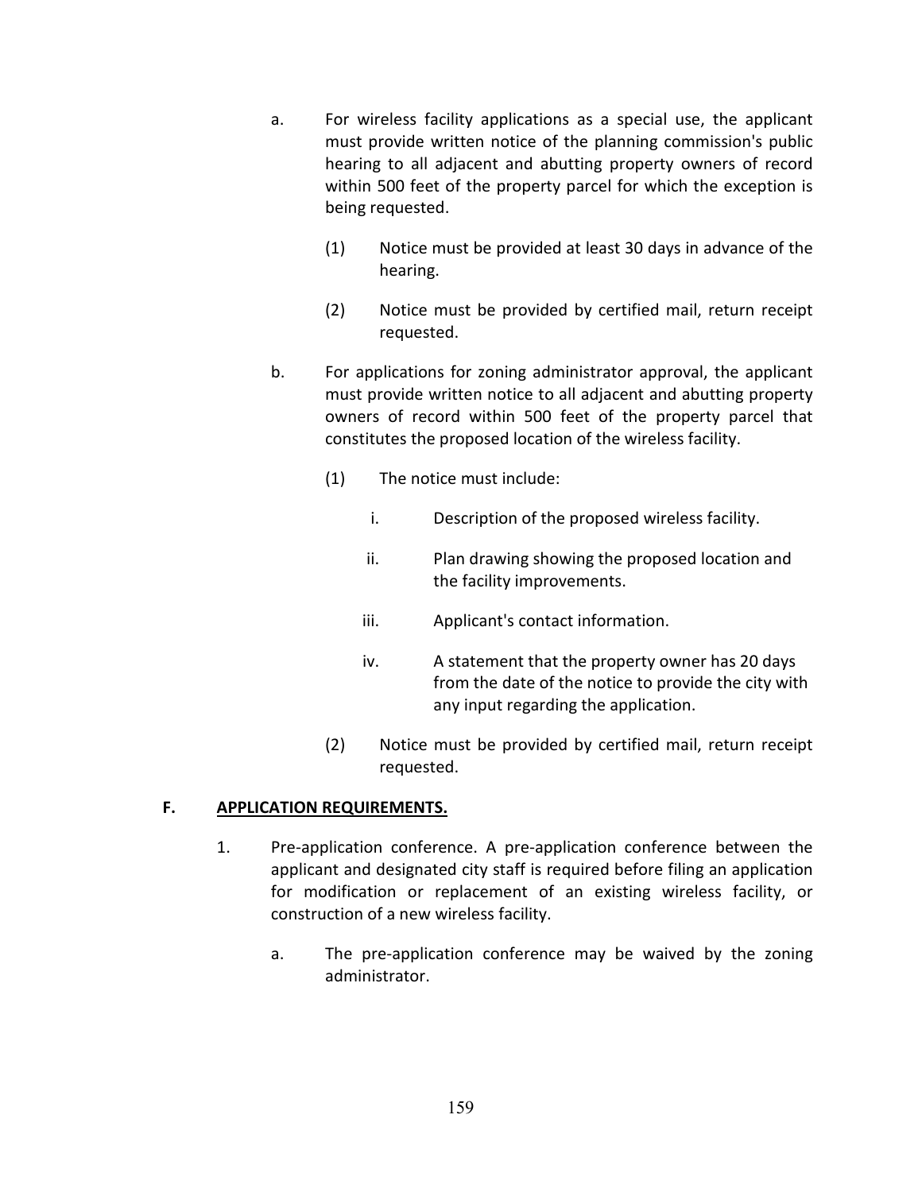a. For wireless facility applications as a special use, the applicant must provide written notice of the planning commission's public hearing to all adjacent and abutting property owners of record within 500 feet of the property parcel for which the exception is being requested.

   (1) Notice must be provided at least 30 days in advance of the hearing.

   (2) Notice must be provided by certified mail, return receipt requested.

b. For applications for zoning administrator approval, the applicant must provide written notice to all adjacent and abutting property owners of record within 500 feet of the property parcel that constitutes the proposed location of the wireless facility.

   (1) The notice must include:

      i. Description of the proposed wireless facility.

      ii. Plan drawing showing the proposed location and the facility improvements.

      iii. Applicant's contact information.

      iv. A statement that the property owner has 20 days from the date of the notice to provide the city with any input regarding the application.

   (2) Notice must be provided by certified mail, return receipt requested.

## F. APPLICATION REQUIREMENTS.

1. Pre-application conference. A pre-application conference between the applicant and designated city staff is required before filing an application for modification or replacement of an existing wireless facility, or construction of a new wireless facility.

   a. The pre-application conference may be waived by the zoning administrator.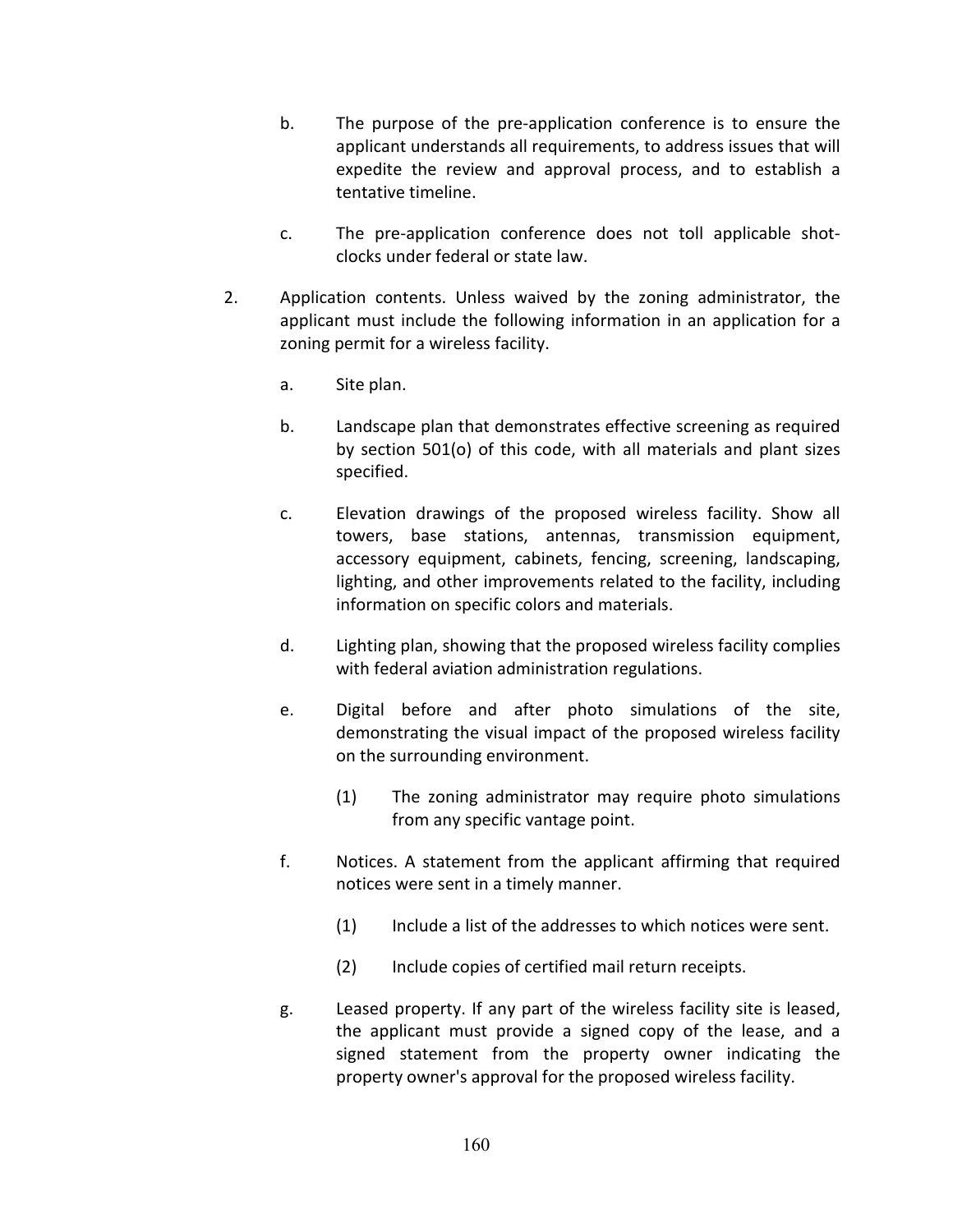b. The purpose of the pre-application conference is to ensure the applicant understands all requirements, to address issues that will expedite the review and approval process, and to establish a tentative timeline.

c. The pre-application conference does not toll applicable shot-clocks under federal or state law.

2. Application contents. Unless waived by the zoning administrator, the applicant must include the following information in an application for a zoning permit for a wireless facility.

   a. Site plan.

   b. Landscape plan that demonstrates effective screening as required by section 501(o) of this code, with all materials and plant sizes specified.

   c. Elevation drawings of the proposed wireless facility. Show all towers, base stations, antennas, transmission equipment, accessory equipment, cabinets, fencing, screening, landscaping, lighting, and other improvements related to the facility, including information on specific colors and materials.

   d. Lighting plan, showing that the proposed wireless facility complies with federal aviation administration regulations.

   e. Digital before and after photo simulations of the site, demonstrating the visual impact of the proposed wireless facility on the surrounding environment.

      (1) The zoning administrator may require photo simulations from any specific vantage point.

   f. Notices. A statement from the applicant affirming that required notices were sent in a timely manner.

      (1) Include a list of the addresses to which notices were sent.

      (2) Include copies of certified mail return receipts.

   g. Leased property. If any part of the wireless facility site is leased, the applicant must provide a signed copy of the lease, and a signed statement from the property owner indicating the property owner's approval for the proposed wireless facility.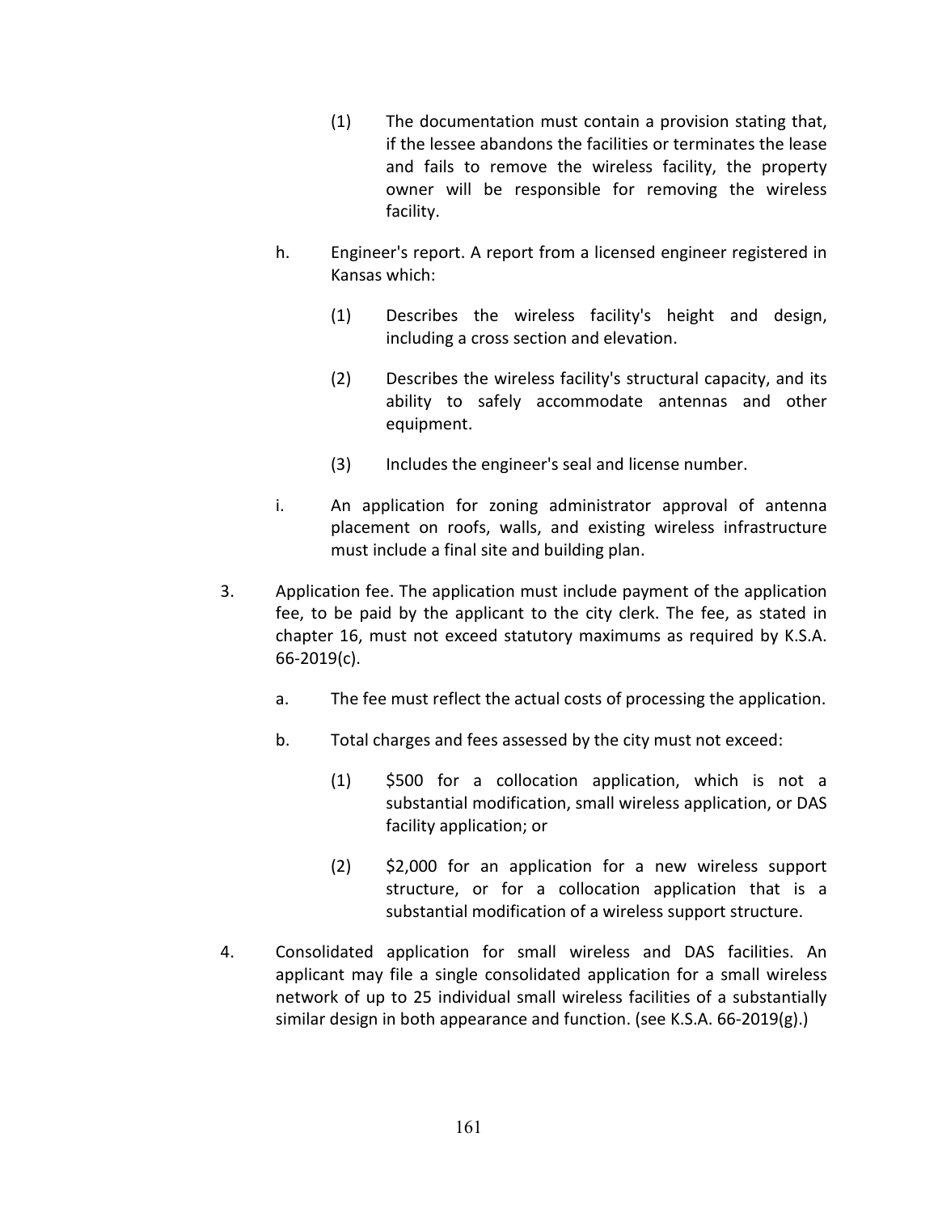(1) The documentation must contain a provision stating that, if the lessee abandons the facilities or terminates the lease and fails to remove the wireless facility, the property owner will be responsible for removing the wireless facility.

h. Engineer's report. A report from a licensed engineer registered in Kansas which:

(1) Describes the wireless facility's height and design, including a cross section and elevation.

(2) Describes the wireless facility's structural capacity, and its ability to safely accommodate antennas and other equipment.

(3) Includes the engineer's seal and license number.

i. An application for zoning administrator approval of antenna placement on roofs, walls, and existing wireless infrastructure must include a final site and building plan.

3. Application fee. The application must include payment of the application fee, to be paid by the applicant to the city clerk. The fee, as stated in chapter 16, must not exceed statutory maximums as required by K.S.A. 66-2019(c).

a. The fee must reflect the actual costs of processing the application.

b. Total charges and fees assessed by the city must not exceed:

(1) $500 for a collocation application, which is not a substantial modification, small wireless application, or DAS facility application; or

(2) $2,000 for an application for a new wireless support structure, or for a collocation application that is a substantial modification of a wireless support structure.

4. Consolidated application for small wireless and DAS facilities. An applicant may file a single consolidated application for a small wireless network of up to 25 individual small wireless facilities of a substantially similar design in both appearance and function. (see K.S.A. 66-2019(g).)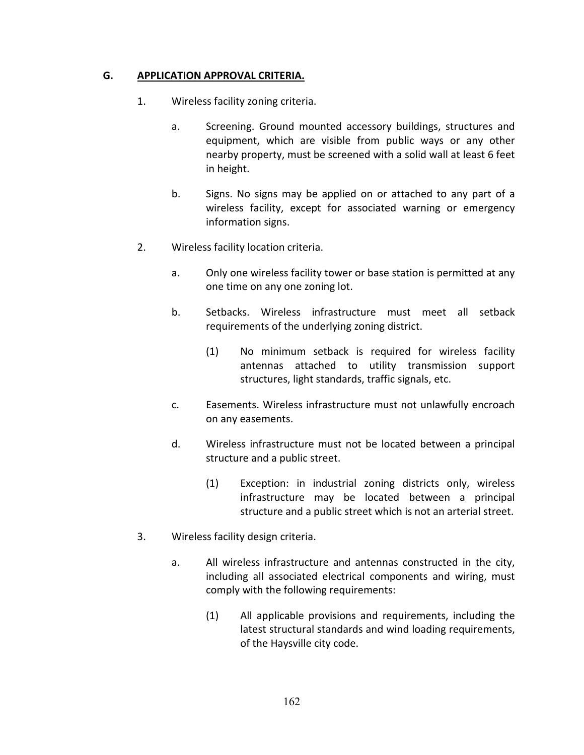## G. APPLICATION APPROVAL CRITERIA.

1. Wireless facility zoning criteria.

   a. Screening. Ground mounted accessory buildings, structures and equipment, which are visible from public ways or any other nearby property, must be screened with a solid wall at least 6 feet in height.

   b. Signs. No signs may be applied on or attached to any part of a wireless facility, except for associated warning or emergency information signs.

2. Wireless facility location criteria.

   a. Only one wireless facility tower or base station is permitted at any one time on any one zoning lot.

   b. Setbacks. Wireless infrastructure must meet all setback requirements of the underlying zoning district.

      (1) No minimum setback is required for wireless facility antennas attached to utility transmission support structures, light standards, traffic signals, etc.

   c. Easements. Wireless infrastructure must not unlawfully encroach on any easements.

   d. Wireless infrastructure must not be located between a principal structure and a public street.

      (1) Exception: in industrial zoning districts only, wireless infrastructure may be located between a principal structure and a public street which is not an arterial street.

3. Wireless facility design criteria.

   a. All wireless infrastructure and antennas constructed in the city, including all associated electrical components and wiring, must comply with the following requirements:

      (1) All applicable provisions and requirements, including the latest structural standards and wind loading requirements, of the Haysville city code.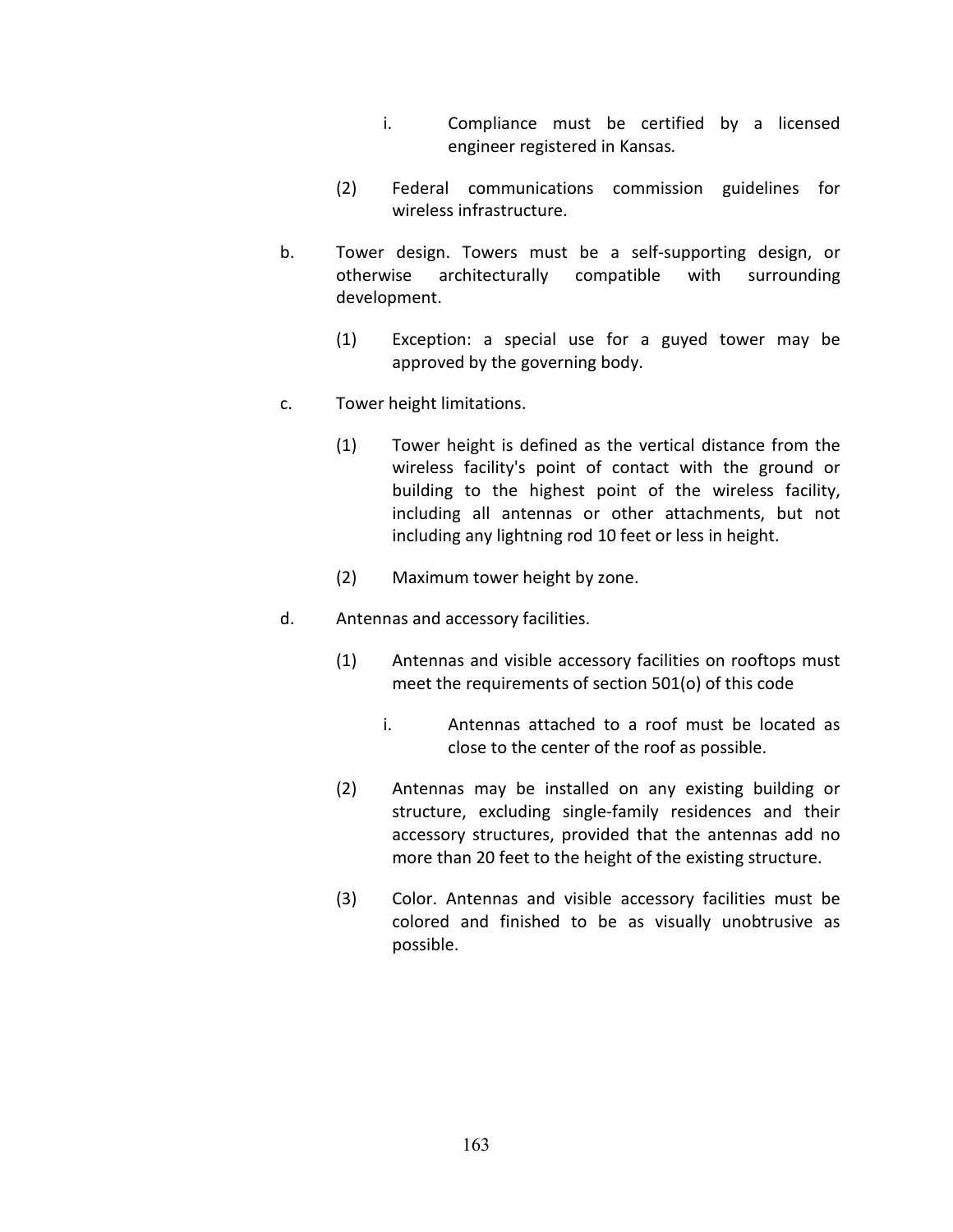i. Compliance must be certified by a licensed engineer registered in Kansas.

(2) Federal communications commission guidelines for wireless infrastructure.

b. Tower design. Towers must be a self-supporting design, or otherwise architecturally compatible with surrounding development.

(1) Exception: a special use for a guyed tower may be approved by the governing body.

c. Tower height limitations.

(1) Tower height is defined as the vertical distance from the wireless facility's point of contact with the ground or building to the highest point of the wireless facility, including all antennas or other attachments, but not including any lightning rod 10 feet or less in height.

(2) Maximum tower height by zone.

d. Antennas and accessory facilities.

(1) Antennas and visible accessory facilities on rooftops must meet the requirements of section 501(o) of this code

i. Antennas attached to a roof must be located as close to the center of the roof as possible.

(2) Antennas may be installed on any existing building or structure, excluding single-family residences and their accessory structures, provided that the antennas add no more than 20 feet to the height of the existing structure.

(3) Color. Antennas and visible accessory facilities must be colored and finished to be as visually unobtrusive as possible.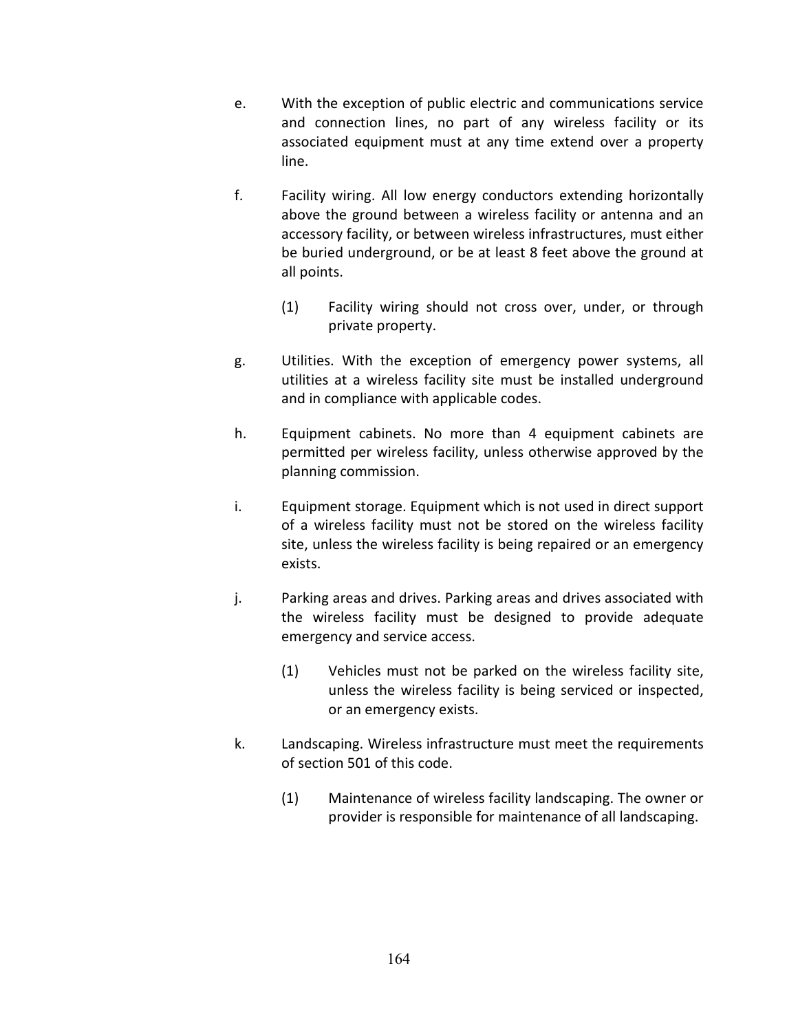e. With the exception of public electric and communications service and connection lines, no part of any wireless facility or its associated equipment must at any time extend over a property line.

f. Facility wiring. All low energy conductors extending horizontally above the ground between a wireless facility or antenna and an accessory facility, or between wireless infrastructures, must either be buried underground, or be at least 8 feet above the ground at all points.

   (1) Facility wiring should not cross over, under, or through private property.

g. Utilities. With the exception of emergency power systems, all utilities at a wireless facility site must be installed underground and in compliance with applicable codes.

h. Equipment cabinets. No more than 4 equipment cabinets are permitted per wireless facility, unless otherwise approved by the planning commission.

i. Equipment storage. Equipment which is not used in direct support of a wireless facility must not be stored on the wireless facility site, unless the wireless facility is being repaired or an emergency exists.

j. Parking areas and drives. Parking areas and drives associated with the wireless facility must be designed to provide adequate emergency and service access.

   (1) Vehicles must not be parked on the wireless facility site, unless the wireless facility is being serviced or inspected, or an emergency exists.

k. Landscaping. Wireless infrastructure must meet the requirements of section 501 of this code.

   (1) Maintenance of wireless facility landscaping. The owner or provider is responsible for maintenance of all landscaping.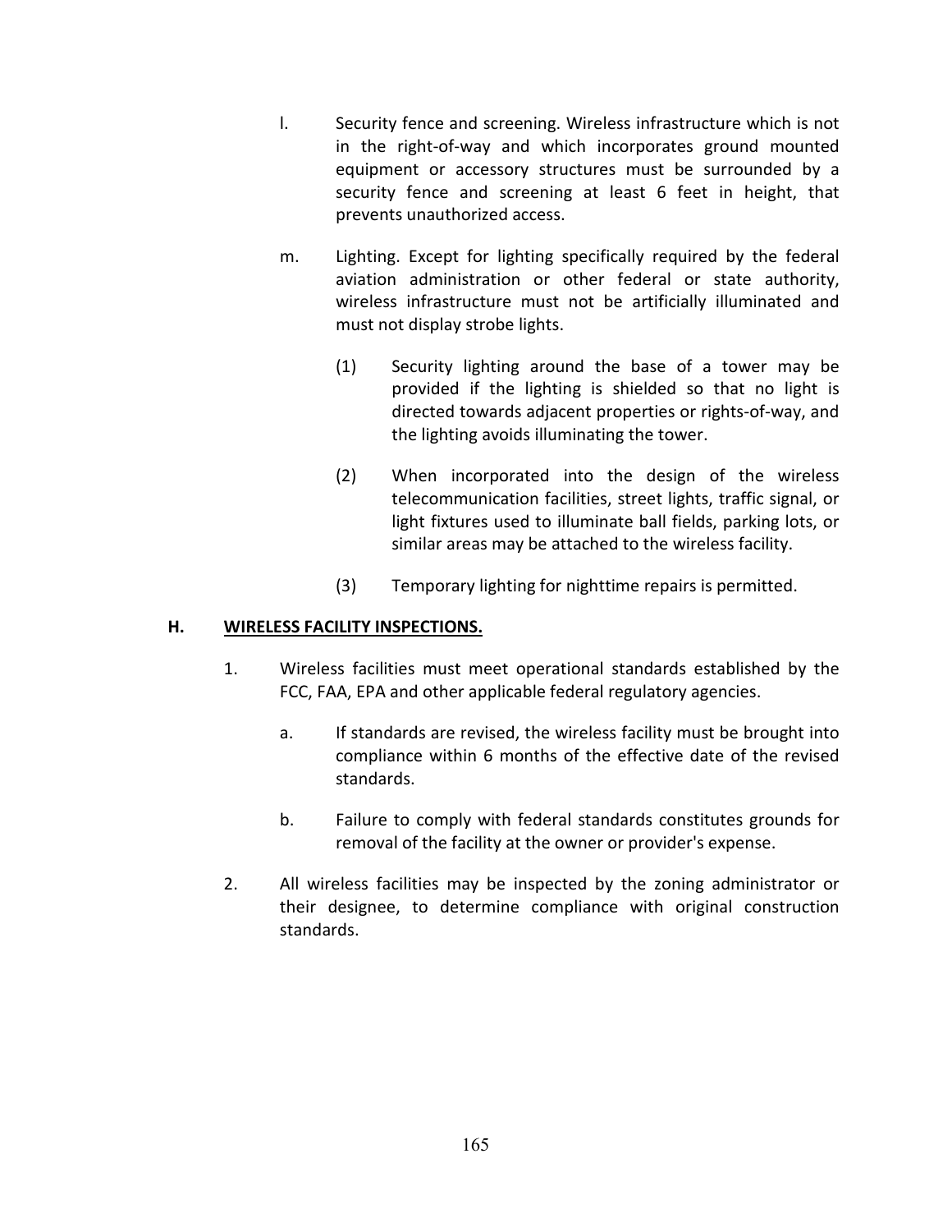l. Security fence and screening. Wireless infrastructure which is not in the right-of-way and which incorporates ground mounted equipment or accessory structures must be surrounded by a security fence and screening at least 6 feet in height, that prevents unauthorized access.

m. Lighting. Except for lighting specifically required by the federal aviation administration or other federal or state authority, wireless infrastructure must not be artificially illuminated and must not display strobe lights.

   (1) Security lighting around the base of a tower may be provided if the lighting is shielded so that no light is directed towards adjacent properties or rights-of-way, and the lighting avoids illuminating the tower.

   (2) When incorporated into the design of the wireless telecommunication facilities, street lights, traffic signal, or light fixtures used to illuminate ball fields, parking lots, or similar areas may be attached to the wireless facility.

   (3) Temporary lighting for nighttime repairs is permitted.

## H. WIRELESS FACILITY INSPECTIONS.

1. Wireless facilities must meet operational standards established by the FCC, FAA, EPA and other applicable federal regulatory agencies.

   a. If standards are revised, the wireless facility must be brought into compliance within 6 months of the effective date of the revised standards.

   b. Failure to comply with federal standards constitutes grounds for removal of the facility at the owner or provider's expense.

2. All wireless facilities may be inspected by the zoning administrator or their designee, to determine compliance with original construction standards.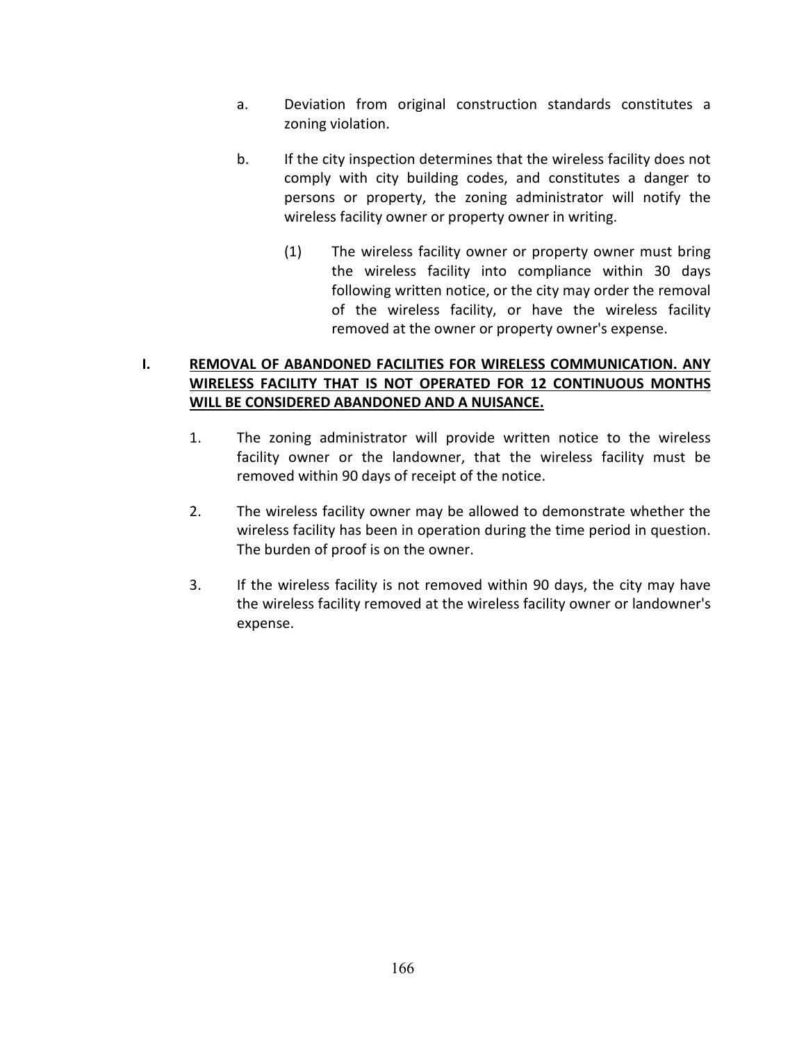a. Deviation from original construction standards constitutes a zoning violation.

b. If the city inspection determines that the wireless facility does not comply with city building codes, and constitutes a danger to persons or property, the zoning administrator will notify the wireless facility owner or property owner in writing.

   (1) The wireless facility owner or property owner must bring the wireless facility into compliance within 30 days following written notice, or the city may order the removal of the wireless facility, or have the wireless facility removed at the owner or property owner's expense.

**I. <u>REMOVAL OF ABANDONED FACILITIES FOR WIRELESS COMMUNICATION. ANY WIRELESS FACILITY THAT IS NOT OPERATED FOR 12 CONTINUOUS MONTHS WILL BE CONSIDERED ABANDONED AND A NUISANCE.</u>**

1. The zoning administrator will provide written notice to the wireless facility owner or the landowner, that the wireless facility must be removed within 90 days of receipt of the notice.

2. The wireless facility owner may be allowed to demonstrate whether the wireless facility has been in operation during the time period in question. The burden of proof is on the owner.

3. If the wireless facility is not removed within 90 days, the city may have the wireless facility removed at the wireless facility owner or landowner's expense.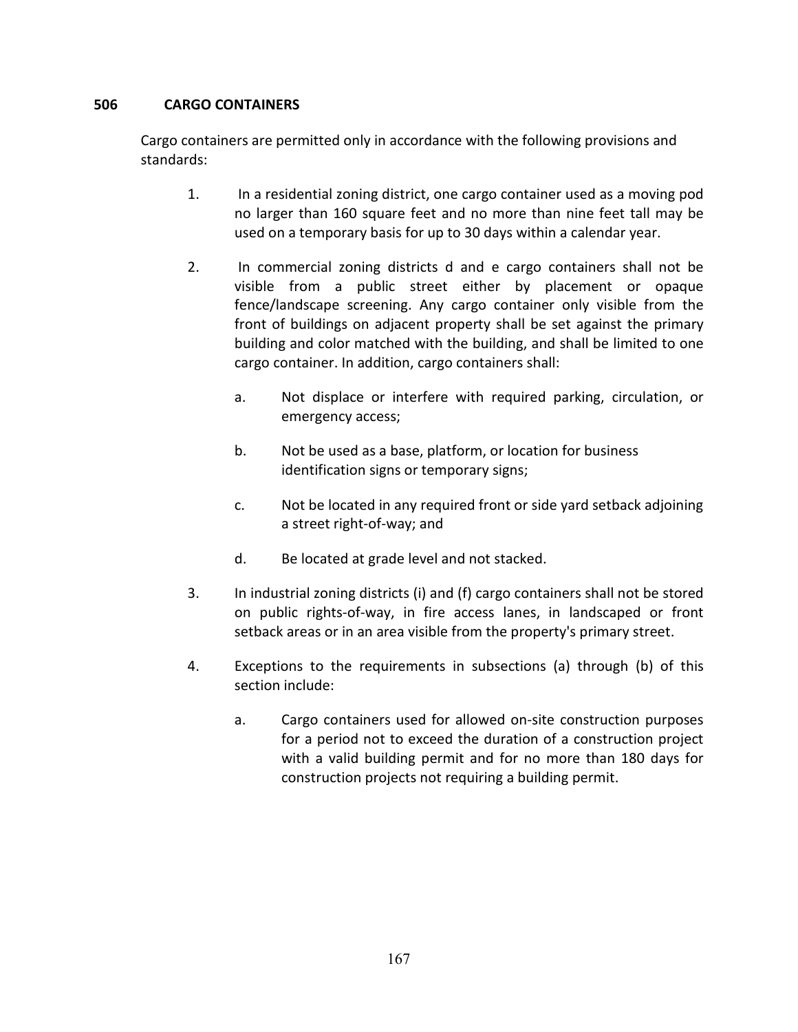## 506 CARGO CONTAINERS

Cargo containers are permitted only in accordance with the following provisions and standards:

1. In a residential zoning district, one cargo container used as a moving pod no larger than 160 square feet and no more than nine feet tall may be used on a temporary basis for up to 30 days within a calendar year.

2. In commercial zoning districts d and e cargo containers shall not be visible from a public street either by placement or opaque fence/landscape screening. Any cargo container only visible from the front of buildings on adjacent property shall be set against the primary building and color matched with the building, and shall be limited to one cargo container. In addition, cargo containers shall:

   a. Not displace or interfere with required parking, circulation, or emergency access;

   b. Not be used as a base, platform, or location for business identification signs or temporary signs;

   c. Not be located in any required front or side yard setback adjoining a street right-of-way; and

   d. Be located at grade level and not stacked.

3. In industrial zoning districts (i) and (f) cargo containers shall not be stored on public rights-of-way, in fire access lanes, in landscaped or front setback areas or in an area visible from the property's primary street.

4. Exceptions to the requirements in subsections (a) through (b) of this section include:

   a. Cargo containers used for allowed on-site construction purposes for a period not to exceed the duration of a construction project with a valid building permit and for no more than 180 days for construction projects not requiring a building permit.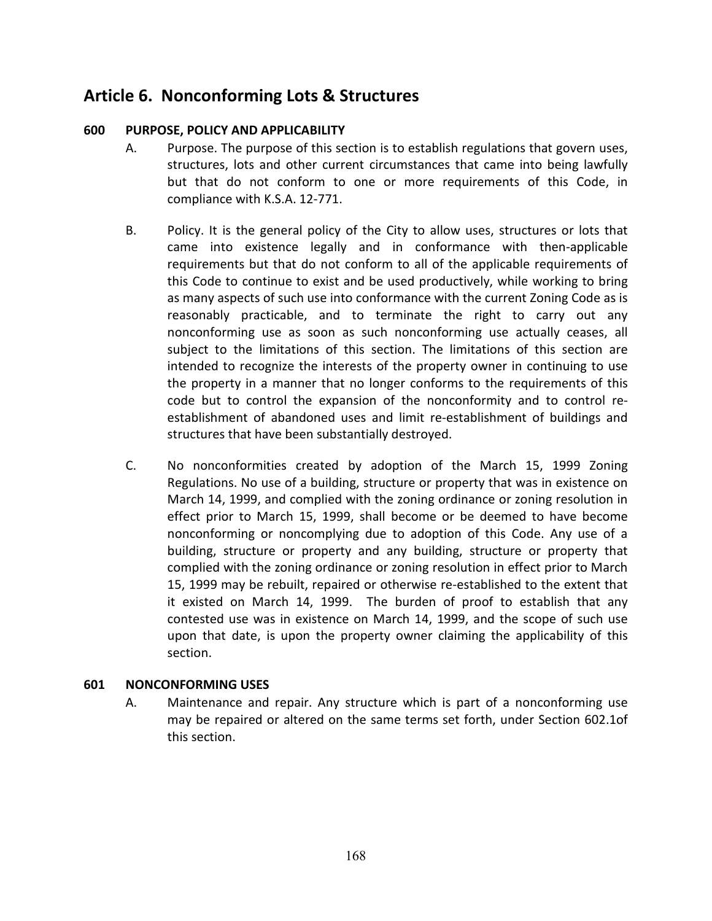# Article 6. Nonconforming Lots & Structures

### 600 PURPOSE, POLICY AND APPLICABILITY

A. Purpose. The purpose of this section is to establish regulations that govern uses, structures, lots and other current circumstances that came into being lawfully but that do not conform to one or more requirements of this Code, in compliance with K.S.A. 12-771.

B. Policy. It is the general policy of the City to allow uses, structures or lots that came into existence legally and in conformance with then-applicable requirements but that do not conform to all of the applicable requirements of this Code to continue to exist and be used productively, while working to bring as many aspects of such use into conformance with the current Zoning Code as is reasonably practicable, and to terminate the right to carry out any nonconforming use as soon as such nonconforming use actually ceases, all subject to the limitations of this section. The limitations of this section are intended to recognize the interests of the property owner in continuing to use the property in a manner that no longer conforms to the requirements of this code but to control the expansion of the nonconformity and to control re-establishment of abandoned uses and limit re-establishment of buildings and structures that have been substantially destroyed.

C. No nonconformities created by adoption of the March 15, 1999 Zoning Regulations. No use of a building, structure or property that was in existence on March 14, 1999, and complied with the zoning ordinance or zoning resolution in effect prior to March 15, 1999, shall become or be deemed to have become nonconforming or noncomplying due to adoption of this Code. Any use of a building, structure or property and any building, structure or property that complied with the zoning ordinance or zoning resolution in effect prior to March 15, 1999 may be rebuilt, repaired or otherwise re-established to the extent that it existed on March 14, 1999. The burden of proof to establish that any contested use was in existence on March 14, 1999, and the scope of such use upon that date, is upon the property owner claiming the applicability of this section.

### 601 NONCONFORMING USES

A. Maintenance and repair. Any structure which is part of a nonconforming use may be repaired or altered on the same terms set forth, under Section 602.1of this section.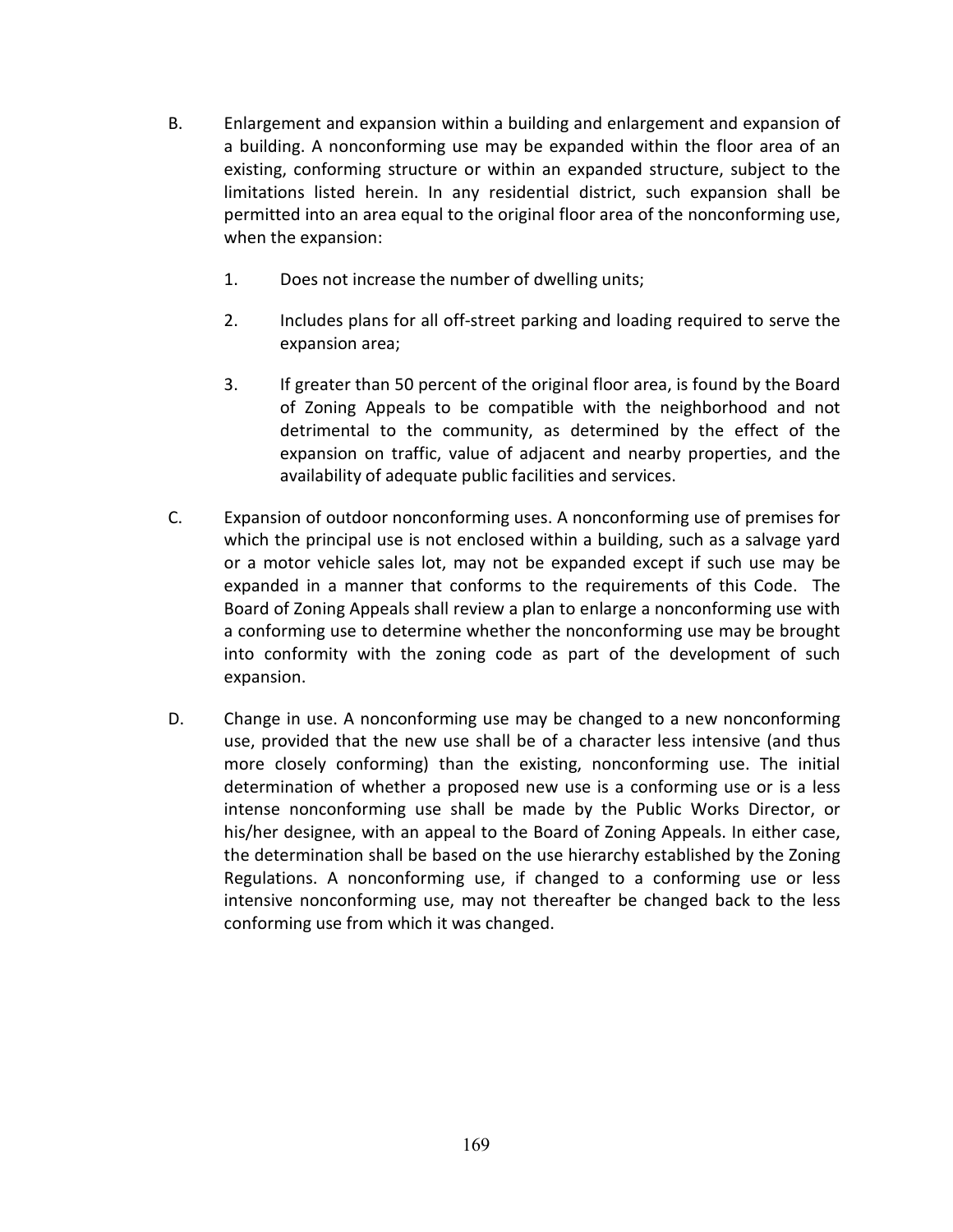B. Enlargement and expansion within a building and enlargement and expansion of a building. A nonconforming use may be expanded within the floor area of an existing, conforming structure or within an expanded structure, subject to the limitations listed herein. In any residential district, such expansion shall be permitted into an area equal to the original floor area of the nonconforming use, when the expansion:

   1. Does not increase the number of dwelling units;

   2. Includes plans for all off-street parking and loading required to serve the expansion area;

   3. If greater than 50 percent of the original floor area, is found by the Board of Zoning Appeals to be compatible with the neighborhood and not detrimental to the community, as determined by the effect of the expansion on traffic, value of adjacent and nearby properties, and the availability of adequate public facilities and services.

C. Expansion of outdoor nonconforming uses. A nonconforming use of premises for which the principal use is not enclosed within a building, such as a salvage yard or a motor vehicle sales lot, may not be expanded except if such use may be expanded in a manner that conforms to the requirements of this Code. The Board of Zoning Appeals shall review a plan to enlarge a nonconforming use with a conforming use to determine whether the nonconforming use may be brought into conformity with the zoning code as part of the development of such expansion.

D. Change in use. A nonconforming use may be changed to a new nonconforming use, provided that the new use shall be of a character less intensive (and thus more closely conforming) than the existing, nonconforming use. The initial determination of whether a proposed new use is a conforming use or is a less intense nonconforming use shall be made by the Public Works Director, or his/her designee, with an appeal to the Board of Zoning Appeals. In either case, the determination shall be based on the use hierarchy established by the Zoning Regulations. A nonconforming use, if changed to a conforming use or less intensive nonconforming use, may not thereafter be changed back to the less conforming use from which it was changed.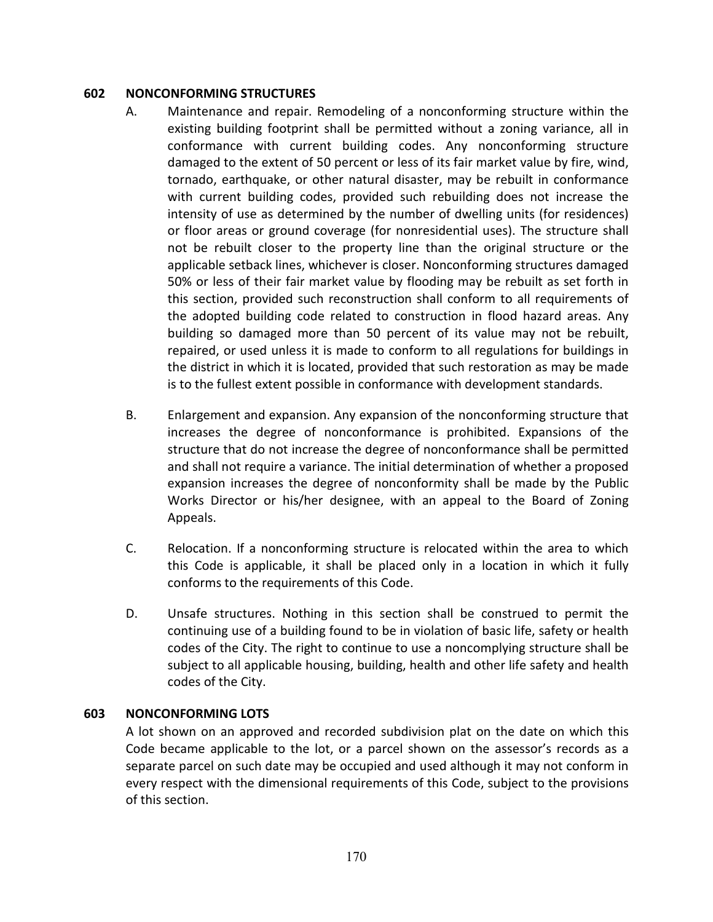## 602 NONCONFORMING STRUCTURES

A. Maintenance and repair. Remodeling of a nonconforming structure within the existing building footprint shall be permitted without a zoning variance, all in conformance with current building codes. Any nonconforming structure damaged to the extent of 50 percent or less of its fair market value by fire, wind, tornado, earthquake, or other natural disaster, may be rebuilt in conformance with current building codes, provided such rebuilding does not increase the intensity of use as determined by the number of dwelling units (for residences) or floor areas or ground coverage (for nonresidential uses). The structure shall not be rebuilt closer to the property line than the original structure or the applicable setback lines, whichever is closer. Nonconforming structures damaged 50% or less of their fair market value by flooding may be rebuilt as set forth in this section, provided such reconstruction shall conform to all requirements of the adopted building code related to construction in flood hazard areas. Any building so damaged more than 50 percent of its value may not be rebuilt, repaired, or used unless it is made to conform to all regulations for buildings in the district in which it is located, provided that such restoration as may be made is to the fullest extent possible in conformance with development standards.

B. Enlargement and expansion. Any expansion of the nonconforming structure that increases the degree of nonconformance is prohibited. Expansions of the structure that do not increase the degree of nonconformance shall be permitted and shall not require a variance. The initial determination of whether a proposed expansion increases the degree of nonconformity shall be made by the Public Works Director or his/her designee, with an appeal to the Board of Zoning Appeals.

C. Relocation. If a nonconforming structure is relocated within the area to which this Code is applicable, it shall be placed only in a location in which it fully conforms to the requirements of this Code.

D. Unsafe structures. Nothing in this section shall be construed to permit the continuing use of a building found to be in violation of basic life, safety or health codes of the City. The right to continue to use a noncomplying structure shall be subject to all applicable housing, building, health and other life safety and health codes of the City.

## 603 NONCONFORMING LOTS

A lot shown on an approved and recorded subdivision plat on the date on which this Code became applicable to the lot, or a parcel shown on the assessor's records as a separate parcel on such date may be occupied and used although it may not conform in every respect with the dimensional requirements of this Code, subject to the provisions of this section.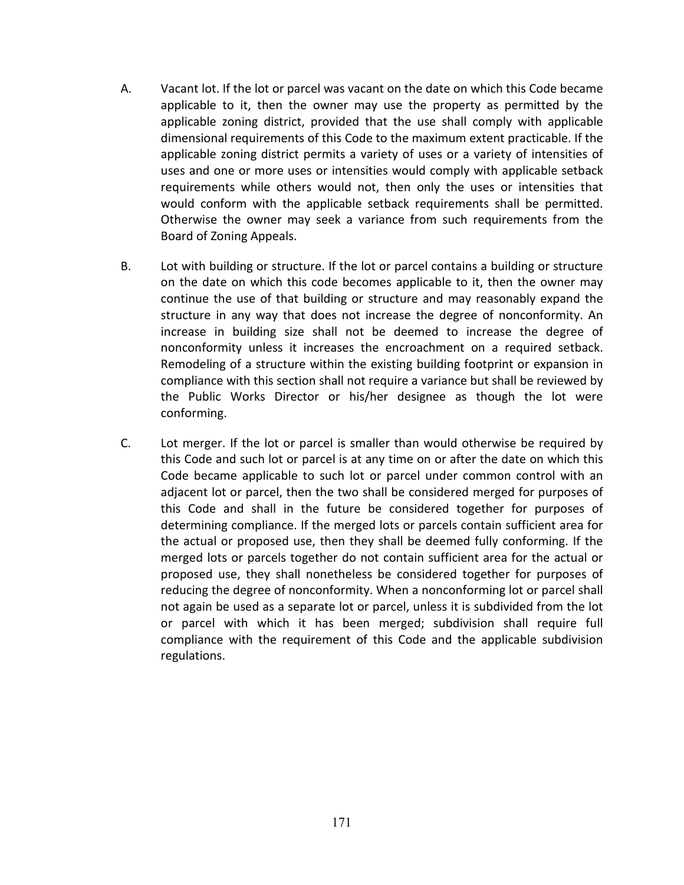A. Vacant lot. If the lot or parcel was vacant on the date on which this Code became applicable to it, then the owner may use the property as permitted by the applicable zoning district, provided that the use shall comply with applicable dimensional requirements of this Code to the maximum extent practicable. If the applicable zoning district permits a variety of uses or a variety of intensities of uses and one or more uses or intensities would comply with applicable setback requirements while others would not, then only the uses or intensities that would conform with the applicable setback requirements shall be permitted. Otherwise the owner may seek a variance from such requirements from the Board of Zoning Appeals.

B. Lot with building or structure. If the lot or parcel contains a building or structure on the date on which this code becomes applicable to it, then the owner may continue the use of that building or structure and may reasonably expand the structure in any way that does not increase the degree of nonconformity. An increase in building size shall not be deemed to increase the degree of nonconformity unless it increases the encroachment on a required setback. Remodeling of a structure within the existing building footprint or expansion in compliance with this section shall not require a variance but shall be reviewed by the Public Works Director or his/her designee as though the lot were conforming.

C. Lot merger. If the lot or parcel is smaller than would otherwise be required by this Code and such lot or parcel is at any time on or after the date on which this Code became applicable to such lot or parcel under common control with an adjacent lot or parcel, then the two shall be considered merged for purposes of this Code and shall in the future be considered together for purposes of determining compliance. If the merged lots or parcels contain sufficient area for the actual or proposed use, then they shall be deemed fully conforming. If the merged lots or parcels together do not contain sufficient area for the actual or proposed use, they shall nonetheless be considered together for purposes of reducing the degree of nonconformity. When a nonconforming lot or parcel shall not again be used as a separate lot or parcel, unless it is subdivided from the lot or parcel with which it has been merged; subdivision shall require full compliance with the requirement of this Code and the applicable subdivision regulations.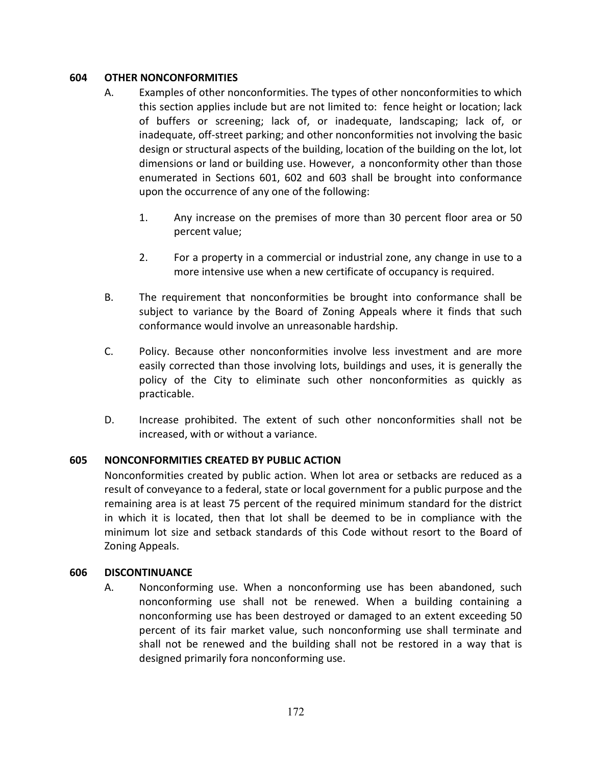## 604 OTHER NONCONFORMITIES

A. Examples of other nonconformities. The types of other nonconformities to which this section applies include but are not limited to: fence height or location; lack of buffers or screening; lack of, or inadequate, landscaping; lack of, or inadequate, off-street parking; and other nonconformities not involving the basic design or structural aspects of the building, location of the building on the lot, lot dimensions or land or building use. However, a nonconformity other than those enumerated in Sections 601, 602 and 603 shall be brought into conformance upon the occurrence of any one of the following:

   1. Any increase on the premises of more than 30 percent floor area or 50 percent value;

   2. For a property in a commercial or industrial zone, any change in use to a more intensive use when a new certificate of occupancy is required.

B. The requirement that nonconformities be brought into conformance shall be subject to variance by the Board of Zoning Appeals where it finds that such conformance would involve an unreasonable hardship.

C. Policy. Because other nonconformities involve less investment and are more easily corrected than those involving lots, buildings and uses, it is generally the policy of the City to eliminate such other nonconformities as quickly as practicable.

D. Increase prohibited. The extent of such other nonconformities shall not be increased, with or without a variance.

## 605 NONCONFORMITIES CREATED BY PUBLIC ACTION

Nonconformities created by public action. When lot area or setbacks are reduced as a result of conveyance to a federal, state or local government for a public purpose and the remaining area is at least 75 percent of the required minimum standard for the district in which it is located, then that lot shall be deemed to be in compliance with the minimum lot size and setback standards of this Code without resort to the Board of Zoning Appeals.

## 606 DISCONTINUANCE

A. Nonconforming use. When a nonconforming use has been abandoned, such nonconforming use shall not be renewed. When a building containing a nonconforming use has been destroyed or damaged to an extent exceeding 50 percent of its fair market value, such nonconforming use shall terminate and shall not be renewed and the building shall not be restored in a way that is designed primarily fora nonconforming use.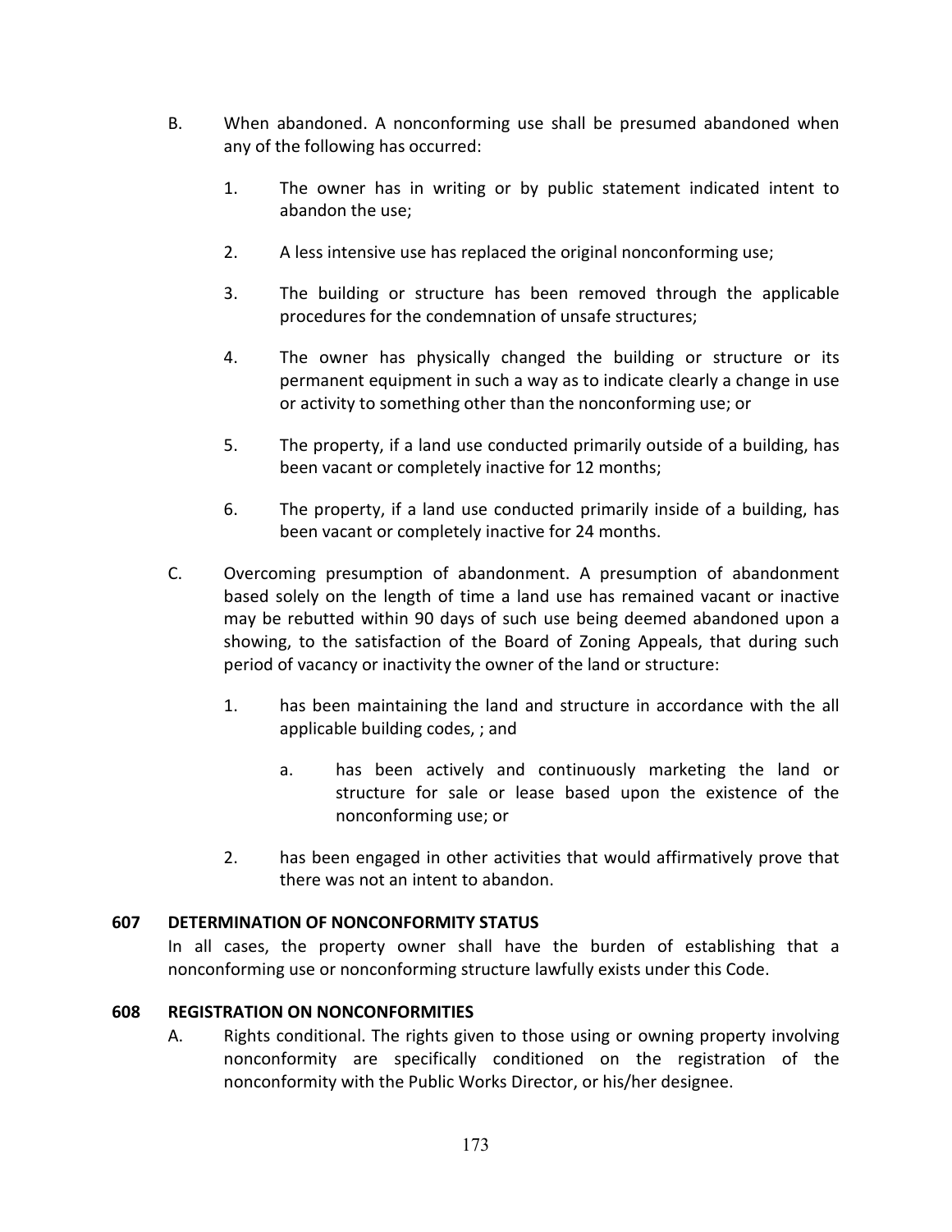B. When abandoned. A nonconforming use shall be presumed abandoned when any of the following has occurred:

   1. The owner has in writing or by public statement indicated intent to abandon the use;

   2. A less intensive use has replaced the original nonconforming use;

   3. The building or structure has been removed through the applicable procedures for the condemnation of unsafe structures;

   4. The owner has physically changed the building or structure or its permanent equipment in such a way as to indicate clearly a change in use or activity to something other than the nonconforming use; or

   5. The property, if a land use conducted primarily outside of a building, has been vacant or completely inactive for 12 months;

   6. The property, if a land use conducted primarily inside of a building, has been vacant or completely inactive for 24 months.

C. Overcoming presumption of abandonment. A presumption of abandonment based solely on the length of time a land use has remained vacant or inactive may be rebutted within 90 days of such use being deemed abandoned upon a showing, to the satisfaction of the Board of Zoning Appeals, that during such period of vacancy or inactivity the owner of the land or structure:

   1. has been maintaining the land and structure in accordance with the all applicable building codes, ; and

      a. has been actively and continuously marketing the land or structure for sale or lease based upon the existence of the nonconforming use; or

   2. has been engaged in other activities that would affirmatively prove that there was not an intent to abandon.

**607 DETERMINATION OF NONCONFORMITY STATUS**

In all cases, the property owner shall have the burden of establishing that a nonconforming use or nonconforming structure lawfully exists under this Code.

**608 REGISTRATION ON NONCONFORMITIES**

A. Rights conditional. The rights given to those using or owning property involving nonconformity are specifically conditioned on the registration of the nonconformity with the Public Works Director, or his/her designee.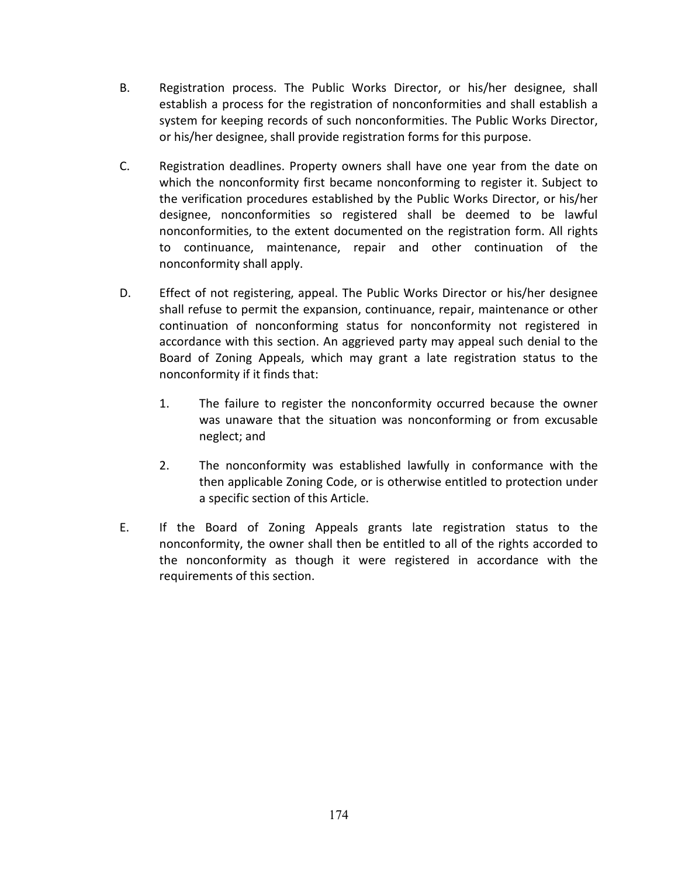B. Registration process. The Public Works Director, or his/her designee, shall establish a process for the registration of nonconformities and shall establish a system for keeping records of such nonconformities. The Public Works Director, or his/her designee, shall provide registration forms for this purpose.

C. Registration deadlines. Property owners shall have one year from the date on which the nonconformity first became nonconforming to register it. Subject to the verification procedures established by the Public Works Director, or his/her designee, nonconformities so registered shall be deemed to be lawful nonconformities, to the extent documented on the registration form. All rights to continuance, maintenance, repair and other continuation of the nonconformity shall apply.

D. Effect of not registering, appeal. The Public Works Director or his/her designee shall refuse to permit the expansion, continuance, repair, maintenance or other continuation of nonconforming status for nonconformity not registered in accordance with this section. An aggrieved party may appeal such denial to the Board of Zoning Appeals, which may grant a late registration status to the nonconformity if it finds that:

   1. The failure to register the nonconformity occurred because the owner was unaware that the situation was nonconforming or from excusable neglect; and

   2. The nonconformity was established lawfully in conformance with the then applicable Zoning Code, or is otherwise entitled to protection under a specific section of this Article.

E. If the Board of Zoning Appeals grants late registration status to the nonconformity, the owner shall then be entitled to all of the rights accorded to the nonconformity as though it were registered in accordance with the requirements of this section.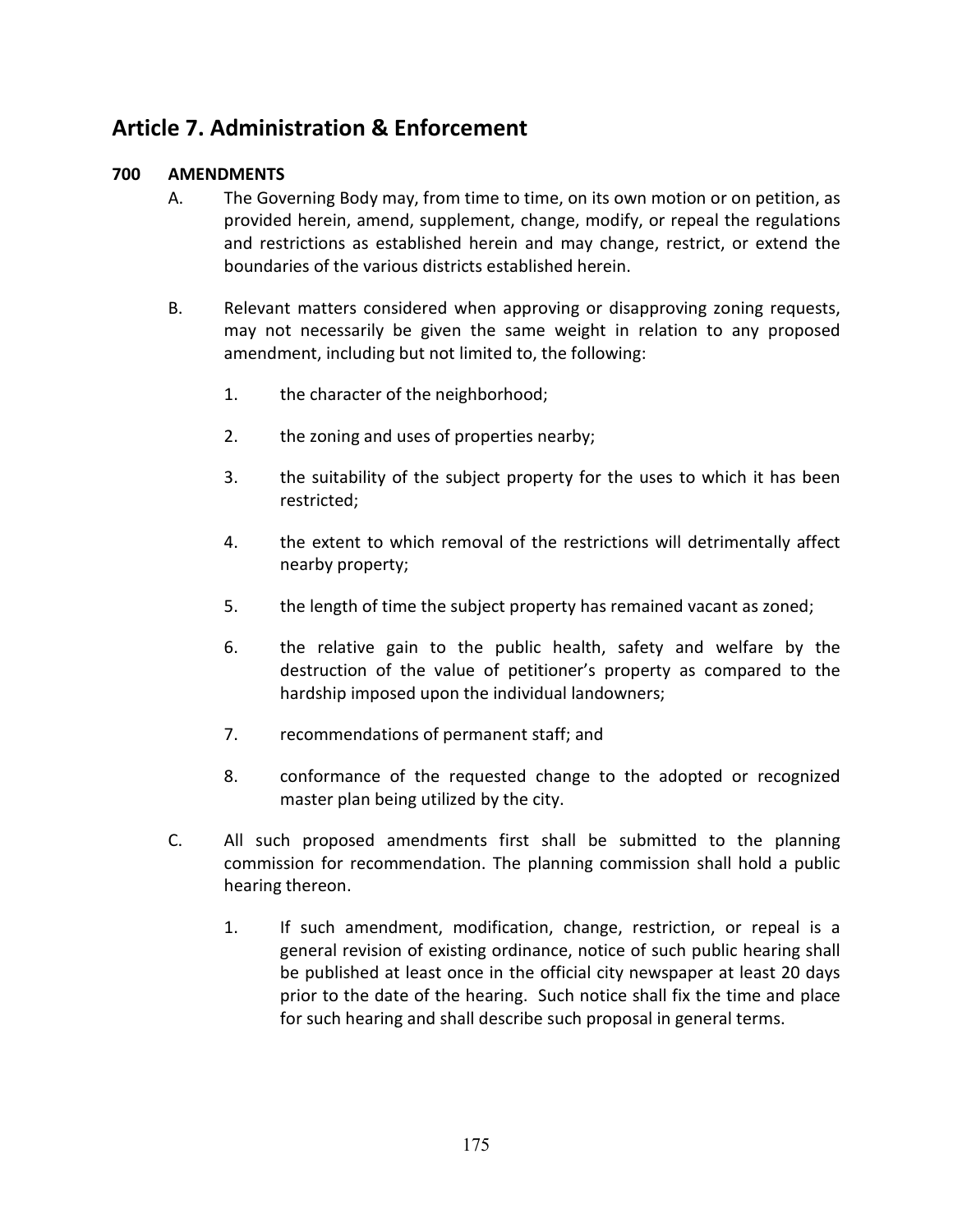# Article 7. Administration & Enforcement

## 700 AMENDMENTS

A. The Governing Body may, from time to time, on its own motion or on petition, as provided herein, amend, supplement, change, modify, or repeal the regulations and restrictions as established herein and may change, restrict, or extend the boundaries of the various districts established herein.

B. Relevant matters considered when approving or disapproving zoning requests, may not necessarily be given the same weight in relation to any proposed amendment, including but not limited to, the following:

1. the character of the neighborhood;
2. the zoning and uses of properties nearby;
3. the suitability of the subject property for the uses to which it has been restricted;
4. the extent to which removal of the restrictions will detrimentally affect nearby property;
5. the length of time the subject property has remained vacant as zoned;
6. the relative gain to the public health, safety and welfare by the destruction of the value of petitioner's property as compared to the hardship imposed upon the individual landowners;
7. recommendations of permanent staff; and
8. conformance of the requested change to the adopted or recognized master plan being utilized by the city.

C. All such proposed amendments first shall be submitted to the planning commission for recommendation. The planning commission shall hold a public hearing thereon.

1. If such amendment, modification, change, restriction, or repeal is a general revision of existing ordinance, notice of such public hearing shall be published at least once in the official city newspaper at least 20 days prior to the date of the hearing. Such notice shall fix the time and place for such hearing and shall describe such proposal in general terms.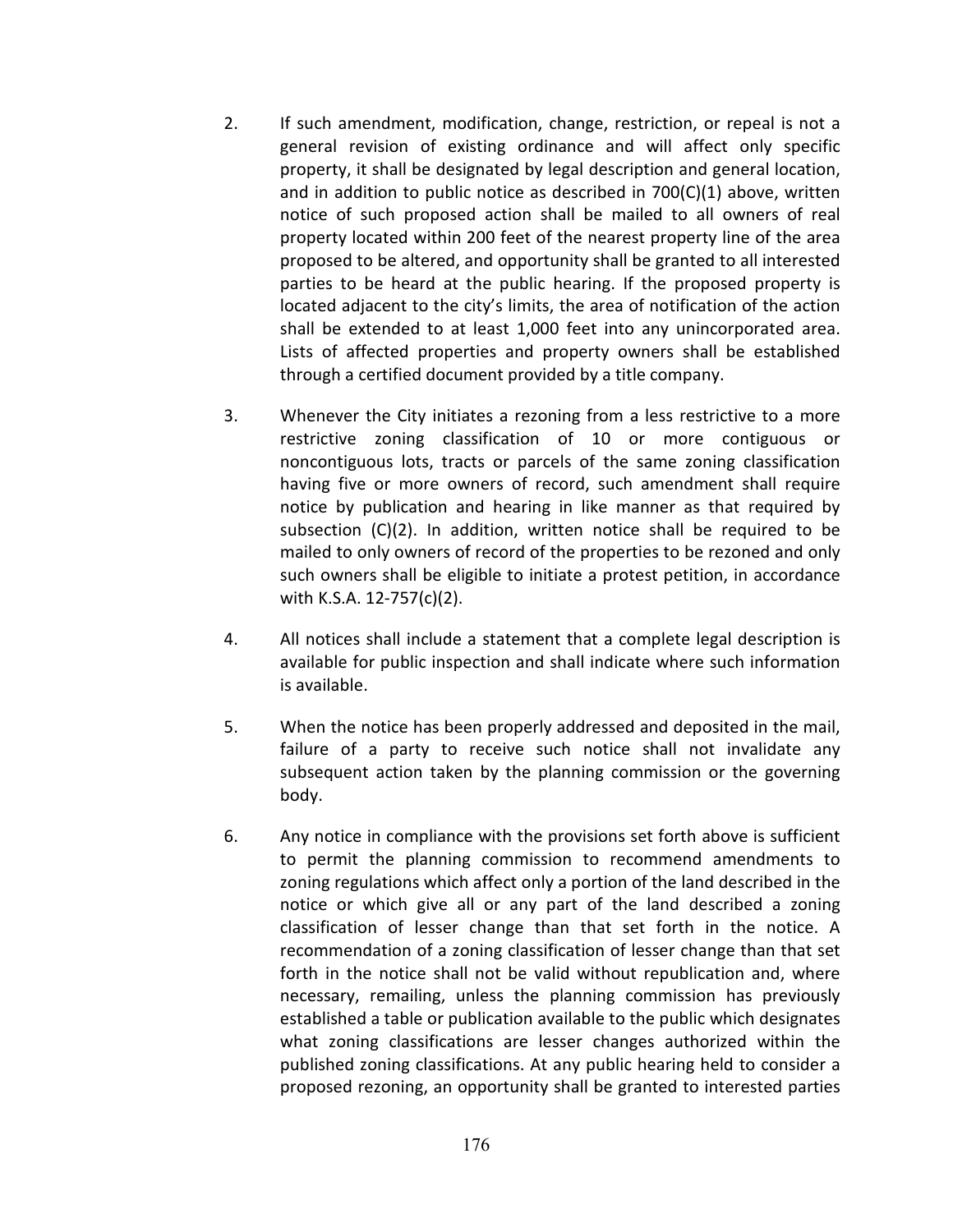2. If such amendment, modification, change, restriction, or repeal is not a general revision of existing ordinance and will affect only specific property, it shall be designated by legal description and general location, and in addition to public notice as described in 700(C)(1) above, written notice of such proposed action shall be mailed to all owners of real property located within 200 feet of the nearest property line of the area proposed to be altered, and opportunity shall be granted to all interested parties to be heard at the public hearing. If the proposed property is located adjacent to the city's limits, the area of notification of the action shall be extended to at least 1,000 feet into any unincorporated area. Lists of affected properties and property owners shall be established through a certified document provided by a title company.

3. Whenever the City initiates a rezoning from a less restrictive to a more restrictive zoning classification of 10 or more contiguous or noncontiguous lots, tracts or parcels of the same zoning classification having five or more owners of record, such amendment shall require notice by publication and hearing in like manner as that required by subsection (C)(2). In addition, written notice shall be required to be mailed to only owners of record of the properties to be rezoned and only such owners shall be eligible to initiate a protest petition, in accordance with K.S.A. 12-757(c)(2).

4. All notices shall include a statement that a complete legal description is available for public inspection and shall indicate where such information is available.

5. When the notice has been properly addressed and deposited in the mail, failure of a party to receive such notice shall not invalidate any subsequent action taken by the planning commission or the governing body.

6. Any notice in compliance with the provisions set forth above is sufficient to permit the planning commission to recommend amendments to zoning regulations which affect only a portion of the land described in the notice or which give all or any part of the land described a zoning classification of lesser change than that set forth in the notice. A recommendation of a zoning classification of lesser change than that set forth in the notice shall not be valid without republication and, where necessary, remailing, unless the planning commission has previously established a table or publication available to the public which designates what zoning classifications are lesser changes authorized within the published zoning classifications. At any public hearing held to consider a proposed rezoning, an opportunity shall be granted to interested parties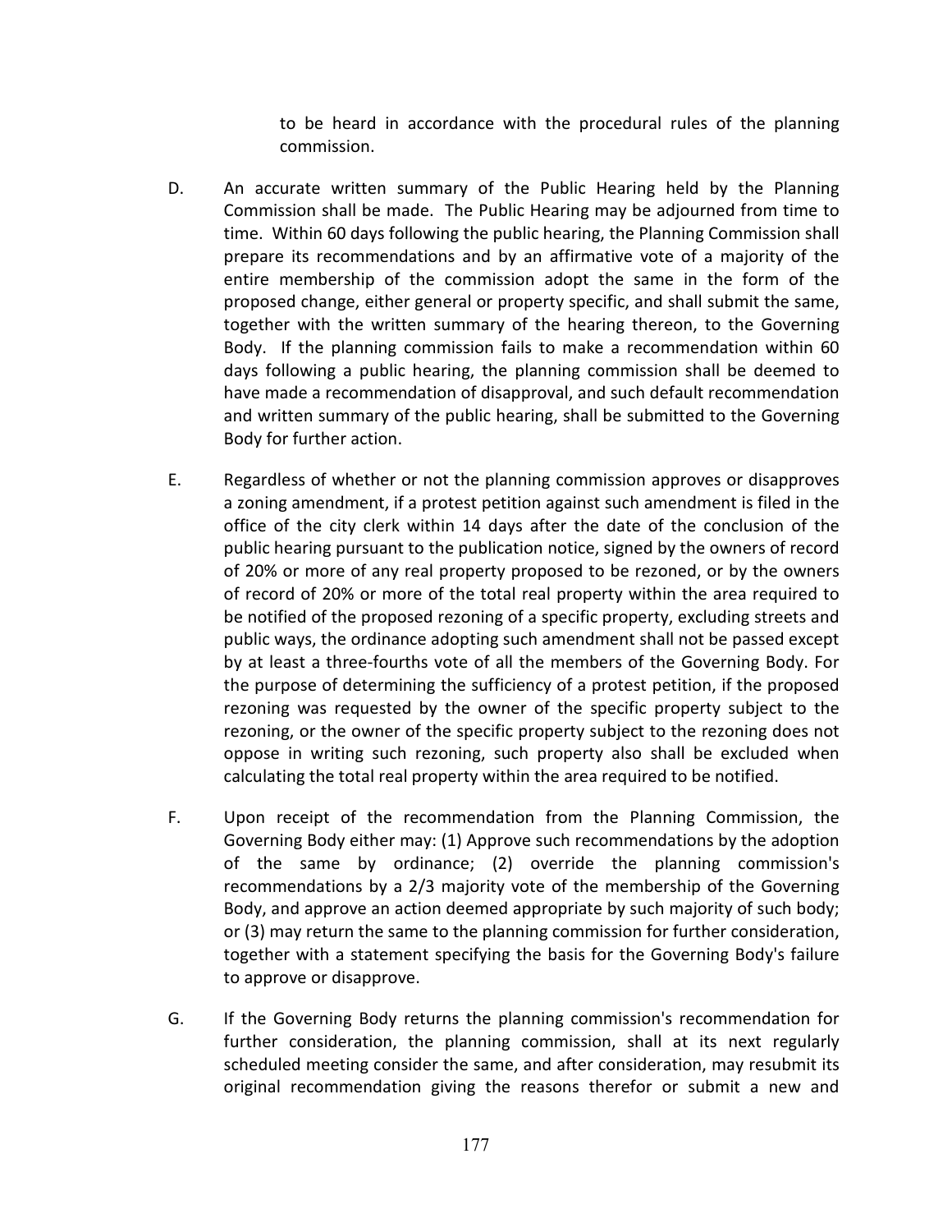to be heard in accordance with the procedural rules of the planning commission.

D. An accurate written summary of the Public Hearing held by the Planning Commission shall be made. The Public Hearing may be adjourned from time to time. Within 60 days following the public hearing, the Planning Commission shall prepare its recommendations and by an affirmative vote of a majority of the entire membership of the commission adopt the same in the form of the proposed change, either general or property specific, and shall submit the same, together with the written summary of the hearing thereon, to the Governing Body. If the planning commission fails to make a recommendation within 60 days following a public hearing, the planning commission shall be deemed to have made a recommendation of disapproval, and such default recommendation and written summary of the public hearing, shall be submitted to the Governing Body for further action.

E. Regardless of whether or not the planning commission approves or disapproves a zoning amendment, if a protest petition against such amendment is filed in the office of the city clerk within 14 days after the date of the conclusion of the public hearing pursuant to the publication notice, signed by the owners of record of 20% or more of any real property proposed to be rezoned, or by the owners of record of 20% or more of the total real property within the area required to be notified of the proposed rezoning of a specific property, excluding streets and public ways, the ordinance adopting such amendment shall not be passed except by at least a three-fourths vote of all the members of the Governing Body. For the purpose of determining the sufficiency of a protest petition, if the proposed rezoning was requested by the owner of the specific property subject to the rezoning, or the owner of the specific property subject to the rezoning does not oppose in writing such rezoning, such property also shall be excluded when calculating the total real property within the area required to be notified.

F. Upon receipt of the recommendation from the Planning Commission, the Governing Body either may: (1) Approve such recommendations by the adoption of the same by ordinance; (2) override the planning commission's recommendations by a 2/3 majority vote of the membership of the Governing Body, and approve an action deemed appropriate by such majority of such body; or (3) may return the same to the planning commission for further consideration, together with a statement specifying the basis for the Governing Body's failure to approve or disapprove.

G. If the Governing Body returns the planning commission's recommendation for further consideration, the planning commission, shall at its next regularly scheduled meeting consider the same, and after consideration, may resubmit its original recommendation giving the reasons therefor or submit a new and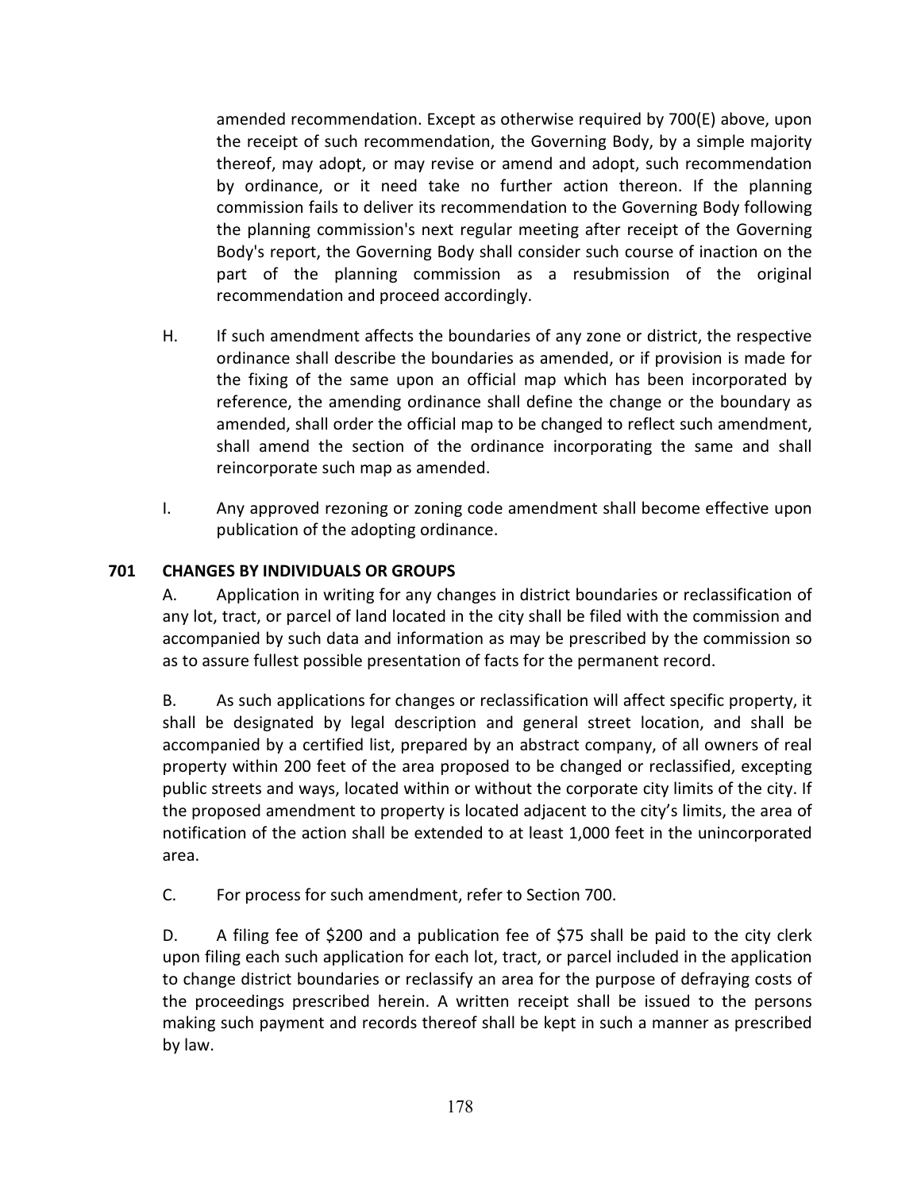amended recommendation. Except as otherwise required by 700(E) above, upon the receipt of such recommendation, the Governing Body, by a simple majority thereof, may adopt, or may revise or amend and adopt, such recommendation by ordinance, or it need take no further action thereon. If the planning commission fails to deliver its recommendation to the Governing Body following the planning commission's next regular meeting after receipt of the Governing Body's report, the Governing Body shall consider such course of inaction on the part of the planning commission as a resubmission of the original recommendation and proceed accordingly.

H. If such amendment affects the boundaries of any zone or district, the respective ordinance shall describe the boundaries as amended, or if provision is made for the fixing of the same upon an official map which has been incorporated by reference, the amending ordinance shall define the change or the boundary as amended, shall order the official map to be changed to reflect such amendment, shall amend the section of the ordinance incorporating the same and shall reincorporate such map as amended.

I. Any approved rezoning or zoning code amendment shall become effective upon publication of the adopting ordinance.

### 701 CHANGES BY INDIVIDUALS OR GROUPS

A. Application in writing for any changes in district boundaries or reclassification of any lot, tract, or parcel of land located in the city shall be filed with the commission and accompanied by such data and information as may be prescribed by the commission so as to assure fullest possible presentation of facts for the permanent record.

B. As such applications for changes or reclassification will affect specific property, it shall be designated by legal description and general street location, and shall be accompanied by a certified list, prepared by an abstract company, of all owners of real property within 200 feet of the area proposed to be changed or reclassified, excepting public streets and ways, located within or without the corporate city limits of the city. If the proposed amendment to property is located adjacent to the city's limits, the area of notification of the action shall be extended to at least 1,000 feet in the unincorporated area.

C. For process for such amendment, refer to Section 700.

D. A filing fee of $200 and a publication fee of $75 shall be paid to the city clerk upon filing each such application for each lot, tract, or parcel included in the application to change district boundaries or reclassify an area for the purpose of defraying costs of the proceedings prescribed herein. A written receipt shall be issued to the persons making such payment and records thereof shall be kept in such a manner as prescribed by law.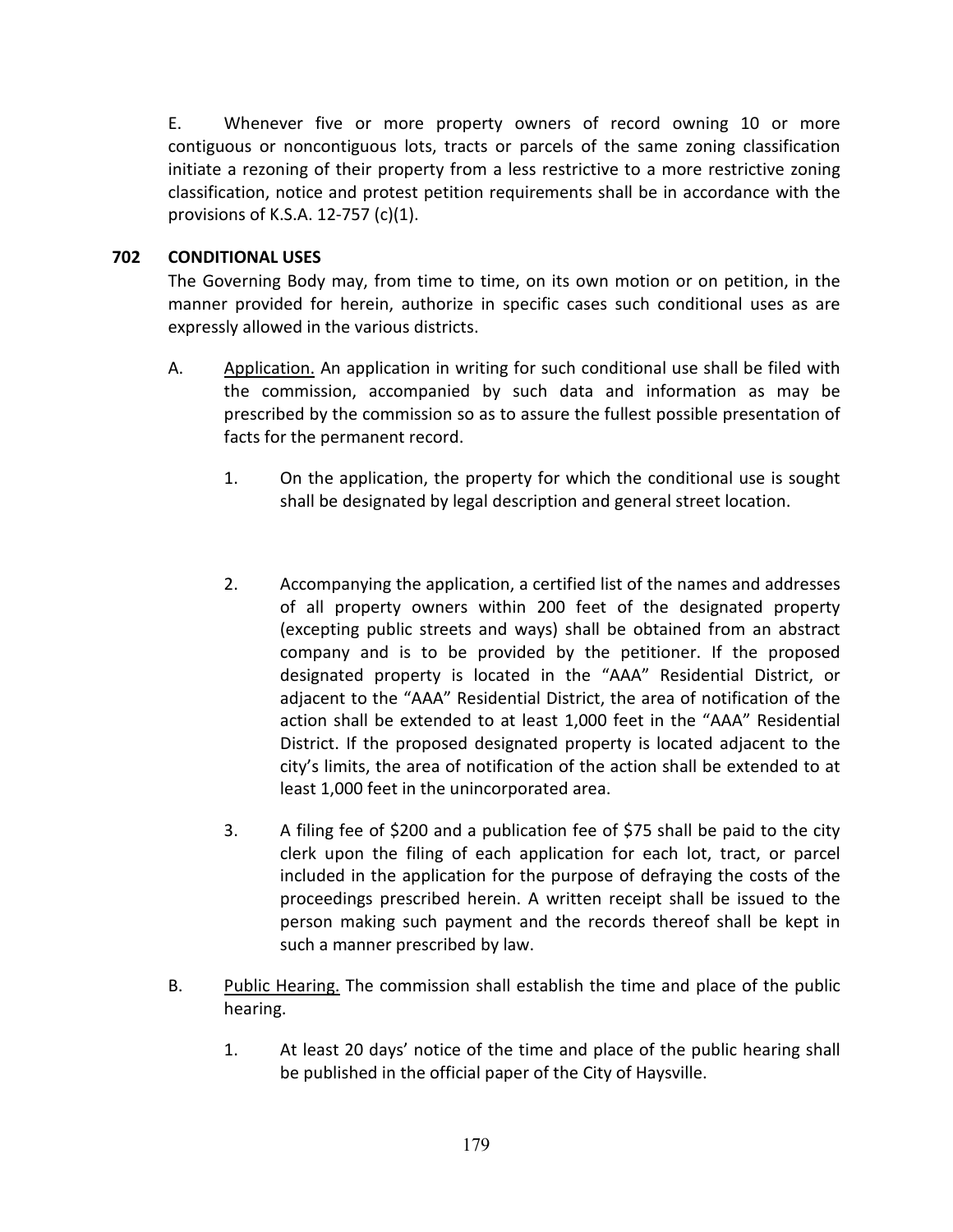E. Whenever five or more property owners of record owning 10 or more contiguous or noncontiguous lots, tracts or parcels of the same zoning classification initiate a rezoning of their property from a less restrictive to a more restrictive zoning classification, notice and protest petition requirements shall be in accordance with the provisions of K.S.A. 12-757 (c)(1).

## 702 CONDITIONAL USES

The Governing Body may, from time to time, on its own motion or on petition, in the manner provided for herein, authorize in specific cases such conditional uses as are expressly allowed in the various districts.

A. Application. An application in writing for such conditional use shall be filed with the commission, accompanied by such data and information as may be prescribed by the commission so as to assure the fullest possible presentation of facts for the permanent record.

1. On the application, the property for which the conditional use is sought shall be designated by legal description and general street location.

2. Accompanying the application, a certified list of the names and addresses of all property owners within 200 feet of the designated property (excepting public streets and ways) shall be obtained from an abstract company and is to be provided by the petitioner. If the proposed designated property is located in the "AAA" Residential District, or adjacent to the "AAA" Residential District, the area of notification of the action shall be extended to at least 1,000 feet in the "AAA" Residential District. If the proposed designated property is located adjacent to the city's limits, the area of notification of the action shall be extended to at least 1,000 feet in the unincorporated area.

3. A filing fee of $200 and a publication fee of $75 shall be paid to the city clerk upon the filing of each application for each lot, tract, or parcel included in the application for the purpose of defraying the costs of the proceedings prescribed herein. A written receipt shall be issued to the person making such payment and the records thereof shall be kept in such a manner prescribed by law.

B. Public Hearing. The commission shall establish the time and place of the public hearing.

1. At least 20 days' notice of the time and place of the public hearing shall be published in the official paper of the City of Haysville.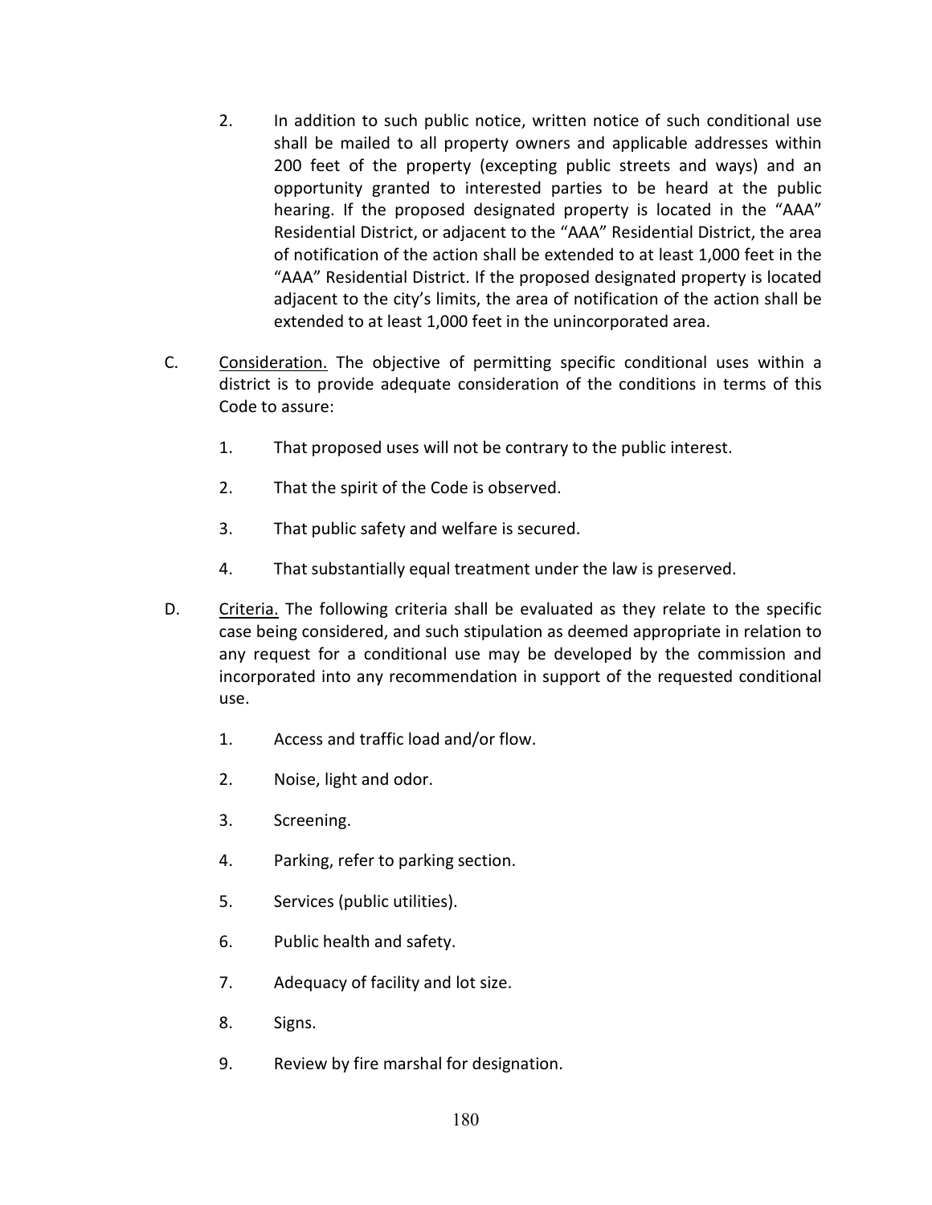2. In addition to such public notice, written notice of such conditional use shall be mailed to all property owners and applicable addresses within 200 feet of the property (excepting public streets and ways) and an opportunity granted to interested parties to be heard at the public hearing. If the proposed designated property is located in the "AAA" Residential District, or adjacent to the "AAA" Residential District, the area of notification of the action shall be extended to at least 1,000 feet in the "AAA" Residential District. If the proposed designated property is located adjacent to the city's limits, the area of notification of the action shall be extended to at least 1,000 feet in the unincorporated area.

C. Consideration. The objective of permitting specific conditional uses within a district is to provide adequate consideration of the conditions in terms of this Code to assure:

1. That proposed uses will not be contrary to the public interest.

2. That the spirit of the Code is observed.

3. That public safety and welfare is secured.

4. That substantially equal treatment under the law is preserved.

D. Criteria. The following criteria shall be evaluated as they relate to the specific case being considered, and such stipulation as deemed appropriate in relation to any request for a conditional use may be developed by the commission and incorporated into any recommendation in support of the requested conditional use.

1. Access and traffic load and/or flow.

2. Noise, light and odor.

3. Screening.

4. Parking, refer to parking section.

5. Services (public utilities).

6. Public health and safety.

7. Adequacy of facility and lot size.

8. Signs.

9. Review by fire marshal for designation.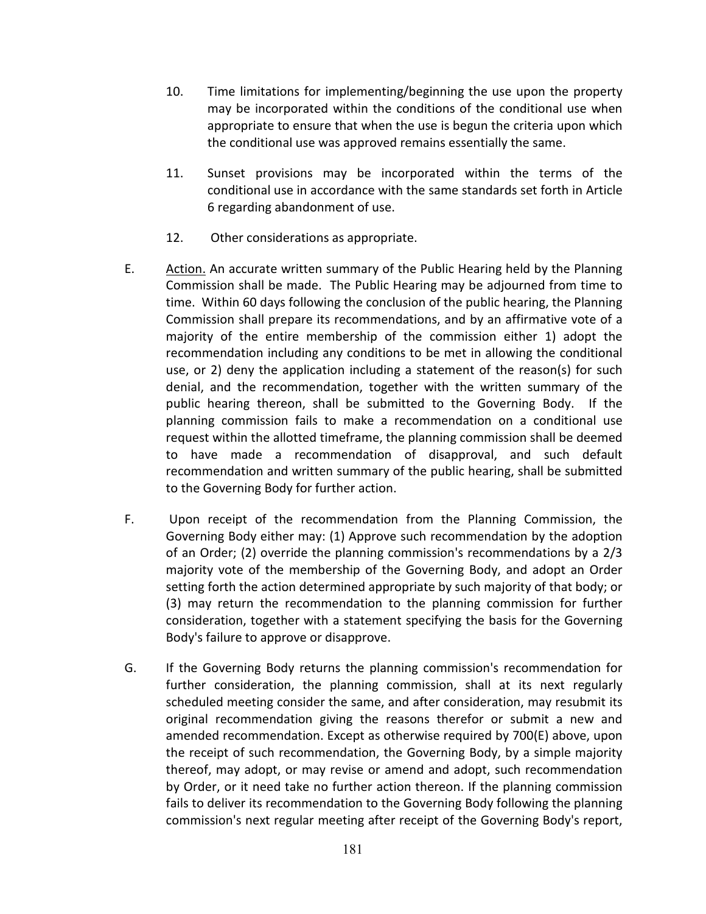10. Time limitations for implementing/beginning the use upon the property may be incorporated within the conditions of the conditional use when appropriate to ensure that when the use is begun the criteria upon which the conditional use was approved remains essentially the same.

11. Sunset provisions may be incorporated within the terms of the conditional use in accordance with the same standards set forth in Article 6 regarding abandonment of use.

12. Other considerations as appropriate.

E. <u>Action.</u> An accurate written summary of the Public Hearing held by the Planning Commission shall be made. The Public Hearing may be adjourned from time to time. Within 60 days following the conclusion of the public hearing, the Planning Commission shall prepare its recommendations, and by an affirmative vote of a majority of the entire membership of the commission either 1) adopt the recommendation including any conditions to be met in allowing the conditional use, or 2) deny the application including a statement of the reason(s) for such denial, and the recommendation, together with the written summary of the public hearing thereon, shall be submitted to the Governing Body. If the planning commission fails to make a recommendation on a conditional use request within the allotted timeframe, the planning commission shall be deemed to have made a recommendation of disapproval, and such default recommendation and written summary of the public hearing, shall be submitted to the Governing Body for further action.

F. Upon receipt of the recommendation from the Planning Commission, the Governing Body either may: (1) Approve such recommendation by the adoption of an Order; (2) override the planning commission's recommendations by a 2/3 majority vote of the membership of the Governing Body, and adopt an Order setting forth the action determined appropriate by such majority of that body; or (3) may return the recommendation to the planning commission for further consideration, together with a statement specifying the basis for the Governing Body's failure to approve or disapprove.

G. If the Governing Body returns the planning commission's recommendation for further consideration, the planning commission, shall at its next regularly scheduled meeting consider the same, and after consideration, may resubmit its original recommendation giving the reasons therefor or submit a new and amended recommendation. Except as otherwise required by 700(E) above, upon the receipt of such recommendation, the Governing Body, by a simple majority thereof, may adopt, or may revise or amend and adopt, such recommendation by Order, or it need take no further action thereon. If the planning commission fails to deliver its recommendation to the Governing Body following the planning commission's next regular meeting after receipt of the Governing Body's report,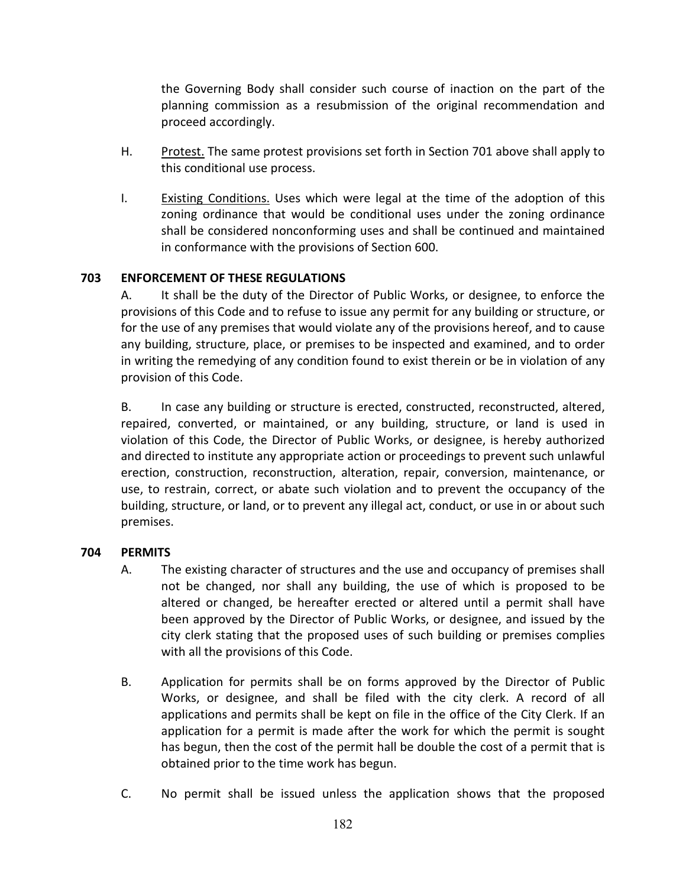the Governing Body shall consider such course of inaction on the part of the planning commission as a resubmission of the original recommendation and proceed accordingly.

H. Protest. The same protest provisions set forth in Section 701 above shall apply to this conditional use process.

I. Existing Conditions. Uses which were legal at the time of the adoption of this zoning ordinance that would be conditional uses under the zoning ordinance shall be considered nonconforming uses and shall be continued and maintained in conformance with the provisions of Section 600.

### 703 ENFORCEMENT OF THESE REGULATIONS

A. It shall be the duty of the Director of Public Works, or designee, to enforce the provisions of this Code and to refuse to issue any permit for any building or structure, or for the use of any premises that would violate any of the provisions hereof, and to cause any building, structure, place, or premises to be inspected and examined, and to order in writing the remedying of any condition found to exist therein or be in violation of any provision of this Code.

B. In case any building or structure is erected, constructed, reconstructed, altered, repaired, converted, or maintained, or any building, structure, or land is used in violation of this Code, the Director of Public Works, or designee, is hereby authorized and directed to institute any appropriate action or proceedings to prevent such unlawful erection, construction, reconstruction, alteration, repair, conversion, maintenance, or use, to restrain, correct, or abate such violation and to prevent the occupancy of the building, structure, or land, or to prevent any illegal act, conduct, or use in or about such premises.

### 704 PERMITS

A. The existing character of structures and the use and occupancy of premises shall not be changed, nor shall any building, the use of which is proposed to be altered or changed, be hereafter erected or altered until a permit shall have been approved by the Director of Public Works, or designee, and issued by the city clerk stating that the proposed uses of such building or premises complies with all the provisions of this Code.

B. Application for permits shall be on forms approved by the Director of Public Works, or designee, and shall be filed with the city clerk. A record of all applications and permits shall be kept on file in the office of the City Clerk. If an application for a permit is made after the work for which the permit is sought has begun, then the cost of the permit hall be double the cost of a permit that is obtained prior to the time work has begun.

C. No permit shall be issued unless the application shows that the proposed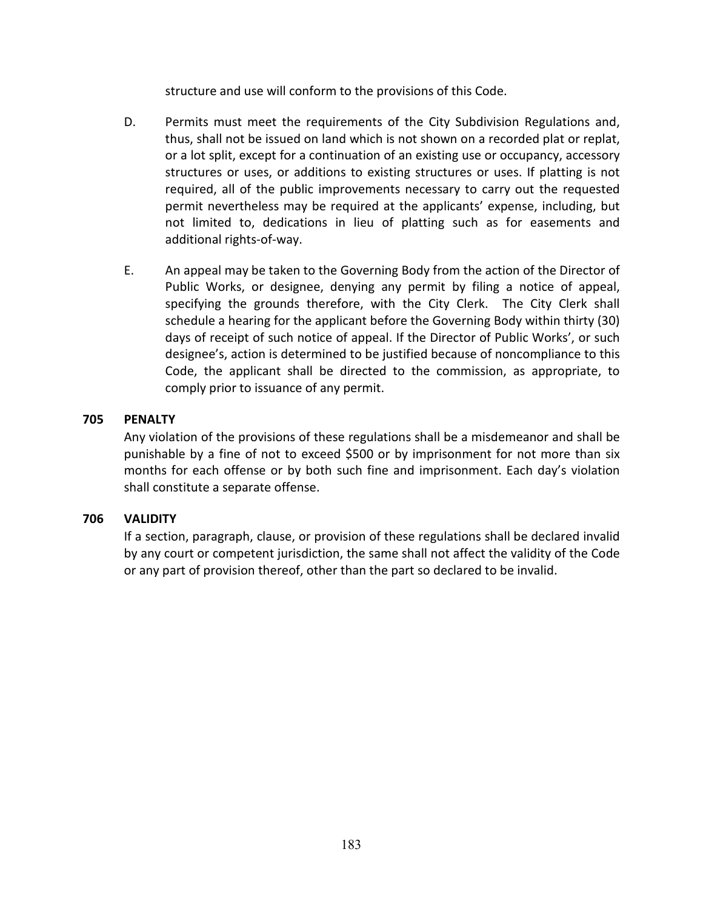structure and use will conform to the provisions of this Code.

D. Permits must meet the requirements of the City Subdivision Regulations and, thus, shall not be issued on land which is not shown on a recorded plat or replat, or a lot split, except for a continuation of an existing use or occupancy, accessory structures or uses, or additions to existing structures or uses. If platting is not required, all of the public improvements necessary to carry out the requested permit nevertheless may be required at the applicants' expense, including, but not limited to, dedications in lieu of platting such as for easements and additional rights-of-way.

E. An appeal may be taken to the Governing Body from the action of the Director of Public Works, or designee, denying any permit by filing a notice of appeal, specifying the grounds therefore, with the City Clerk. The City Clerk shall schedule a hearing for the applicant before the Governing Body within thirty (30) days of receipt of such notice of appeal. If the Director of Public Works', or such designee's, action is determined to be justified because of noncompliance to this Code, the applicant shall be directed to the commission, as appropriate, to comply prior to issuance of any permit.

## 705 PENALTY

Any violation of the provisions of these regulations shall be a misdemeanor and shall be punishable by a fine of not to exceed $500 or by imprisonment for not more than six months for each offense or by both such fine and imprisonment. Each day's violation shall constitute a separate offense.

## 706 VALIDITY

If a section, paragraph, clause, or provision of these regulations shall be declared invalid by any court or competent jurisdiction, the same shall not affect the validity of the Code or any part of provision thereof, other than the part so declared to be invalid.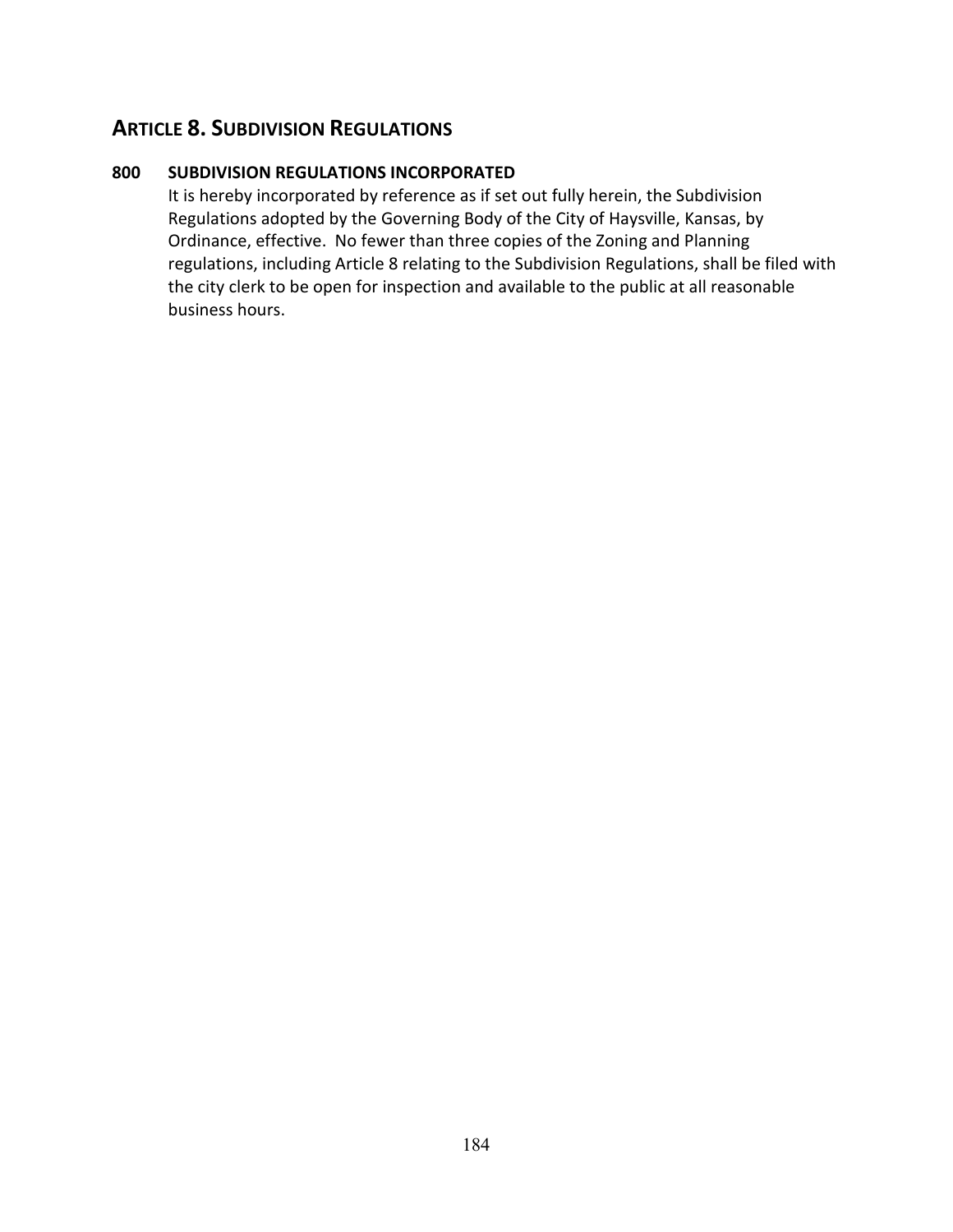# ARTICLE 8. SUBDIVISION REGULATIONS

### 800 SUBDIVISION REGULATIONS INCORPORATED

It is hereby incorporated by reference as if set out fully herein, the Subdivision Regulations adopted by the Governing Body of the City of Haysville, Kansas, by Ordinance, effective. No fewer than three copies of the Zoning and Planning regulations, including Article 8 relating to the Subdivision Regulations, shall be filed with the city clerk to be open for inspection and available to the public at all reasonable business hours.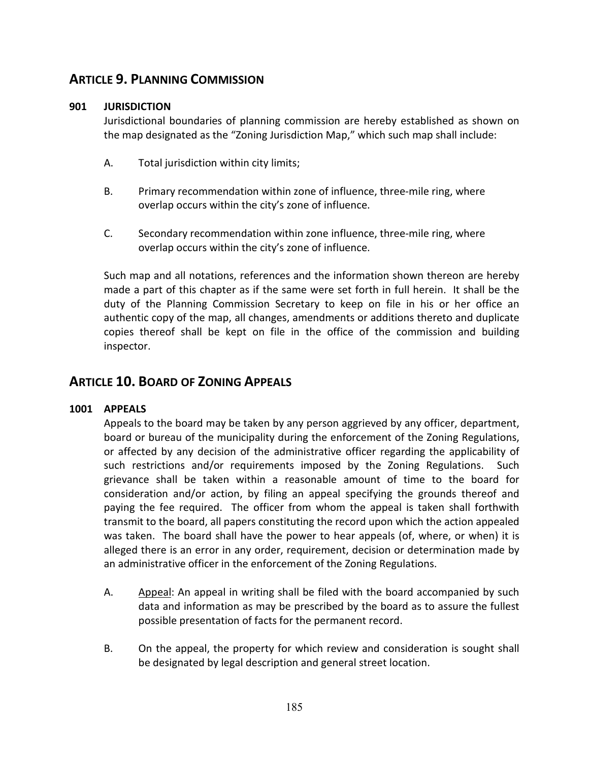## ARTICLE 9. PLANNING COMMISSION

### 901 JURISDICTION

Jurisdictional boundaries of planning commission are hereby established as shown on the map designated as the "Zoning Jurisdiction Map," which such map shall include:

A. Total jurisdiction within city limits;

B. Primary recommendation within zone of influence, three-mile ring, where overlap occurs within the city's zone of influence.

C. Secondary recommendation within zone influence, three-mile ring, where overlap occurs within the city's zone of influence.

Such map and all notations, references and the information shown thereon are hereby made a part of this chapter as if the same were set forth in full herein. It shall be the duty of the Planning Commission Secretary to keep on file in his or her office an authentic copy of the map, all changes, amendments or additions thereto and duplicate copies thereof shall be kept on file in the office of the commission and building inspector.

## ARTICLE 10. BOARD OF ZONING APPEALS

### 1001 APPEALS

Appeals to the board may be taken by any person aggrieved by any officer, department, board or bureau of the municipality during the enforcement of the Zoning Regulations, or affected by any decision of the administrative officer regarding the applicability of such restrictions and/or requirements imposed by the Zoning Regulations. Such grievance shall be taken within a reasonable amount of time to the board for consideration and/or action, by filing an appeal specifying the grounds thereof and paying the fee required. The officer from whom the appeal is taken shall forthwith transmit to the board, all papers constituting the record upon which the action appealed was taken. The board shall have the power to hear appeals (of, where, or when) it is alleged there is an error in any order, requirement, decision or determination made by an administrative officer in the enforcement of the Zoning Regulations.

A. Appeal: An appeal in writing shall be filed with the board accompanied by such data and information as may be prescribed by the board as to assure the fullest possible presentation of facts for the permanent record.

B. On the appeal, the property for which review and consideration is sought shall be designated by legal description and general street location.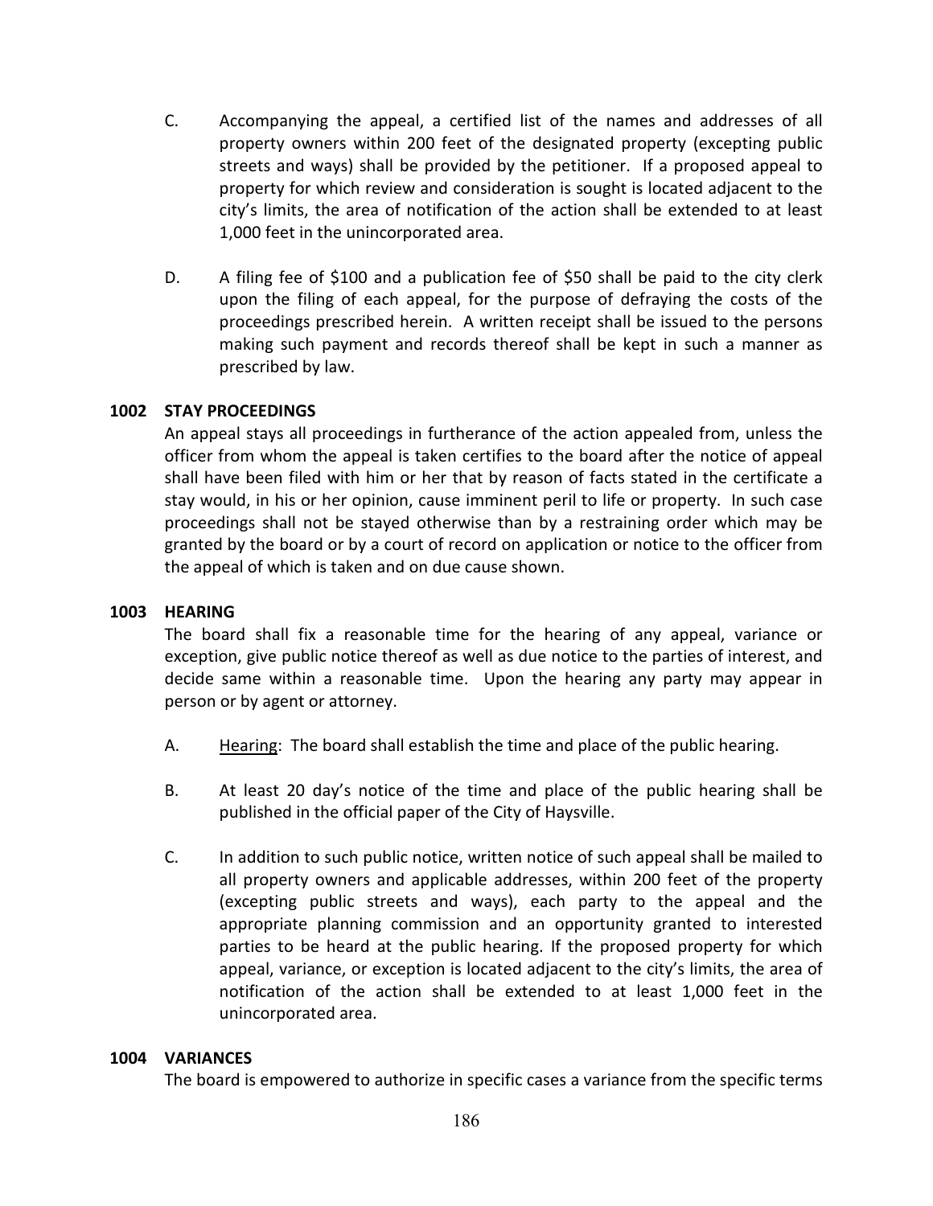C. Accompanying the appeal, a certified list of the names and addresses of all property owners within 200 feet of the designated property (excepting public streets and ways) shall be provided by the petitioner. If a proposed appeal to property for which review and consideration is sought is located adjacent to the city's limits, the area of notification of the action shall be extended to at least 1,000 feet in the unincorporated area.

D. A filing fee of $100 and a publication fee of $50 shall be paid to the city clerk upon the filing of each appeal, for the purpose of defraying the costs of the proceedings prescribed herein. A written receipt shall be issued to the persons making such payment and records thereof shall be kept in such a manner as prescribed by law.

**1002 STAY PROCEEDINGS**

An appeal stays all proceedings in furtherance of the action appealed from, unless the officer from whom the appeal is taken certifies to the board after the notice of appeal shall have been filed with him or her that by reason of facts stated in the certificate a stay would, in his or her opinion, cause imminent peril to life or property. In such case proceedings shall not be stayed otherwise than by a restraining order which may be granted by the board or by a court of record on application or notice to the officer from the appeal of which is taken and on due cause shown.

**1003 HEARING**

The board shall fix a reasonable time for the hearing of any appeal, variance or exception, give public notice thereof as well as due notice to the parties of interest, and decide same within a reasonable time. Upon the hearing any party may appear in person or by agent or attorney.

A. Hearing: The board shall establish the time and place of the public hearing.

B. At least 20 day's notice of the time and place of the public hearing shall be published in the official paper of the City of Haysville.

C. In addition to such public notice, written notice of such appeal shall be mailed to all property owners and applicable addresses, within 200 feet of the property (excepting public streets and ways), each party to the appeal and the appropriate planning commission and an opportunity granted to interested parties to be heard at the public hearing. If the proposed property for which appeal, variance, or exception is located adjacent to the city's limits, the area of notification of the action shall be extended to at least 1,000 feet in the unincorporated area.

**1004 VARIANCES**

The board is empowered to authorize in specific cases a variance from the specific terms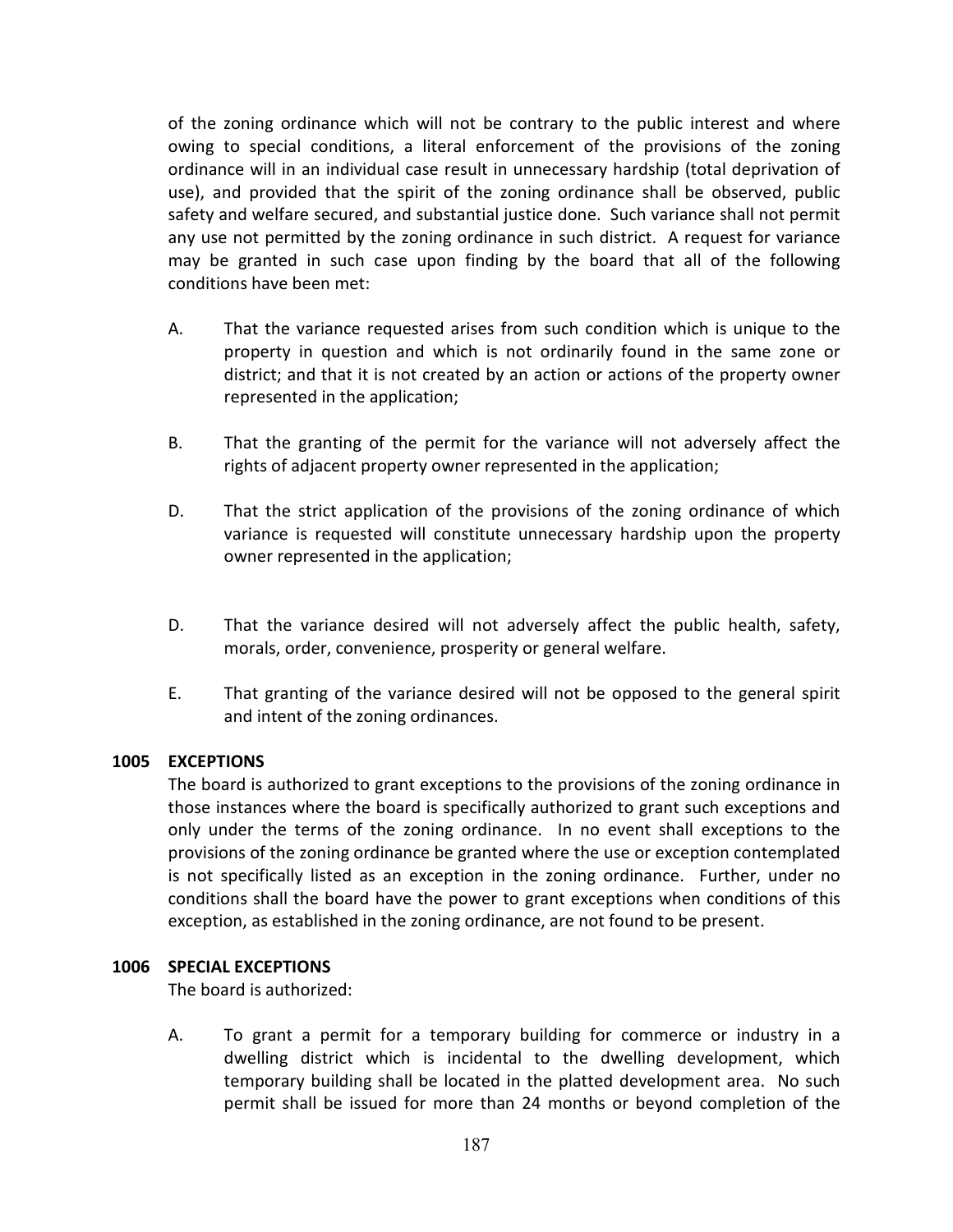of the zoning ordinance which will not be contrary to the public interest and where owing to special conditions, a literal enforcement of the provisions of the zoning ordinance will in an individual case result in unnecessary hardship (total deprivation of use), and provided that the spirit of the zoning ordinance shall be observed, public safety and welfare secured, and substantial justice done. Such variance shall not permit any use not permitted by the zoning ordinance in such district. A request for variance may be granted in such case upon finding by the board that all of the following conditions have been met:

A. That the variance requested arises from such condition which is unique to the property in question and which is not ordinarily found in the same zone or district; and that it is not created by an action or actions of the property owner represented in the application;

B. That the granting of the permit for the variance will not adversely affect the rights of adjacent property owner represented in the application;

D. That the strict application of the provisions of the zoning ordinance of which variance is requested will constitute unnecessary hardship upon the property owner represented in the application;

D. That the variance desired will not adversely affect the public health, safety, morals, order, convenience, prosperity or general welfare.

E. That granting of the variance desired will not be opposed to the general spirit and intent of the zoning ordinances.

### 1005 EXCEPTIONS

The board is authorized to grant exceptions to the provisions of the zoning ordinance in those instances where the board is specifically authorized to grant such exceptions and only under the terms of the zoning ordinance. In no event shall exceptions to the provisions of the zoning ordinance be granted where the use or exception contemplated is not specifically listed as an exception in the zoning ordinance. Further, under no conditions shall the board have the power to grant exceptions when conditions of this exception, as established in the zoning ordinance, are not found to be present.

### 1006 SPECIAL EXCEPTIONS

The board is authorized:

A. To grant a permit for a temporary building for commerce or industry in a dwelling district which is incidental to the dwelling development, which temporary building shall be located in the platted development area. No such permit shall be issued for more than 24 months or beyond completion of the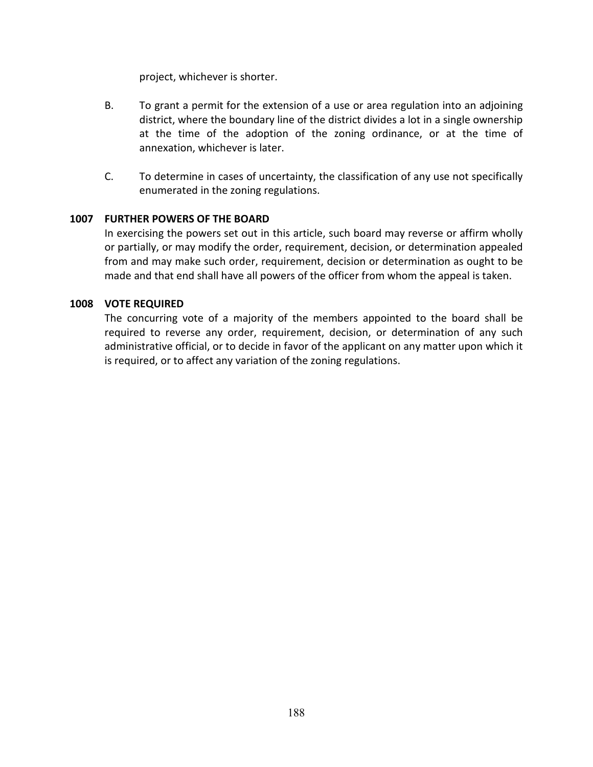project, whichever is shorter.

B. To grant a permit for the extension of a use or area regulation into an adjoining district, where the boundary line of the district divides a lot in a single ownership at the time of the adoption of the zoning ordinance, or at the time of annexation, whichever is later.

C. To determine in cases of uncertainty, the classification of any use not specifically enumerated in the zoning regulations.

### 1007 FURTHER POWERS OF THE BOARD

In exercising the powers set out in this article, such board may reverse or affirm wholly or partially, or may modify the order, requirement, decision, or determination appealed from and may make such order, requirement, decision or determination as ought to be made and that end shall have all powers of the officer from whom the appeal is taken.

### 1008 VOTE REQUIRED

The concurring vote of a majority of the members appointed to the board shall be required to reverse any order, requirement, decision, or determination of any such administrative official, or to decide in favor of the applicant on any matter upon which it is required, or to affect any variation of the zoning regulations.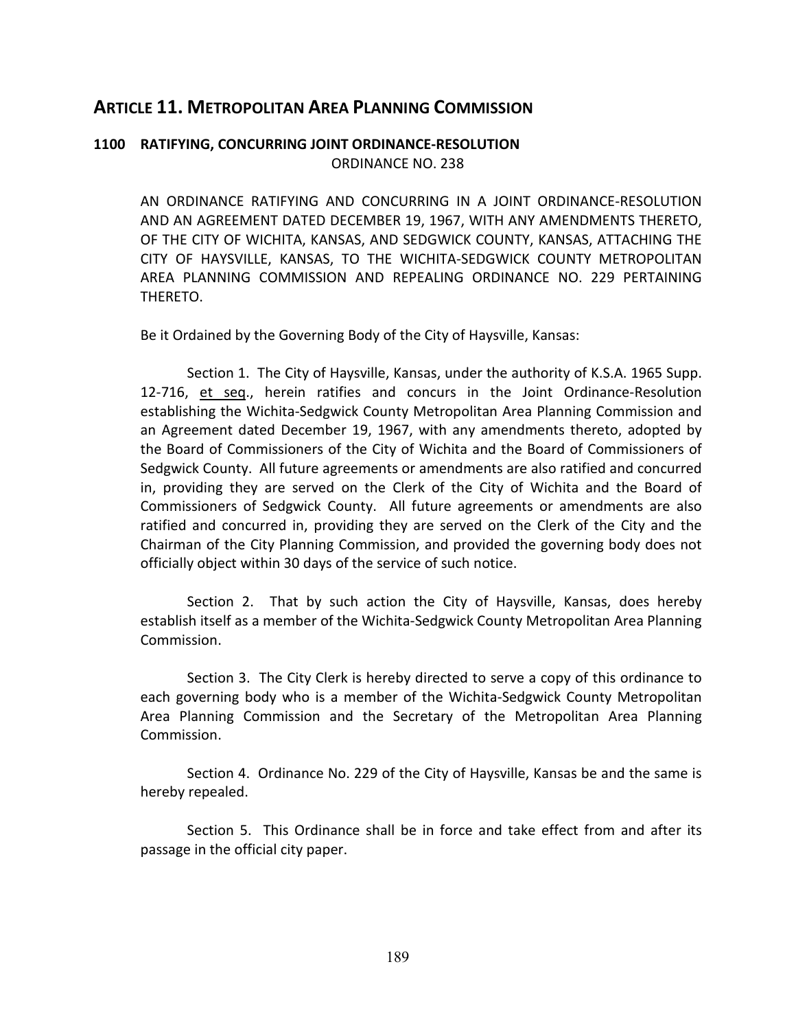## ARTICLE 11. METROPOLITAN AREA PLANNING COMMISSION

### 1100 RATIFYING, CONCURRING JOINT ORDINANCE-RESOLUTION

ORDINANCE NO. 238

AN ORDINANCE RATIFYING AND CONCURRING IN A JOINT ORDINANCE-RESOLUTION AND AN AGREEMENT DATED DECEMBER 19, 1967, WITH ANY AMENDMENTS THERETO, OF THE CITY OF WICHITA, KANSAS, AND SEDGWICK COUNTY, KANSAS, ATTACHING THE CITY OF HAYSVILLE, KANSAS, TO THE WICHITA-SEDGWICK COUNTY METROPOLITAN AREA PLANNING COMMISSION AND REPEALING ORDINANCE NO. 229 PERTAINING THERETO.

Be it Ordained by the Governing Body of the City of Haysville, Kansas:

Section 1. The City of Haysville, Kansas, under the authority of K.S.A. 1965 Supp. 12-716, et seq., herein ratifies and concurs in the Joint Ordinance-Resolution establishing the Wichita-Sedgwick County Metropolitan Area Planning Commission and an Agreement dated December 19, 1967, with any amendments thereto, adopted by the Board of Commissioners of the City of Wichita and the Board of Commissioners of Sedgwick County. All future agreements or amendments are also ratified and concurred in, providing they are served on the Clerk of the City of Wichita and the Board of Commissioners of Sedgwick County. All future agreements or amendments are also ratified and concurred in, providing they are served on the Clerk of the City and the Chairman of the City Planning Commission, and provided the governing body does not officially object within 30 days of the service of such notice.

Section 2. That by such action the City of Haysville, Kansas, does hereby establish itself as a member of the Wichita-Sedgwick County Metropolitan Area Planning Commission.

Section 3. The City Clerk is hereby directed to serve a copy of this ordinance to each governing body who is a member of the Wichita-Sedgwick County Metropolitan Area Planning Commission and the Secretary of the Metropolitan Area Planning Commission.

Section 4. Ordinance No. 229 of the City of Haysville, Kansas be and the same is hereby repealed.

Section 5. This Ordinance shall be in force and take effect from and after its passage in the official city paper.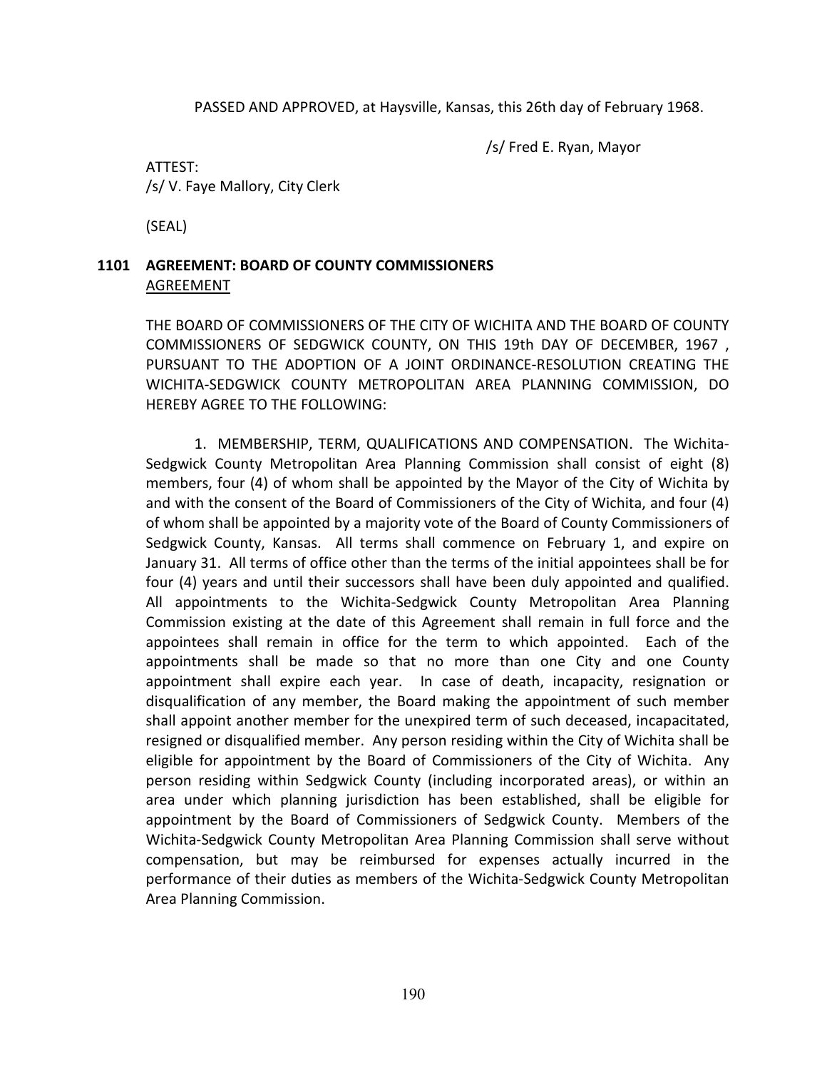PASSED AND APPROVED, at Haysville, Kansas, this 26th day of February 1968.

/s/ Fred E. Ryan, Mayor

ATTEST:
/s/ V. Faye Mallory, City Clerk

(SEAL)

## 1101 AGREEMENT: BOARD OF COUNTY COMMISSIONERS

AGREEMENT

THE BOARD OF COMMISSIONERS OF THE CITY OF WICHITA AND THE BOARD OF COUNTY COMMISSIONERS OF SEDGWICK COUNTY, ON THIS 19th DAY OF DECEMBER, 1967 , PURSUANT TO THE ADOPTION OF A JOINT ORDINANCE-RESOLUTION CREATING THE WICHITA-SEDGWICK COUNTY METROPOLITAN AREA PLANNING COMMISSION, DO HEREBY AGREE TO THE FOLLOWING:

1. MEMBERSHIP, TERM, QUALIFICATIONS AND COMPENSATION. The Wichita-Sedgwick County Metropolitan Area Planning Commission shall consist of eight (8) members, four (4) of whom shall be appointed by the Mayor of the City of Wichita by and with the consent of the Board of Commissioners of the City of Wichita, and four (4) of whom shall be appointed by a majority vote of the Board of County Commissioners of Sedgwick County, Kansas. All terms shall commence on February 1, and expire on January 31. All terms of office other than the terms of the initial appointees shall be for four (4) years and until their successors shall have been duly appointed and qualified. All appointments to the Wichita-Sedgwick County Metropolitan Area Planning Commission existing at the date of this Agreement shall remain in full force and the appointees shall remain in office for the term to which appointed. Each of the appointments shall be made so that no more than one City and one County appointment shall expire each year. In case of death, incapacity, resignation or disqualification of any member, the Board making the appointment of such member shall appoint another member for the unexpired term of such deceased, incapacitated, resigned or disqualified member. Any person residing within the City of Wichita shall be eligible for appointment by the Board of Commissioners of the City of Wichita. Any person residing within Sedgwick County (including incorporated areas), or within an area under which planning jurisdiction has been established, shall be eligible for appointment by the Board of Commissioners of Sedgwick County. Members of the Wichita-Sedgwick County Metropolitan Area Planning Commission shall serve without compensation, but may be reimbursed for expenses actually incurred in the performance of their duties as members of the Wichita-Sedgwick County Metropolitan Area Planning Commission.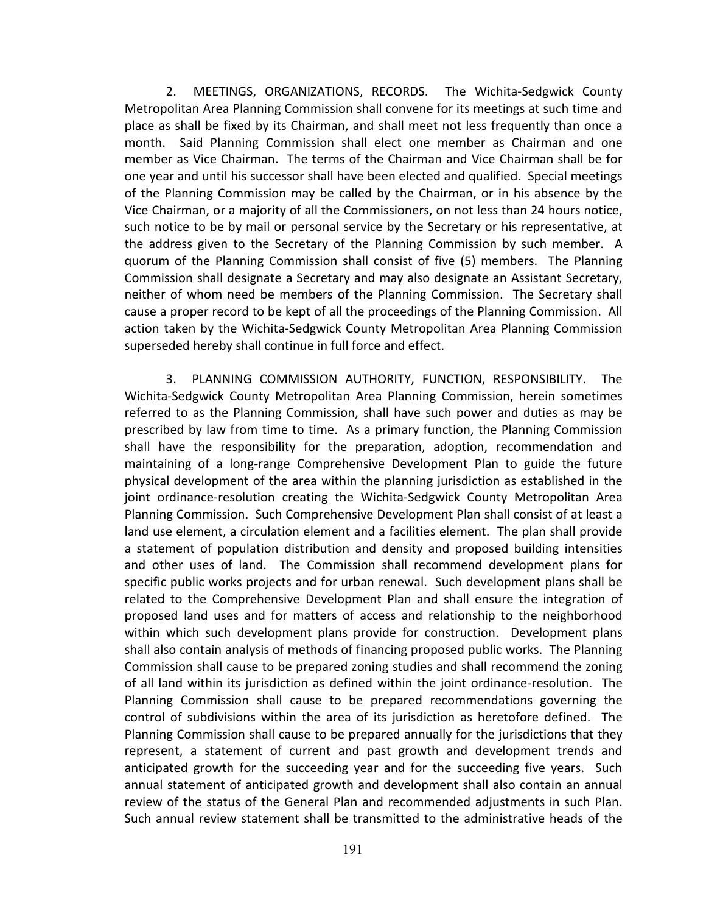2. MEETINGS, ORGANIZATIONS, RECORDS. The Wichita-Sedgwick County Metropolitan Area Planning Commission shall convene for its meetings at such time and place as shall be fixed by its Chairman, and shall meet not less frequently than once a month. Said Planning Commission shall elect one member as Chairman and one member as Vice Chairman. The terms of the Chairman and Vice Chairman shall be for one year and until his successor shall have been elected and qualified. Special meetings of the Planning Commission may be called by the Chairman, or in his absence by the Vice Chairman, or a majority of all the Commissioners, on not less than 24 hours notice, such notice to be by mail or personal service by the Secretary or his representative, at the address given to the Secretary of the Planning Commission by such member. A quorum of the Planning Commission shall consist of five (5) members. The Planning Commission shall designate a Secretary and may also designate an Assistant Secretary, neither of whom need be members of the Planning Commission. The Secretary shall cause a proper record to be kept of all the proceedings of the Planning Commission. All action taken by the Wichita-Sedgwick County Metropolitan Area Planning Commission superseded hereby shall continue in full force and effect.

3. PLANNING COMMISSION AUTHORITY, FUNCTION, RESPONSIBILITY. The Wichita-Sedgwick County Metropolitan Area Planning Commission, herein sometimes referred to as the Planning Commission, shall have such power and duties as may be prescribed by law from time to time. As a primary function, the Planning Commission shall have the responsibility for the preparation, adoption, recommendation and maintaining of a long-range Comprehensive Development Plan to guide the future physical development of the area within the planning jurisdiction as established in the joint ordinance-resolution creating the Wichita-Sedgwick County Metropolitan Area Planning Commission. Such Comprehensive Development Plan shall consist of at least a land use element, a circulation element and a facilities element. The plan shall provide a statement of population distribution and density and proposed building intensities and other uses of land. The Commission shall recommend development plans for specific public works projects and for urban renewal. Such development plans shall be related to the Comprehensive Development Plan and shall ensure the integration of proposed land uses and for matters of access and relationship to the neighborhood within which such development plans provide for construction. Development plans shall also contain analysis of methods of financing proposed public works. The Planning Commission shall cause to be prepared zoning studies and shall recommend the zoning of all land within its jurisdiction as defined within the joint ordinance-resolution. The Planning Commission shall cause to be prepared recommendations governing the control of subdivisions within the area of its jurisdiction as heretofore defined. The Planning Commission shall cause to be prepared annually for the jurisdictions that they represent, a statement of current and past growth and development trends and anticipated growth for the succeeding year and for the succeeding five years. Such annual statement of anticipated growth and development shall also contain an annual review of the status of the General Plan and recommended adjustments in such Plan. Such annual review statement shall be transmitted to the administrative heads of the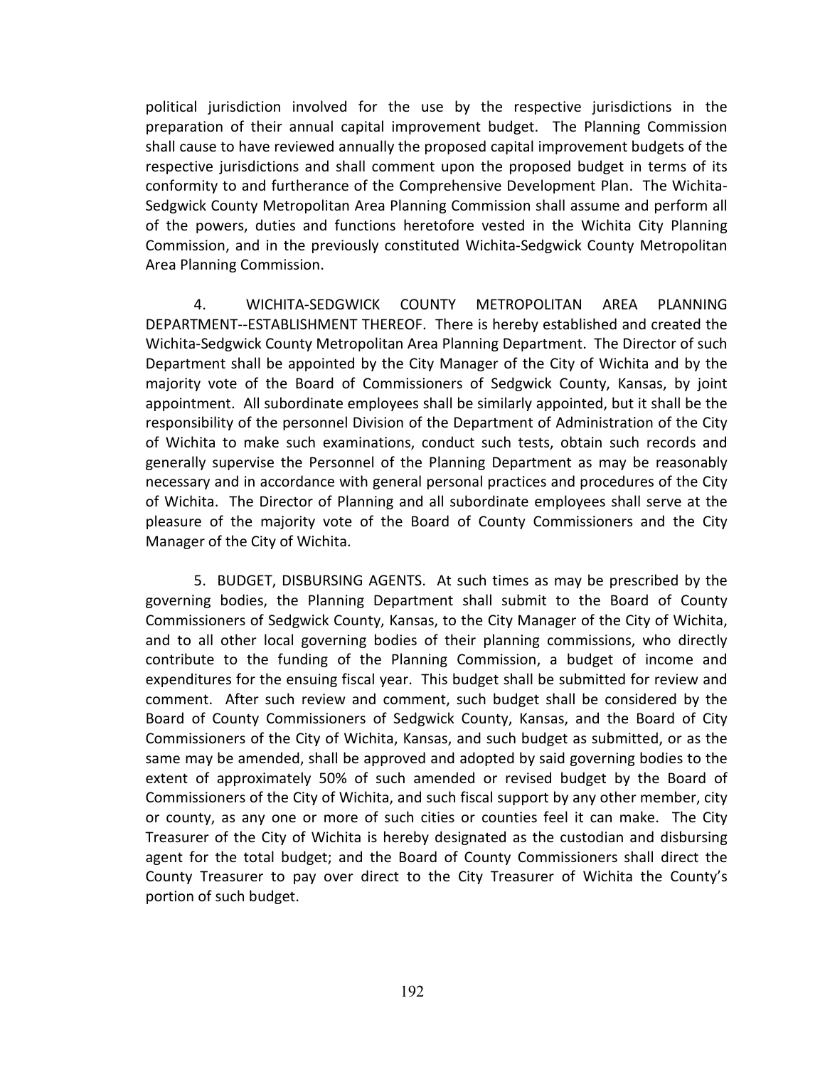political jurisdiction involved for the use by the respective jurisdictions in the preparation of their annual capital improvement budget. The Planning Commission shall cause to have reviewed annually the proposed capital improvement budgets of the respective jurisdictions and shall comment upon the proposed budget in terms of its conformity to and furtherance of the Comprehensive Development Plan. The Wichita-Sedgwick County Metropolitan Area Planning Commission shall assume and perform all of the powers, duties and functions heretofore vested in the Wichita City Planning Commission, and in the previously constituted Wichita-Sedgwick County Metropolitan Area Planning Commission.

4. WICHITA-SEDGWICK COUNTY METROPOLITAN AREA PLANNING DEPARTMENT--ESTABLISHMENT THEREOF. There is hereby established and created the Wichita-Sedgwick County Metropolitan Area Planning Department. The Director of such Department shall be appointed by the City Manager of the City of Wichita and by the majority vote of the Board of Commissioners of Sedgwick County, Kansas, by joint appointment. All subordinate employees shall be similarly appointed, but it shall be the responsibility of the personnel Division of the Department of Administration of the City of Wichita to make such examinations, conduct such tests, obtain such records and generally supervise the Personnel of the Planning Department as may be reasonably necessary and in accordance with general personal practices and procedures of the City of Wichita. The Director of Planning and all subordinate employees shall serve at the pleasure of the majority vote of the Board of County Commissioners and the City Manager of the City of Wichita.

5. BUDGET, DISBURSING AGENTS. At such times as may be prescribed by the governing bodies, the Planning Department shall submit to the Board of County Commissioners of Sedgwick County, Kansas, to the City Manager of the City of Wichita, and to all other local governing bodies of their planning commissions, who directly contribute to the funding of the Planning Commission, a budget of income and expenditures for the ensuing fiscal year. This budget shall be submitted for review and comment. After such review and comment, such budget shall be considered by the Board of County Commissioners of Sedgwick County, Kansas, and the Board of City Commissioners of the City of Wichita, Kansas, and such budget as submitted, or as the same may be amended, shall be approved and adopted by said governing bodies to the extent of approximately 50% of such amended or revised budget by the Board of Commissioners of the City of Wichita, and such fiscal support by any other member, city or county, as any one or more of such cities or counties feel it can make. The City Treasurer of the City of Wichita is hereby designated as the custodian and disbursing agent for the total budget; and the Board of County Commissioners shall direct the County Treasurer to pay over direct to the City Treasurer of Wichita the County's portion of such budget.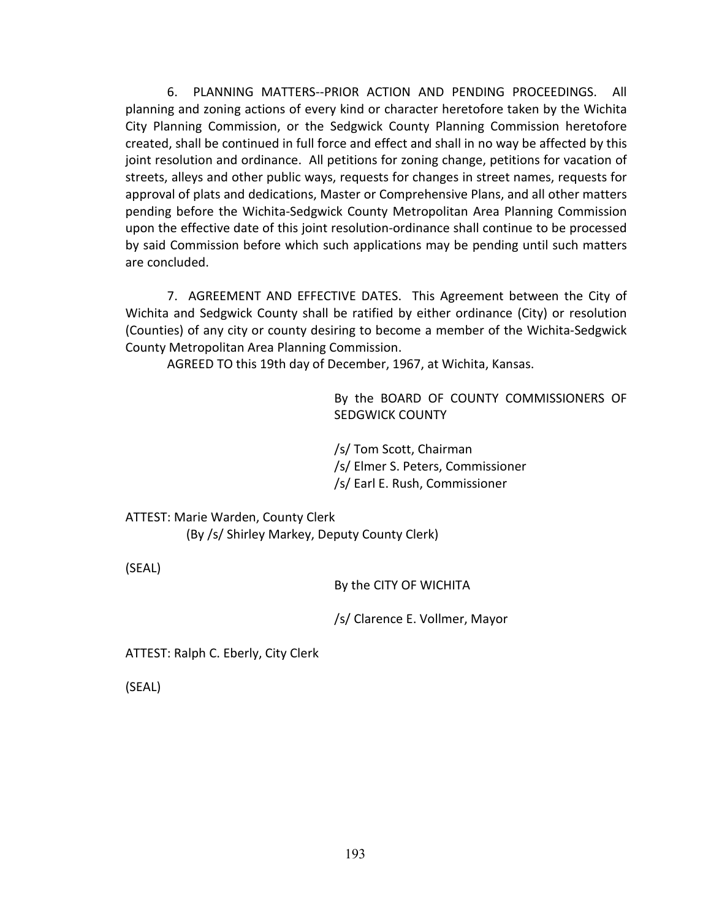6. PLANNING MATTERS--PRIOR ACTION AND PENDING PROCEEDINGS. All planning and zoning actions of every kind or character heretofore taken by the Wichita City Planning Commission, or the Sedgwick County Planning Commission heretofore created, shall be continued in full force and effect and shall in no way be affected by this joint resolution and ordinance. All petitions for zoning change, petitions for vacation of streets, alleys and other public ways, requests for changes in street names, requests for approval of plats and dedications, Master or Comprehensive Plans, and all other matters pending before the Wichita-Sedgwick County Metropolitan Area Planning Commission upon the effective date of this joint resolution-ordinance shall continue to be processed by said Commission before which such applications may be pending until such matters are concluded.

7. AGREEMENT AND EFFECTIVE DATES. This Agreement between the City of Wichita and Sedgwick County shall be ratified by either ordinance (City) or resolution (Counties) of any city or county desiring to become a member of the Wichita-Sedgwick County Metropolitan Area Planning Commission.

AGREED TO this 19th day of December, 1967, at Wichita, Kansas.

By the BOARD OF COUNTY COMMISSIONERS OF SEDGWICK COUNTY

/s/ Tom Scott, Chairman
/s/ Elmer S. Peters, Commissioner
/s/ Earl E. Rush, Commissioner

ATTEST: Marie Warden, County Clerk
(By /s/ Shirley Markey, Deputy County Clerk)

(SEAL)

By the CITY OF WICHITA

/s/ Clarence E. Vollmer, Mayor

ATTEST: Ralph C. Eberly, City Clerk

(SEAL)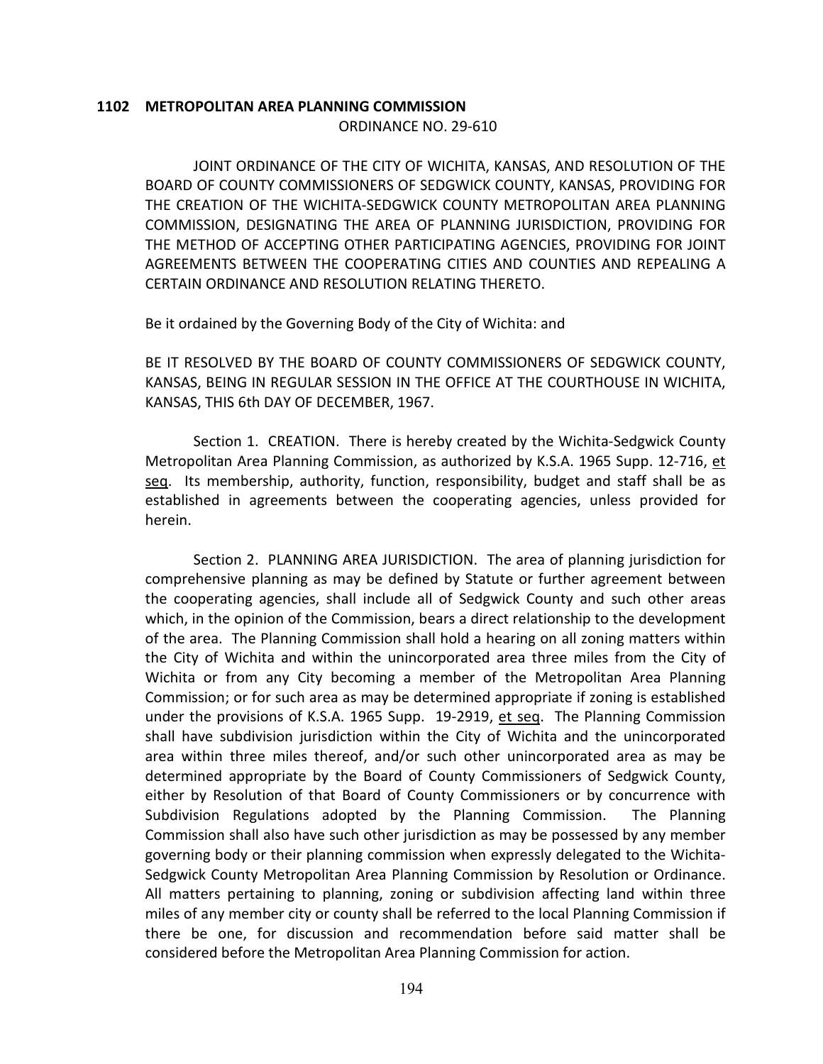# 1102 METROPOLITAN AREA PLANNING COMMISSION

ORDINANCE NO. 29-610

JOINT ORDINANCE OF THE CITY OF WICHITA, KANSAS, AND RESOLUTION OF THE BOARD OF COUNTY COMMISSIONERS OF SEDGWICK COUNTY, KANSAS, PROVIDING FOR THE CREATION OF THE WICHITA-SEDGWICK COUNTY METROPOLITAN AREA PLANNING COMMISSION, DESIGNATING THE AREA OF PLANNING JURISDICTION, PROVIDING FOR THE METHOD OF ACCEPTING OTHER PARTICIPATING AGENCIES, PROVIDING FOR JOINT AGREEMENTS BETWEEN THE COOPERATING CITIES AND COUNTIES AND REPEALING A CERTAIN ORDINANCE AND RESOLUTION RELATING THERETO.

Be it ordained by the Governing Body of the City of Wichita: and

BE IT RESOLVED BY THE BOARD OF COUNTY COMMISSIONERS OF SEDGWICK COUNTY, KANSAS, BEING IN REGULAR SESSION IN THE OFFICE AT THE COURTHOUSE IN WICHITA, KANSAS, THIS 6th DAY OF DECEMBER, 1967.

Section 1. CREATION. There is hereby created by the Wichita-Sedgwick County Metropolitan Area Planning Commission, as authorized by K.S.A. 1965 Supp. 12-716, et seq. Its membership, authority, function, responsibility, budget and staff shall be as established in agreements between the cooperating agencies, unless provided for herein.

Section 2. PLANNING AREA JURISDICTION. The area of planning jurisdiction for comprehensive planning as may be defined by Statute or further agreement between the cooperating agencies, shall include all of Sedgwick County and such other areas which, in the opinion of the Commission, bears a direct relationship to the development of the area. The Planning Commission shall hold a hearing on all zoning matters within the City of Wichita and within the unincorporated area three miles from the City of Wichita or from any City becoming a member of the Metropolitan Area Planning Commission; or for such area as may be determined appropriate if zoning is established under the provisions of K.S.A. 1965 Supp. 19-2919, et seq. The Planning Commission shall have subdivision jurisdiction within the City of Wichita and the unincorporated area within three miles thereof, and/or such other unincorporated area as may be determined appropriate by the Board of County Commissioners of Sedgwick County, either by Resolution of that Board of County Commissioners or by concurrence with Subdivision Regulations adopted by the Planning Commission. The Planning Commission shall also have such other jurisdiction as may be possessed by any member governing body or their planning commission when expressly delegated to the Wichita-Sedgwick County Metropolitan Area Planning Commission by Resolution or Ordinance. All matters pertaining to planning, zoning or subdivision affecting land within three miles of any member city or county shall be referred to the local Planning Commission if there be one, for discussion and recommendation before said matter shall be considered before the Metropolitan Area Planning Commission for action.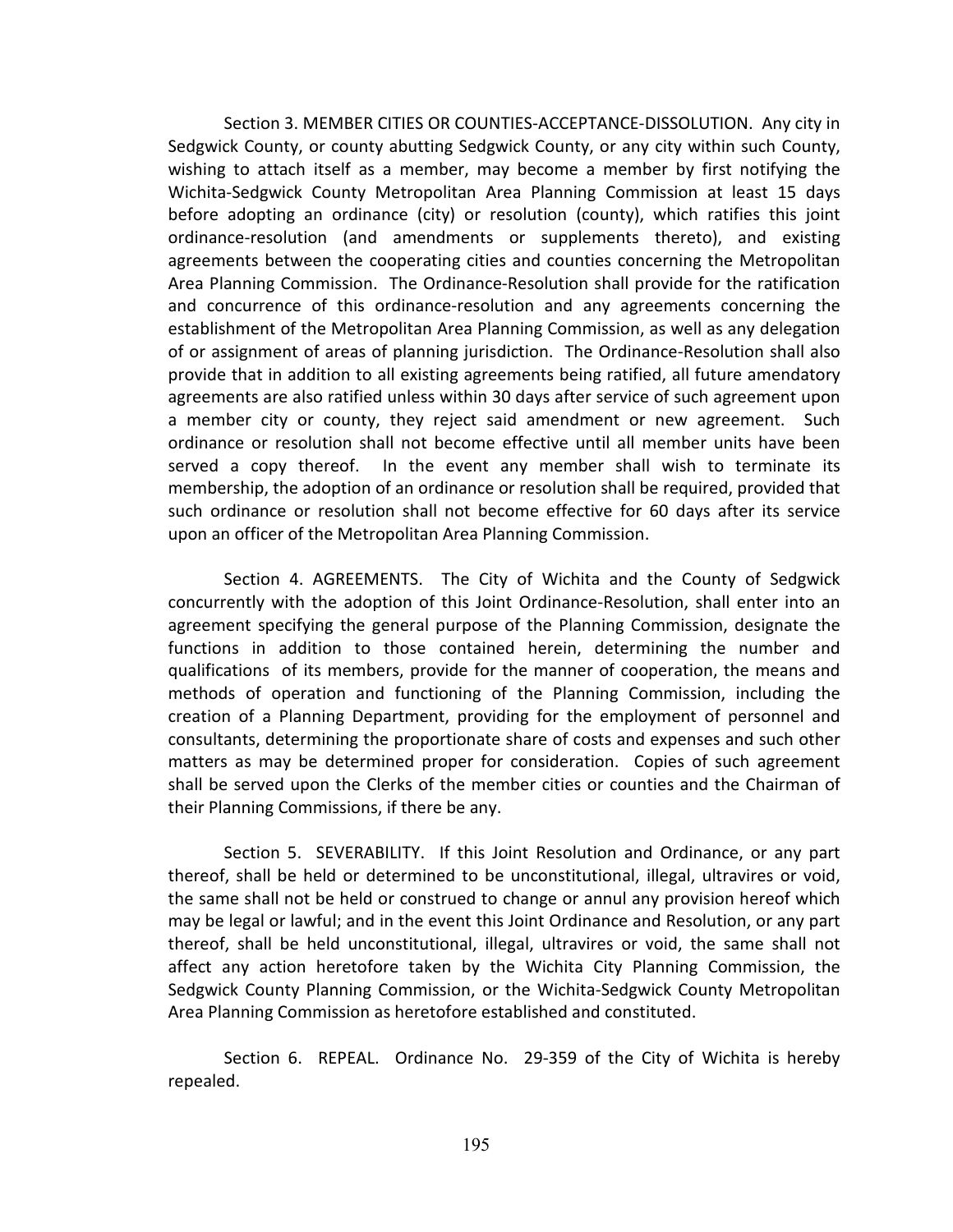Section 3. MEMBER CITIES OR COUNTIES-ACCEPTANCE-DISSOLUTION. Any city in Sedgwick County, or county abutting Sedgwick County, or any city within such County, wishing to attach itself as a member, may become a member by first notifying the Wichita-Sedgwick County Metropolitan Area Planning Commission at least 15 days before adopting an ordinance (city) or resolution (county), which ratifies this joint ordinance-resolution (and amendments or supplements thereto), and existing agreements between the cooperating cities and counties concerning the Metropolitan Area Planning Commission. The Ordinance-Resolution shall provide for the ratification and concurrence of this ordinance-resolution and any agreements concerning the establishment of the Metropolitan Area Planning Commission, as well as any delegation of or assignment of areas of planning jurisdiction. The Ordinance-Resolution shall also provide that in addition to all existing agreements being ratified, all future amendatory agreements are also ratified unless within 30 days after service of such agreement upon a member city or county, they reject said amendment or new agreement. Such ordinance or resolution shall not become effective until all member units have been served a copy thereof. In the event any member shall wish to terminate its membership, the adoption of an ordinance or resolution shall be required, provided that such ordinance or resolution shall not become effective for 60 days after its service upon an officer of the Metropolitan Area Planning Commission.

Section 4. AGREEMENTS. The City of Wichita and the County of Sedgwick concurrently with the adoption of this Joint Ordinance-Resolution, shall enter into an agreement specifying the general purpose of the Planning Commission, designate the functions in addition to those contained herein, determining the number and qualifications of its members, provide for the manner of cooperation, the means and methods of operation and functioning of the Planning Commission, including the creation of a Planning Department, providing for the employment of personnel and consultants, determining the proportionate share of costs and expenses and such other matters as may be determined proper for consideration. Copies of such agreement shall be served upon the Clerks of the member cities or counties and the Chairman of their Planning Commissions, if there be any.

Section 5. SEVERABILITY. If this Joint Resolution and Ordinance, or any part thereof, shall be held or determined to be unconstitutional, illegal, ultravires or void, the same shall not be held or construed to change or annul any provision hereof which may be legal or lawful; and in the event this Joint Ordinance and Resolution, or any part thereof, shall be held unconstitutional, illegal, ultravires or void, the same shall not affect any action heretofore taken by the Wichita City Planning Commission, the Sedgwick County Planning Commission, or the Wichita-Sedgwick County Metropolitan Area Planning Commission as heretofore established and constituted.

Section 6. REPEAL. Ordinance No. 29-359 of the City of Wichita is hereby repealed.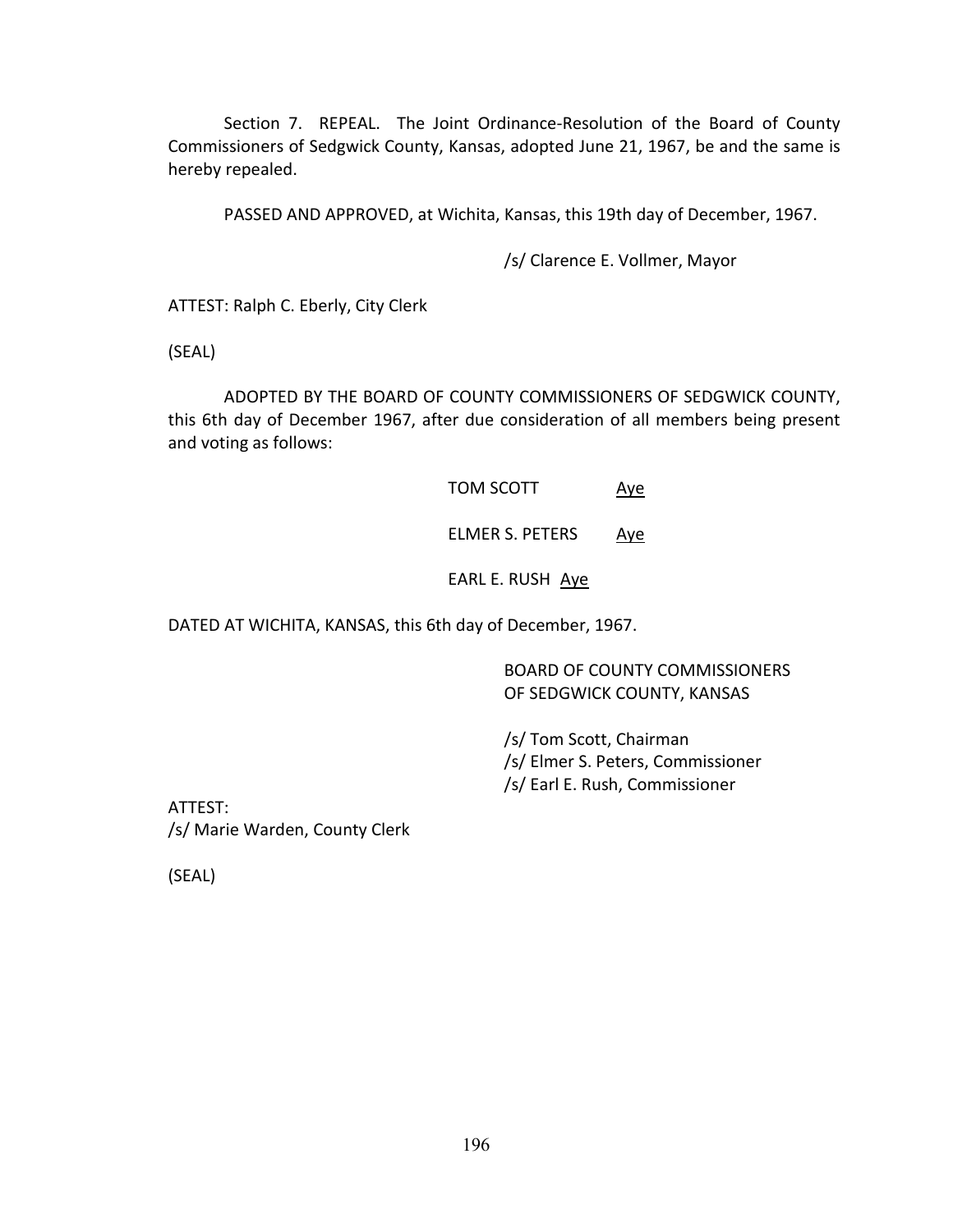Section 7. REPEAL. The Joint Ordinance-Resolution of the Board of County Commissioners of Sedgwick County, Kansas, adopted June 21, 1967, be and the same is hereby repealed.

PASSED AND APPROVED, at Wichita, Kansas, this 19th day of December, 1967.

/s/ Clarence E. Vollmer, Mayor

ATTEST: Ralph C. Eberly, City Clerk

(SEAL)

ADOPTED BY THE BOARD OF COUNTY COMMISSIONERS OF SEDGWICK COUNTY, this 6th day of December 1967, after due consideration of all members being present and voting as follows:

TOM SCOTT Aye

ELMER S. PETERS Aye

EARL E. RUSH Aye

DATED AT WICHITA, KANSAS, this 6th day of December, 1967.

BOARD OF COUNTY COMMISSIONERS
OF SEDGWICK COUNTY, KANSAS

/s/ Tom Scott, Chairman
/s/ Elmer S. Peters, Commissioner
/s/ Earl E. Rush, Commissioner

ATTEST:
/s/ Marie Warden, County Clerk

(SEAL)